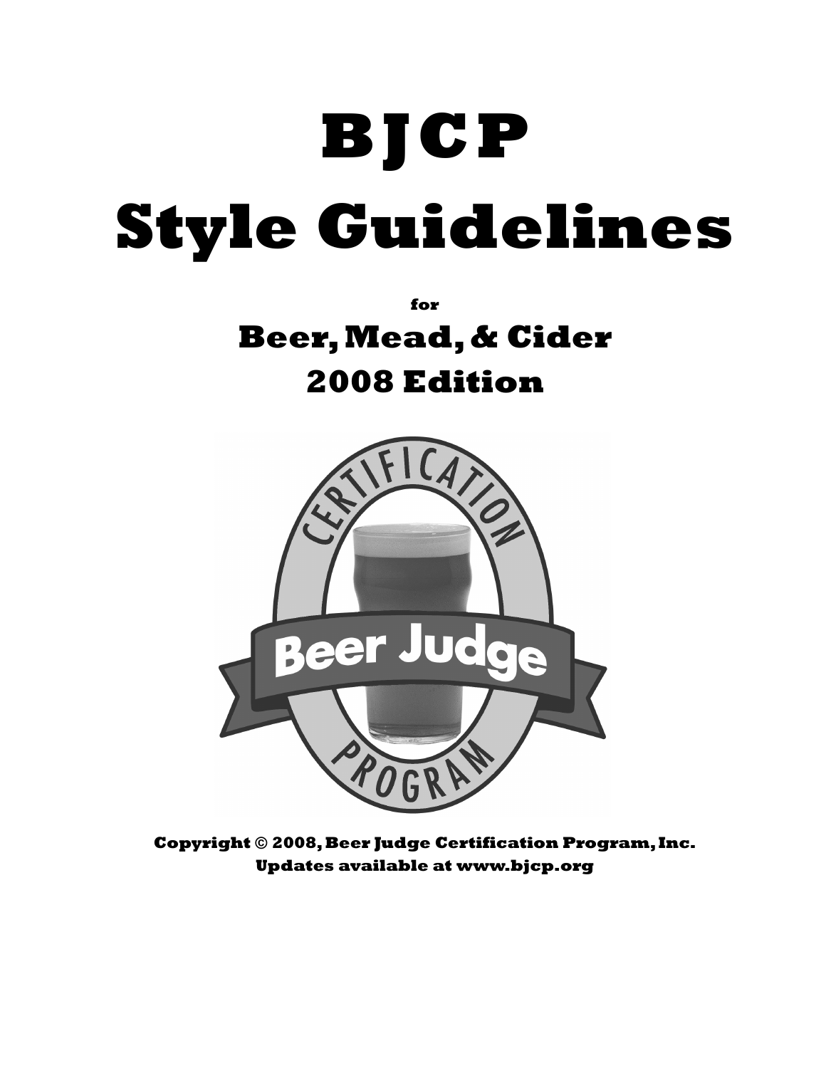# BJCP Style Guidelines

for

## Beer, Mead, & Cider
## 2008 Edition

**Copyright © 2008, Beer Judge Certification Program, Inc.**
**Updates available at www.bjcp.org**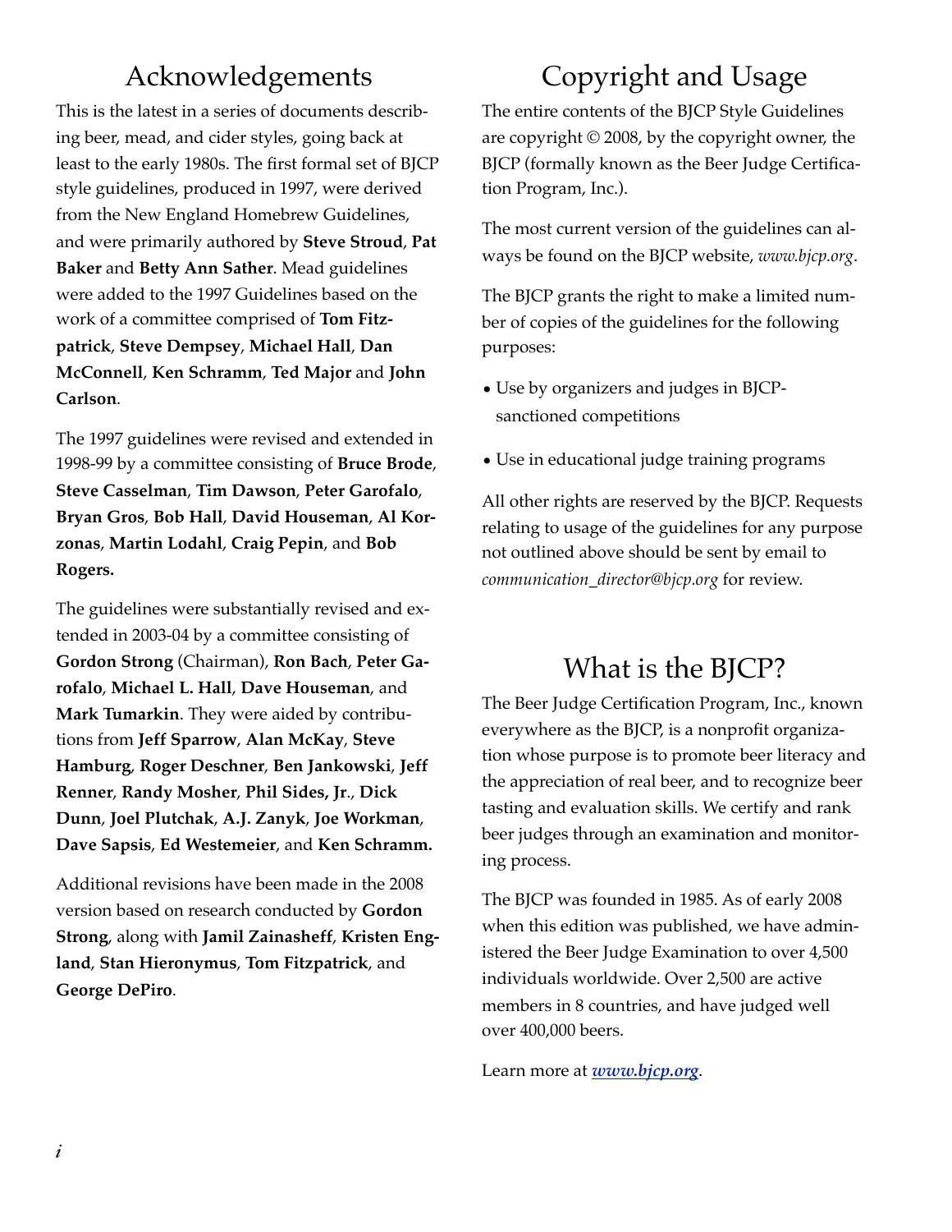## Acknowledgements

This is the latest in a series of documents describing beer, mead, and cider styles, going back at least to the early 1980s. The first formal set of BJCP style guidelines, produced in 1997, were derived from the New England Homebrew Guidelines, and were primarily authored by **Steve Stroud**, **Pat Baker** and **Betty Ann Sather**. Mead guidelines were added to the 1997 Guidelines based on the work of a committee comprised of **Tom Fitzpatrick**, **Steve Dempsey**, **Michael Hall**, **Dan McConnell**, **Ken Schramm**, **Ted Major** and **John Carlson**.

The 1997 guidelines were revised and extended in 1998-99 by a committee consisting of **Bruce Brode**, **Steve Casselman**, **Tim Dawson**, **Peter Garofalo**, **Bryan Gros**, **Bob Hall**, **David Houseman**, **Al Korzonas**, **Martin Lodahl**, **Craig Pepin**, and **Bob Rogers.**

The guidelines were substantially revised and extended in 2003-04 by a committee consisting of **Gordon Strong** (Chairman), **Ron Bach**, **Peter Garofalo**, **Michael L. Hall**, **Dave Houseman**, and **Mark Tumarkin**. They were aided by contributions from **Jeff Sparrow**, **Alan McKay**, **Steve Hamburg**, **Roger Deschner**, **Ben Jankowski**, **Jeff Renner**, **Randy Mosher**, **Phil Sides, Jr**., **Dick Dunn**, **Joel Plutchak**, **A.J. Zanyk**, **Joe Workman**, **Dave Sapsis**, **Ed Westemeier**, and **Ken Schramm.**

Additional revisions have been made in the 2008 version based on research conducted by **Gordon Strong**, along with **Jamil Zainasheff**, **Kristen England**, **Stan Hieronymus**, **Tom Fitzpatrick**, and **George DePiro**.

## Copyright and Usage

The entire contents of the BJCP Style Guidelines are copyright © 2008, by the copyright owner, the BJCP (formally known as the Beer Judge Certification Program, Inc.).

The most current version of the guidelines can always be found on the BJCP website, *www.bjcp.org*.

The BJCP grants the right to make a limited number of copies of the guidelines for the following purposes:

- Use by organizers and judges in BJCP-sanctioned competitions
- Use in educational judge training programs

All other rights are reserved by the BJCP. Requests relating to usage of the guidelines for any purpose not outlined above should be sent by email to *communication_director@bjcp.org* for review.

## What is the BJCP?

The Beer Judge Certification Program, Inc., known everywhere as the BJCP, is a nonprofit organization whose purpose is to promote beer literacy and the appreciation of real beer, and to recognize beer tasting and evaluation skills. We certify and rank beer judges through an examination and monitoring process.

The BJCP was founded in 1985. As of early 2008 when this edition was published, we have administered the Beer Judge Examination to over 4,500 individuals worldwide. Over 2,500 are active members in 8 countries, and have judged well over 400,000 beers.

Learn more at ***www.bjcp.org***.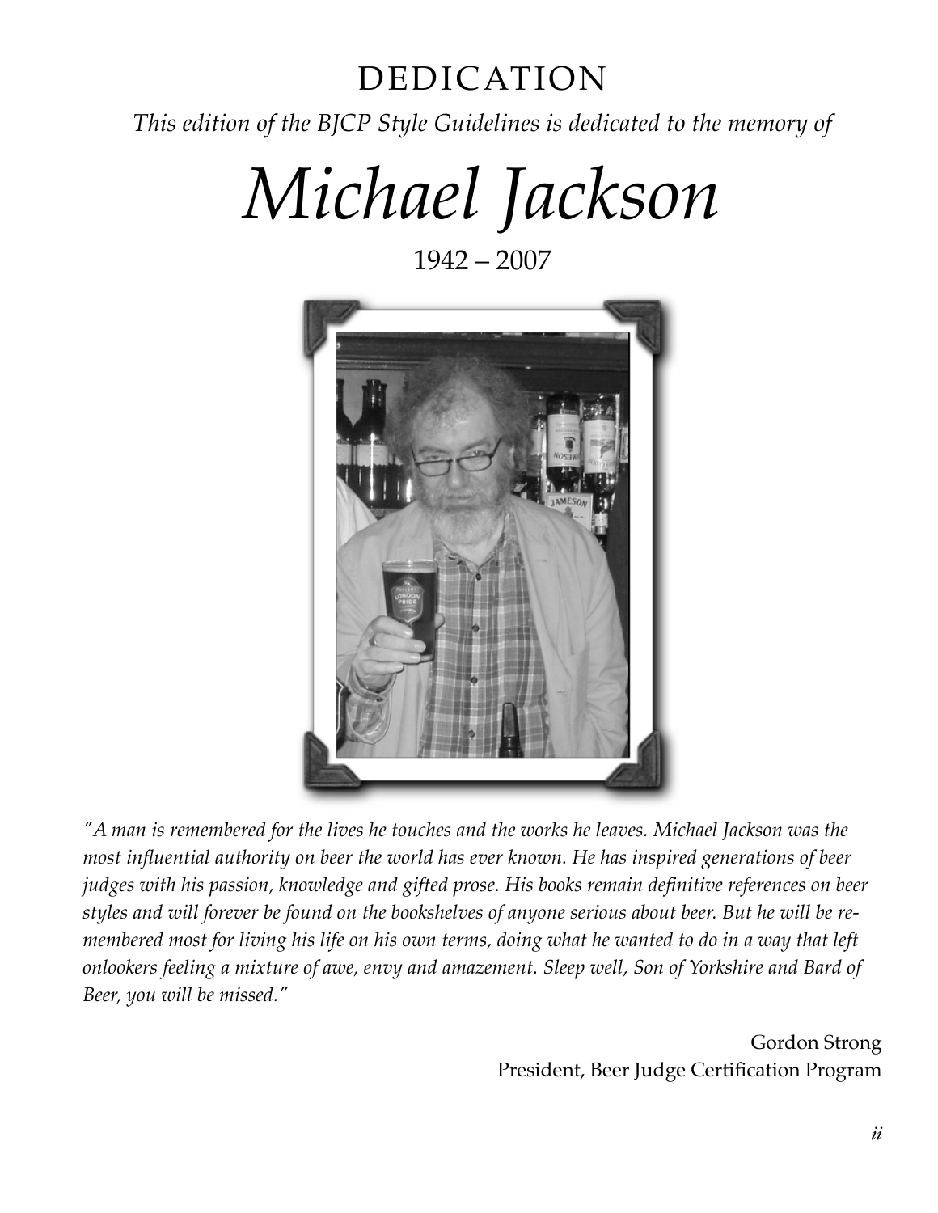# DEDICATION

*This edition of the BJCP Style Guidelines is dedicated to the memory of*

# *Michael Jackson*

1942 – 2007

*"A man is remembered for the lives he touches and the works he leaves. Michael Jackson was the most influential authority on beer the world has ever known. He has inspired generations of beer judges with his passion, knowledge and gifted prose. His books remain definitive references on beer styles and will forever be found on the bookshelves of anyone serious about beer. But he will be remembered most for living his life on his own terms, doing what he wanted to do in a way that left onlookers feeling a mixture of awe, envy and amazement. Sleep well, Son of Yorkshire and Bard of Beer, you will be missed."*

Gordon Strong
President, Beer Judge Certification Program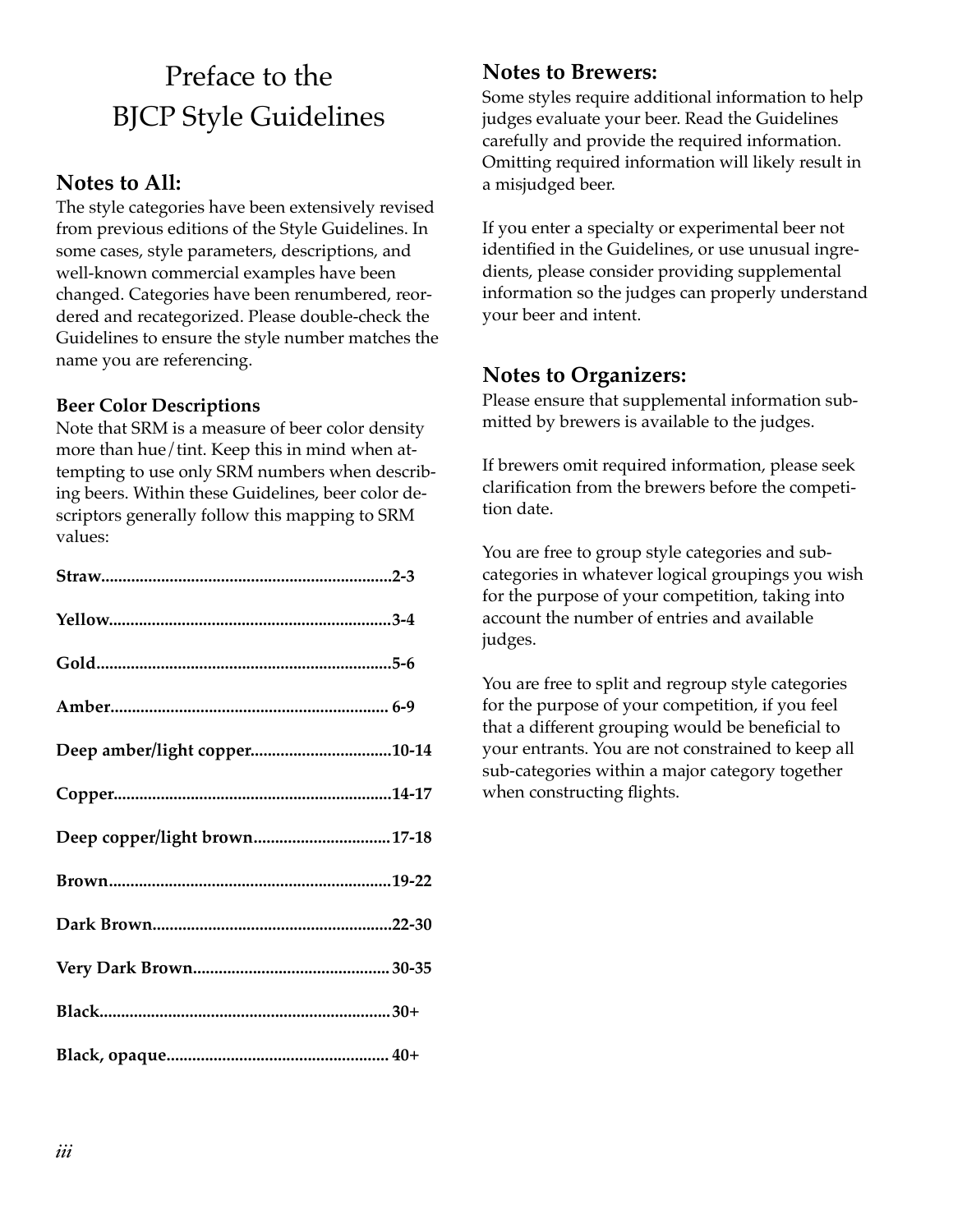# Preface to the BJCP Style Guidelines

## Notes to All:

The style categories have been extensively revised from previous editions of the Style Guidelines. In some cases, style parameters, descriptions, and well-known commercial examples have been changed. Categories have been renumbered, reordered and recategorized. Please double-check the Guidelines to ensure the style number matches the name you are referencing.

### Beer Color Descriptions

Note that SRM is a measure of beer color density more than hue/tint. Keep this in mind when attempting to use only SRM numbers when describing beers. Within these Guidelines, beer color descriptors generally follow this mapping to SRM values:

**Straw**....................................................................**2-3**

**Yellow**..................................................................**3-4**

**Gold**.....................................................................**5-6**

**Amber**................................................................. **6-9**

**Deep amber/light copper**.................................**10-14**

**Copper**.................................................................**14-17**

**Deep copper/light brown**................................**17-18**

**Brown**..................................................................**19-22**

**Dark Brown**........................................................**22-30**

**Very Dark Brown**.............................................. **30-35**

**Black**....................................................................**30+**

**Black, opaque**.................................................... **40+**

## Notes to Brewers:

Some styles require additional information to help judges evaluate your beer. Read the Guidelines carefully and provide the required information. Omitting required information will likely result in a misjudged beer.

If you enter a specialty or experimental beer not identified in the Guidelines, or use unusual ingredients, please consider providing supplemental information so the judges can properly understand your beer and intent.

## Notes to Organizers:

Please ensure that supplemental information submitted by brewers is available to the judges.

If brewers omit required information, please seek clarification from the brewers before the competition date.

You are free to group style categories and subcategories in whatever logical groupings you wish for the purpose of your competition, taking into account the number of entries and available judges.

You are free to split and regroup style categories for the purpose of your competition, if you feel that a different grouping would be beneficial to your entrants. You are not constrained to keep all sub-categories within a major category together when constructing flights.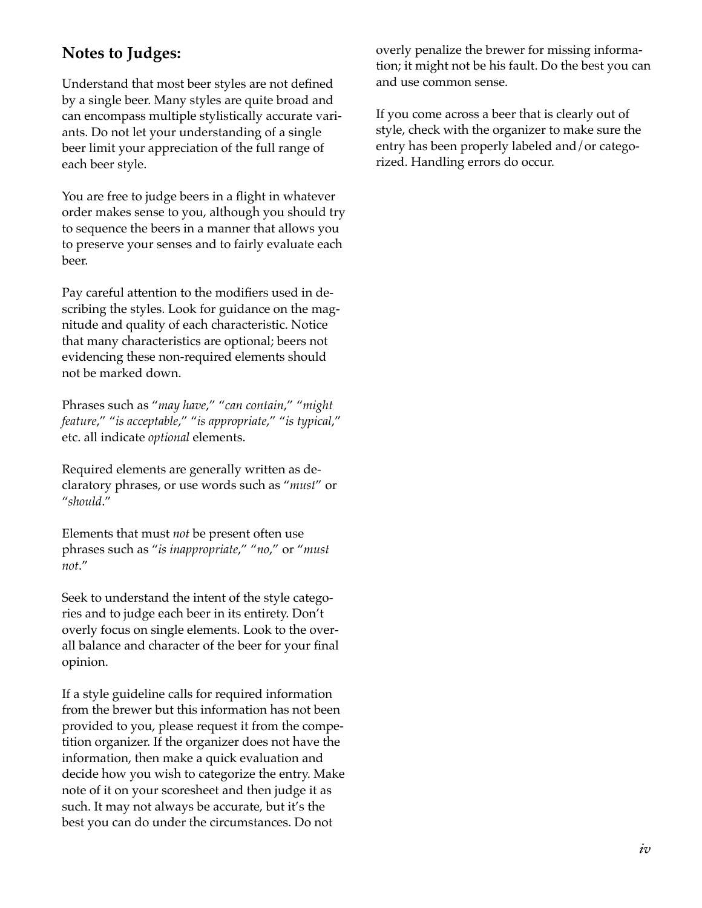## Notes to Judges:

Understand that most beer styles are not defined by a single beer. Many styles are quite broad and can encompass multiple stylistically accurate variants. Do not let your understanding of a single beer limit your appreciation of the full range of each beer style.

You are free to judge beers in a flight in whatever order makes sense to you, although you should try to sequence the beers in a manner that allows you to preserve your senses and to fairly evaluate each beer.

Pay careful attention to the modifiers used in describing the styles. Look for guidance on the magnitude and quality of each characteristic. Notice that many characteristics are optional; beers not evidencing these non-required elements should not be marked down.

Phrases such as "*may have*," "*can contain*," "*might feature*," "*is acceptable*," "*is appropriate*," "*is typical*," etc. all indicate *optional* elements.

Required elements are generally written as declaratory phrases, or use words such as "*must*" or "*should*."

Elements that must *not* be present often use phrases such as "*is inappropriate*," "*no*," or "*must not*."

Seek to understand the intent of the style categories and to judge each beer in its entirety. Don't overly focus on single elements. Look to the overall balance and character of the beer for your final opinion.

If a style guideline calls for required information from the brewer but this information has not been provided to you, please request it from the competition organizer. If the organizer does not have the information, then make a quick evaluation and decide how you wish to categorize the entry. Make note of it on your scoresheet and then judge it as such. It may not always be accurate, but it's the best you can do under the circumstances. Do not overly penalize the brewer for missing information; it might not be his fault. Do the best you can and use common sense.

If you come across a beer that is clearly out of style, check with the organizer to make sure the entry has been properly labeled and/or categorized. Handling errors do occur.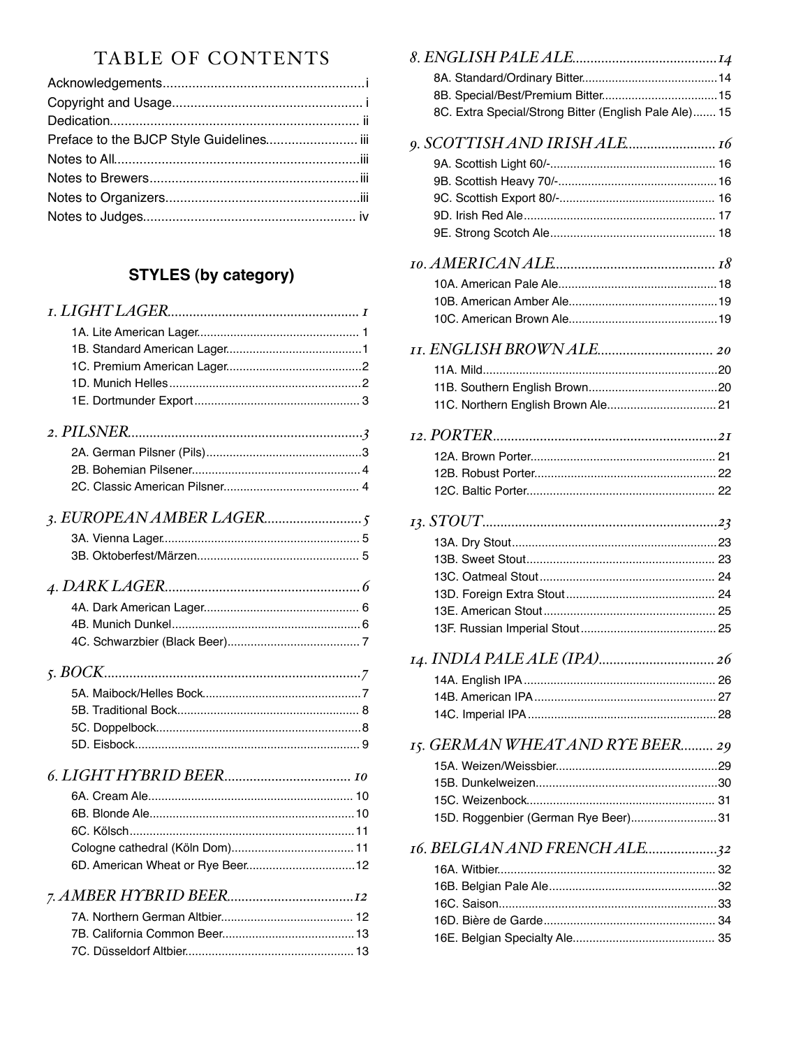# TABLE OF CONTENTS

Acknowledgements....................................................... i
Copyright and Usage.................................................... i
Dedication.................................................................... ii
Preface to the BJCP Style Guidelines......................... iii
Notes to All..................................................................iii
Notes to Brewers......................................................... iii
Notes to Organizers.....................................................iii
Notes to Judges.......................................................... iv

## STYLES (by category)

### *1. LIGHT LAGER.................................................... 1*

1A. Lite American Lager................................................ 1
1B. Standard American Lager.........................................1
1C. Premium American Lager.........................................2
1D. Munich Helles..........................................................2
1E. Dortmunder Export.................................................. 3

### *2. PILSNER.................................................................3*

2A. German Pilsner (Pils)...............................................3
2B. Bohemian Pilsener................................................... 4
2C. Classic American Pilsner......................................... 4

### *3. EUROPEAN AMBER LAGER...........................5*

3A. Vienna Lager........................................................... 5
3B. Oktoberfest/Märzen................................................ 5

### *4. DARK LAGER......................................................6*

4A. Dark American Lager............................................... 6
4B. Munich Dunkel......................................................... 6
4C. Schwarzbier (Black Beer)........................................ 7

### *5. BOCK......................................................................7*

5A. Maibock/Helles Bock................................................7
5B. Traditional Bock....................................................... 8
5C. Doppelbock..............................................................8
5D. Eisbock................................................................... 9

### *6. LIGHT HYBRID BEER................................... 10*

6A. Cream Ale.............................................................. 10
6B. Blonde Ale..............................................................10
6C. Kölsch....................................................................11
Cologne cathedral (Köln Dom)..................................... 11
6D. American Wheat or Rye Beer.................................12

### *7. AMBER HYBRID BEER...................................12*

7A. Northern German Altbier........................................ 12
7B. California Common Beer........................................13
7C. Düsseldorf Altbier.................................................. 13

### *8. ENGLISH PALE ALE........................................14*

8A. Standard/Ordinary Bitter.........................................14
8B. Special/Best/Premium Bitter...................................15
8C. Extra Special/Strong Bitter (English Pale Ale)....... 15

### *9. SCOTTISH AND IRISH ALE......................... 16*

9A. Scottish Light 60/-.................................................. 16
9B. Scottish Heavy 70/-................................................16
9C. Scottish Export 80/-............................................... 16
9D. Irish Red Ale.......................................................... 17
9E. Strong Scotch Ale.................................................. 18

### *10. AMERICAN ALE............................................ 18*

10A. American Pale Ale................................................18
10B. American Amber Ale.............................................19
10C. American Brown Ale.............................................19

### *11. ENGLISH BROWN ALE................................ 20*

11A. Mild.......................................................................20
11B. Southern English Brown.......................................20
11C. Northern English Brown Ale................................. 21

### *12. PORTER...............................................................21*

12A. Brown Porter........................................................ 21
12B. Robust Porter....................................................... 22
12C. Baltic Porter......................................................... 22

### *13. STOUT..................................................................23*

13A. Dry Stout..............................................................23
13B. Sweet Stout......................................................... 23
13C. Oatmeal Stout..................................................... 24
13D. Foreign Extra Stout............................................. 24
13E. American Stout.................................................... 25
13F. Russian Imperial Stout......................................... 25

### *14. INDIA PALE ALE (IPA)................................ 26*

14A. English IPA.......................................................... 26
14B. American IPA....................................................... 27
14C. Imperial IPA......................................................... 28

### *15. GERMAN WHEAT AND RYE BEER......... 29*

15A. Weizen/Weissbier.................................................29
15B. Dunkelweizen.......................................................30
15C. Weizenbock......................................................... 31
15D. Roggenbier (German Rye Beer)..........................31

### *16. BELGIAN AND FRENCH ALE....................32*

16A. Witbier................................................................. 32
16B. Belgian Pale Ale...................................................32
16C. Saison..................................................................33
16D. Bière de Garde.................................................... 34
16E. Belgian Specialty Ale........................................... 35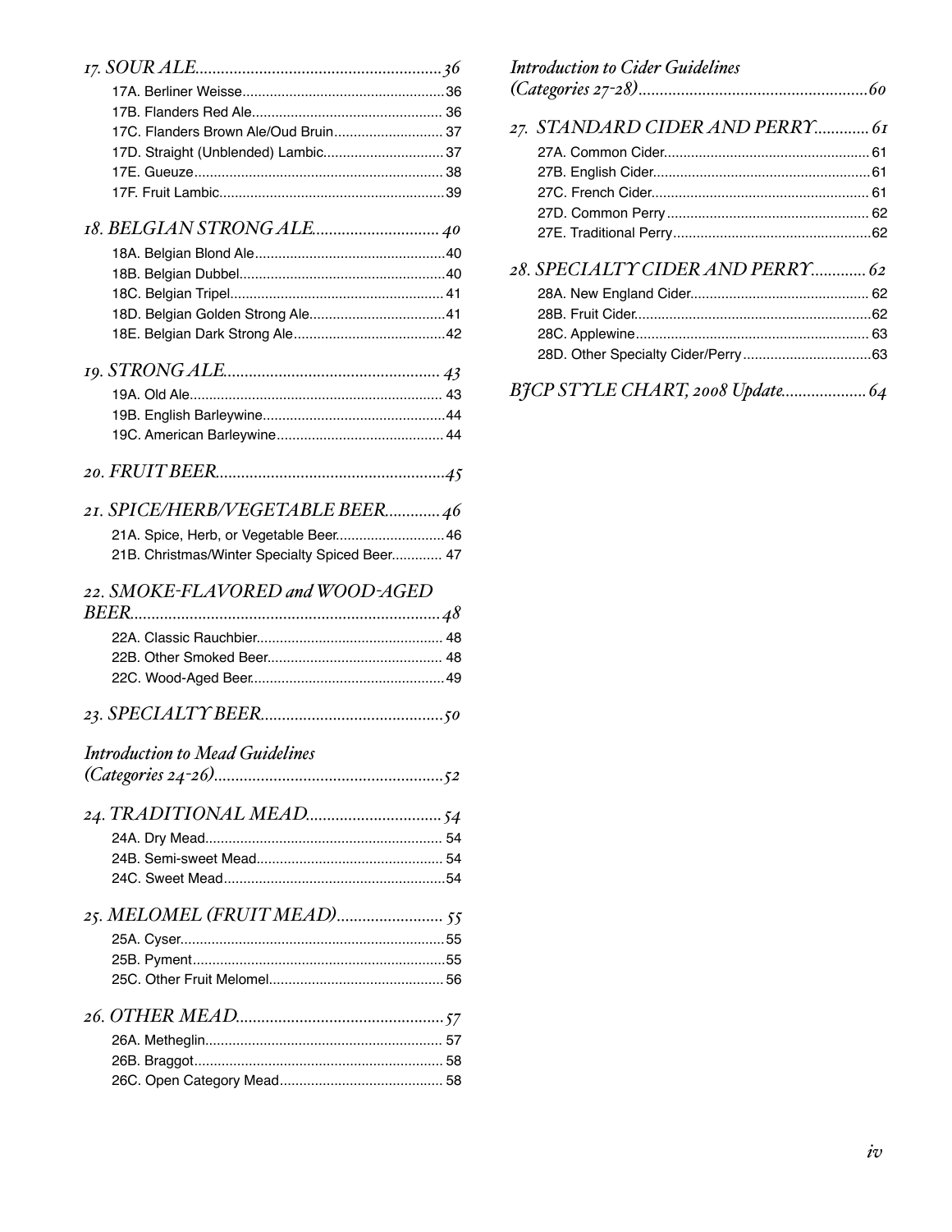*17. SOUR ALE*......................................................36

- 17A. Berliner Weisse..................................................36
- 17B. Flanders Red Ale................................................36
- 17C. Flanders Brown Ale/Oud Bruin............................37
- 17D. Straight (Unblended) Lambic...............................37
- 17E. Gueuze...............................................................38
- 17F. Fruit Lambic........................................................39

*18. BELGIAN STRONG ALE*.............................40

- 18A. Belgian Blond Ale................................................40
- 18B. Belgian Dubbel....................................................40
- 18C. Belgian Tripel......................................................41
- 18D. Belgian Golden Strong Ale..................................41
- 18E. Belgian Dark Strong Ale......................................42

*19. STRONG ALE*...................................................43

- 19A. Old Ale...............................................................43
- 19B. English Barleywine..............................................44
- 19C. American Barleywine...........................................44

*20. FRUIT BEER*......................................................45

*21. SPICE/HERB/VEGETABLE BEER*.............46

- 21A. Spice, Herb, or Vegetable Beer............................46
- 21B. Christmas/Winter Specialty Spiced Beer.............47

*22. SMOKE-FLAVORED and WOOD-AGED BEER*.........................................................................48

- 22A. Classic Rauchbier................................................48
- 22B. Other Smoked Beer.............................................48
- 22C. Wood-Aged Beer.................................................49

*23. SPECIALTY BEER*..........................................50

*Introduction to Mead Guidelines (Categories 24-26)*......................................................52

*24. TRADITIONAL MEAD*...............................54

- 24A. Dry Mead............................................................54
- 24B. Semi-sweet Mead................................................54
- 24C. Sweet Mead.........................................................54

*25. MELOMEL (FRUIT MEAD)*.........................55

- 25A. Cyser...................................................................55
- 25B. Pyment................................................................55
- 25C. Other Fruit Melomel............................................56

*26. OTHER MEAD*................................................57

- 26A. Metheglin............................................................57
- 26B. Braggot................................................................58
- 26C. Open Category Mead..........................................58

*Introduction to Cider Guidelines (Categories 27-28)*......................................................60

*27. STANDARD CIDER AND PERRY*.............61

- 27A. Common Cider....................................................61
- 27B. English Cider.......................................................61
- 27C. French Cider.......................................................61
- 27D. Common Perry....................................................62
- 27E. Traditional Perry..................................................62

*28. SPECIALTY CIDER AND PERRY*.............62

- 28A. New England Cider.............................................62
- 28B. Fruit Cider...........................................................62
- 28C. Applewine...........................................................63
- 28D. Other Specialty Cider/Perry.................................63

*BJCP STYLE CHART, 2008 Update*...................64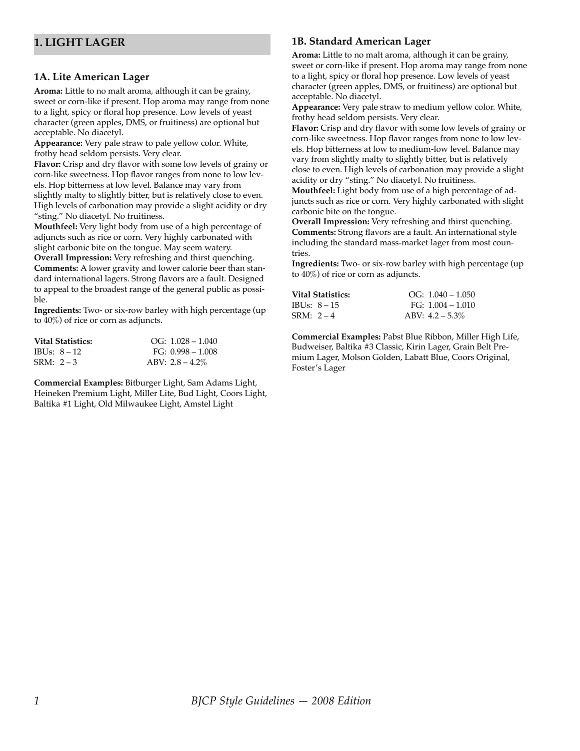## 1. LIGHT LAGER

### 1A. Lite American Lager

**Aroma:** Little to no malt aroma, although it can be grainy, sweet or corn-like if present. Hop aroma may range from none to a light, spicy or floral hop presence. Low levels of yeast character (green apples, DMS, or fruitiness) are optional but acceptable. No diacetyl.

**Appearance:** Very pale straw to pale yellow color. White, frothy head seldom persists. Very clear.

**Flavor:** Crisp and dry flavor with some low levels of grainy or corn-like sweetness. Hop flavor ranges from none to low levels. Hop bitterness at low level. Balance may vary from slightly malty to slightly bitter, but is relatively close to even. High levels of carbonation may provide a slight acidity or dry "sting." No diacetyl. No fruitiness.

**Mouthfeel:** Very light body from use of a high percentage of adjuncts such as rice or corn. Very highly carbonated with slight carbonic bite on the tongue. May seem watery.

**Overall Impression:** Very refreshing and thirst quenching.

**Comments:** A lower gravity and lower calorie beer than standard international lagers. Strong flavors are a fault. Designed to appeal to the broadest range of the general public as possible.

**Ingredients:** Two- or six-row barley with high percentage (up to 40%) of rice or corn as adjuncts.

| **Vital Statistics:** | OG: 1.028 – 1.040 |
|---|---|
| IBUs: 8 – 12 | FG: 0.998 – 1.008 |
| SRM: 2 – 3 | ABV: 2.8 – 4.2% |

**Commercial Examples:** Bitburger Light, Sam Adams Light, Heineken Premium Light, Miller Lite, Bud Light, Coors Light, Baltika #1 Light, Old Milwaukee Light, Amstel Light

### 1B. Standard American Lager

**Aroma:** Little to no malt aroma, although it can be grainy, sweet or corn-like if present. Hop aroma may range from none to a light, spicy or floral hop presence. Low levels of yeast character (green apples, DMS, or fruitiness) are optional but acceptable. No diacetyl.

**Appearance:** Very pale straw to medium yellow color. White, frothy head seldom persists. Very clear.

**Flavor:** Crisp and dry flavor with some low levels of grainy or corn-like sweetness. Hop flavor ranges from none to low levels. Hop bitterness at low to medium-low level. Balance may vary from slightly malty to slightly bitter, but is relatively close to even. High levels of carbonation may provide a slight acidity or dry "sting." No diacetyl. No fruitiness.

**Mouthfeel:** Light body from use of a high percentage of adjuncts such as rice or corn. Very highly carbonated with slight carbonic bite on the tongue.

**Overall Impression:** Very refreshing and thirst quenching.

**Comments:** Strong flavors are a fault. An international style including the standard mass-market lager from most countries.

**Ingredients:** Two- or six-row barley with high percentage (up to 40%) of rice or corn as adjuncts.

| **Vital Statistics:** | OG: 1.040 – 1.050 |
|---|---|
| IBUs: 8 – 15 | FG: 1.004 – 1.010 |
| SRM: 2 – 4 | ABV: 4.2 – 5.3% |

**Commercial Examples:** Pabst Blue Ribbon, Miller High Life, Budweiser, Baltika #3 Classic, Kirin Lager, Grain Belt Premium Lager, Molson Golden, Labatt Blue, Coors Original, Foster's Lager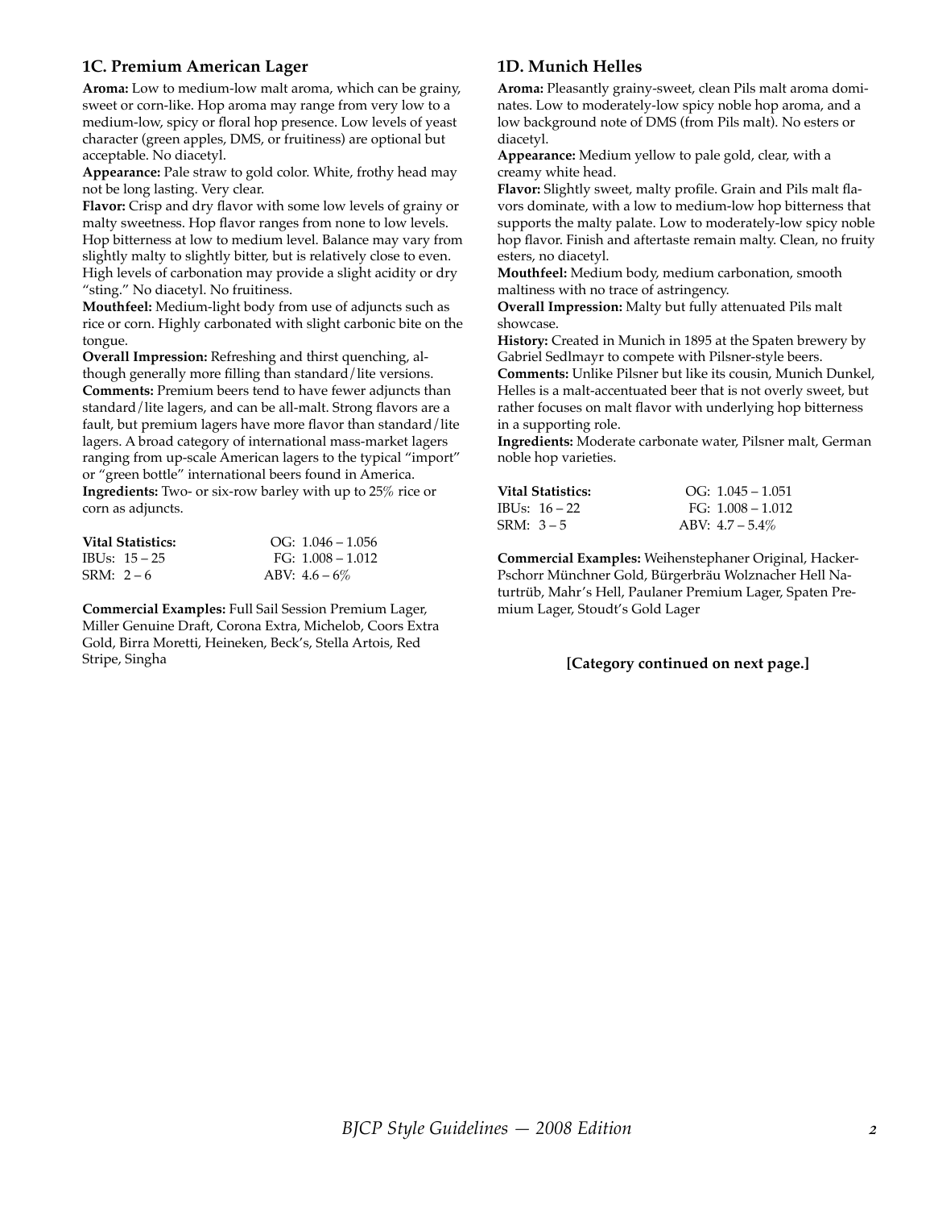### 1C. Premium American Lager

**Aroma:** Low to medium-low malt aroma, which can be grainy, sweet or corn-like. Hop aroma may range from very low to a medium-low, spicy or floral hop presence. Low levels of yeast character (green apples, DMS, or fruitiness) are optional but acceptable. No diacetyl.

**Appearance:** Pale straw to gold color. White, frothy head may not be long lasting. Very clear.

**Flavor:** Crisp and dry flavor with some low levels of grainy or malty sweetness. Hop flavor ranges from none to low levels. Hop bitterness at low to medium level. Balance may vary from slightly malty to slightly bitter, but is relatively close to even. High levels of carbonation may provide a slight acidity or dry "sting." No diacetyl. No fruitiness.

**Mouthfeel:** Medium-light body from use of adjuncts such as rice or corn. Highly carbonated with slight carbonic bite on the tongue.

**Overall Impression:** Refreshing and thirst quenching, although generally more filling than standard/lite versions.

**Comments:** Premium beers tend to have fewer adjuncts than standard/lite lagers, and can be all-malt. Strong flavors are a fault, but premium lagers have more flavor than standard/lite lagers. A broad category of international mass-market lagers ranging from up-scale American lagers to the typical "import" or "green bottle" international beers found in America.

**Ingredients:** Two- or six-row barley with up to 25% rice or corn as adjuncts.

| **Vital Statistics:** | OG: 1.046 – 1.056 |
|---|---|
| IBUs: 15 – 25 | FG: 1.008 – 1.012 |
| SRM: 2 – 6 | ABV: 4.6 – 6% |

**Commercial Examples:** Full Sail Session Premium Lager, Miller Genuine Draft, Corona Extra, Michelob, Coors Extra Gold, Birra Moretti, Heineken, Beck's, Stella Artois, Red Stripe, Singha

### 1D. Munich Helles

**Aroma:** Pleasantly grainy-sweet, clean Pils malt aroma dominates. Low to moderately-low spicy noble hop aroma, and a low background note of DMS (from Pils malt). No esters or diacetyl.

**Appearance:** Medium yellow to pale gold, clear, with a creamy white head.

**Flavor:** Slightly sweet, malty profile. Grain and Pils malt flavors dominate, with a low to medium-low hop bitterness that supports the malty palate. Low to moderately-low spicy noble hop flavor. Finish and aftertaste remain malty. Clean, no fruity esters, no diacetyl.

**Mouthfeel:** Medium body, medium carbonation, smooth maltiness with no trace of astringency.

**Overall Impression:** Malty but fully attenuated Pils malt showcase.

**History:** Created in Munich in 1895 at the Spaten brewery by Gabriel Sedlmayr to compete with Pilsner-style beers.

**Comments:** Unlike Pilsner but like its cousin, Munich Dunkel, Helles is a malt-accentuated beer that is not overly sweet, but rather focuses on malt flavor with underlying hop bitterness in a supporting role.

**Ingredients:** Moderate carbonate water, Pilsner malt, German noble hop varieties.

| **Vital Statistics:** | OG: 1.045 – 1.051 |
|---|---|
| IBUs: 16 – 22 | FG: 1.008 – 1.012 |
| SRM: 3 – 5 | ABV: 4.7 – 5.4% |

**Commercial Examples:** Weihenstephaner Original, Hacker-Pschorr Münchner Gold, Bürgerbräu Wolznacher Hell Naturtrüb, Mahr's Hell, Paulaner Premium Lager, Spaten Premium Lager, Stoudt's Gold Lager

**[Category continued on next page.]**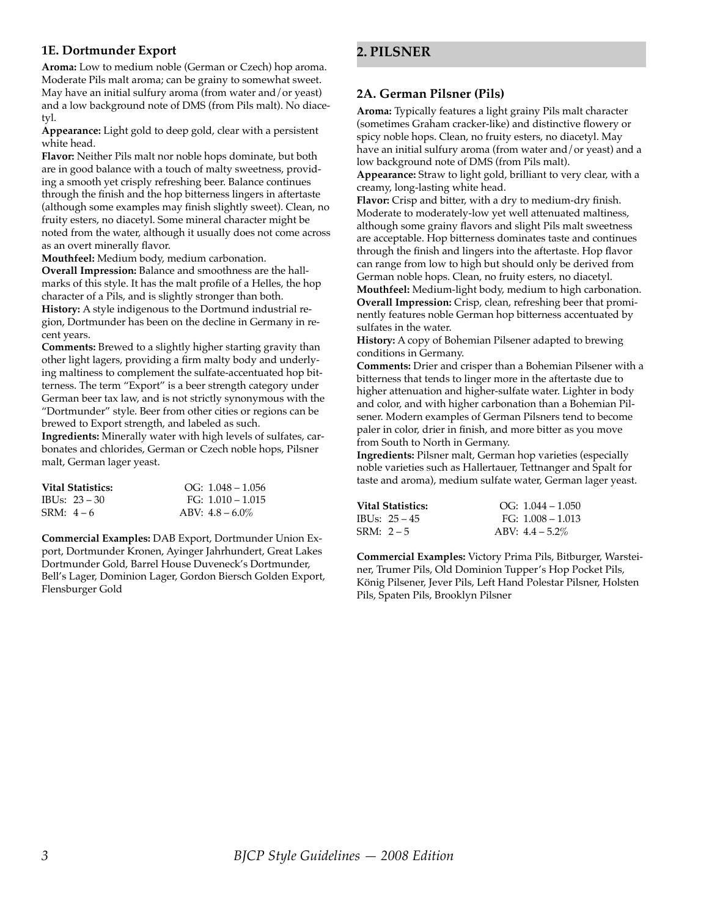### 1E. Dortmunder Export

**Aroma:** Low to medium noble (German or Czech) hop aroma. Moderate Pils malt aroma; can be grainy to somewhat sweet. May have an initial sulfury aroma (from water and/or yeast) and a low background note of DMS (from Pils malt). No diacetyl.

**Appearance:** Light gold to deep gold, clear with a persistent white head.

**Flavor:** Neither Pils malt nor noble hops dominate, but both are in good balance with a touch of malty sweetness, providing a smooth yet crisply refreshing beer. Balance continues through the finish and the hop bitterness lingers in aftertaste (although some examples may finish slightly sweet). Clean, no fruity esters, no diacetyl. Some mineral character might be noted from the water, although it usually does not come across as an overt minerally flavor.

**Mouthfeel:** Medium body, medium carbonation.

**Overall Impression:** Balance and smoothness are the hallmarks of this style. It has the malt profile of a Helles, the hop character of a Pils, and is slightly stronger than both.

**History:** A style indigenous to the Dortmund industrial region, Dortmunder has been on the decline in Germany in recent years.

**Comments:** Brewed to a slightly higher starting gravity than other light lagers, providing a firm malty body and underlying maltiness to complement the sulfate-accentuated hop bitterness. The term "Export" is a beer strength category under German beer tax law, and is not strictly synonymous with the "Dortmunder" style. Beer from other cities or regions can be brewed to Export strength, and labeled as such.

**Ingredients:** Minerally water with high levels of sulfates, carbonates and chlorides, German or Czech noble hops, Pilsner malt, German lager yeast.

| **Vital Statistics:** | OG: 1.048 – 1.056 |
|---|---|
| IBUs: 23 – 30 | FG: 1.010 – 1.015 |
| SRM: 4 – 6 | ABV: 4.8 – 6.0% |

**Commercial Examples:** DAB Export, Dortmunder Union Export, Dortmunder Kronen, Ayinger Jahrhundert, Great Lakes Dortmunder Gold, Barrel House Duveneck's Dortmunder, Bell's Lager, Dominion Lager, Gordon Biersch Golden Export, Flensburger Gold

## 2. PILSNER

### 2A. German Pilsner (Pils)

**Aroma:** Typically features a light grainy Pils malt character (sometimes Graham cracker-like) and distinctive flowery or spicy noble hops. Clean, no fruity esters, no diacetyl. May have an initial sulfury aroma (from water and/or yeast) and a low background note of DMS (from Pils malt).

**Appearance:** Straw to light gold, brilliant to very clear, with a creamy, long-lasting white head.

**Flavor:** Crisp and bitter, with a dry to medium-dry finish. Moderate to moderately-low yet well attenuated maltiness, although some grainy flavors and slight Pils malt sweetness are acceptable. Hop bitterness dominates taste and continues through the finish and lingers into the aftertaste. Hop flavor can range from low to high but should only be derived from German noble hops. Clean, no fruity esters, no diacetyl.

**Mouthfeel:** Medium-light body, medium to high carbonation.

**Overall Impression:** Crisp, clean, refreshing beer that prominently features noble German hop bitterness accentuated by sulfates in the water.

**History:** A copy of Bohemian Pilsener adapted to brewing conditions in Germany.

**Comments:** Drier and crisper than a Bohemian Pilsener with a bitterness that tends to linger more in the aftertaste due to higher attenuation and higher-sulfate water. Lighter in body and color, and with higher carbonation than a Bohemian Pilsener. Modern examples of German Pilsners tend to become paler in color, drier in finish, and more bitter as you move from South to North in Germany.

**Ingredients:** Pilsner malt, German hop varieties (especially noble varieties such as Hallertauer, Tettnanger and Spalt for taste and aroma), medium sulfate water, German lager yeast.

| **Vital Statistics:** | OG: 1.044 – 1.050 |
|---|---|
| IBUs: 25 – 45 | FG: 1.008 – 1.013 |
| SRM: 2 – 5 | ABV: 4.4 – 5.2% |

**Commercial Examples:** Victory Prima Pils, Bitburger, Warsteiner, Trumer Pils, Old Dominion Tupper's Hop Pocket Pils, König Pilsener, Jever Pils, Left Hand Polestar Pilsner, Holsten Pils, Spaten Pils, Brooklyn Pilsner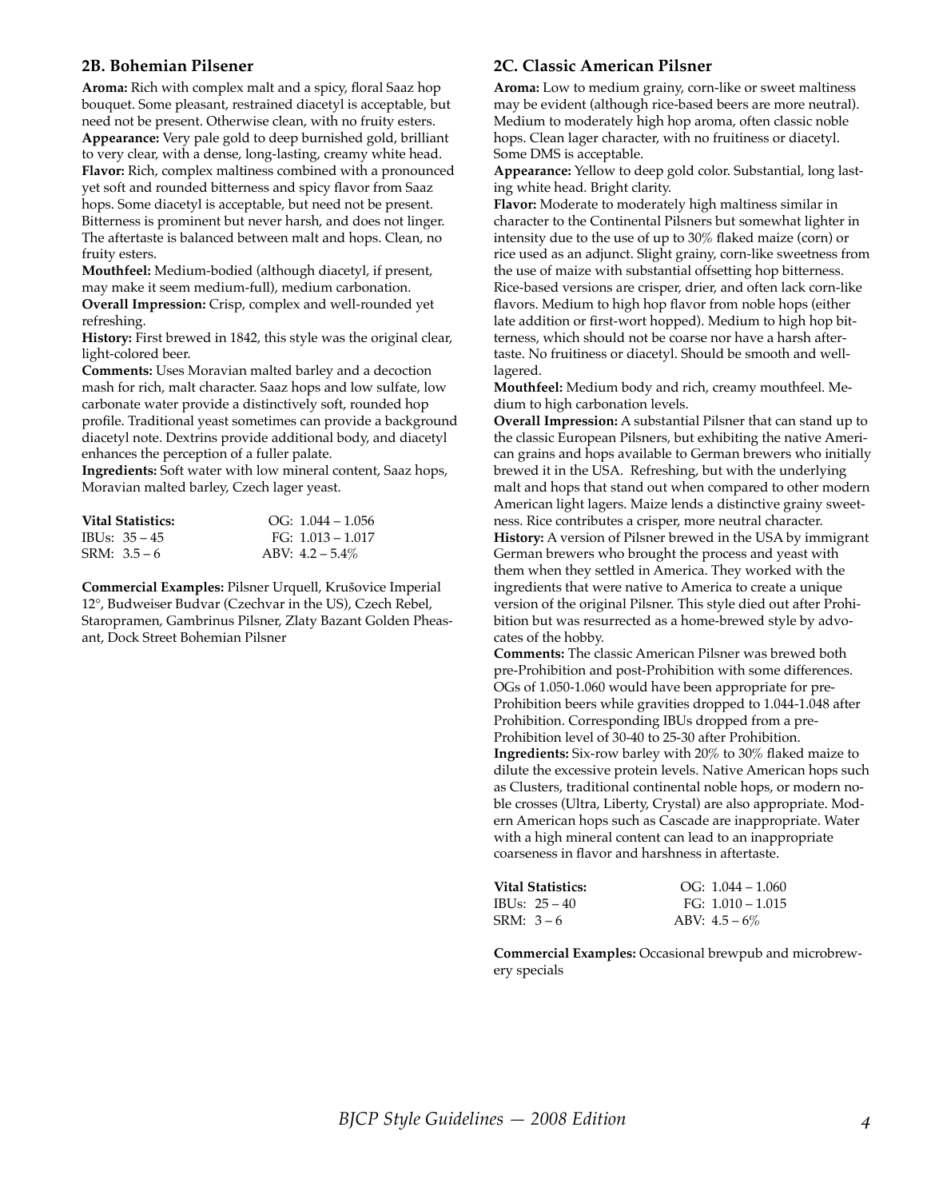### 2B. Bohemian Pilsener

**Aroma:** Rich with complex malt and a spicy, floral Saaz hop bouquet. Some pleasant, restrained diacetyl is acceptable, but need not be present. Otherwise clean, with no fruity esters.
**Appearance:** Very pale gold to deep burnished gold, brilliant to very clear, with a dense, long-lasting, creamy white head.
**Flavor:** Rich, complex maltiness combined with a pronounced yet soft and rounded bitterness and spicy flavor from Saaz hops. Some diacetyl is acceptable, but need not be present. Bitterness is prominent but never harsh, and does not linger. The aftertaste is balanced between malt and hops. Clean, no fruity esters.
**Mouthfeel:** Medium-bodied (although diacetyl, if present, may make it seem medium-full), medium carbonation.
**Overall Impression:** Crisp, complex and well-rounded yet refreshing.
**History:** First brewed in 1842, this style was the original clear, light-colored beer.
**Comments:** Uses Moravian malted barley and a decoction mash for rich, malt character. Saaz hops and low sulfate, low carbonate water provide a distinctively soft, rounded hop profile. Traditional yeast sometimes can provide a background diacetyl note. Dextrins provide additional body, and diacetyl enhances the perception of a fuller palate.
**Ingredients:** Soft water with low mineral content, Saaz hops, Moravian malted barley, Czech lager yeast.

| **Vital Statistics:** | OG: 1.044 – 1.056 |
|---|---|
| IBUs: 35 – 45 | FG: 1.013 – 1.017 |
| SRM: 3.5 – 6 | ABV: 4.2 – 5.4% |

**Commercial Examples:** Pilsner Urquell, Krušovice Imperial 12°, Budweiser Budvar (Czechvar in the US), Czech Rebel, Staropramen, Gambrinus Pilsner, Zlaty Bazant Golden Pheasant, Dock Street Bohemian Pilsner

### 2C. Classic American Pilsner

**Aroma:** Low to medium grainy, corn-like or sweet maltiness may be evident (although rice-based beers are more neutral). Medium to moderately high hop aroma, often classic noble hops. Clean lager character, with no fruitiness or diacetyl. Some DMS is acceptable.
**Appearance:** Yellow to deep gold color. Substantial, long lasting white head. Bright clarity.
**Flavor:** Moderate to moderately high maltiness similar in character to the Continental Pilsners but somewhat lighter in intensity due to the use of up to 30% flaked maize (corn) or rice used as an adjunct. Slight grainy, corn-like sweetness from the use of maize with substantial offsetting hop bitterness. Rice-based versions are crisper, drier, and often lack corn-like flavors. Medium to high hop flavor from noble hops (either late addition or first-wort hopped). Medium to high hop bitterness, which should not be coarse nor have a harsh aftertaste. No fruitiness or diacetyl. Should be smooth and well-lagered.
**Mouthfeel:** Medium body and rich, creamy mouthfeel. Medium to high carbonation levels.
**Overall Impression:** A substantial Pilsner that can stand up to the classic European Pilsners, but exhibiting the native American grains and hops available to German brewers who initially brewed it in the USA. Refreshing, but with the underlying malt and hops that stand out when compared to other modern American light lagers. Maize lends a distinctive grainy sweetness. Rice contributes a crisper, more neutral character.
**History:** A version of Pilsner brewed in the USA by immigrant German brewers who brought the process and yeast with them when they settled in America. They worked with the ingredients that were native to America to create a unique version of the original Pilsner. This style died out after Prohibition but was resurrected as a home-brewed style by advocates of the hobby.
**Comments:** The classic American Pilsner was brewed both pre-Prohibition and post-Prohibition with some differences. OGs of 1.050-1.060 would have been appropriate for pre-Prohibition beers while gravities dropped to 1.044-1.048 after Prohibition. Corresponding IBUs dropped from a pre-Prohibition level of 30-40 to 25-30 after Prohibition.
**Ingredients:** Six-row barley with 20% to 30% flaked maize to dilute the excessive protein levels. Native American hops such as Clusters, traditional continental noble hops, or modern noble crosses (Ultra, Liberty, Crystal) are also appropriate. Modern American hops such as Cascade are inappropriate. Water with a high mineral content can lead to an inappropriate coarseness in flavor and harshness in aftertaste.

| **Vital Statistics:** | OG: 1.044 – 1.060 |
|---|---|
| IBUs: 25 – 40 | FG: 1.010 – 1.015 |
| SRM: 3 – 6 | ABV: 4.5 – 6% |

**Commercial Examples:** Occasional brewpub and microbrewery specials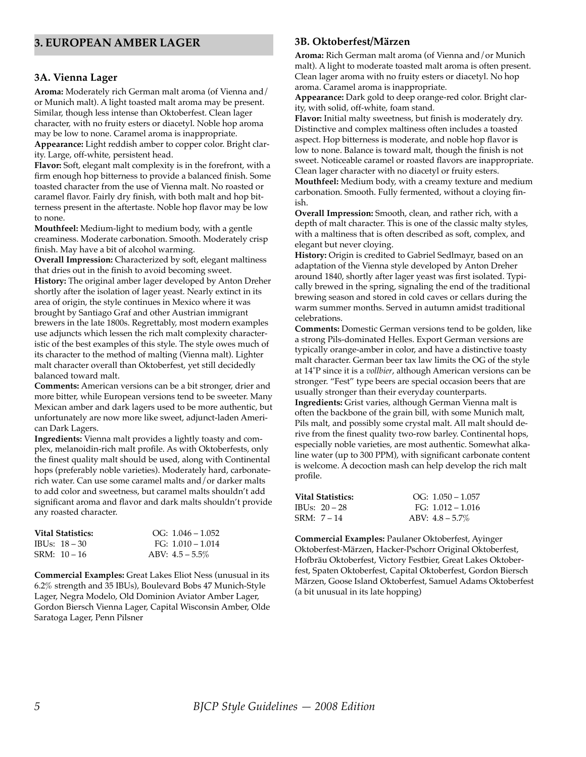## 3. EUROPEAN AMBER LAGER

### 3A. Vienna Lager

**Aroma:** Moderately rich German malt aroma (of Vienna and/or Munich malt). A light toasted malt aroma may be present. Similar, though less intense than Oktoberfest. Clean lager character, with no fruity esters or diacetyl. Noble hop aroma may be low to none. Caramel aroma is inappropriate.

**Appearance:** Light reddish amber to copper color. Bright clarity. Large, off-white, persistent head.

**Flavor:** Soft, elegant malt complexity is in the forefront, with a firm enough hop bitterness to provide a balanced finish. Some toasted character from the use of Vienna malt. No roasted or caramel flavor. Fairly dry finish, with both malt and hop bitterness present in the aftertaste. Noble hop flavor may be low to none.

**Mouthfeel:** Medium-light to medium body, with a gentle creaminess. Moderate carbonation. Smooth. Moderately crisp finish. May have a bit of alcohol warming.

**Overall Impression:** Characterized by soft, elegant maltiness that dries out in the finish to avoid becoming sweet.

**History:** The original amber lager developed by Anton Dreher shortly after the isolation of lager yeast. Nearly extinct in its area of origin, the style continues in Mexico where it was brought by Santiago Graf and other Austrian immigrant brewers in the late 1800s. Regrettably, most modern examples use adjuncts which lessen the rich malt complexity characteristic of the best examples of this style. The style owes much of its character to the method of malting (Vienna malt). Lighter malt character overall than Oktoberfest, yet still decidedly balanced toward malt.

**Comments:** American versions can be a bit stronger, drier and more bitter, while European versions tend to be sweeter. Many Mexican amber and dark lagers used to be more authentic, but unfortunately are now more like sweet, adjunct-laden American Dark Lagers.

**Ingredients:** Vienna malt provides a lightly toasty and complex, melanoidin-rich malt profile. As with Oktoberfests, only the finest quality malt should be used, along with Continental hops (preferably noble varieties). Moderately hard, carbonate-rich water. Can use some caramel malts and/or darker malts to add color and sweetness, but caramel malts shouldn't add significant aroma and flavor and dark malts shouldn't provide any roasted character.

| **Vital Statistics:** | OG: 1.046 – 1.052 |
|---|---|
| IBUs: 18 – 30 | FG: 1.010 – 1.014 |
| SRM: 10 – 16 | ABV: 4.5 – 5.5% |

**Commercial Examples:** Great Lakes Eliot Ness (unusual in its 6.2% strength and 35 IBUs), Boulevard Bobs 47 Munich-Style Lager, Negra Modelo, Old Dominion Aviator Amber Lager, Gordon Biersch Vienna Lager, Capital Wisconsin Amber, Olde Saratoga Lager, Penn Pilsner

### 3B. Oktoberfest/Märzen

**Aroma:** Rich German malt aroma (of Vienna and/or Munich malt). A light to moderate toasted malt aroma is often present. Clean lager aroma with no fruity esters or diacetyl. No hop aroma. Caramel aroma is inappropriate.

**Appearance:** Dark gold to deep orange-red color. Bright clarity, with solid, off-white, foam stand.

**Flavor:** Initial malty sweetness, but finish is moderately dry. Distinctive and complex maltiness often includes a toasted aspect. Hop bitterness is moderate, and noble hop flavor is low to none. Balance is toward malt, though the finish is not sweet. Noticeable caramel or roasted flavors are inappropriate. Clean lager character with no diacetyl or fruity esters.

**Mouthfeel:** Medium body, with a creamy texture and medium carbonation. Smooth. Fully fermented, without a cloying finish.

**Overall Impression:** Smooth, clean, and rather rich, with a depth of malt character. This is one of the classic malty styles, with a maltiness that is often described as soft, complex, and elegant but never cloying.

**History:** Origin is credited to Gabriel Sedlmayr, based on an adaptation of the Vienna style developed by Anton Dreher around 1840, shortly after lager yeast was first isolated. Typically brewed in the spring, signaling the end of the traditional brewing season and stored in cold caves or cellars during the warm summer months. Served in autumn amidst traditional celebrations.

**Comments:** Domestic German versions tend to be golden, like a strong Pils-dominated Helles. Export German versions are typically orange-amber in color, and have a distinctive toasty malt character. German beer tax law limits the OG of the style at 14°P since it is a *vollbier*, although American versions can be stronger. "Fest" type beers are special occasion beers that are usually stronger than their everyday counterparts.

**Ingredients:** Grist varies, although German Vienna malt is often the backbone of the grain bill, with some Munich malt, Pils malt, and possibly some crystal malt. All malt should derive from the finest quality two-row barley. Continental hops, especially noble varieties, are most authentic. Somewhat alkaline water (up to 300 PPM), with significant carbonate content is welcome. A decoction mash can help develop the rich malt profile.

| **Vital Statistics:** | OG: 1.050 – 1.057 |
|---|---|
| IBUs: 20 – 28 | FG: 1.012 – 1.016 |
| SRM: 7 – 14 | ABV: 4.8 – 5.7% |

**Commercial Examples:** Paulaner Oktoberfest, Ayinger Oktoberfest-Märzen, Hacker-Pschorr Original Oktoberfest, Hofbräu Oktoberfest, Victory Festbier, Great Lakes Oktoberfest, Spaten Oktoberfest, Capital Oktoberfest, Gordon Biersch Märzen, Goose Island Oktoberfest, Samuel Adams Oktoberfest (a bit unusual in its late hopping)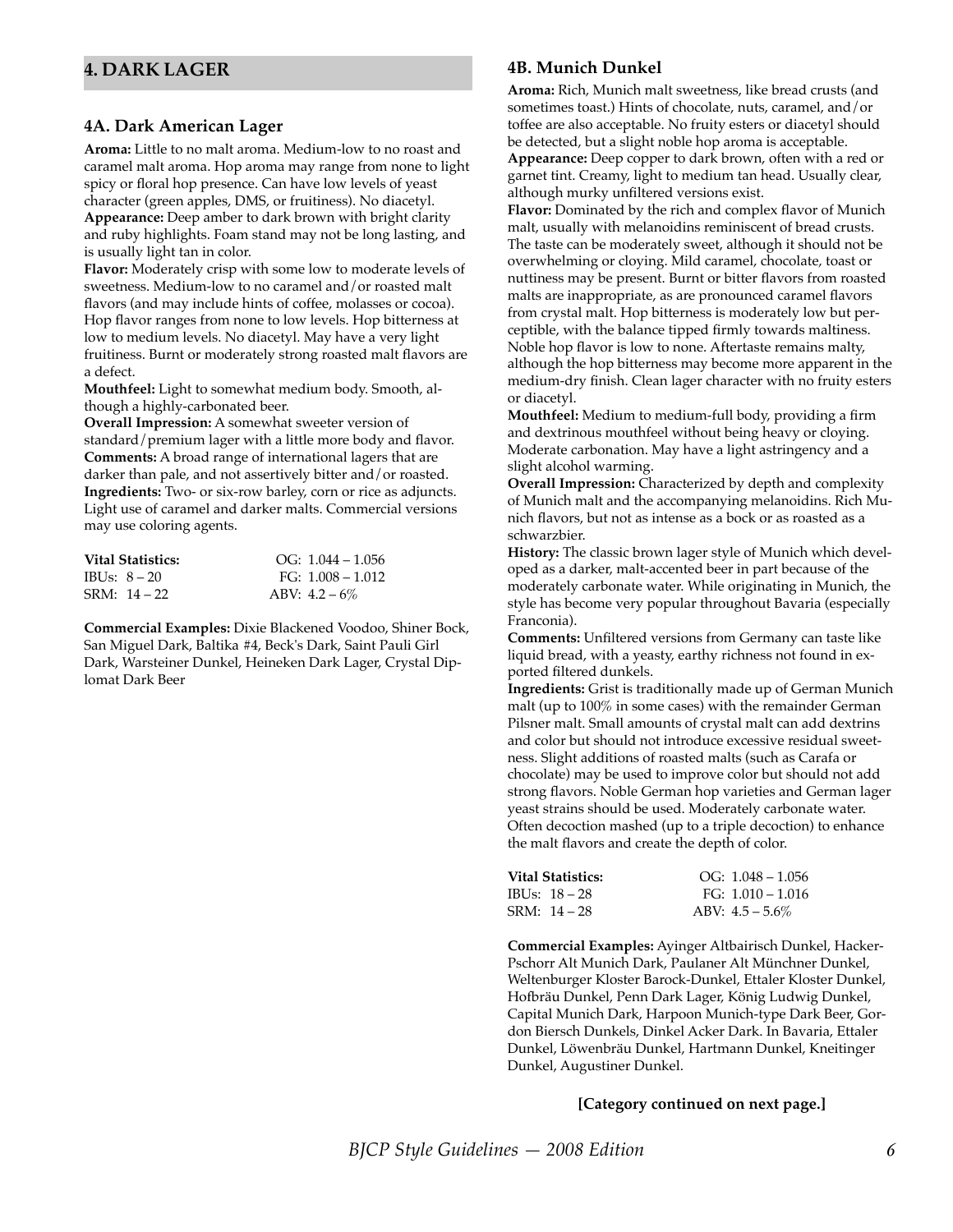## 4. DARK LAGER

### 4A. Dark American Lager

**Aroma:** Little to no malt aroma. Medium-low to no roast and caramel malt aroma. Hop aroma may range from none to light spicy or floral hop presence. Can have low levels of yeast character (green apples, DMS, or fruitiness). No diacetyl.
**Appearance:** Deep amber to dark brown with bright clarity and ruby highlights. Foam stand may not be long lasting, and is usually light tan in color.
**Flavor:** Moderately crisp with some low to moderate levels of sweetness. Medium-low to no caramel and/or roasted malt flavors (and may include hints of coffee, molasses or cocoa). Hop flavor ranges from none to low levels. Hop bitterness at low to medium levels. No diacetyl. May have a very light fruitiness. Burnt or moderately strong roasted malt flavors are a defect.
**Mouthfeel:** Light to somewhat medium body. Smooth, although a highly-carbonated beer.
**Overall Impression:** A somewhat sweeter version of standard/premium lager with a little more body and flavor.
**Comments:** A broad range of international lagers that are darker than pale, and not assertively bitter and/or roasted.
**Ingredients:** Two- or six-row barley, corn or rice as adjuncts. Light use of caramel and darker malts. Commercial versions may use coloring agents.

| **Vital Statistics:** | OG: 1.044 – 1.056 |
| --- | --- |
| IBUs: 8 – 20 | FG: 1.008 – 1.012 |
| SRM: 14 – 22 | ABV: 4.2 – 6% |

**Commercial Examples:** Dixie Blackened Voodoo, Shiner Bock, San Miguel Dark, Baltika #4, Beck's Dark, Saint Pauli Girl Dark, Warsteiner Dunkel, Heineken Dark Lager, Crystal Diplomat Dark Beer

### 4B. Munich Dunkel

**Aroma:** Rich, Munich malt sweetness, like bread crusts (and sometimes toast.) Hints of chocolate, nuts, caramel, and/or toffee are also acceptable. No fruity esters or diacetyl should be detected, but a slight noble hop aroma is acceptable.
**Appearance:** Deep copper to dark brown, often with a red or garnet tint. Creamy, light to medium tan head. Usually clear, although murky unfiltered versions exist.
**Flavor:** Dominated by the rich and complex flavor of Munich malt, usually with melanoidins reminiscent of bread crusts. The taste can be moderately sweet, although it should not be overwhelming or cloying. Mild caramel, chocolate, toast or nuttiness may be present. Burnt or bitter flavors from roasted malts are inappropriate, as are pronounced caramel flavors from crystal malt. Hop bitterness is moderately low but perceptible, with the balance tipped firmly towards maltiness. Noble hop flavor is low to none. Aftertaste remains malty, although the hop bitterness may become more apparent in the medium-dry finish. Clean lager character with no fruity esters or diacetyl.
**Mouthfeel:** Medium to medium-full body, providing a firm and dextrinous mouthfeel without being heavy or cloying. Moderate carbonation. May have a light astringency and a slight alcohol warming.
**Overall Impression:** Characterized by depth and complexity of Munich malt and the accompanying melanoidins. Rich Munich flavors, but not as intense as a bock or as roasted as a schwarzbier.
**History:** The classic brown lager style of Munich which developed as a darker, malt-accented beer in part because of the moderately carbonate water. While originating in Munich, the style has become very popular throughout Bavaria (especially Franconia).
**Comments:** Unfiltered versions from Germany can taste like liquid bread, with a yeasty, earthy richness not found in exported filtered dunkels.
**Ingredients:** Grist is traditionally made up of German Munich malt (up to 100% in some cases) with the remainder German Pilsner malt. Small amounts of crystal malt can add dextrins and color but should not introduce excessive residual sweetness. Slight additions of roasted malts (such as Carafa or chocolate) may be used to improve color but should not add strong flavors. Noble German hop varieties and German lager yeast strains should be used. Moderately carbonate water. Often decoction mashed (up to a triple decoction) to enhance the malt flavors and create the depth of color.

| **Vital Statistics:** | OG: 1.048 – 1.056 |
| --- | --- |
| IBUs: 18 – 28 | FG: 1.010 – 1.016 |
| SRM: 14 – 28 | ABV: 4.5 – 5.6% |

**Commercial Examples:** Ayinger Altbairisch Dunkel, Hacker-Pschorr Alt Munich Dark, Paulaner Alt Münchner Dunkel, Weltenburger Kloster Barock-Dunkel, Ettaler Kloster Dunkel, Hofbräu Dunkel, Penn Dark Lager, König Ludwig Dunkel, Capital Munich Dark, Harpoon Munich-type Dark Beer, Gordon Biersch Dunkels, Dinkel Acker Dark. In Bavaria, Ettaler Dunkel, Löwenbräu Dunkel, Hartmann Dunkel, Kneitinger Dunkel, Augustiner Dunkel.

**[Category continued on next page.]**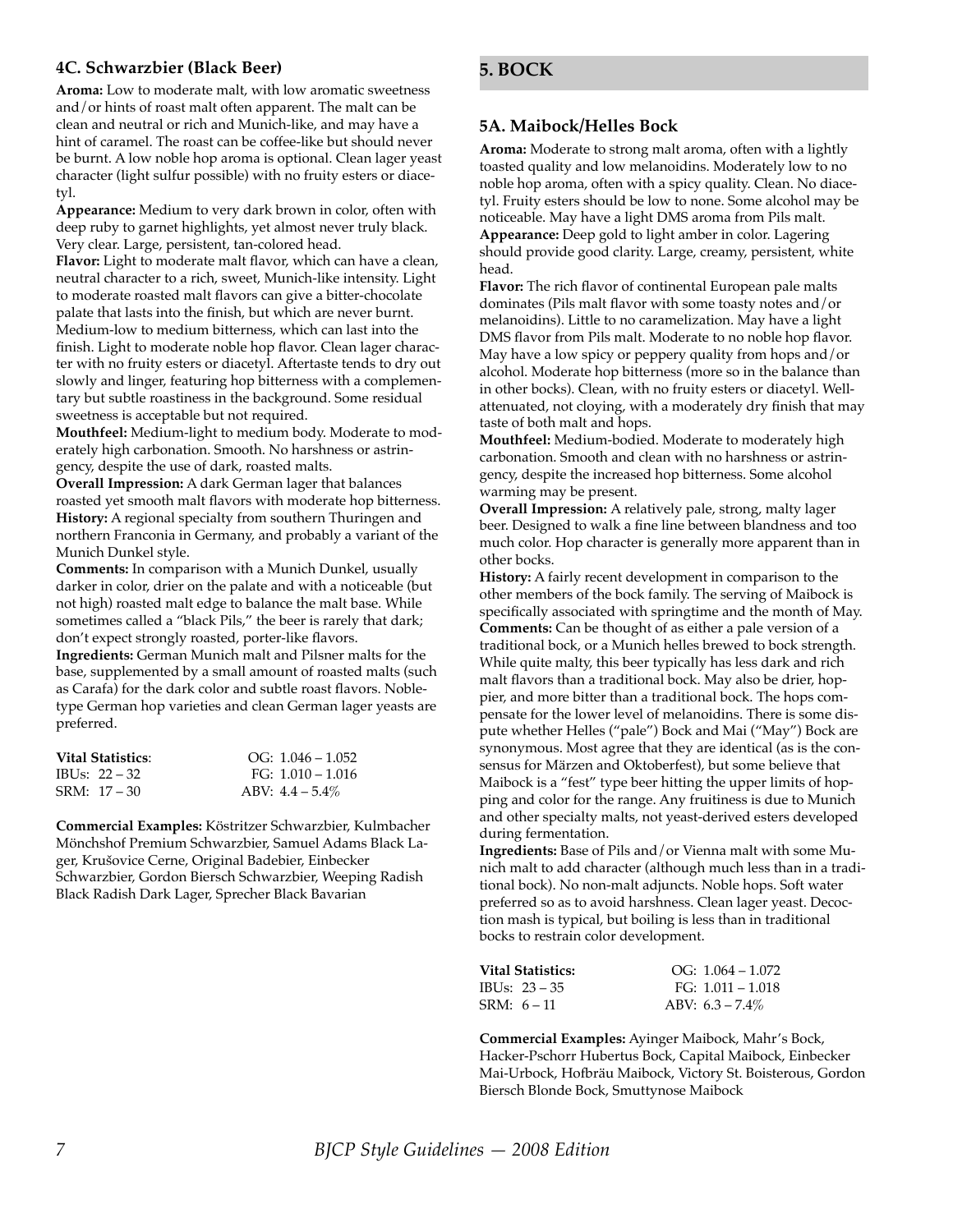### 4C. Schwarzbier (Black Beer)

**Aroma:** Low to moderate malt, with low aromatic sweetness and/or hints of roast malt often apparent. The malt can be clean and neutral or rich and Munich-like, and may have a hint of caramel. The roast can be coffee-like but should never be burnt. A low noble hop aroma is optional. Clean lager yeast character (light sulfur possible) with no fruity esters or diacetyl.

**Appearance:** Medium to very dark brown in color, often with deep ruby to garnet highlights, yet almost never truly black. Very clear. Large, persistent, tan-colored head.

**Flavor:** Light to moderate malt flavor, which can have a clean, neutral character to a rich, sweet, Munich-like intensity. Light to moderate roasted malt flavors can give a bitter-chocolate palate that lasts into the finish, but which are never burnt. Medium-low to medium bitterness, which can last into the finish. Light to moderate noble hop flavor. Clean lager character with no fruity esters or diacetyl. Aftertaste tends to dry out slowly and linger, featuring hop bitterness with a complementary but subtle roastiness in the background. Some residual sweetness is acceptable but not required.

**Mouthfeel:** Medium-light to medium body. Moderate to moderately high carbonation. Smooth. No harshness or astringency, despite the use of dark, roasted malts.

**Overall Impression:** A dark German lager that balances roasted yet smooth malt flavors with moderate hop bitterness.

**History:** A regional specialty from southern Thuringen and northern Franconia in Germany, and probably a variant of the Munich Dunkel style.

**Comments:** In comparison with a Munich Dunkel, usually darker in color, drier on the palate and with a noticeable (but not high) roasted malt edge to balance the malt base. While sometimes called a "black Pils," the beer is rarely that dark; don't expect strongly roasted, porter-like flavors.

**Ingredients:** German Munich malt and Pilsner malts for the base, supplemented by a small amount of roasted malts (such as Carafa) for the dark color and subtle roast flavors. Noble-type German hop varieties and clean German lager yeasts are preferred.

| **Vital Statistics**: | OG: 1.046 – 1.052 |
|---|---|
| IBUs: 22 – 32 | FG: 1.010 – 1.016 |
| SRM: 17 – 30 | ABV: 4.4 – 5.4% |

**Commercial Examples:** Köstritzer Schwarzbier, Kulmbacher Mönchshof Premium Schwarzbier, Samuel Adams Black Lager, Krušovice Cerne, Original Badebier, Einbecker Schwarzbier, Gordon Biersch Schwarzbier, Weeping Radish Black Radish Dark Lager, Sprecher Black Bavarian

## 5. BOCK

### 5A. Maibock/Helles Bock

**Aroma:** Moderate to strong malt aroma, often with a lightly toasted quality and low melanoidins. Moderately low to no noble hop aroma, often with a spicy quality. Clean. No diacetyl. Fruity esters should be low to none. Some alcohol may be noticeable. May have a light DMS aroma from Pils malt.

**Appearance:** Deep gold to light amber in color. Lagering should provide good clarity. Large, creamy, persistent, white head.

**Flavor:** The rich flavor of continental European pale malts dominates (Pils malt flavor with some toasty notes and/or melanoidins). Little to no caramelization. May have a light DMS flavor from Pils malt. Moderate to no noble hop flavor. May have a low spicy or peppery quality from hops and/or alcohol. Moderate hop bitterness (more so in the balance than in other bocks). Clean, with no fruity esters or diacetyl. Well-attenuated, not cloying, with a moderately dry finish that may taste of both malt and hops.

**Mouthfeel:** Medium-bodied. Moderate to moderately high carbonation. Smooth and clean with no harshness or astringency, despite the increased hop bitterness. Some alcohol warming may be present.

**Overall Impression:** A relatively pale, strong, malty lager beer. Designed to walk a fine line between blandness and too much color. Hop character is generally more apparent than in other bocks.

**History:** A fairly recent development in comparison to the other members of the bock family. The serving of Maibock is specifically associated with springtime and the month of May.

**Comments:** Can be thought of as either a pale version of a traditional bock, or a Munich helles brewed to bock strength. While quite malty, this beer typically has less dark and rich malt flavors than a traditional bock. May also be drier, hoppier, and more bitter than a traditional bock. The hops compensate for the lower level of melanoidins. There is some dispute whether Helles ("pale") Bock and Mai ("May") Bock are synonymous. Most agree that they are identical (as is the consensus for Märzen and Oktoberfest), but some believe that Maibock is a "fest" type beer hitting the upper limits of hopping and color for the range. Any fruitiness is due to Munich and other specialty malts, not yeast-derived esters developed during fermentation.

**Ingredients:** Base of Pils and/or Vienna malt with some Munich malt to add character (although much less than in a traditional bock). No non-malt adjuncts. Noble hops. Soft water preferred so as to avoid harshness. Clean lager yeast. Decoction mash is typical, but boiling is less than in traditional bocks to restrain color development.

| **Vital Statistics:** | OG: 1.064 – 1.072 |
|---|---|
| IBUs: 23 – 35 | FG: 1.011 – 1.018 |
| SRM: 6 – 11 | ABV: 6.3 – 7.4% |

**Commercial Examples:** Ayinger Maibock, Mahr's Bock, Hacker-Pschorr Hubertus Bock, Capital Maibock, Einbecker Mai-Urbock, Hofbräu Maibock, Victory St. Boisterous, Gordon Biersch Blonde Bock, Smuttynose Maibock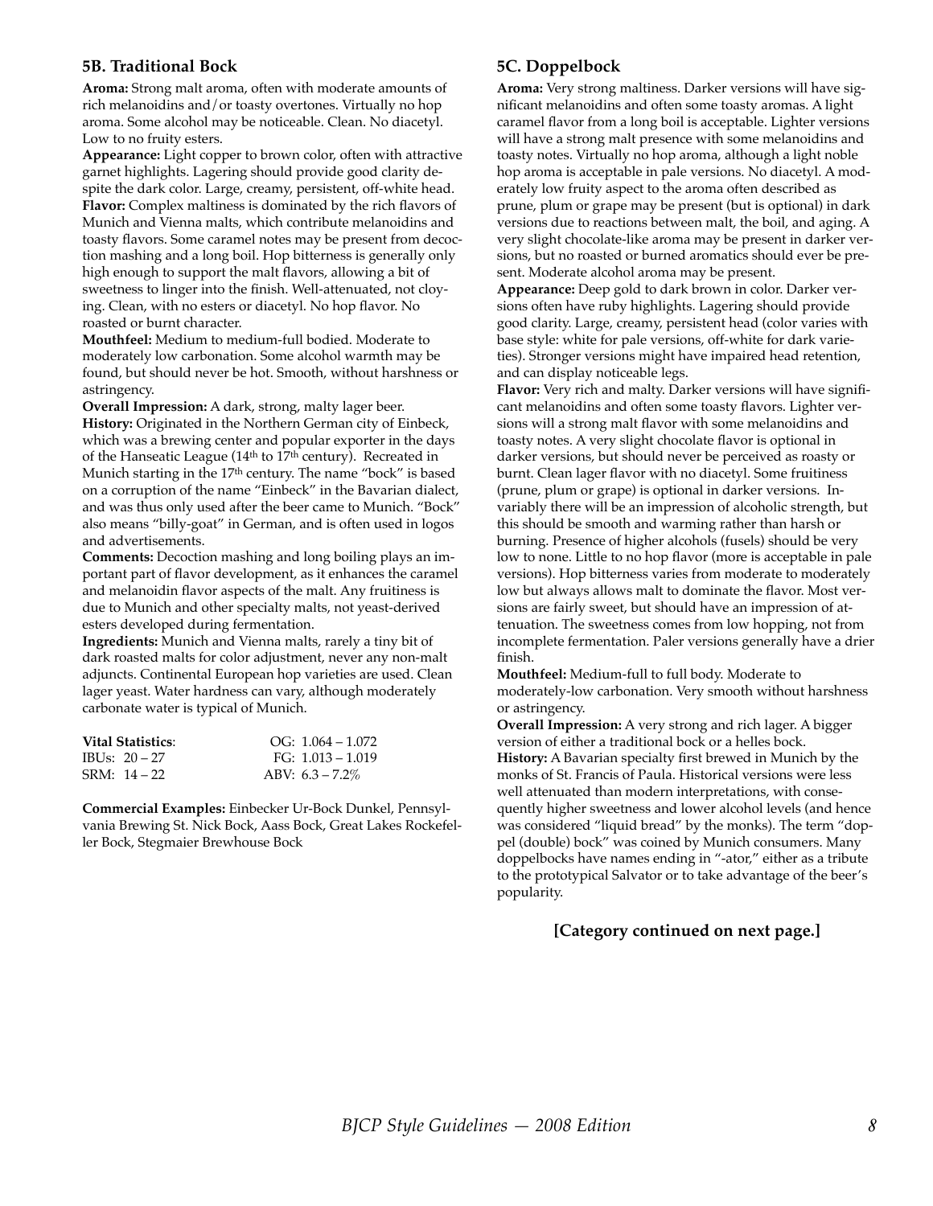### 5B. Traditional Bock

**Aroma:** Strong malt aroma, often with moderate amounts of rich melanoidins and/or toasty overtones. Virtually no hop aroma. Some alcohol may be noticeable. Clean. No diacetyl. Low to no fruity esters.

**Appearance:** Light copper to brown color, often with attractive garnet highlights. Lagering should provide good clarity despite the dark color. Large, creamy, persistent, off-white head.

**Flavor:** Complex maltiness is dominated by the rich flavors of Munich and Vienna malts, which contribute melanoidins and toasty flavors. Some caramel notes may be present from decoction mashing and a long boil. Hop bitterness is generally only high enough to support the malt flavors, allowing a bit of sweetness to linger into the finish. Well-attenuated, not cloying. Clean, with no esters or diacetyl. No hop flavor. No roasted or burnt character.

**Mouthfeel:** Medium to medium-full bodied. Moderate to moderately low carbonation. Some alcohol warmth may be found, but should never be hot. Smooth, without harshness or astringency.

**Overall Impression:** A dark, strong, malty lager beer.

**History:** Originated in the Northern German city of Einbeck, which was a brewing center and popular exporter in the days of the Hanseatic League (14th to 17th century). Recreated in Munich starting in the 17th century. The name "bock" is based on a corruption of the name "Einbeck" in the Bavarian dialect, and was thus only used after the beer came to Munich. "Bock" also means "billy-goat" in German, and is often used in logos and advertisements.

**Comments:** Decoction mashing and long boiling plays an important part of flavor development, as it enhances the caramel and melanoidin flavor aspects of the malt. Any fruitiness is due to Munich and other specialty malts, not yeast-derived esters developed during fermentation.

**Ingredients:** Munich and Vienna malts, rarely a tiny bit of dark roasted malts for color adjustment, never any non-malt adjuncts. Continental European hop varieties are used. Clean lager yeast. Water hardness can vary, although moderately carbonate water is typical of Munich.

| **Vital Statistics**: | OG: 1.064 – 1.072 |
|---|---|
| IBUs: 20 – 27 | FG: 1.013 – 1.019 |
| SRM: 14 – 22 | ABV: 6.3 – 7.2% |

**Commercial Examples:** Einbecker Ur-Bock Dunkel, Pennsylvania Brewing St. Nick Bock, Aass Bock, Great Lakes Rockefeller Bock, Stegmaier Brewhouse Bock

### 5C. Doppelbock

**Aroma:** Very strong maltiness. Darker versions will have significant melanoidins and often some toasty aromas. A light caramel flavor from a long boil is acceptable. Lighter versions will have a strong malt presence with some melanoidins and toasty notes. Virtually no hop aroma, although a light noble hop aroma is acceptable in pale versions. No diacetyl. A moderately low fruity aspect to the aroma often described as prune, plum or grape may be present (but is optional) in dark versions due to reactions between malt, the boil, and aging. A very slight chocolate-like aroma may be present in darker versions, but no roasted or burned aromatics should ever be present. Moderate alcohol aroma may be present.

**Appearance:** Deep gold to dark brown in color. Darker versions often have ruby highlights. Lagering should provide good clarity. Large, creamy, persistent head (color varies with base style: white for pale versions, off-white for dark varieties). Stronger versions might have impaired head retention, and can display noticeable legs.

**Flavor:** Very rich and malty. Darker versions will have significant melanoidins and often some toasty flavors. Lighter versions will a strong malt flavor with some melanoidins and toasty notes. A very slight chocolate flavor is optional in darker versions, but should never be perceived as roasty or burnt. Clean lager flavor with no diacetyl. Some fruitiness (prune, plum or grape) is optional in darker versions. Invariably there will be an impression of alcoholic strength, but this should be smooth and warming rather than harsh or burning. Presence of higher alcohols (fusels) should be very low to none. Little to no hop flavor (more is acceptable in pale versions). Hop bitterness varies from moderate to moderately low but always allows malt to dominate the flavor. Most versions are fairly sweet, but should have an impression of attenuation. The sweetness comes from low hopping, not from incomplete fermentation. Paler versions generally have a drier finish.

**Mouthfeel:** Medium-full to full body. Moderate to moderately-low carbonation. Very smooth without harshness or astringency.

**Overall Impression:** A very strong and rich lager. A bigger version of either a traditional bock or a helles bock.

**History:** A Bavarian specialty first brewed in Munich by the monks of St. Francis of Paula. Historical versions were less well attenuated than modern interpretations, with consequently higher sweetness and lower alcohol levels (and hence was considered "liquid bread" by the monks). The term "doppel (double) bock" was coined by Munich consumers. Many doppelbocks have names ending in "-ator," either as a tribute to the prototypical Salvator or to take advantage of the beer's popularity.

**[Category continued on next page.]**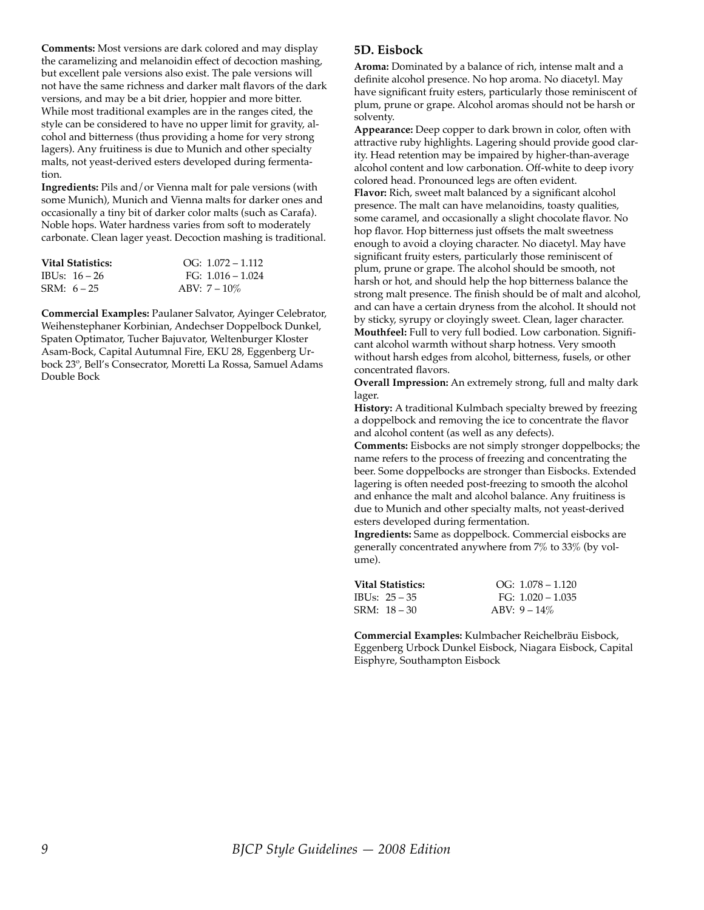**Comments:** Most versions are dark colored and may display the caramelizing and melanoidin effect of decoction mashing, but excellent pale versions also exist. The pale versions will not have the same richness and darker malt flavors of the dark versions, and may be a bit drier, hoppier and more bitter. While most traditional examples are in the ranges cited, the style can be considered to have no upper limit for gravity, alcohol and bitterness (thus providing a home for very strong lagers). Any fruitiness is due to Munich and other specialty malts, not yeast-derived esters developed during fermentation.

**Ingredients:** Pils and/or Vienna malt for pale versions (with some Munich), Munich and Vienna malts for darker ones and occasionally a tiny bit of darker color malts (such as Carafa). Noble hops. Water hardness varies from soft to moderately carbonate. Clean lager yeast. Decoction mashing is traditional.

| **Vital Statistics:** | OG: 1.072 – 1.112 |
|---|---|
| IBUs: 16 – 26 | FG: 1.016 – 1.024 |
| SRM: 6 – 25 | ABV: 7 – 10% |

**Commercial Examples:** Paulaner Salvator, Ayinger Celebrator, Weihenstephaner Korbinian, Andechser Doppelbock Dunkel, Spaten Optimator, Tucher Bajuvator, Weltenburger Kloster Asam-Bock, Capital Autumnal Fire, EKU 28, Eggenberg Urbock 23º, Bell's Consecrator, Moretti La Rossa, Samuel Adams Double Bock

## 5D. Eisbock

**Aroma:** Dominated by a balance of rich, intense malt and a definite alcohol presence. No hop aroma. No diacetyl. May have significant fruity esters, particularly those reminiscent of plum, prune or grape. Alcohol aromas should not be harsh or solventy.

**Appearance:** Deep copper to dark brown in color, often with attractive ruby highlights. Lagering should provide good clarity. Head retention may be impaired by higher-than-average alcohol content and low carbonation. Off-white to deep ivory colored head. Pronounced legs are often evident.

**Flavor:** Rich, sweet malt balanced by a significant alcohol presence. The malt can have melanoidins, toasty qualities, some caramel, and occasionally a slight chocolate flavor. No hop flavor. Hop bitterness just offsets the malt sweetness enough to avoid a cloying character. No diacetyl. May have significant fruity esters, particularly those reminiscent of plum, prune or grape. The alcohol should be smooth, not harsh or hot, and should help the hop bitterness balance the strong malt presence. The finish should be of malt and alcohol, and can have a certain dryness from the alcohol. It should not by sticky, syrupy or cloyingly sweet. Clean, lager character.

**Mouthfeel:** Full to very full bodied. Low carbonation. Significant alcohol warmth without sharp hotness. Very smooth without harsh edges from alcohol, bitterness, fusels, or other concentrated flavors.

**Overall Impression:** An extremely strong, full and malty dark lager.

**History:** A traditional Kulmbach specialty brewed by freezing a doppelbock and removing the ice to concentrate the flavor and alcohol content (as well as any defects).

**Comments:** Eisbocks are not simply stronger doppelbocks; the name refers to the process of freezing and concentrating the beer. Some doppelbocks are stronger than Eisbocks. Extended lagering is often needed post-freezing to smooth the alcohol and enhance the malt and alcohol balance. Any fruitiness is due to Munich and other specialty malts, not yeast-derived esters developed during fermentation.

**Ingredients:** Same as doppelbock. Commercial eisbocks are generally concentrated anywhere from 7% to 33% (by volume).

| **Vital Statistics:** | OG: 1.078 – 1.120 |
|---|---|
| IBUs: 25 – 35 | FG: 1.020 – 1.035 |
| SRM: 18 – 30 | ABV: 9 – 14% |

**Commercial Examples:** Kulmbacher Reichelbräu Eisbock, Eggenberg Urbock Dunkel Eisbock, Niagara Eisbock, Capital Eisphyre, Southampton Eisbock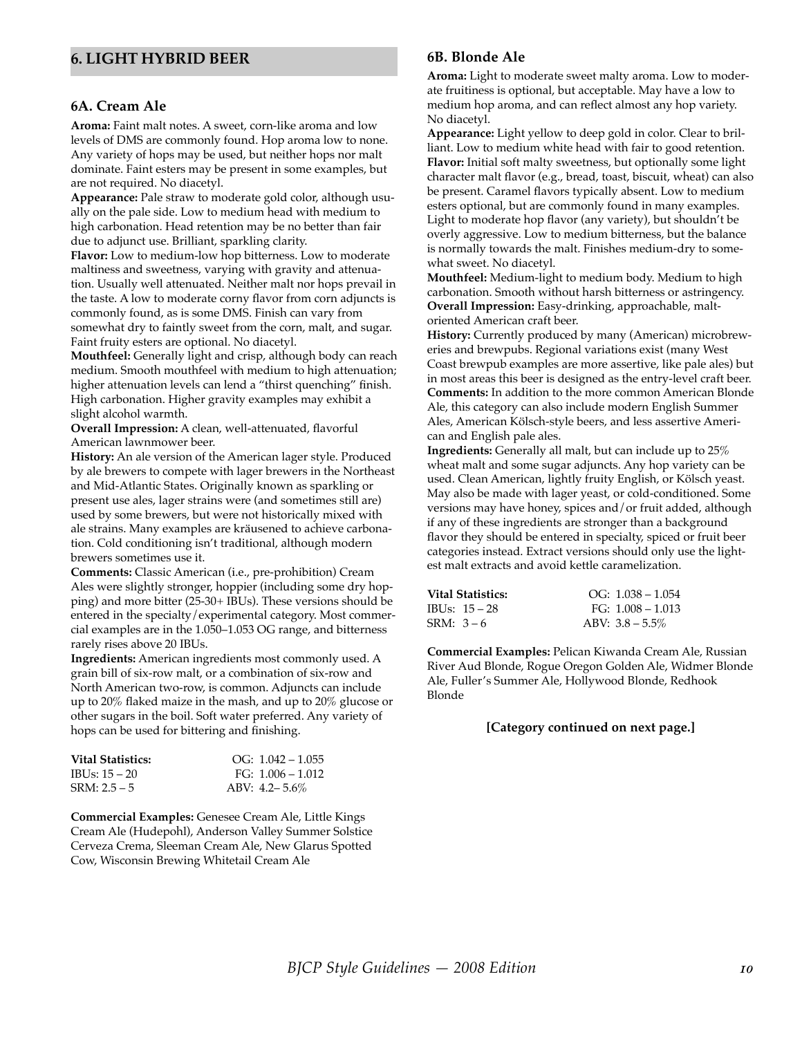## 6. LIGHT HYBRID BEER

### 6A. Cream Ale

**Aroma:** Faint malt notes. A sweet, corn-like aroma and low levels of DMS are commonly found. Hop aroma low to none. Any variety of hops may be used, but neither hops nor malt dominate. Faint esters may be present in some examples, but are not required. No diacetyl.

**Appearance:** Pale straw to moderate gold color, although usually on the pale side. Low to medium head with medium to high carbonation. Head retention may be no better than fair due to adjunct use. Brilliant, sparkling clarity.

**Flavor:** Low to medium-low hop bitterness. Low to moderate maltiness and sweetness, varying with gravity and attenuation. Usually well attenuated. Neither malt nor hops prevail in the taste. A low to moderate corny flavor from corn adjuncts is commonly found, as is some DMS. Finish can vary from somewhat dry to faintly sweet from the corn, malt, and sugar. Faint fruity esters are optional. No diacetyl.

**Mouthfeel:** Generally light and crisp, although body can reach medium. Smooth mouthfeel with medium to high attenuation; higher attenuation levels can lend a "thirst quenching" finish. High carbonation. Higher gravity examples may exhibit a slight alcohol warmth.

**Overall Impression:** A clean, well-attenuated, flavorful American lawnmower beer.

**History:** An ale version of the American lager style. Produced by ale brewers to compete with lager brewers in the Northeast and Mid-Atlantic States. Originally known as sparkling or present use ales, lager strains were (and sometimes still are) used by some brewers, but were not historically mixed with ale strains. Many examples are kräusened to achieve carbonation. Cold conditioning isn't traditional, although modern brewers sometimes use it.

**Comments:** Classic American (i.e., pre-prohibition) Cream Ales were slightly stronger, hoppier (including some dry hopping) and more bitter (25-30+ IBUs). These versions should be entered in the specialty/experimental category. Most commercial examples are in the 1.050–1.053 OG range, and bitterness rarely rises above 20 IBUs.

**Ingredients:** American ingredients most commonly used. A grain bill of six-row malt, or a combination of six-row and North American two-row, is common. Adjuncts can include up to 20% flaked maize in the mash, and up to 20% glucose or other sugars in the boil. Soft water preferred. Any variety of hops can be used for bittering and finishing.

| **Vital Statistics:** | OG: 1.042 – 1.055 |
|---|---|
| IBUs: 15 – 20 | FG: 1.006 – 1.012 |
| SRM: 2.5 – 5 | ABV: 4.2– 5.6% |

**Commercial Examples:** Genesee Cream Ale, Little Kings Cream Ale (Hudepohl), Anderson Valley Summer Solstice Cerveza Crema, Sleeman Cream Ale, New Glarus Spotted Cow, Wisconsin Brewing Whitetail Cream Ale

### 6B. Blonde Ale

**Aroma:** Light to moderate sweet malty aroma. Low to moderate fruitiness is optional, but acceptable. May have a low to medium hop aroma, and can reflect almost any hop variety. No diacetyl.

**Appearance:** Light yellow to deep gold in color. Clear to brilliant. Low to medium white head with fair to good retention.

**Flavor:** Initial soft malty sweetness, but optionally some light character malt flavor (e.g., bread, toast, biscuit, wheat) can also be present. Caramel flavors typically absent. Low to medium esters optional, but are commonly found in many examples. Light to moderate hop flavor (any variety), but shouldn't be overly aggressive. Low to medium bitterness, but the balance is normally towards the malt. Finishes medium-dry to somewhat sweet. No diacetyl.

**Mouthfeel:** Medium-light to medium body. Medium to high carbonation. Smooth without harsh bitterness or astringency.

**Overall Impression:** Easy-drinking, approachable, malt-oriented American craft beer.

**History:** Currently produced by many (American) microbreweries and brewpubs. Regional variations exist (many West Coast brewpub examples are more assertive, like pale ales) but in most areas this beer is designed as the entry-level craft beer.

**Comments:** In addition to the more common American Blonde Ale, this category can also include modern English Summer Ales, American Kölsch-style beers, and less assertive American and English pale ales.

**Ingredients:** Generally all malt, but can include up to 25% wheat malt and some sugar adjuncts. Any hop variety can be used. Clean American, lightly fruity English, or Kölsch yeast. May also be made with lager yeast, or cold-conditioned. Some versions may have honey, spices and/or fruit added, although if any of these ingredients are stronger than a background flavor they should be entered in specialty, spiced or fruit beer categories instead. Extract versions should only use the lightest malt extracts and avoid kettle caramelization.

| **Vital Statistics:** | OG: 1.038 – 1.054 |
|---|---|
| IBUs: 15 – 28 | FG: 1.008 – 1.013 |
| SRM: 3 – 6 | ABV: 3.8 – 5.5% |

**Commercial Examples:** Pelican Kiwanda Cream Ale, Russian River Aud Blonde, Rogue Oregon Golden Ale, Widmer Blonde Ale, Fuller's Summer Ale, Hollywood Blonde, Redhook Blonde

**[Category continued on next page.]**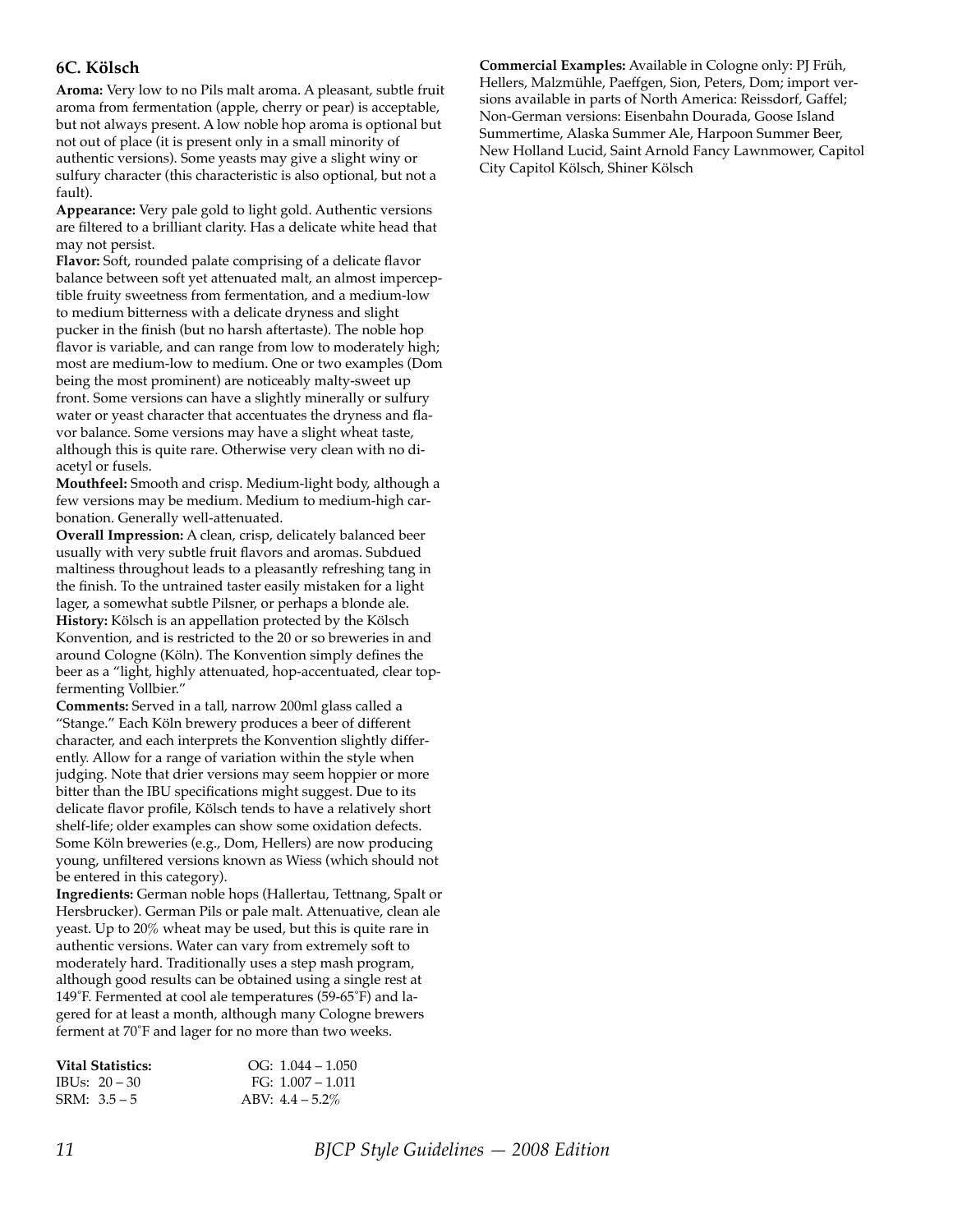## 6C. Kölsch

**Aroma:** Very low to no Pils malt aroma. A pleasant, subtle fruit aroma from fermentation (apple, cherry or pear) is acceptable, but not always present. A low noble hop aroma is optional but not out of place (it is present only in a small minority of authentic versions). Some yeasts may give a slight winy or sulfury character (this characteristic is also optional, but not a fault).

**Appearance:** Very pale gold to light gold. Authentic versions are filtered to a brilliant clarity. Has a delicate white head that may not persist.

**Flavor:** Soft, rounded palate comprising of a delicate flavor balance between soft yet attenuated malt, an almost imperceptible fruity sweetness from fermentation, and a medium-low to medium bitterness with a delicate dryness and slight pucker in the finish (but no harsh aftertaste). The noble hop flavor is variable, and can range from low to moderately high; most are medium-low to medium. One or two examples (Dom being the most prominent) are noticeably malty-sweet up front. Some versions can have a slightly minerally or sulfury water or yeast character that accentuates the dryness and flavor balance. Some versions may have a slight wheat taste, although this is quite rare. Otherwise very clean with no diacetyl or fusels.

**Mouthfeel:** Smooth and crisp. Medium-light body, although a few versions may be medium. Medium to medium-high carbonation. Generally well-attenuated.

**Overall Impression:** A clean, crisp, delicately balanced beer usually with very subtle fruit flavors and aromas. Subdued maltiness throughout leads to a pleasantly refreshing tang in the finish. To the untrained taster easily mistaken for a light lager, a somewhat subtle Pilsner, or perhaps a blonde ale.

**History:** Kölsch is an appellation protected by the Kölsch Konvention, and is restricted to the 20 or so breweries in and around Cologne (Köln). The Konvention simply defines the beer as a "light, highly attenuated, hop-accentuated, clear top-fermenting Vollbier."

**Comments:** Served in a tall, narrow 200ml glass called a "Stange." Each Köln brewery produces a beer of different character, and each interprets the Konvention slightly differently. Allow for a range of variation within the style when judging. Note that drier versions may seem hoppier or more bitter than the IBU specifications might suggest. Due to its delicate flavor profile, Kölsch tends to have a relatively short shelf-life; older examples can show some oxidation defects. Some Köln breweries (e.g., Dom, Hellers) are now producing young, unfiltered versions known as Wiess (which should not be entered in this category).

**Ingredients:** German noble hops (Hallertau, Tettnang, Spalt or Hersbrucker). German Pils or pale malt. Attenuative, clean ale yeast. Up to 20% wheat may be used, but this is quite rare in authentic versions. Water can vary from extremely soft to moderately hard. Traditionally uses a step mash program, although good results can be obtained using a single rest at 149˚F. Fermented at cool ale temperatures (59-65˚F) and lagered for at least a month, although many Cologne brewers ferment at 70˚F and lager for no more than two weeks.

| **Vital Statistics:** | OG: 1.044 – 1.050 |
|---|---|
| IBUs: 20 – 30 | FG: 1.007 – 1.011 |
| SRM: 3.5 – 5 | ABV: 4.4 – 5.2% |

**Commercial Examples:** Available in Cologne only: PJ Früh, Hellers, Malzmühle, Paeffgen, Sion, Peters, Dom; import versions available in parts of North America: Reissdorf, Gaffel; Non-German versions: Eisenbahn Dourada, Goose Island Summertime, Alaska Summer Ale, Harpoon Summer Beer, New Holland Lucid, Saint Arnold Fancy Lawnmower, Capitol City Capitol Kölsch, Shiner Kölsch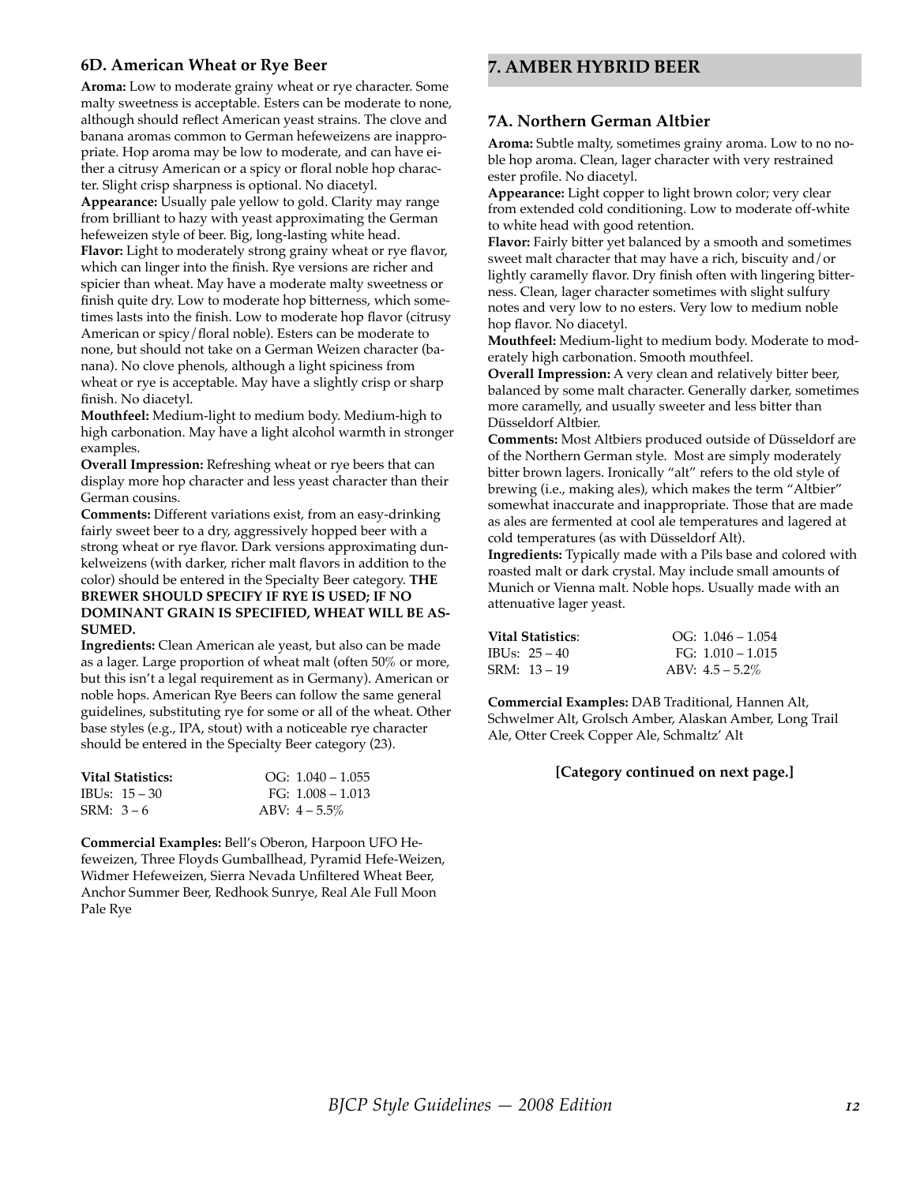### 6D. American Wheat or Rye Beer

**Aroma:** Low to moderate grainy wheat or rye character. Some malty sweetness is acceptable. Esters can be moderate to none, although should reflect American yeast strains. The clove and banana aromas common to German hefeweizens are inappropriate. Hop aroma may be low to moderate, and can have either a citrusy American or a spicy or floral noble hop character. Slight crisp sharpness is optional. No diacetyl.

**Appearance:** Usually pale yellow to gold. Clarity may range from brilliant to hazy with yeast approximating the German hefeweizen style of beer. Big, long-lasting white head.

**Flavor:** Light to moderately strong grainy wheat or rye flavor, which can linger into the finish. Rye versions are richer and spicier than wheat. May have a moderate malty sweetness or finish quite dry. Low to moderate hop bitterness, which sometimes lasts into the finish. Low to moderate hop flavor (citrusy American or spicy/floral noble). Esters can be moderate to none, but should not take on a German Weizen character (banana). No clove phenols, although a light spiciness from wheat or rye is acceptable. May have a slightly crisp or sharp finish. No diacetyl.

**Mouthfeel:** Medium-light to medium body. Medium-high to high carbonation. May have a light alcohol warmth in stronger examples.

**Overall Impression:** Refreshing wheat or rye beers that can display more hop character and less yeast character than their German cousins.

**Comments:** Different variations exist, from an easy-drinking fairly sweet beer to a dry, aggressively hopped beer with a strong wheat or rye flavor. Dark versions approximating dunkelweizens (with darker, richer malt flavors in addition to the color) should be entered in the Specialty Beer category. **THE BREWER SHOULD SPECIFY IF RYE IS USED; IF NO DOMINANT GRAIN IS SPECIFIED, WHEAT WILL BE ASSUMED.**

**Ingredients:** Clean American ale yeast, but also can be made as a lager. Large proportion of wheat malt (often 50% or more, but this isn't a legal requirement as in Germany). American or noble hops. American Rye Beers can follow the same general guidelines, substituting rye for some or all of the wheat. Other base styles (e.g., IPA, stout) with a noticeable rye character should be entered in the Specialty Beer category (23).

| **Vital Statistics:** | OG: 1.040 – 1.055 |
|---|---|
| IBUs: 15 – 30 | FG: 1.008 – 1.013 |
| SRM: 3 – 6 | ABV: 4 – 5.5% |

**Commercial Examples:** Bell's Oberon, Harpoon UFO Hefeweizen, Three Floyds Gumballhead, Pyramid Hefe-Weizen, Widmer Hefeweizen, Sierra Nevada Unfiltered Wheat Beer, Anchor Summer Beer, Redhook Sunrye, Real Ale Full Moon Pale Rye

## 7. AMBER HYBRID BEER

### 7A. Northern German Altbier

**Aroma:** Subtle malty, sometimes grainy aroma. Low to no noble hop aroma. Clean, lager character with very restrained ester profile. No diacetyl.

**Appearance:** Light copper to light brown color; very clear from extended cold conditioning. Low to moderate off-white to white head with good retention.

**Flavor:** Fairly bitter yet balanced by a smooth and sometimes sweet malt character that may have a rich, biscuity and/or lightly caramelly flavor. Dry finish often with lingering bitterness. Clean, lager character sometimes with slight sulfury notes and very low to no esters. Very low to medium noble hop flavor. No diacetyl.

**Mouthfeel:** Medium-light to medium body. Moderate to moderately high carbonation. Smooth mouthfeel.

**Overall Impression:** A very clean and relatively bitter beer, balanced by some malt character. Generally darker, sometimes more caramelly, and usually sweeter and less bitter than Düsseldorf Altbier.

**Comments:** Most Altbiers produced outside of Düsseldorf are of the Northern German style. Most are simply moderately bitter brown lagers. Ironically "alt" refers to the old style of brewing (i.e., making ales), which makes the term "Altbier" somewhat inaccurate and inappropriate. Those that are made as ales are fermented at cool ale temperatures and lagered at cold temperatures (as with Düsseldorf Alt).

**Ingredients:** Typically made with a Pils base and colored with roasted malt or dark crystal. May include small amounts of Munich or Vienna malt. Noble hops. Usually made with an attenuative lager yeast.

| **Vital Statistics**: | OG: 1.046 – 1.054 |
|---|---|
| IBUs: 25 – 40 | FG: 1.010 – 1.015 |
| SRM: 13 – 19 | ABV: 4.5 – 5.2% |

**Commercial Examples:** DAB Traditional, Hannen Alt, Schwelmer Alt, Grolsch Amber, Alaskan Amber, Long Trail Ale, Otter Creek Copper Ale, Schmaltz' Alt

**[Category continued on next page.]**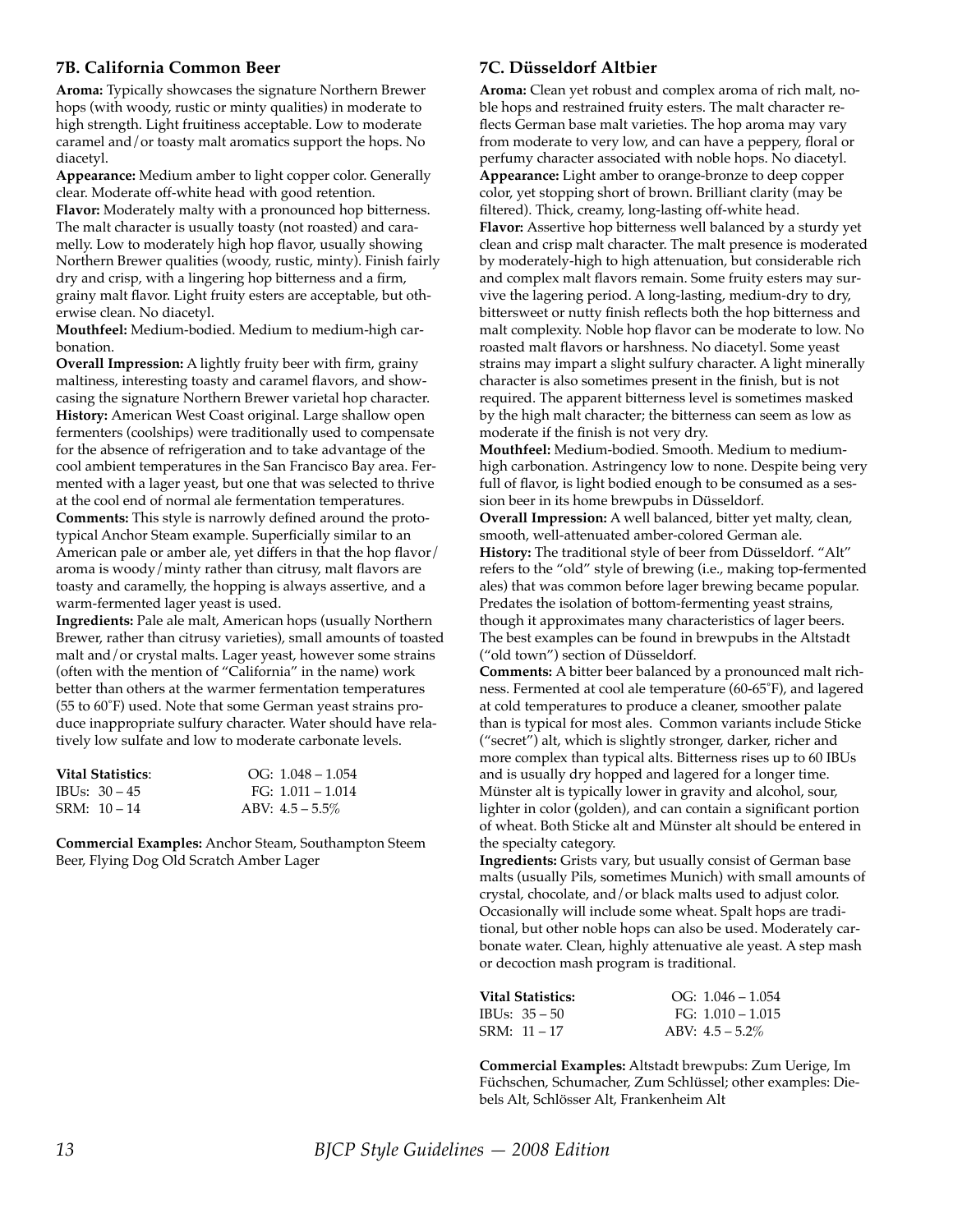### 7B. California Common Beer

**Aroma:** Typically showcases the signature Northern Brewer hops (with woody, rustic or minty qualities) in moderate to high strength. Light fruitiness acceptable. Low to moderate caramel and/or toasty malt aromatics support the hops. No diacetyl.

**Appearance:** Medium amber to light copper color. Generally clear. Moderate off-white head with good retention.

**Flavor:** Moderately malty with a pronounced hop bitterness. The malt character is usually toasty (not roasted) and caramelly. Low to moderately high hop flavor, usually showing Northern Brewer qualities (woody, rustic, minty). Finish fairly dry and crisp, with a lingering hop bitterness and a firm, grainy malt flavor. Light fruity esters are acceptable, but otherwise clean. No diacetyl.

**Mouthfeel:** Medium-bodied. Medium to medium-high carbonation.

**Overall Impression:** A lightly fruity beer with firm, grainy maltiness, interesting toasty and caramel flavors, and showcasing the signature Northern Brewer varietal hop character.

**History:** American West Coast original. Large shallow open fermenters (coolships) were traditionally used to compensate for the absence of refrigeration and to take advantage of the cool ambient temperatures in the San Francisco Bay area. Fermented with a lager yeast, but one that was selected to thrive at the cool end of normal ale fermentation temperatures.

**Comments:** This style is narrowly defined around the prototypical Anchor Steam example. Superficially similar to an American pale or amber ale, yet differs in that the hop flavor/aroma is woody/minty rather than citrusy, malt flavors are toasty and caramelly, the hopping is always assertive, and a warm-fermented lager yeast is used.

**Ingredients:** Pale ale malt, American hops (usually Northern Brewer, rather than citrusy varieties), small amounts of toasted malt and/or crystal malts. Lager yeast, however some strains (often with the mention of "California" in the name) work better than others at the warmer fermentation temperatures (55 to 60°F) used. Note that some German yeast strains produce inappropriate sulfury character. Water should have relatively low sulfate and low to moderate carbonate levels.

| **Vital Statistics**: | OG: 1.048 – 1.054 |
|---|---|
| IBUs: 30 – 45 | FG: 1.011 – 1.014 |
| SRM: 10 – 14 | ABV: 4.5 – 5.5% |

**Commercial Examples:** Anchor Steam, Southampton Steem Beer, Flying Dog Old Scratch Amber Lager

### 7C. Düsseldorf Altbier

**Aroma:** Clean yet robust and complex aroma of rich malt, noble hops and restrained fruity esters. The malt character reflects German base malt varieties. The hop aroma may vary from moderate to very low, and can have a peppery, floral or perfumy character associated with noble hops. No diacetyl.

**Appearance:** Light amber to orange-bronze to deep copper color, yet stopping short of brown. Brilliant clarity (may be filtered). Thick, creamy, long-lasting off-white head.

**Flavor:** Assertive hop bitterness well balanced by a sturdy yet clean and crisp malt character. The malt presence is moderated by moderately-high to high attenuation, but considerable rich and complex malt flavors remain. Some fruity esters may survive the lagering period. A long-lasting, medium-dry to dry, bittersweet or nutty finish reflects both the hop bitterness and malt complexity. Noble hop flavor can be moderate to low. No roasted malt flavors or harshness. No diacetyl. Some yeast strains may impart a slight sulfury character. A light minerally character is also sometimes present in the finish, but is not required. The apparent bitterness level is sometimes masked by the high malt character; the bitterness can seem as low as moderate if the finish is not very dry.

**Mouthfeel:** Medium-bodied. Smooth. Medium to medium-high carbonation. Astringency low to none. Despite being very full of flavor, is light bodied enough to be consumed as a session beer in its home brewpubs in Düsseldorf.

**Overall Impression:** A well balanced, bitter yet malty, clean, smooth, well-attenuated amber-colored German ale.

**History:** The traditional style of beer from Düsseldorf. "Alt" refers to the "old" style of brewing (i.e., making top-fermented ales) that was common before lager brewing became popular. Predates the isolation of bottom-fermenting yeast strains, though it approximates many characteristics of lager beers. The best examples can be found in brewpubs in the Altstadt ("old town") section of Düsseldorf.

**Comments:** A bitter beer balanced by a pronounced malt richness. Fermented at cool ale temperature (60-65°F), and lagered at cold temperatures to produce a cleaner, smoother palate than is typical for most ales. Common variants include Sticke ("secret") alt, which is slightly stronger, darker, richer and more complex than typical alts. Bitterness rises up to 60 IBUs and is usually dry hopped and lagered for a longer time. Münster alt is typically lower in gravity and alcohol, sour, lighter in color (golden), and can contain a significant portion of wheat. Both Sticke alt and Münster alt should be entered in the specialty category.

**Ingredients:** Grists vary, but usually consist of German base malts (usually Pils, sometimes Munich) with small amounts of crystal, chocolate, and/or black malts used to adjust color. Occasionally will include some wheat. Spalt hops are traditional, but other noble hops can also be used. Moderately carbonate water. Clean, highly attenuative ale yeast. A step mash or decoction mash program is traditional.

| **Vital Statistics:** | OG: 1.046 – 1.054 |
|---|---|
| IBUs: 35 – 50 | FG: 1.010 – 1.015 |
| SRM: 11 – 17 | ABV: 4.5 – 5.2% |

**Commercial Examples:** Altstadt brewpubs: Zum Uerige, Im Füchschen, Schumacher, Zum Schlüssel; other examples: Diebels Alt, Schlösser Alt, Frankenheim Alt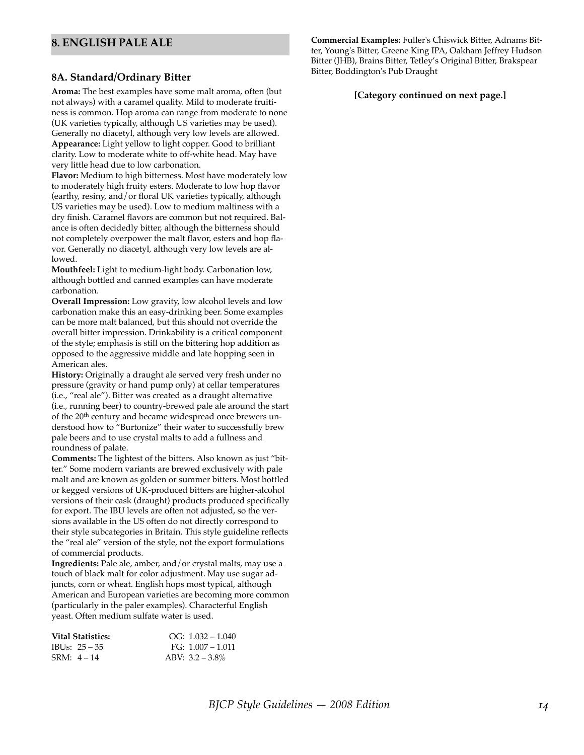## 8. ENGLISH PALE ALE

### 8A. Standard/Ordinary Bitter

**Aroma:** The best examples have some malt aroma, often (but not always) with a caramel quality. Mild to moderate fruitiness is common. Hop aroma can range from moderate to none (UK varieties typically, although US varieties may be used). Generally no diacetyl, although very low levels are allowed.
**Appearance:** Light yellow to light copper. Good to brilliant clarity. Low to moderate white to off-white head. May have very little head due to low carbonation.
**Flavor:** Medium to high bitterness. Most have moderately low to moderately high fruity esters. Moderate to low hop flavor (earthy, resiny, and/or floral UK varieties typically, although US varieties may be used). Low to medium maltiness with a dry finish. Caramel flavors are common but not required. Balance is often decidedly bitter, although the bitterness should not completely overpower the malt flavor, esters and hop flavor. Generally no diacetyl, although very low levels are allowed.
**Mouthfeel:** Light to medium-light body. Carbonation low, although bottled and canned examples can have moderate carbonation.
**Overall Impression:** Low gravity, low alcohol levels and low carbonation make this an easy-drinking beer. Some examples can be more malt balanced, but this should not override the overall bitter impression. Drinkability is a critical component of the style; emphasis is still on the bittering hop addition as opposed to the aggressive middle and late hopping seen in American ales.
**History:** Originally a draught ale served very fresh under no pressure (gravity or hand pump only) at cellar temperatures (i.e., "real ale"). Bitter was created as a draught alternative (i.e., running beer) to country-brewed pale ale around the start of the 20th century and became widespread once brewers understood how to "Burtonize" their water to successfully brew pale beers and to use crystal malts to add a fullness and roundness of palate.
**Comments:** The lightest of the bitters. Also known as just "bitter." Some modern variants are brewed exclusively with pale malt and are known as golden or summer bitters. Most bottled or kegged versions of UK-produced bitters are higher-alcohol versions of their cask (draught) products produced specifically for export. The IBU levels are often not adjusted, so the versions available in the US often do not directly correspond to their style subcategories in Britain. This style guideline reflects the "real ale" version of the style, not the export formulations of commercial products.
**Ingredients:** Pale ale, amber, and/or crystal malts, may use a touch of black malt for color adjustment. May use sugar adjuncts, corn or wheat. English hops most typical, although American and European varieties are becoming more common (particularly in the paler examples). Characterful English yeast. Often medium sulfate water is used.

**Vital Statistics:** OG: 1.032 – 1.040
IBUs: 25 – 35 FG: 1.007 – 1.011
SRM: 4 – 14 ABV: 3.2 – 3.8%

**Commercial Examples:** Fuller's Chiswick Bitter, Adnams Bitter, Young's Bitter, Greene King IPA, Oakham Jeffrey Hudson Bitter (JHB), Brains Bitter, Tetley's Original Bitter, Brakspear Bitter, Boddington's Pub Draught

**[Category continued on next page.]**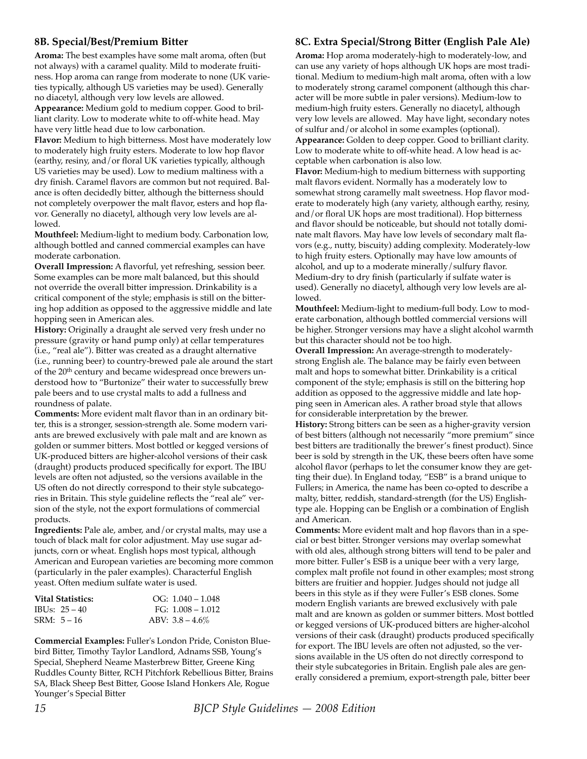### 8B. Special/Best/Premium Bitter

**Aroma:** The best examples have some malt aroma, often (but not always) with a caramel quality. Mild to moderate fruitiness. Hop aroma can range from moderate to none (UK varieties typically, although US varieties may be used). Generally no diacetyl, although very low levels are allowed.

**Appearance:** Medium gold to medium copper. Good to brilliant clarity. Low to moderate white to off-white head. May have very little head due to low carbonation.

**Flavor:** Medium to high bitterness. Most have moderately low to moderately high fruity esters. Moderate to low hop flavor (earthy, resiny, and/or floral UK varieties typically, although US varieties may be used). Low to medium maltiness with a dry finish. Caramel flavors are common but not required. Balance is often decidedly bitter, although the bitterness should not completely overpower the malt flavor, esters and hop flavor. Generally no diacetyl, although very low levels are allowed.

**Mouthfeel:** Medium-light to medium body. Carbonation low, although bottled and canned commercial examples can have moderate carbonation.

**Overall Impression:** A flavorful, yet refreshing, session beer. Some examples can be more malt balanced, but this should not override the overall bitter impression. Drinkability is a critical component of the style; emphasis is still on the bittering hop addition as opposed to the aggressive middle and late hopping seen in American ales.

**History:** Originally a draught ale served very fresh under no pressure (gravity or hand pump only) at cellar temperatures (i.e., "real ale"). Bitter was created as a draught alternative (i.e., running beer) to country-brewed pale ale around the start of the 20th century and became widespread once brewers understood how to "Burtonize" their water to successfully brew pale beers and to use crystal malts to add a fullness and roundness of palate.

**Comments:** More evident malt flavor than in an ordinary bitter, this is a stronger, session-strength ale. Some modern variants are brewed exclusively with pale malt and are known as golden or summer bitters. Most bottled or kegged versions of UK-produced bitters are higher-alcohol versions of their cask (draught) products produced specifically for export. The IBU levels are often not adjusted, so the versions available in the US often do not directly correspond to their style subcategories in Britain. This style guideline reflects the "real ale" version of the style, not the export formulations of commercial products.

**Ingredients:** Pale ale, amber, and/or crystal malts, may use a touch of black malt for color adjustment. May use sugar adjuncts, corn or wheat. English hops most typical, although American and European varieties are becoming more common (particularly in the paler examples). Characterful English yeast. Often medium sulfate water is used.

| **Vital Statistics:** | OG: 1.040 – 1.048 |
|---|---|
| IBUs: 25 – 40 | FG: 1.008 – 1.012 |
| SRM: 5 – 16 | ABV: 3.8 – 4.6% |

**Commercial Examples:** Fuller's London Pride, Coniston Bluebird Bitter, Timothy Taylor Landlord, Adnams SSB, Young's Special, Shepherd Neame Masterbrew Bitter, Greene King Ruddles County Bitter, RCH Pitchfork Rebellious Bitter, Brains SA, Black Sheep Best Bitter, Goose Island Honkers Ale, Rogue Younger's Special Bitter

### 8C. Extra Special/Strong Bitter (English Pale Ale)

**Aroma:** Hop aroma moderately-high to moderately-low, and can use any variety of hops although UK hops are most traditional. Medium to medium-high malt aroma, often with a low to moderately strong caramel component (although this character will be more subtle in paler versions). Medium-low to medium-high fruity esters. Generally no diacetyl, although very low levels are allowed. May have light, secondary notes of sulfur and/or alcohol in some examples (optional).

**Appearance:** Golden to deep copper. Good to brilliant clarity. Low to moderate white to off-white head. A low head is acceptable when carbonation is also low.

**Flavor:** Medium-high to medium bitterness with supporting malt flavors evident. Normally has a moderately low to somewhat strong caramelly malt sweetness. Hop flavor moderate to moderately high (any variety, although earthy, resiny, and/or floral UK hops are most traditional). Hop bitterness and flavor should be noticeable, but should not totally dominate malt flavors. May have low levels of secondary malt flavors (e.g., nutty, biscuity) adding complexity. Moderately-low to high fruity esters. Optionally may have low amounts of alcohol, and up to a moderate minerally/sulfury flavor. Medium-dry to dry finish (particularly if sulfate water is used). Generally no diacetyl, although very low levels are allowed.

**Mouthfeel:** Medium-light to medium-full body. Low to moderate carbonation, although bottled commercial versions will be higher. Stronger versions may have a slight alcohol warmth but this character should not be too high.

**Overall Impression:** An average-strength to moderately-strong English ale. The balance may be fairly even between malt and hops to somewhat bitter. Drinkability is a critical component of the style; emphasis is still on the bittering hop addition as opposed to the aggressive middle and late hopping seen in American ales. A rather broad style that allows for considerable interpretation by the brewer.

**History:** Strong bitters can be seen as a higher-gravity version of best bitters (although not necessarily "more premium" since best bitters are traditionally the brewer's finest product). Since beer is sold by strength in the UK, these beers often have some alcohol flavor (perhaps to let the consumer know they are getting their due). In England today, "ESB" is a brand unique to Fullers; in America, the name has been co-opted to describe a malty, bitter, reddish, standard-strength (for the US) English-type ale. Hopping can be English or a combination of English and American.

**Comments:** More evident malt and hop flavors than in a special or best bitter. Stronger versions may overlap somewhat with old ales, although strong bitters will tend to be paler and more bitter. Fuller's ESB is a unique beer with a very large, complex malt profile not found in other examples; most strong bitters are fruitier and hoppier. Judges should not judge all beers in this style as if they were Fuller's ESB clones. Some modern English variants are brewed exclusively with pale malt and are known as golden or summer bitters. Most bottled or kegged versions of UK-produced bitters are higher-alcohol versions of their cask (draught) products produced specifically for export. The IBU levels are often not adjusted, so the versions available in the US often do not directly correspond to their style subcategories in Britain. English pale ales are generally considered a premium, export-strength pale, bitter beer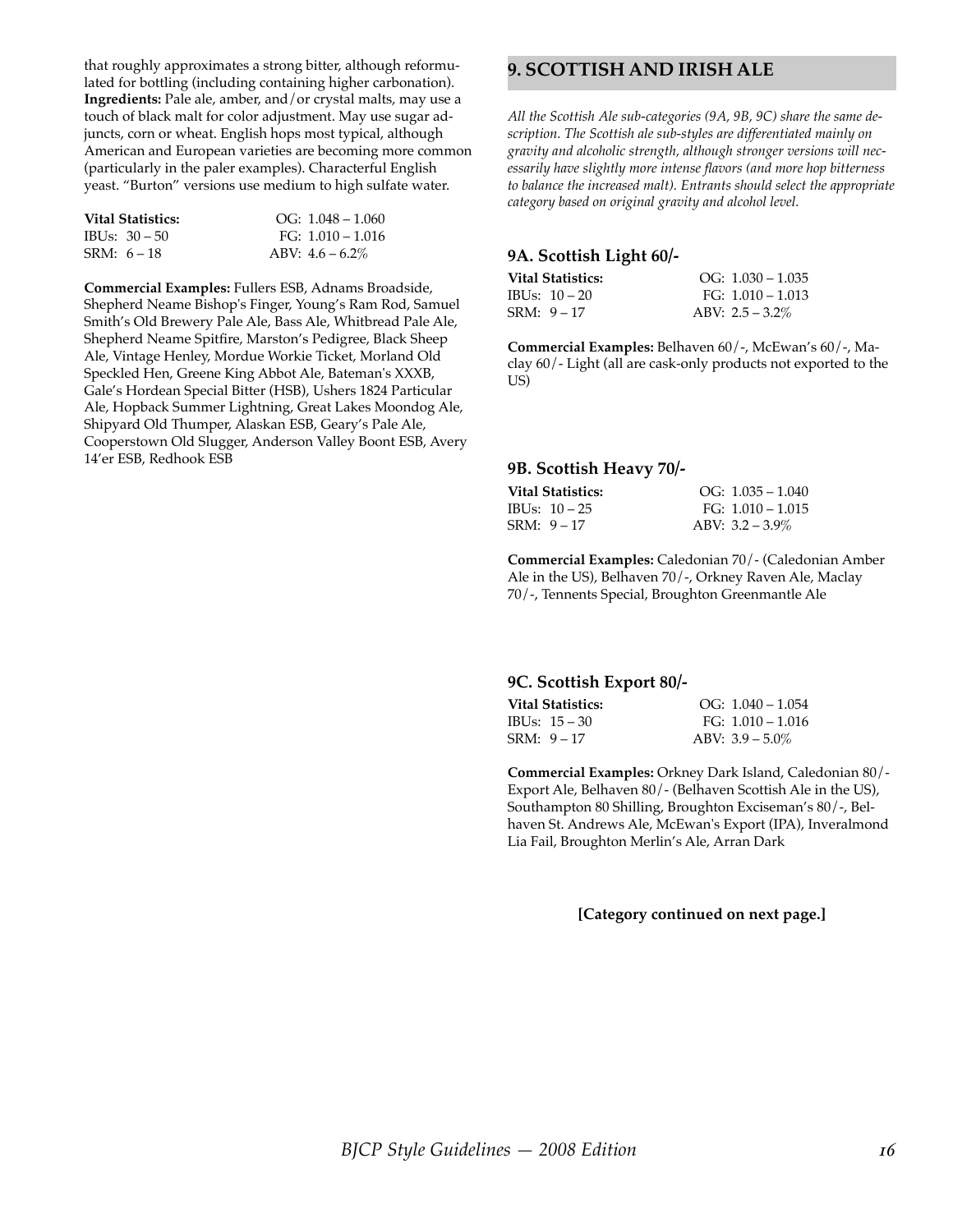that roughly approximates a strong bitter, although reformulated for bottling (including containing higher carbonation).
**Ingredients:** Pale ale, amber, and/or crystal malts, may use a touch of black malt for color adjustment. May use sugar adjuncts, corn or wheat. English hops most typical, although American and European varieties are becoming more common (particularly in the paler examples). Characterful English yeast. "Burton" versions use medium to high sulfate water.

| **Vital Statistics:** | OG: 1.048 – 1.060 |
|---|---|
| IBUs: 30 – 50 | FG: 1.010 – 1.016 |
| SRM: 6 – 18 | ABV: 4.6 – 6.2% |

**Commercial Examples:** Fullers ESB, Adnams Broadside, Shepherd Neame Bishop's Finger, Young's Ram Rod, Samuel Smith's Old Brewery Pale Ale, Bass Ale, Whitbread Pale Ale, Shepherd Neame Spitfire, Marston's Pedigree, Black Sheep Ale, Vintage Henley, Mordue Workie Ticket, Morland Old Speckled Hen, Greene King Abbot Ale, Bateman's XXXB, Gale's Hordean Special Bitter (HSB), Ushers 1824 Particular Ale, Hopback Summer Lightning, Great Lakes Moondog Ale, Shipyard Old Thumper, Alaskan ESB, Geary's Pale Ale, Cooperstown Old Slugger, Anderson Valley Boont ESB, Avery 14'er ESB, Redhook ESB

## 9. SCOTTISH AND IRISH ALE

*All the Scottish Ale sub-categories (9A, 9B, 9C) share the same description. The Scottish ale sub-styles are differentiated mainly on gravity and alcoholic strength, although stronger versions will necessarily have slightly more intense flavors (and more hop bitterness to balance the increased malt). Entrants should select the appropriate category based on original gravity and alcohol level.*

### 9A. Scottish Light 60/-

| **Vital Statistics:** | OG: 1.030 – 1.035 |
|---|---|
| IBUs: 10 – 20 | FG: 1.010 – 1.013 |
| SRM: 9 – 17 | ABV: 2.5 – 3.2% |

**Commercial Examples:** Belhaven 60/-, McEwan's 60/-, Maclay 60/- Light (all are cask-only products not exported to the US)

### 9B. Scottish Heavy 70/-

| **Vital Statistics:** | OG: 1.035 – 1.040 |
|---|---|
| IBUs: 10 – 25 | FG: 1.010 – 1.015 |
| SRM: 9 – 17 | ABV: 3.2 – 3.9% |

**Commercial Examples:** Caledonian 70/- (Caledonian Amber Ale in the US), Belhaven 70/-, Orkney Raven Ale, Maclay 70/-, Tennents Special, Broughton Greenmantle Ale

### 9C. Scottish Export 80/-

| **Vital Statistics:** | OG: 1.040 – 1.054 |
|---|---|
| IBUs: 15 – 30 | FG: 1.010 – 1.016 |
| SRM: 9 – 17 | ABV: 3.9 – 5.0% |

**Commercial Examples:** Orkney Dark Island, Caledonian 80/- Export Ale, Belhaven 80/- (Belhaven Scottish Ale in the US), Southampton 80 Shilling, Broughton Exciseman's 80/-, Belhaven St. Andrews Ale, McEwan's Export (IPA), Inveralmond Lia Fail, Broughton Merlin's Ale, Arran Dark

**[Category continued on next page.]**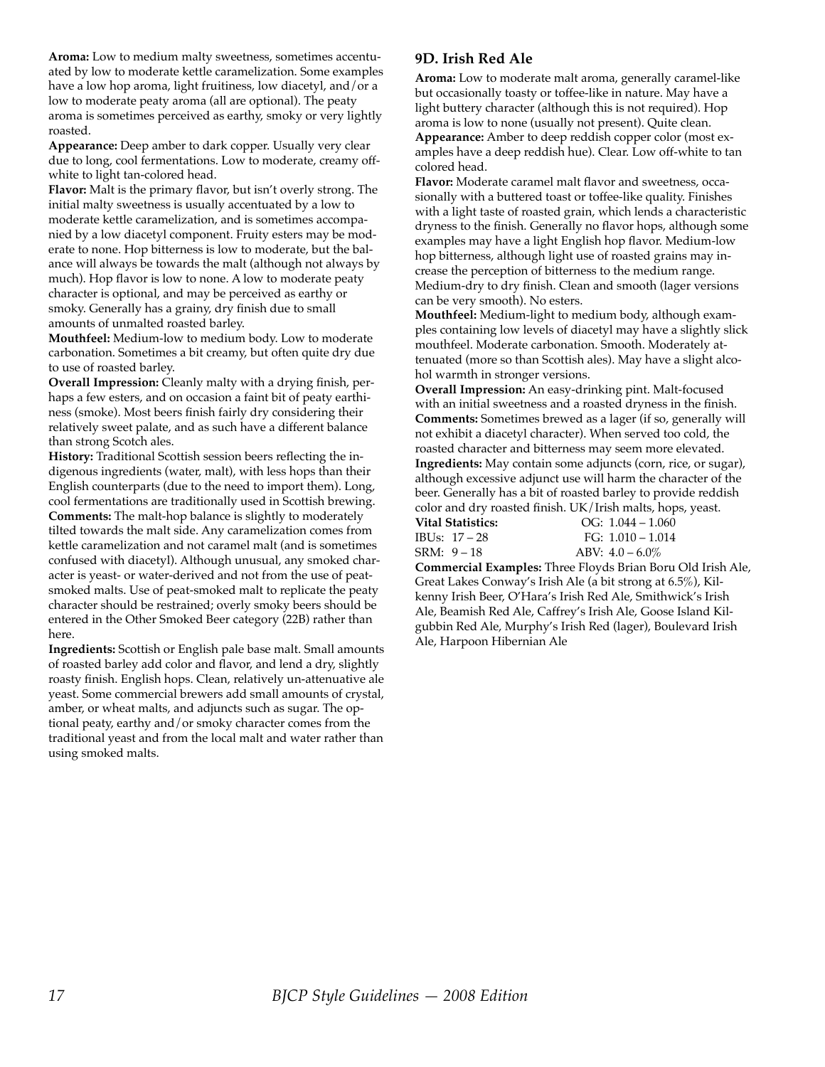**Aroma:** Low to medium malty sweetness, sometimes accentuated by low to moderate kettle caramelization. Some examples have a low hop aroma, light fruitiness, low diacetyl, and/or a low to moderate peaty aroma (all are optional). The peaty aroma is sometimes perceived as earthy, smoky or very lightly roasted.

**Appearance:** Deep amber to dark copper. Usually very clear due to long, cool fermentations. Low to moderate, creamy off-white to light tan-colored head.

**Flavor:** Malt is the primary flavor, but isn't overly strong. The initial malty sweetness is usually accentuated by a low to moderate kettle caramelization, and is sometimes accompanied by a low diacetyl component. Fruity esters may be moderate to none. Hop bitterness is low to moderate, but the balance will always be towards the malt (although not always by much). Hop flavor is low to none. A low to moderate peaty character is optional, and may be perceived as earthy or smoky. Generally has a grainy, dry finish due to small amounts of unmalted roasted barley.

**Mouthfeel:** Medium-low to medium body. Low to moderate carbonation. Sometimes a bit creamy, but often quite dry due to use of roasted barley.

**Overall Impression:** Cleanly malty with a drying finish, perhaps a few esters, and on occasion a faint bit of peaty earthiness (smoke). Most beers finish fairly dry considering their relatively sweet palate, and as such have a different balance than strong Scotch ales.

**History:** Traditional Scottish session beers reflecting the indigenous ingredients (water, malt), with less hops than their English counterparts (due to the need to import them). Long, cool fermentations are traditionally used in Scottish brewing.

**Comments:** The malt-hop balance is slightly to moderately tilted towards the malt side. Any caramelization comes from kettle caramelization and not caramel malt (and is sometimes confused with diacetyl). Although unusual, any smoked character is yeast- or water-derived and not from the use of peat-smoked malts. Use of peat-smoked malt to replicate the peaty character should be restrained; overly smoky beers should be entered in the Other Smoked Beer category (22B) rather than here.

**Ingredients:** Scottish or English pale base malt. Small amounts of roasted barley add color and flavor, and lend a dry, slightly roasty finish. English hops. Clean, relatively un-attenuative ale yeast. Some commercial brewers add small amounts of crystal, amber, or wheat malts, and adjuncts such as sugar. The optional peaty, earthy and/or smoky character comes from the traditional yeast and from the local malt and water rather than using smoked malts.

### 9D. Irish Red Ale

**Aroma:** Low to moderate malt aroma, generally caramel-like but occasionally toasty or toffee-like in nature. May have a light buttery character (although this is not required). Hop aroma is low to none (usually not present). Quite clean.

**Appearance:** Amber to deep reddish copper color (most examples have a deep reddish hue). Clear. Low off-white to tan colored head.

**Flavor:** Moderate caramel malt flavor and sweetness, occasionally with a buttered toast or toffee-like quality. Finishes with a light taste of roasted grain, which lends a characteristic dryness to the finish. Generally no flavor hops, although some examples may have a light English hop flavor. Medium-low hop bitterness, although light use of roasted grains may increase the perception of bitterness to the medium range. Medium-dry to dry finish. Clean and smooth (lager versions can be very smooth). No esters.

**Mouthfeel:** Medium-light to medium body, although examples containing low levels of diacetyl may have a slightly slick mouthfeel. Moderate carbonation. Smooth. Moderately attenuated (more so than Scottish ales). May have a slight alcohol warmth in stronger versions.

**Overall Impression:** An easy-drinking pint. Malt-focused with an initial sweetness and a roasted dryness in the finish.

**Comments:** Sometimes brewed as a lager (if so, generally will not exhibit a diacetyl character). When served too cold, the roasted character and bitterness may seem more elevated.

**Ingredients:** May contain some adjuncts (corn, rice, or sugar), although excessive adjunct use will harm the character of the beer. Generally has a bit of roasted barley to provide reddish color and dry roasted finish. UK/Irish malts, hops, yeast.

| **Vital Statistics:** | OG: 1.044 – 1.060 |
|---|---|
| IBUs: 17 – 28 | FG: 1.010 – 1.014 |
| SRM: 9 – 18 | ABV: 4.0 – 6.0% |

**Commercial Examples:** Three Floyds Brian Boru Old Irish Ale, Great Lakes Conway's Irish Ale (a bit strong at 6.5%), Kilkenny Irish Beer, O'Hara's Irish Red Ale, Smithwick's Irish Ale, Beamish Red Ale, Caffrey's Irish Ale, Goose Island Kilgubbin Red Ale, Murphy's Irish Red (lager), Boulevard Irish Ale, Harpoon Hibernian Ale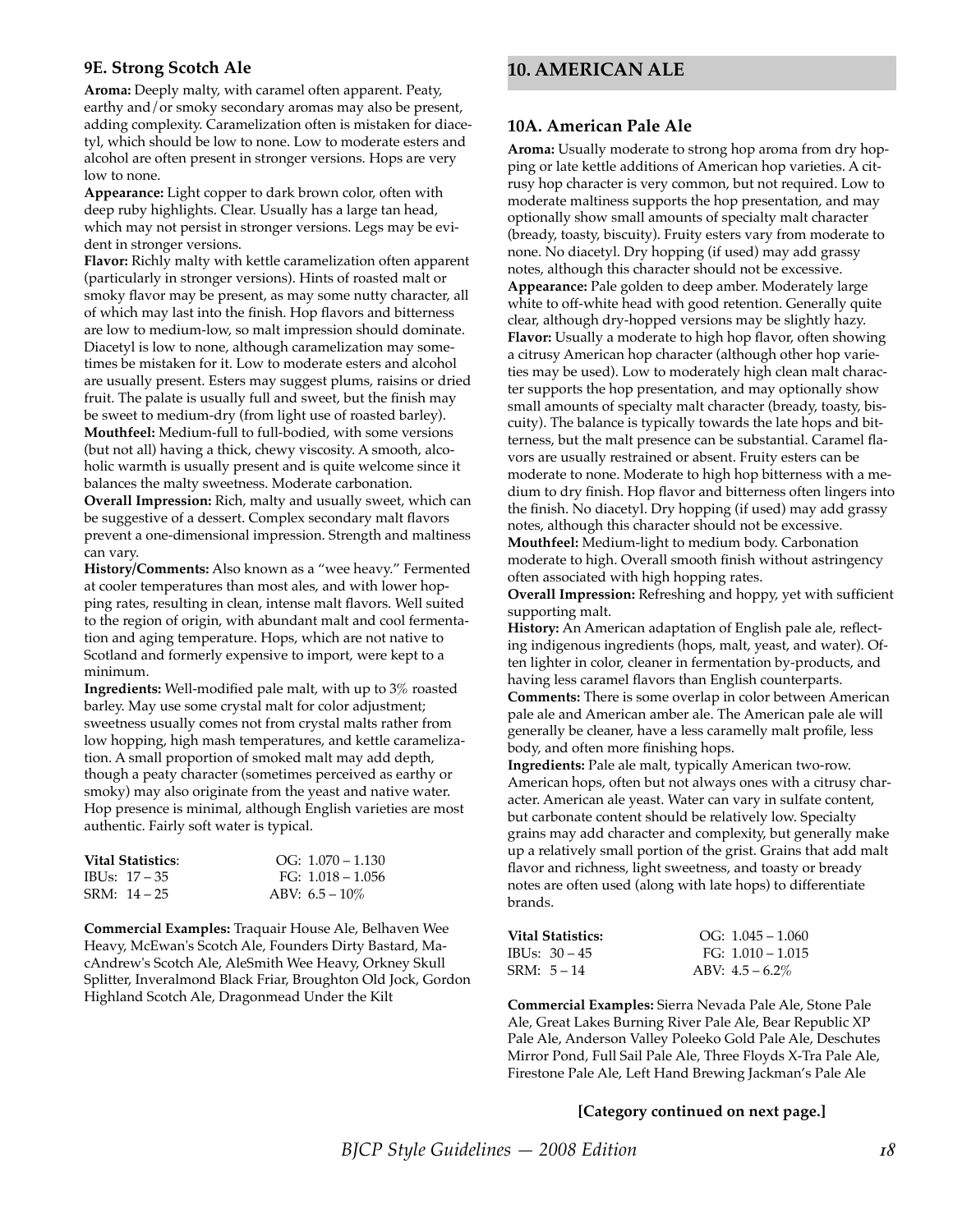### 9E. Strong Scotch Ale

**Aroma:** Deeply malty, with caramel often apparent. Peaty, earthy and/or smoky secondary aromas may also be present, adding complexity. Caramelization often is mistaken for diacetyl, which should be low to none. Low to moderate esters and alcohol are often present in stronger versions. Hops are very low to none.

**Appearance:** Light copper to dark brown color, often with deep ruby highlights. Clear. Usually has a large tan head, which may not persist in stronger versions. Legs may be evident in stronger versions.

**Flavor:** Richly malty with kettle caramelization often apparent (particularly in stronger versions). Hints of roasted malt or smoky flavor may be present, as may some nutty character, all of which may last into the finish. Hop flavors and bitterness are low to medium-low, so malt impression should dominate. Diacetyl is low to none, although caramelization may sometimes be mistaken for it. Low to moderate esters and alcohol are usually present. Esters may suggest plums, raisins or dried fruit. The palate is usually full and sweet, but the finish may be sweet to medium-dry (from light use of roasted barley).

**Mouthfeel:** Medium-full to full-bodied, with some versions (but not all) having a thick, chewy viscosity. A smooth, alcoholic warmth is usually present and is quite welcome since it balances the malty sweetness. Moderate carbonation.

**Overall Impression:** Rich, malty and usually sweet, which can be suggestive of a dessert. Complex secondary malt flavors prevent a one-dimensional impression. Strength and maltiness can vary.

**History/Comments:** Also known as a "wee heavy." Fermented at cooler temperatures than most ales, and with lower hopping rates, resulting in clean, intense malt flavors. Well suited to the region of origin, with abundant malt and cool fermentation and aging temperature. Hops, which are not native to Scotland and formerly expensive to import, were kept to a minimum.

**Ingredients:** Well-modified pale malt, with up to 3% roasted barley. May use some crystal malt for color adjustment; sweetness usually comes not from crystal malts rather from low hopping, high mash temperatures, and kettle caramelization. A small proportion of smoked malt may add depth, though a peaty character (sometimes perceived as earthy or smoky) may also originate from the yeast and native water. Hop presence is minimal, although English varieties are most authentic. Fairly soft water is typical.

| **Vital Statistics**: | OG: 1.070 – 1.130 |
|---|---|
| IBUs: 17 – 35 | FG: 1.018 – 1.056 |
| SRM: 14 – 25 | ABV: 6.5 – 10% |

**Commercial Examples:** Traquair House Ale, Belhaven Wee Heavy, McEwan's Scotch Ale, Founders Dirty Bastard, MacAndrew's Scotch Ale, AleSmith Wee Heavy, Orkney Skull Splitter, Inveralmond Black Friar, Broughton Old Jock, Gordon Highland Scotch Ale, Dragonmead Under the Kilt

## 10. AMERICAN ALE

### 10A. American Pale Ale

**Aroma:** Usually moderate to strong hop aroma from dry hopping or late kettle additions of American hop varieties. A citrusy hop character is very common, but not required. Low to moderate maltiness supports the hop presentation, and may optionally show small amounts of specialty malt character (bready, toasty, biscuity). Fruity esters vary from moderate to none. No diacetyl. Dry hopping (if used) may add grassy notes, although this character should not be excessive.

**Appearance:** Pale golden to deep amber. Moderately large white to off-white head with good retention. Generally quite clear, although dry-hopped versions may be slightly hazy.

**Flavor:** Usually a moderate to high hop flavor, often showing a citrusy American hop character (although other hop varieties may be used). Low to moderately high clean malt character supports the hop presentation, and may optionally show small amounts of specialty malt character (bready, toasty, biscuity). The balance is typically towards the late hops and bitterness, but the malt presence can be substantial. Caramel flavors are usually restrained or absent. Fruity esters can be moderate to none. Moderate to high hop bitterness with a medium to dry finish. Hop flavor and bitterness often lingers into the finish. No diacetyl. Dry hopping (if used) may add grassy notes, although this character should not be excessive.

**Mouthfeel:** Medium-light to medium body. Carbonation moderate to high. Overall smooth finish without astringency often associated with high hopping rates.

**Overall Impression:** Refreshing and hoppy, yet with sufficient supporting malt.

**History:** An American adaptation of English pale ale, reflecting indigenous ingredients (hops, malt, yeast, and water). Often lighter in color, cleaner in fermentation by-products, and having less caramel flavors than English counterparts.

**Comments:** There is some overlap in color between American pale ale and American amber ale. The American pale ale will generally be cleaner, have a less caramelly malt profile, less body, and often more finishing hops.

**Ingredients:** Pale ale malt, typically American two-row. American hops, often but not always ones with a citrusy character. American ale yeast. Water can vary in sulfate content, but carbonate content should be relatively low. Specialty grains may add character and complexity, but generally make up a relatively small portion of the grist. Grains that add malt flavor and richness, light sweetness, and toasty or bready notes are often used (along with late hops) to differentiate brands.

| **Vital Statistics:** | OG: 1.045 – 1.060 |
|---|---|
| IBUs: 30 – 45 | FG: 1.010 – 1.015 |
| SRM: 5 – 14 | ABV: 4.5 – 6.2% |

**Commercial Examples:** Sierra Nevada Pale Ale, Stone Pale Ale, Great Lakes Burning River Pale Ale, Bear Republic XP Pale Ale, Anderson Valley Poleeko Gold Pale Ale, Deschutes Mirror Pond, Full Sail Pale Ale, Three Floyds X-Tra Pale Ale, Firestone Pale Ale, Left Hand Brewing Jackman's Pale Ale

**[Category continued on next page.]**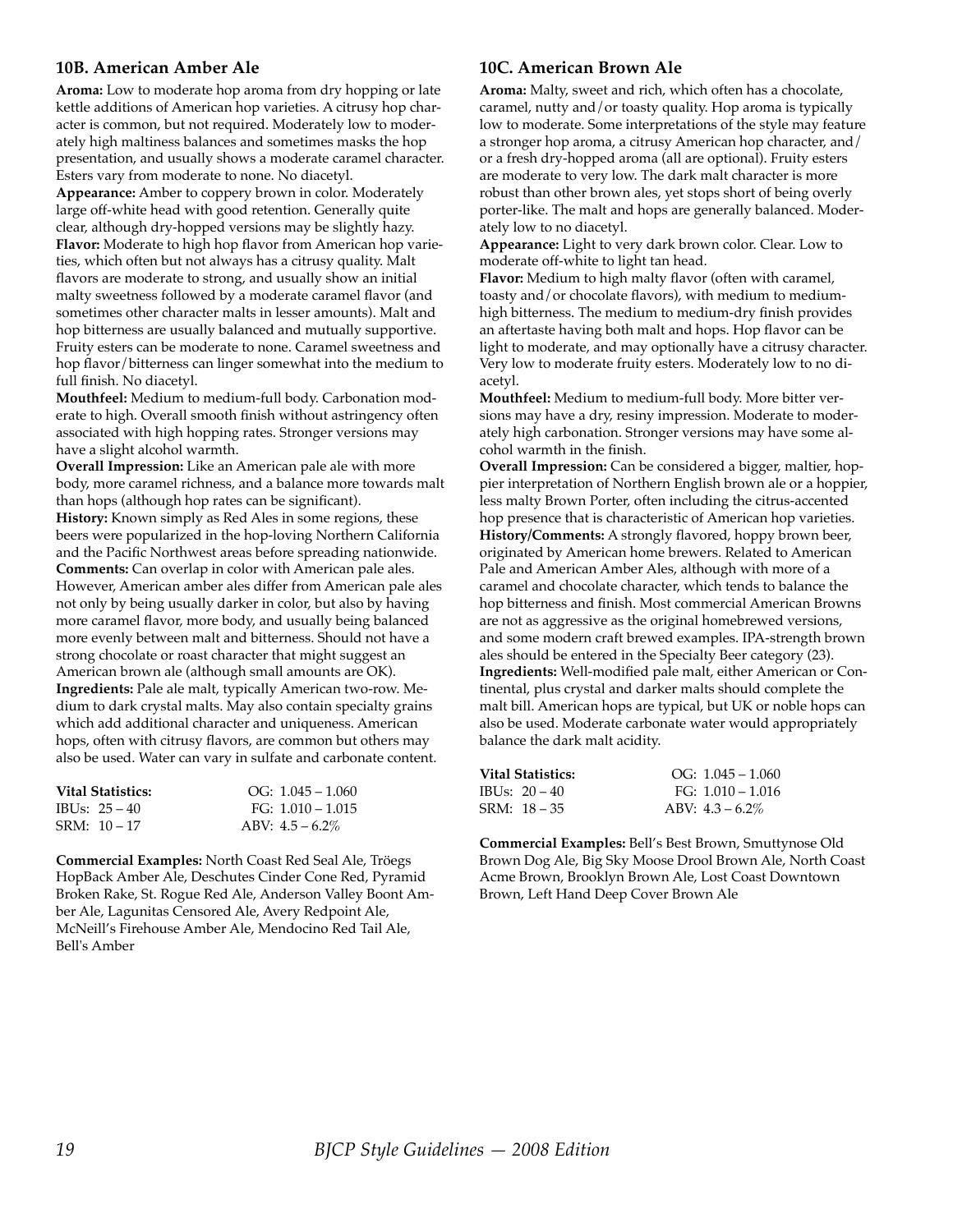### 10B. American Amber Ale

**Aroma:** Low to moderate hop aroma from dry hopping or late kettle additions of American hop varieties. A citrusy hop character is common, but not required. Moderately low to moderately high maltiness balances and sometimes masks the hop presentation, and usually shows a moderate caramel character. Esters vary from moderate to none. No diacetyl.

**Appearance:** Amber to coppery brown in color. Moderately large off-white head with good retention. Generally quite clear, although dry-hopped versions may be slightly hazy.

**Flavor:** Moderate to high hop flavor from American hop varieties, which often but not always has a citrusy quality. Malt flavors are moderate to strong, and usually show an initial malty sweetness followed by a moderate caramel flavor (and sometimes other character malts in lesser amounts). Malt and hop bitterness are usually balanced and mutually supportive. Fruity esters can be moderate to none. Caramel sweetness and hop flavor/bitterness can linger somewhat into the medium to full finish. No diacetyl.

**Mouthfeel:** Medium to medium-full body. Carbonation moderate to high. Overall smooth finish without astringency often associated with high hopping rates. Stronger versions may have a slight alcohol warmth.

**Overall Impression:** Like an American pale ale with more body, more caramel richness, and a balance more towards malt than hops (although hop rates can be significant).

**History:** Known simply as Red Ales in some regions, these beers were popularized in the hop-loving Northern California and the Pacific Northwest areas before spreading nationwide.

**Comments:** Can overlap in color with American pale ales. However, American amber ales differ from American pale ales not only by being usually darker in color, but also by having more caramel flavor, more body, and usually being balanced more evenly between malt and bitterness. Should not have a strong chocolate or roast character that might suggest an American brown ale (although small amounts are OK).

**Ingredients:** Pale ale malt, typically American two-row. Medium to dark crystal malts. May also contain specialty grains which add additional character and uniqueness. American hops, often with citrusy flavors, are common but others may also be used. Water can vary in sulfate and carbonate content.

| **Vital Statistics:** | OG: 1.045 – 1.060 |
|---|---|
| IBUs: 25 – 40 | FG: 1.010 – 1.015 |
| SRM: 10 – 17 | ABV: 4.5 – 6.2% |

**Commercial Examples:** North Coast Red Seal Ale, Tröegs HopBack Amber Ale, Deschutes Cinder Cone Red, Pyramid Broken Rake, St. Rogue Red Ale, Anderson Valley Boont Amber Ale, Lagunitas Censored Ale, Avery Redpoint Ale, McNeill's Firehouse Amber Ale, Mendocino Red Tail Ale, Bell's Amber

### 10C. American Brown Ale

**Aroma:** Malty, sweet and rich, which often has a chocolate, caramel, nutty and/or toasty quality. Hop aroma is typically low to moderate. Some interpretations of the style may feature a stronger hop aroma, a citrusy American hop character, and/or a fresh dry-hopped aroma (all are optional). Fruity esters are moderate to very low. The dark malt character is more robust than other brown ales, yet stops short of being overly porter-like. The malt and hops are generally balanced. Moderately low to no diacetyl.

**Appearance:** Light to very dark brown color. Clear. Low to moderate off-white to light tan head.

**Flavor:** Medium to high malty flavor (often with caramel, toasty and/or chocolate flavors), with medium to medium-high bitterness. The medium to medium-dry finish provides an aftertaste having both malt and hops. Hop flavor can be light to moderate, and may optionally have a citrusy character. Very low to moderate fruity esters. Moderately low to no diacetyl.

**Mouthfeel:** Medium to medium-full body. More bitter versions may have a dry, resiny impression. Moderate to moderately high carbonation. Stronger versions may have some alcohol warmth in the finish.

**Overall Impression:** Can be considered a bigger, maltier, hoppier interpretation of Northern English brown ale or a hoppier, less malty Brown Porter, often including the citrus-accented hop presence that is characteristic of American hop varieties.

**History/Comments:** A strongly flavored, hoppy brown beer, originated by American home brewers. Related to American Pale and American Amber Ales, although with more of a caramel and chocolate character, which tends to balance the hop bitterness and finish. Most commercial American Browns are not as aggressive as the original homebrewed versions, and some modern craft brewed examples. IPA-strength brown ales should be entered in the Specialty Beer category (23).

**Ingredients:** Well-modified pale malt, either American or Continental, plus crystal and darker malts should complete the malt bill. American hops are typical, but UK or noble hops can also be used. Moderate carbonate water would appropriately balance the dark malt acidity.

| **Vital Statistics:** | OG: 1.045 – 1.060 |
|---|---|
| IBUs: 20 – 40 | FG: 1.010 – 1.016 |
| SRM: 18 – 35 | ABV: 4.3 – 6.2% |

**Commercial Examples:** Bell's Best Brown, Smuttynose Old Brown Dog Ale, Big Sky Moose Drool Brown Ale, North Coast Acme Brown, Brooklyn Brown Ale, Lost Coast Downtown Brown, Left Hand Deep Cover Brown Ale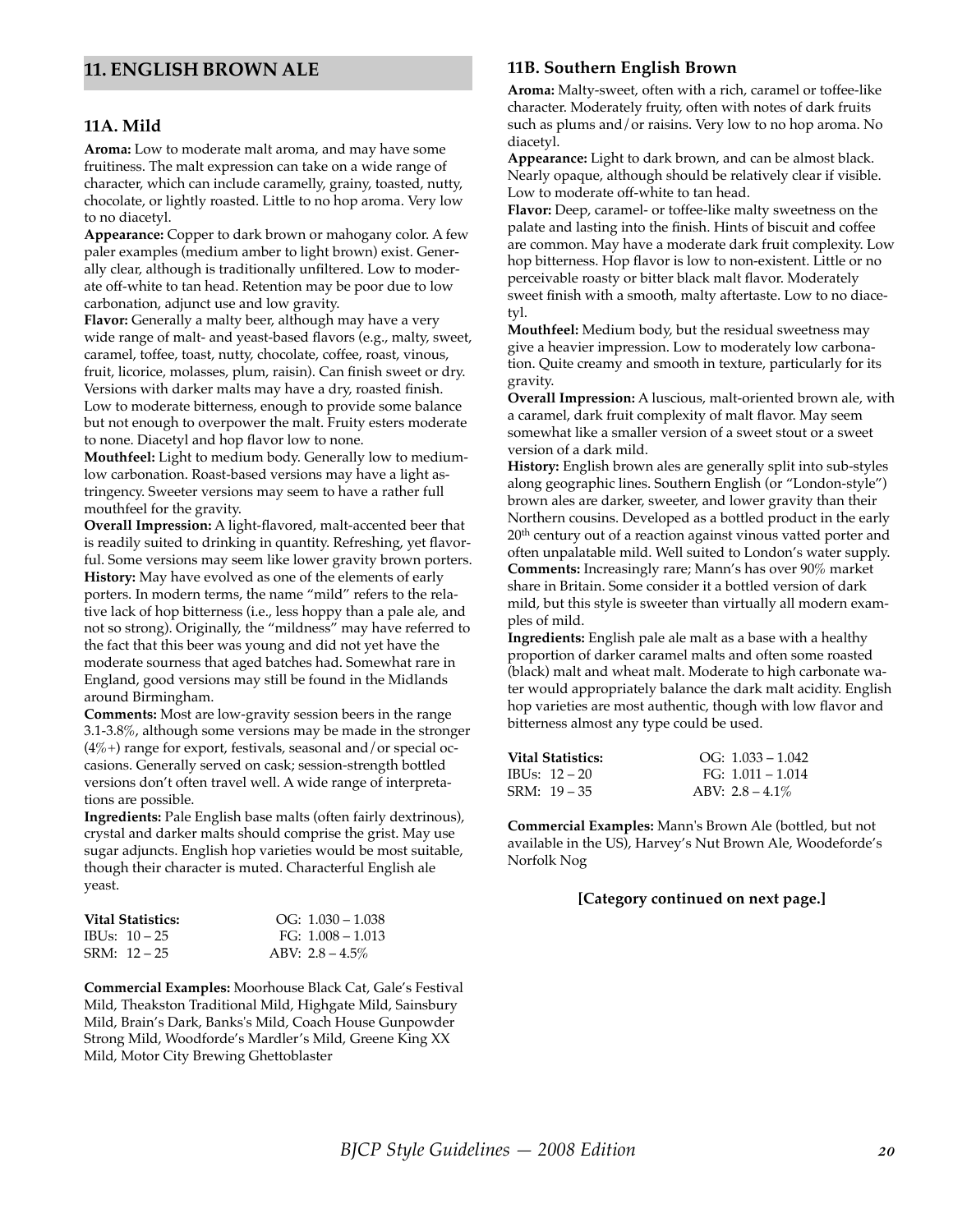## 11. ENGLISH BROWN ALE

### 11A. Mild

**Aroma:** Low to moderate malt aroma, and may have some fruitiness. The malt expression can take on a wide range of character, which can include caramelly, grainy, toasted, nutty, chocolate, or lightly roasted. Little to no hop aroma. Very low to no diacetyl.

**Appearance:** Copper to dark brown or mahogany color. A few paler examples (medium amber to light brown) exist. Generally clear, although is traditionally unfiltered. Low to moderate off-white to tan head. Retention may be poor due to low carbonation, adjunct use and low gravity.

**Flavor:** Generally a malty beer, although may have a very wide range of malt- and yeast-based flavors (e.g., malty, sweet, caramel, toffee, toast, nutty, chocolate, coffee, roast, vinous, fruit, licorice, molasses, plum, raisin). Can finish sweet or dry. Versions with darker malts may have a dry, roasted finish. Low to moderate bitterness, enough to provide some balance but not enough to overpower the malt. Fruity esters moderate to none. Diacetyl and hop flavor low to none.

**Mouthfeel:** Light to medium body. Generally low to medium-low carbonation. Roast-based versions may have a light astringency. Sweeter versions may seem to have a rather full mouthfeel for the gravity.

**Overall Impression:** A light-flavored, malt-accented beer that is readily suited to drinking in quantity. Refreshing, yet flavorful. Some versions may seem like lower gravity brown porters.

**History:** May have evolved as one of the elements of early porters. In modern terms, the name "mild" refers to the relative lack of hop bitterness (i.e., less hoppy than a pale ale, and not so strong). Originally, the "mildness" may have referred to the fact that this beer was young and did not yet have the moderate sourness that aged batches had. Somewhat rare in England, good versions may still be found in the Midlands around Birmingham.

**Comments:** Most are low-gravity session beers in the range 3.1-3.8%, although some versions may be made in the stronger (4%+) range for export, festivals, seasonal and/or special occasions. Generally served on cask; session-strength bottled versions don't often travel well. A wide range of interpretations are possible.

**Ingredients:** Pale English base malts (often fairly dextrinous), crystal and darker malts should comprise the grist. May use sugar adjuncts. English hop varieties would be most suitable, though their character is muted. Characterful English ale yeast.

| **Vital Statistics:** | OG: 1.030 – 1.038 |
|---|---|
| IBUs: 10 – 25 | FG: 1.008 – 1.013 |
| SRM: 12 – 25 | ABV: 2.8 – 4.5% |

**Commercial Examples:** Moorhouse Black Cat, Gale's Festival Mild, Theakston Traditional Mild, Highgate Mild, Sainsbury Mild, Brain's Dark, Banks's Mild, Coach House Gunpowder Strong Mild, Woodforde's Mardler's Mild, Greene King XX Mild, Motor City Brewing Ghettoblaster

### 11B. Southern English Brown

**Aroma:** Malty-sweet, often with a rich, caramel or toffee-like character. Moderately fruity, often with notes of dark fruits such as plums and/or raisins. Very low to no hop aroma. No diacetyl.

**Appearance:** Light to dark brown, and can be almost black. Nearly opaque, although should be relatively clear if visible. Low to moderate off-white to tan head.

**Flavor:** Deep, caramel- or toffee-like malty sweetness on the palate and lasting into the finish. Hints of biscuit and coffee are common. May have a moderate dark fruit complexity. Low hop bitterness. Hop flavor is low to non-existent. Little or no perceivable roasty or bitter black malt flavor. Moderately sweet finish with a smooth, malty aftertaste. Low to no diacetyl.

**Mouthfeel:** Medium body, but the residual sweetness may give a heavier impression. Low to moderately low carbonation. Quite creamy and smooth in texture, particularly for its gravity.

**Overall Impression:** A luscious, malt-oriented brown ale, with a caramel, dark fruit complexity of malt flavor. May seem somewhat like a smaller version of a sweet stout or a sweet version of a dark mild.

**History:** English brown ales are generally split into sub-styles along geographic lines. Southern English (or "London-style") brown ales are darker, sweeter, and lower gravity than their Northern cousins. Developed as a bottled product in the early 20th century out of a reaction against vinous vatted porter and often unpalatable mild. Well suited to London's water supply.

**Comments:** Increasingly rare; Mann's has over 90% market share in Britain. Some consider it a bottled version of dark mild, but this style is sweeter than virtually all modern examples of mild.

**Ingredients:** English pale ale malt as a base with a healthy proportion of darker caramel malts and often some roasted (black) malt and wheat malt. Moderate to high carbonate water would appropriately balance the dark malt acidity. English hop varieties are most authentic, though with low flavor and bitterness almost any type could be used.

| **Vital Statistics:** | OG: 1.033 – 1.042 |
|---|---|
| IBUs: 12 – 20 | FG: 1.011 – 1.014 |
| SRM: 19 – 35 | ABV: 2.8 – 4.1% |

**Commercial Examples:** Mann's Brown Ale (bottled, but not available in the US), Harvey's Nut Brown Ale, Woodeforde's Norfolk Nog

**[Category continued on next page.]**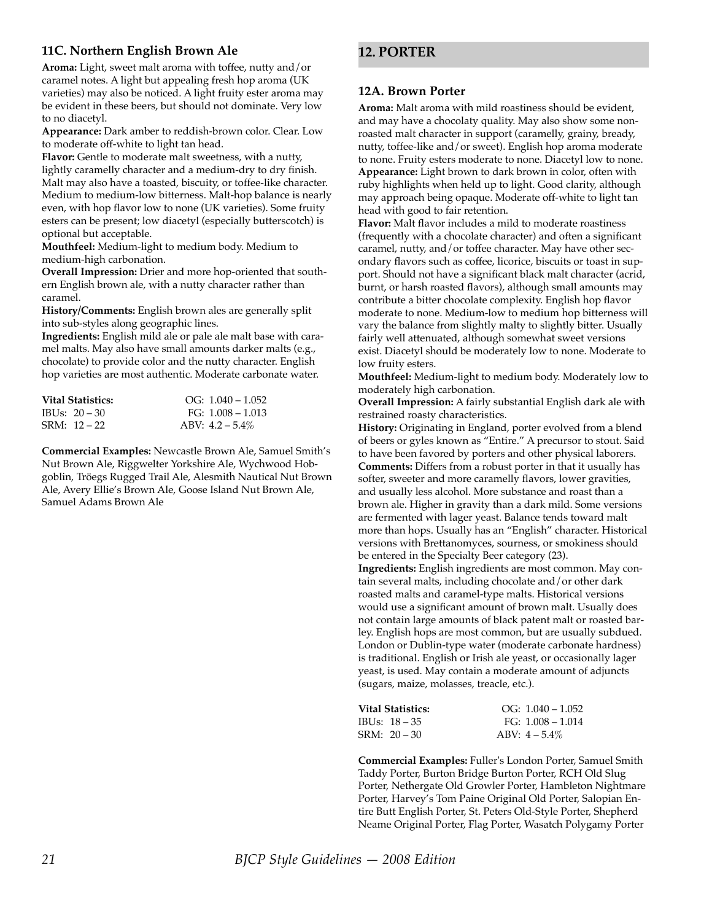### 11C. Northern English Brown Ale

**Aroma:** Light, sweet malt aroma with toffee, nutty and/or caramel notes. A light but appealing fresh hop aroma (UK varieties) may also be noticed. A light fruity ester aroma may be evident in these beers, but should not dominate. Very low to no diacetyl.

**Appearance:** Dark amber to reddish-brown color. Clear. Low to moderate off-white to light tan head.

**Flavor:** Gentle to moderate malt sweetness, with a nutty, lightly caramelly character and a medium-dry to dry finish. Malt may also have a toasted, biscuity, or toffee-like character. Medium to medium-low bitterness. Malt-hop balance is nearly even, with hop flavor low to none (UK varieties). Some fruity esters can be present; low diacetyl (especially butterscotch) is optional but acceptable.

**Mouthfeel:** Medium-light to medium body. Medium to medium-high carbonation.

**Overall Impression:** Drier and more hop-oriented that southern English brown ale, with a nutty character rather than caramel.

**History/Comments:** English brown ales are generally split into sub-styles along geographic lines.

**Ingredients:** English mild ale or pale ale malt base with caramel malts. May also have small amounts darker malts (e.g., chocolate) to provide color and the nutty character. English hop varieties are most authentic. Moderate carbonate water.

| **Vital Statistics:** | OG: 1.040 – 1.052 |
|---|---|
| IBUs: 20 – 30 | FG: 1.008 – 1.013 |
| SRM: 12 – 22 | ABV: 4.2 – 5.4% |

**Commercial Examples:** Newcastle Brown Ale, Samuel Smith's Nut Brown Ale, Riggwelter Yorkshire Ale, Wychwood Hobgoblin, Tröegs Rugged Trail Ale, Alesmith Nautical Nut Brown Ale, Avery Ellie's Brown Ale, Goose Island Nut Brown Ale, Samuel Adams Brown Ale

## 12. PORTER

### 12A. Brown Porter

**Aroma:** Malt aroma with mild roastiness should be evident, and may have a chocolaty quality. May also show some non-roasted malt character in support (caramelly, grainy, bready, nutty, toffee-like and/or sweet). English hop aroma moderate to none. Fruity esters moderate to none. Diacetyl low to none.

**Appearance:** Light brown to dark brown in color, often with ruby highlights when held up to light. Good clarity, although may approach being opaque. Moderate off-white to light tan head with good to fair retention.

**Flavor:** Malt flavor includes a mild to moderate roastiness (frequently with a chocolate character) and often a significant caramel, nutty, and/or toffee character. May have other secondary flavors such as coffee, licorice, biscuits or toast in support. Should not have a significant black malt character (acrid, burnt, or harsh roasted flavors), although small amounts may contribute a bitter chocolate complexity. English hop flavor moderate to none. Medium-low to medium hop bitterness will vary the balance from slightly malty to slightly bitter. Usually fairly well attenuated, although somewhat sweet versions exist. Diacetyl should be moderately low to none. Moderate to low fruity esters.

**Mouthfeel:** Medium-light to medium body. Moderately low to moderately high carbonation.

**Overall Impression:** A fairly substantial English dark ale with restrained roasty characteristics.

**History:** Originating in England, porter evolved from a blend of beers or gyles known as "Entire." A precursor to stout. Said to have been favored by porters and other physical laborers.

**Comments:** Differs from a robust porter in that it usually has softer, sweeter and more caramelly flavors, lower gravities, and usually less alcohol. More substance and roast than a brown ale. Higher in gravity than a dark mild. Some versions are fermented with lager yeast. Balance tends toward malt more than hops. Usually has an "English" character. Historical versions with Brettanomyces, sourness, or smokiness should be entered in the Specialty Beer category (23).

**Ingredients:** English ingredients are most common. May contain several malts, including chocolate and/or other dark roasted malts and caramel-type malts. Historical versions would use a significant amount of brown malt. Usually does not contain large amounts of black patent malt or roasted barley. English hops are most common, but are usually subdued. London or Dublin-type water (moderate carbonate hardness) is traditional. English or Irish ale yeast, or occasionally lager yeast, is used. May contain a moderate amount of adjuncts (sugars, maize, molasses, treacle, etc.).

| **Vital Statistics:** | OG: 1.040 – 1.052 |
|---|---|
| IBUs: 18 – 35 | FG: 1.008 – 1.014 |
| SRM: 20 – 30 | ABV: 4 – 5.4% |

**Commercial Examples:** Fuller's London Porter, Samuel Smith Taddy Porter, Burton Bridge Burton Porter, RCH Old Slug Porter, Nethergate Old Growler Porter, Hambleton Nightmare Porter, Harvey's Tom Paine Original Old Porter, Salopian Entire Butt English Porter, St. Peters Old-Style Porter, Shepherd Neame Original Porter, Flag Porter, Wasatch Polygamy Porter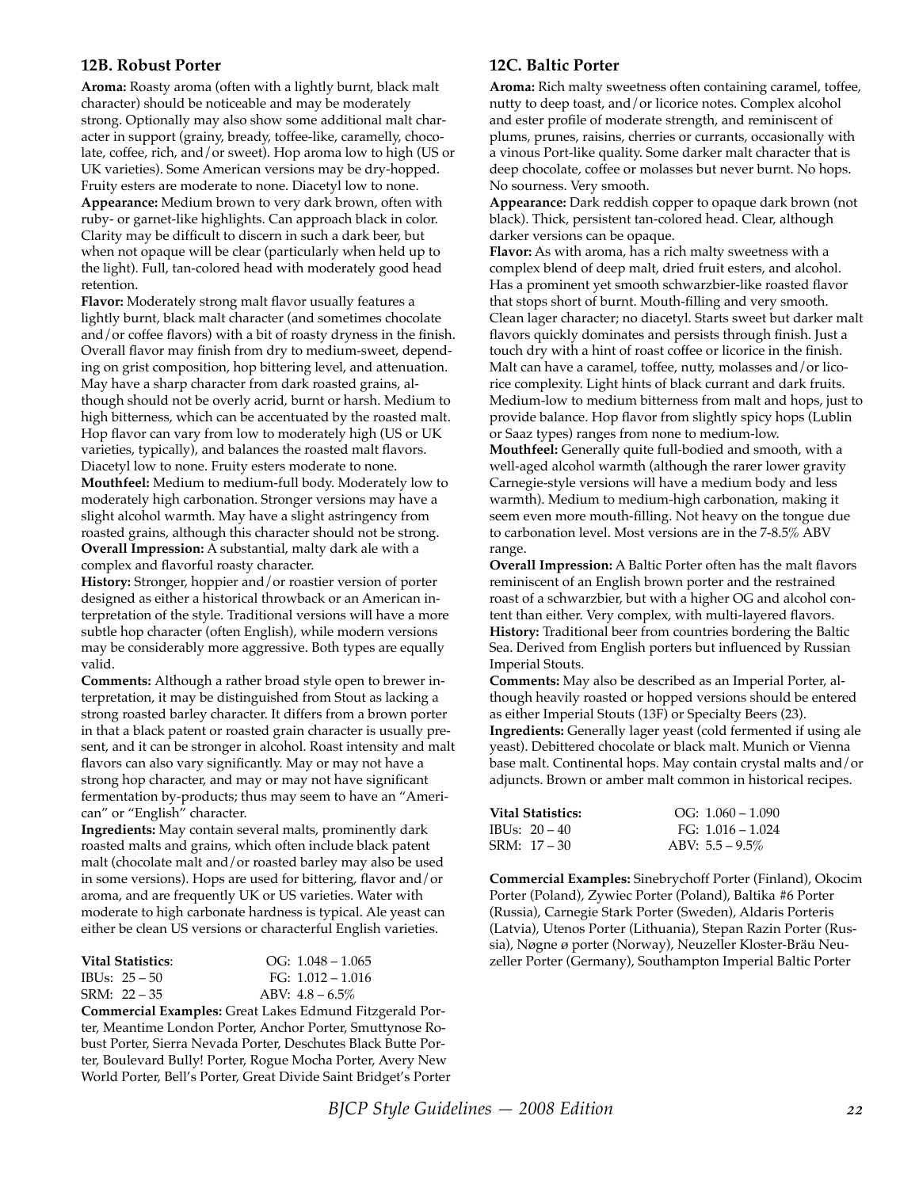### 12B. Robust Porter

**Aroma:** Roasty aroma (often with a lightly burnt, black malt character) should be noticeable and may be moderately strong. Optionally may also show some additional malt character in support (grainy, bready, toffee-like, caramelly, chocolate, coffee, rich, and/or sweet). Hop aroma low to high (US or UK varieties). Some American versions may be dry-hopped. Fruity esters are moderate to none. Diacetyl low to none.

**Appearance:** Medium brown to very dark brown, often with ruby- or garnet-like highlights. Can approach black in color. Clarity may be difficult to discern in such a dark beer, but when not opaque will be clear (particularly when held up to the light). Full, tan-colored head with moderately good head retention.

**Flavor:** Moderately strong malt flavor usually features a lightly burnt, black malt character (and sometimes chocolate and/or coffee flavors) with a bit of roasty dryness in the finish. Overall flavor may finish from dry to medium-sweet, depending on grist composition, hop bittering level, and attenuation. May have a sharp character from dark roasted grains, although should not be overly acrid, burnt or harsh. Medium to high bitterness, which can be accentuated by the roasted malt. Hop flavor can vary from low to moderately high (US or UK varieties, typically), and balances the roasted malt flavors. Diacetyl low to none. Fruity esters moderate to none.

**Mouthfeel:** Medium to medium-full body. Moderately low to moderately high carbonation. Stronger versions may have a slight alcohol warmth. May have a slight astringency from roasted grains, although this character should not be strong.

**Overall Impression:** A substantial, malty dark ale with a complex and flavorful roasty character.

**History:** Stronger, hoppier and/or roastier version of porter designed as either a historical throwback or an American interpretation of the style. Traditional versions will have a more subtle hop character (often English), while modern versions may be considerably more aggressive. Both types are equally valid.

**Comments:** Although a rather broad style open to brewer interpretation, it may be distinguished from Stout as lacking a strong roasted barley character. It differs from a brown porter in that a black patent or roasted grain character is usually present, and it can be stronger in alcohol. Roast intensity and malt flavors can also vary significantly. May or may not have a strong hop character, and may or may not have significant fermentation by-products; thus may seem to have an "American" or "English" character.

**Ingredients:** May contain several malts, prominently dark roasted malts and grains, which often include black patent malt (chocolate malt and/or roasted barley may also be used in some versions). Hops are used for bittering, flavor and/or aroma, and are frequently UK or US varieties. Water with moderate to high carbonate hardness is typical. Ale yeast can either be clean US versions or characterful English varieties.

| **Vital Statistics**: | OG: 1.048 – 1.065 |
|---|---|
| IBUs: 25 – 50 | FG: 1.012 – 1.016 |
| SRM: 22 – 35 | ABV: 4.8 – 6.5% |

**Commercial Examples:** Great Lakes Edmund Fitzgerald Porter, Meantime London Porter, Anchor Porter, Smuttynose Robust Porter, Sierra Nevada Porter, Deschutes Black Butte Porter, Boulevard Bully! Porter, Rogue Mocha Porter, Avery New World Porter, Bell's Porter, Great Divide Saint Bridget's Porter

### 12C. Baltic Porter

**Aroma:** Rich malty sweetness often containing caramel, toffee, nutty to deep toast, and/or licorice notes. Complex alcohol and ester profile of moderate strength, and reminiscent of plums, prunes, raisins, cherries or currants, occasionally with a vinous Port-like quality. Some darker malt character that is deep chocolate, coffee or molasses but never burnt. No hops. No sourness. Very smooth.

**Appearance:** Dark reddish copper to opaque dark brown (not black). Thick, persistent tan-colored head. Clear, although darker versions can be opaque.

**Flavor:** As with aroma, has a rich malty sweetness with a complex blend of deep malt, dried fruit esters, and alcohol. Has a prominent yet smooth schwarzbier-like roasted flavor that stops short of burnt. Mouth-filling and very smooth. Clean lager character; no diacetyl. Starts sweet but darker malt flavors quickly dominates and persists through finish. Just a touch dry with a hint of roast coffee or licorice in the finish. Malt can have a caramel, toffee, nutty, molasses and/or licorice complexity. Light hints of black currant and dark fruits. Medium-low to medium bitterness from malt and hops, just to provide balance. Hop flavor from slightly spicy hops (Lublin or Saaz types) ranges from none to medium-low.

**Mouthfeel:** Generally quite full-bodied and smooth, with a well-aged alcohol warmth (although the rarer lower gravity Carnegie-style versions will have a medium body and less warmth). Medium to medium-high carbonation, making it seem even more mouth-filling. Not heavy on the tongue due to carbonation level. Most versions are in the 7-8.5% ABV range.

**Overall Impression:** A Baltic Porter often has the malt flavors reminiscent of an English brown porter and the restrained roast of a schwarzbier, but with a higher OG and alcohol content than either. Very complex, with multi-layered flavors.

**History:** Traditional beer from countries bordering the Baltic Sea. Derived from English porters but influenced by Russian Imperial Stouts.

**Comments:** May also be described as an Imperial Porter, although heavily roasted or hopped versions should be entered as either Imperial Stouts (13F) or Specialty Beers (23).

**Ingredients:** Generally lager yeast (cold fermented if using ale yeast). Debittered chocolate or black malt. Munich or Vienna base malt. Continental hops. May contain crystal malts and/or adjuncts. Brown or amber malt common in historical recipes.

| **Vital Statistics:** | OG: 1.060 – 1.090 |
|---|---|
| IBUs: 20 – 40 | FG: 1.016 – 1.024 |
| SRM: 17 – 30 | ABV: 5.5 – 9.5% |

**Commercial Examples:** Sinebrychoff Porter (Finland), Okocim Porter (Poland), Zywiec Porter (Poland), Baltika #6 Porter (Russia), Carnegie Stark Porter (Sweden), Aldaris Porteris (Latvia), Utenos Porter (Lithuania), Stepan Razin Porter (Russia), Nøgne ø porter (Norway), Neuzeller Kloster-Bräu Neuzeller Porter (Germany), Southampton Imperial Baltic Porter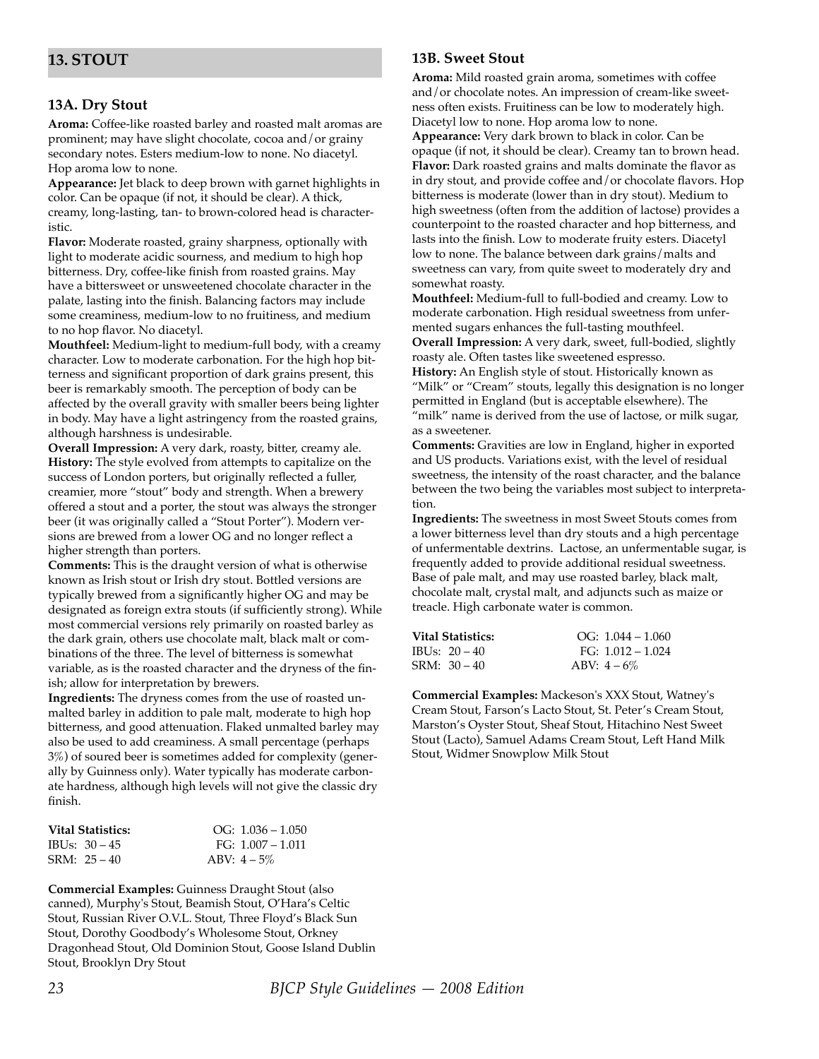## 13. STOUT

### 13A. Dry Stout

**Aroma:** Coffee-like roasted barley and roasted malt aromas are prominent; may have slight chocolate, cocoa and/or grainy secondary notes. Esters medium-low to none. No diacetyl. Hop aroma low to none.

**Appearance:** Jet black to deep brown with garnet highlights in color. Can be opaque (if not, it should be clear). A thick, creamy, long-lasting, tan- to brown-colored head is characteristic.

**Flavor:** Moderate roasted, grainy sharpness, optionally with light to moderate acidic sourness, and medium to high hop bitterness. Dry, coffee-like finish from roasted grains. May have a bittersweet or unsweetened chocolate character in the palate, lasting into the finish. Balancing factors may include some creaminess, medium-low to no fruitiness, and medium to no hop flavor. No diacetyl.

**Mouthfeel:** Medium-light to medium-full body, with a creamy character. Low to moderate carbonation. For the high hop bitterness and significant proportion of dark grains present, this beer is remarkably smooth. The perception of body can be affected by the overall gravity with smaller beers being lighter in body. May have a light astringency from the roasted grains, although harshness is undesirable.

**Overall Impression:** A very dark, roasty, bitter, creamy ale.

**History:** The style evolved from attempts to capitalize on the success of London porters, but originally reflected a fuller, creamier, more "stout" body and strength. When a brewery offered a stout and a porter, the stout was always the stronger beer (it was originally called a "Stout Porter"). Modern versions are brewed from a lower OG and no longer reflect a higher strength than porters.

**Comments:** This is the draught version of what is otherwise known as Irish stout or Irish dry stout. Bottled versions are typically brewed from a significantly higher OG and may be designated as foreign extra stouts (if sufficiently strong). While most commercial versions rely primarily on roasted barley as the dark grain, others use chocolate malt, black malt or combinations of the three. The level of bitterness is somewhat variable, as is the roasted character and the dryness of the finish; allow for interpretation by brewers.

**Ingredients:** The dryness comes from the use of roasted unmalted barley in addition to pale malt, moderate to high hop bitterness, and good attenuation. Flaked unmalted barley may also be used to add creaminess. A small percentage (perhaps 3%) of soured beer is sometimes added for complexity (generally by Guinness only). Water typically has moderate carbonate hardness, although high levels will not give the classic dry finish.

| **Vital Statistics:** | OG: 1.036 – 1.050 |
|---|---|
| IBUs: 30 – 45 | FG: 1.007 – 1.011 |
| SRM: 25 – 40 | ABV: 4 – 5% |

**Commercial Examples:** Guinness Draught Stout (also canned), Murphy's Stout, Beamish Stout, O'Hara's Celtic Stout, Russian River O.V.L. Stout, Three Floyd's Black Sun Stout, Dorothy Goodbody's Wholesome Stout, Orkney Dragonhead Stout, Old Dominion Stout, Goose Island Dublin Stout, Brooklyn Dry Stout

### 13B. Sweet Stout

**Aroma:** Mild roasted grain aroma, sometimes with coffee and/or chocolate notes. An impression of cream-like sweetness often exists. Fruitiness can be low to moderately high. Diacetyl low to none. Hop aroma low to none.

**Appearance:** Very dark brown to black in color. Can be opaque (if not, it should be clear). Creamy tan to brown head.

**Flavor:** Dark roasted grains and malts dominate the flavor as in dry stout, and provide coffee and/or chocolate flavors. Hop bitterness is moderate (lower than in dry stout). Medium to high sweetness (often from the addition of lactose) provides a counterpoint to the roasted character and hop bitterness, and lasts into the finish. Low to moderate fruity esters. Diacetyl low to none. The balance between dark grains/malts and sweetness can vary, from quite sweet to moderately dry and somewhat roasty.

**Mouthfeel:** Medium-full to full-bodied and creamy. Low to moderate carbonation. High residual sweetness from unfermented sugars enhances the full-tasting mouthfeel.

**Overall Impression:** A very dark, sweet, full-bodied, slightly roasty ale. Often tastes like sweetened espresso.

**History:** An English style of stout. Historically known as "Milk" or "Cream" stouts, legally this designation is no longer permitted in England (but is acceptable elsewhere). The "milk" name is derived from the use of lactose, or milk sugar, as a sweetener.

**Comments:** Gravities are low in England, higher in exported and US products. Variations exist, with the level of residual sweetness, the intensity of the roast character, and the balance between the two being the variables most subject to interpretation.

**Ingredients:** The sweetness in most Sweet Stouts comes from a lower bitterness level than dry stouts and a high percentage of unfermentable dextrins. Lactose, an unfermentable sugar, is frequently added to provide additional residual sweetness. Base of pale malt, and may use roasted barley, black malt, chocolate malt, crystal malt, and adjuncts such as maize or treacle. High carbonate water is common.

| **Vital Statistics:** | OG: 1.044 – 1.060 |
|---|---|
| IBUs: 20 – 40 | FG: 1.012 – 1.024 |
| SRM: 30 – 40 | ABV: 4 – 6% |

**Commercial Examples:** Mackeson's XXX Stout, Watney's Cream Stout, Farson's Lacto Stout, St. Peter's Cream Stout, Marston's Oyster Stout, Sheaf Stout, Hitachino Nest Sweet Stout (Lacto), Samuel Adams Cream Stout, Left Hand Milk Stout, Widmer Snowplow Milk Stout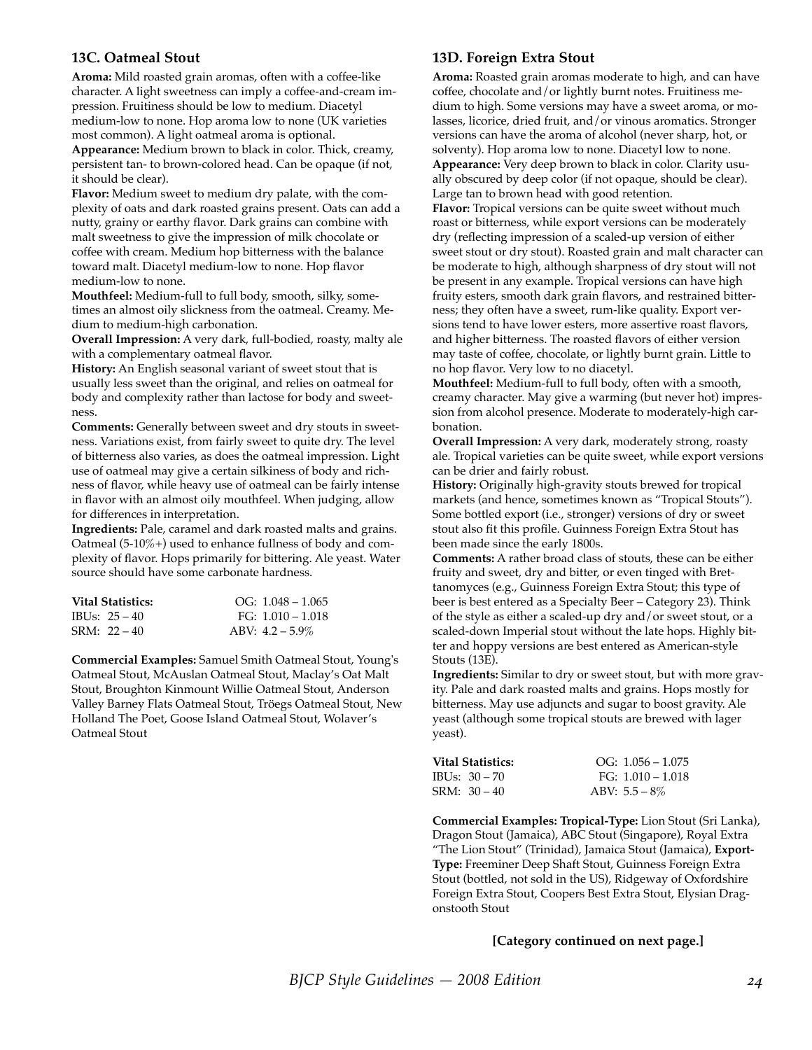### 13C. Oatmeal Stout

**Aroma:** Mild roasted grain aromas, often with a coffee-like character. A light sweetness can imply a coffee-and-cream impression. Fruitiness should be low to medium. Diacetyl medium-low to none. Hop aroma low to none (UK varieties most common). A light oatmeal aroma is optional.

**Appearance:** Medium brown to black in color. Thick, creamy, persistent tan- to brown-colored head. Can be opaque (if not, it should be clear).

**Flavor:** Medium sweet to medium dry palate, with the complexity of oats and dark roasted grains present. Oats can add a nutty, grainy or earthy flavor. Dark grains can combine with malt sweetness to give the impression of milk chocolate or coffee with cream. Medium hop bitterness with the balance toward malt. Diacetyl medium-low to none. Hop flavor medium-low to none.

**Mouthfeel:** Medium-full to full body, smooth, silky, sometimes an almost oily slickness from the oatmeal. Creamy. Medium to medium-high carbonation.

**Overall Impression:** A very dark, full-bodied, roasty, malty ale with a complementary oatmeal flavor.

**History:** An English seasonal variant of sweet stout that is usually less sweet than the original, and relies on oatmeal for body and complexity rather than lactose for body and sweetness.

**Comments:** Generally between sweet and dry stouts in sweetness. Variations exist, from fairly sweet to quite dry. The level of bitterness also varies, as does the oatmeal impression. Light use of oatmeal may give a certain silkiness of body and richness of flavor, while heavy use of oatmeal can be fairly intense in flavor with an almost oily mouthfeel. When judging, allow for differences in interpretation.

**Ingredients:** Pale, caramel and dark roasted malts and grains. Oatmeal (5-10%+) used to enhance fullness of body and complexity of flavor. Hops primarily for bittering. Ale yeast. Water source should have some carbonate hardness.

| **Vital Statistics:** | OG: 1.048 – 1.065 |
|---|---|
| IBUs: 25 – 40 | FG: 1.010 – 1.018 |
| SRM: 22 – 40 | ABV: 4.2 – 5.9% |

**Commercial Examples:** Samuel Smith Oatmeal Stout, Young's Oatmeal Stout, McAuslan Oatmeal Stout, Maclay's Oat Malt Stout, Broughton Kinmount Willie Oatmeal Stout, Anderson Valley Barney Flats Oatmeal Stout, Tröegs Oatmeal Stout, New Holland The Poet, Goose Island Oatmeal Stout, Wolaver's Oatmeal Stout

### 13D. Foreign Extra Stout

**Aroma:** Roasted grain aromas moderate to high, and can have coffee, chocolate and/or lightly burnt notes. Fruitiness medium to high. Some versions may have a sweet aroma, or molasses, licorice, dried fruit, and/or vinous aromatics. Stronger versions can have the aroma of alcohol (never sharp, hot, or solventy). Hop aroma low to none. Diacetyl low to none.

**Appearance:** Very deep brown to black in color. Clarity usually obscured by deep color (if not opaque, should be clear). Large tan to brown head with good retention.

**Flavor:** Tropical versions can be quite sweet without much roast or bitterness, while export versions can be moderately dry (reflecting impression of a scaled-up version of either sweet stout or dry stout). Roasted grain and malt character can be moderate to high, although sharpness of dry stout will not be present in any example. Tropical versions can have high fruity esters, smooth dark grain flavors, and restrained bitterness; they often have a sweet, rum-like quality. Export versions tend to have lower esters, more assertive roast flavors, and higher bitterness. The roasted flavors of either version may taste of coffee, chocolate, or lightly burnt grain. Little to no hop flavor. Very low to no diacetyl.

**Mouthfeel:** Medium-full to full body, often with a smooth, creamy character. May give a warming (but never hot) impression from alcohol presence. Moderate to moderately-high carbonation.

**Overall Impression:** A very dark, moderately strong, roasty ale. Tropical varieties can be quite sweet, while export versions can be drier and fairly robust.

**History:** Originally high-gravity stouts brewed for tropical markets (and hence, sometimes known as "Tropical Stouts"). Some bottled export (i.e., stronger) versions of dry or sweet stout also fit this profile. Guinness Foreign Extra Stout has been made since the early 1800s.

**Comments:** A rather broad class of stouts, these can be either fruity and sweet, dry and bitter, or even tinged with Brettanomyces (e.g., Guinness Foreign Extra Stout; this type of beer is best entered as a Specialty Beer – Category 23). Think of the style as either a scaled-up dry and/or sweet stout, or a scaled-down Imperial stout without the late hops. Highly bitter and hoppy versions are best entered as American-style Stouts (13E).

**Ingredients:** Similar to dry or sweet stout, but with more gravity. Pale and dark roasted malts and grains. Hops mostly for bitterness. May use adjuncts and sugar to boost gravity. Ale yeast (although some tropical stouts are brewed with lager yeast).

| **Vital Statistics:** | OG: 1.056 – 1.075 |
|---|---|
| IBUs: 30 – 70 | FG: 1.010 – 1.018 |
| SRM: 30 – 40 | ABV: 5.5 – 8% |

**Commercial Examples: Tropical-Type:** Lion Stout (Sri Lanka), Dragon Stout (Jamaica), ABC Stout (Singapore), Royal Extra "The Lion Stout" (Trinidad), Jamaica Stout (Jamaica), **Export-Type:** Freeminer Deep Shaft Stout, Guinness Foreign Extra Stout (bottled, not sold in the US), Ridgeway of Oxfordshire Foreign Extra Stout, Coopers Best Extra Stout, Elysian Dragonstooth Stout

**[Category continued on next page.]**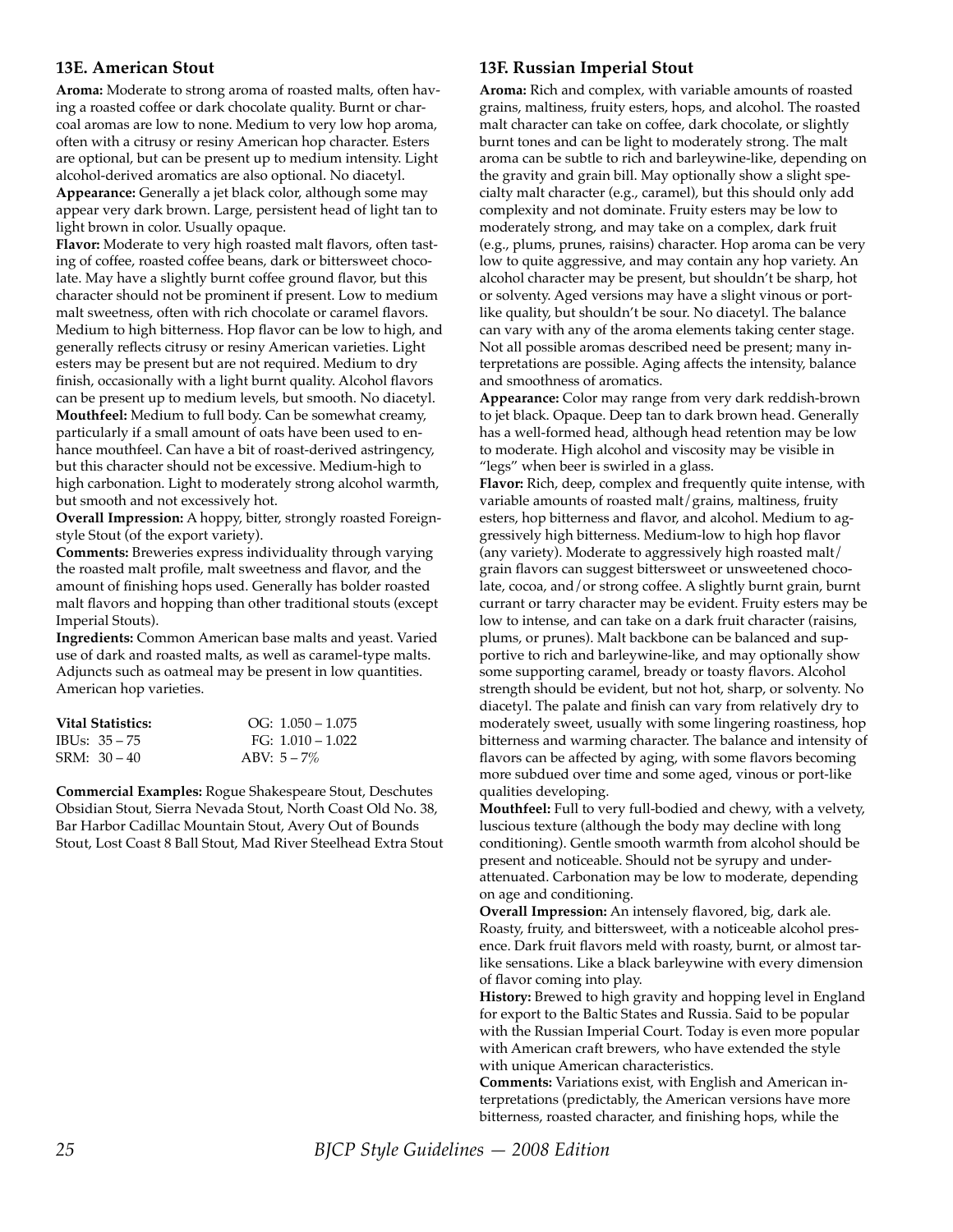### 13E. American Stout

**Aroma:** Moderate to strong aroma of roasted malts, often having a roasted coffee or dark chocolate quality. Burnt or charcoal aromas are low to none. Medium to very low hop aroma, often with a citrusy or resiny American hop character. Esters are optional, but can be present up to medium intensity. Light alcohol-derived aromatics are also optional. No diacetyl.

**Appearance:** Generally a jet black color, although some may appear very dark brown. Large, persistent head of light tan to light brown in color. Usually opaque.

**Flavor:** Moderate to very high roasted malt flavors, often tasting of coffee, roasted coffee beans, dark or bittersweet chocolate. May have a slightly burnt coffee ground flavor, but this character should not be prominent if present. Low to medium malt sweetness, often with rich chocolate or caramel flavors. Medium to high bitterness. Hop flavor can be low to high, and generally reflects citrusy or resiny American varieties. Light esters may be present but are not required. Medium to dry finish, occasionally with a light burnt quality. Alcohol flavors can be present up to medium levels, but smooth. No diacetyl.

**Mouthfeel:** Medium to full body. Can be somewhat creamy, particularly if a small amount of oats have been used to enhance mouthfeel. Can have a bit of roast-derived astringency, but this character should not be excessive. Medium-high to high carbonation. Light to moderately strong alcohol warmth, but smooth and not excessively hot.

**Overall Impression:** A hoppy, bitter, strongly roasted Foreign-style Stout (of the export variety).

**Comments:** Breweries express individuality through varying the roasted malt profile, malt sweetness and flavor, and the amount of finishing hops used. Generally has bolder roasted malt flavors and hopping than other traditional stouts (except Imperial Stouts).

**Ingredients:** Common American base malts and yeast. Varied use of dark and roasted malts, as well as caramel-type malts. Adjuncts such as oatmeal may be present in low quantities. American hop varieties.

| **Vital Statistics:** | OG: 1.050 – 1.075 |
|---|---|
| IBUs: 35 – 75 | FG: 1.010 – 1.022 |
| SRM: 30 – 40 | ABV: 5 – 7% |

**Commercial Examples:** Rogue Shakespeare Stout, Deschutes Obsidian Stout, Sierra Nevada Stout, North Coast Old No. 38, Bar Harbor Cadillac Mountain Stout, Avery Out of Bounds Stout, Lost Coast 8 Ball Stout, Mad River Steelhead Extra Stout

### 13F. Russian Imperial Stout

**Aroma:** Rich and complex, with variable amounts of roasted grains, maltiness, fruity esters, hops, and alcohol. The roasted malt character can take on coffee, dark chocolate, or slightly burnt tones and can be light to moderately strong. The malt aroma can be subtle to rich and barleywine-like, depending on the gravity and grain bill. May optionally show a slight specialty malt character (e.g., caramel), but this should only add complexity and not dominate. Fruity esters may be low to moderately strong, and may take on a complex, dark fruit (e.g., plums, prunes, raisins) character. Hop aroma can be very low to quite aggressive, and may contain any hop variety. An alcohol character may be present, but shouldn't be sharp, hot or solventy. Aged versions may have a slight vinous or port-like quality, but shouldn't be sour. No diacetyl. The balance can vary with any of the aroma elements taking center stage. Not all possible aromas described need be present; many interpretations are possible. Aging affects the intensity, balance and smoothness of aromatics.

**Appearance:** Color may range from very dark reddish-brown to jet black. Opaque. Deep tan to dark brown head. Generally has a well-formed head, although head retention may be low to moderate. High alcohol and viscosity may be visible in "legs" when beer is swirled in a glass.

**Flavor:** Rich, deep, complex and frequently quite intense, with variable amounts of roasted malt/grains, maltiness, fruity esters, hop bitterness and flavor, and alcohol. Medium to aggressively high bitterness. Medium-low to high hop flavor (any variety). Moderate to aggressively high roasted malt/grain flavors can suggest bittersweet or unsweetened chocolate, cocoa, and/or strong coffee. A slightly burnt grain, burnt currant or tarry character may be evident. Fruity esters may be low to intense, and can take on a dark fruit character (raisins, plums, or prunes). Malt backbone can be balanced and supportive to rich and barleywine-like, and may optionally show some supporting caramel, bready or toasty flavors. Alcohol strength should be evident, but not hot, sharp, or solventy. No diacetyl. The palate and finish can vary from relatively dry to moderately sweet, usually with some lingering roastiness, hop bitterness and warming character. The balance and intensity of flavors can be affected by aging, with some flavors becoming more subdued over time and some aged, vinous or port-like qualities developing.

**Mouthfeel:** Full to very full-bodied and chewy, with a velvety, luscious texture (although the body may decline with long conditioning). Gentle smooth warmth from alcohol should be present and noticeable. Should not be syrupy and under-attenuated. Carbonation may be low to moderate, depending on age and conditioning.

**Overall Impression:** An intensely flavored, big, dark ale. Roasty, fruity, and bittersweet, with a noticeable alcohol presence. Dark fruit flavors meld with roasty, burnt, or almost tar-like sensations. Like a black barleywine with every dimension of flavor coming into play.

**History:** Brewed to high gravity and hopping level in England for export to the Baltic States and Russia. Said to be popular with the Russian Imperial Court. Today is even more popular with American craft brewers, who have extended the style with unique American characteristics.

**Comments:** Variations exist, with English and American interpretations (predictably, the American versions have more bitterness, roasted character, and finishing hops, while the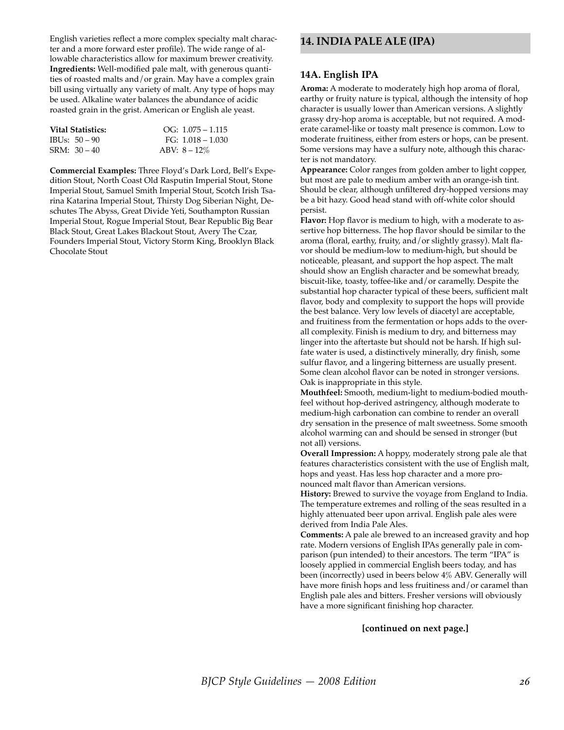English varieties reflect a more complex specialty malt character and a more forward ester profile). The wide range of allowable characteristics allow for maximum brewer creativity.
**Ingredients:** Well-modified pale malt, with generous quantities of roasted malts and/or grain. May have a complex grain bill using virtually any variety of malt. Any type of hops may be used. Alkaline water balances the abundance of acidic roasted grain in the grist. American or English ale yeast.

| **Vital Statistics:** | OG: 1.075 – 1.115 |
|---|---|
| IBUs: 50 – 90 | FG: 1.018 – 1.030 |
| SRM: 30 – 40 | ABV: 8 – 12% |

**Commercial Examples:** Three Floyd's Dark Lord, Bell's Expedition Stout, North Coast Old Rasputin Imperial Stout, Stone Imperial Stout, Samuel Smith Imperial Stout, Scotch Irish Tsarina Katarina Imperial Stout, Thirsty Dog Siberian Night, Deschutes The Abyss, Great Divide Yeti, Southampton Russian Imperial Stout, Rogue Imperial Stout, Bear Republic Big Bear Black Stout, Great Lakes Blackout Stout, Avery The Czar, Founders Imperial Stout, Victory Storm King, Brooklyn Black Chocolate Stout

## 14. INDIA PALE ALE (IPA)

### 14A. English IPA

**Aroma:** A moderate to moderately high hop aroma of floral, earthy or fruity nature is typical, although the intensity of hop character is usually lower than American versions. A slightly grassy dry-hop aroma is acceptable, but not required. A moderate caramel-like or toasty malt presence is common. Low to moderate fruitiness, either from esters or hops, can be present. Some versions may have a sulfury note, although this character is not mandatory.
**Appearance:** Color ranges from golden amber to light copper, but most are pale to medium amber with an orange-ish tint. Should be clear, although unfiltered dry-hopped versions may be a bit hazy. Good head stand with off-white color should persist.
**Flavor:** Hop flavor is medium to high, with a moderate to assertive hop bitterness. The hop flavor should be similar to the aroma (floral, earthy, fruity, and/or slightly grassy). Malt flavor should be medium-low to medium-high, but should be noticeable, pleasant, and support the hop aspect. The malt should show an English character and be somewhat bready, biscuit-like, toasty, toffee-like and/or caramelly. Despite the substantial hop character typical of these beers, sufficient malt flavor, body and complexity to support the hops will provide the best balance. Very low levels of diacetyl are acceptable, and fruitiness from the fermentation or hops adds to the overall complexity. Finish is medium to dry, and bitterness may linger into the aftertaste but should not be harsh. If high sulfate water is used, a distinctively minerally, dry finish, some sulfur flavor, and a lingering bitterness are usually present. Some clean alcohol flavor can be noted in stronger versions. Oak is inappropriate in this style.
**Mouthfeel:** Smooth, medium-light to medium-bodied mouthfeel without hop-derived astringency, although moderate to medium-high carbonation can combine to render an overall dry sensation in the presence of malt sweetness. Some smooth alcohol warming can and should be sensed in stronger (but not all) versions.
**Overall Impression:** A hoppy, moderately strong pale ale that features characteristics consistent with the use of English malt, hops and yeast. Has less hop character and a more pronounced malt flavor than American versions.
**History:** Brewed to survive the voyage from England to India. The temperature extremes and rolling of the seas resulted in a highly attenuated beer upon arrival. English pale ales were derived from India Pale Ales.
**Comments:** A pale ale brewed to an increased gravity and hop rate. Modern versions of English IPAs generally pale in comparison (pun intended) to their ancestors. The term "IPA" is loosely applied in commercial English beers today, and has been (incorrectly) used in beers below 4% ABV. Generally will have more finish hops and less fruitiness and/or caramel than English pale ales and bitters. Fresher versions will obviously have a more significant finishing hop character.

**[continued on next page.]**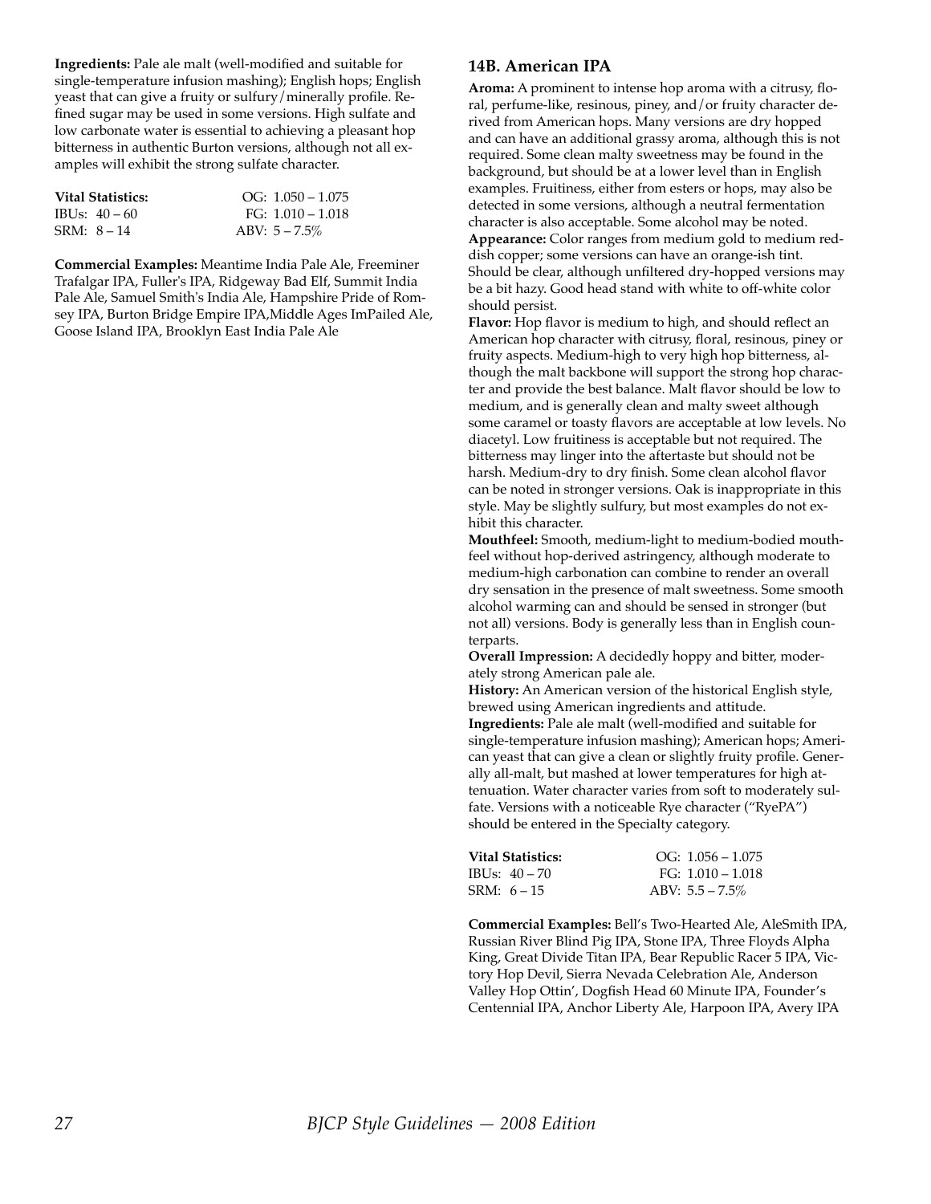**Ingredients:** Pale ale malt (well-modified and suitable for single-temperature infusion mashing); English hops; English yeast that can give a fruity or sulfury/minerally profile. Refined sugar may be used in some versions. High sulfate and low carbonate water is essential to achieving a pleasant hop bitterness in authentic Burton versions, although not all examples will exhibit the strong sulfate character.

| **Vital Statistics:** | OG: 1.050 – 1.075 |
|---|---|
| IBUs: 40 – 60 | FG: 1.010 – 1.018 |
| SRM: 8 – 14 | ABV: 5 – 7.5% |

**Commercial Examples:** Meantime India Pale Ale, Freeminer Trafalgar IPA, Fuller's IPA, Ridgeway Bad Elf, Summit India Pale Ale, Samuel Smith's India Ale, Hampshire Pride of Romsey IPA, Burton Bridge Empire IPA,Middle Ages ImPailed Ale, Goose Island IPA, Brooklyn East India Pale Ale

### 14B. American IPA

**Aroma:** A prominent to intense hop aroma with a citrusy, floral, perfume-like, resinous, piney, and/or fruity character derived from American hops. Many versions are dry hopped and can have an additional grassy aroma, although this is not required. Some clean malty sweetness may be found in the background, but should be at a lower level than in English examples. Fruitiness, either from esters or hops, may also be detected in some versions, although a neutral fermentation character is also acceptable. Some alcohol may be noted.

**Appearance:** Color ranges from medium gold to medium reddish copper; some versions can have an orange-ish tint. Should be clear, although unfiltered dry-hopped versions may be a bit hazy. Good head stand with white to off-white color should persist.

**Flavor:** Hop flavor is medium to high, and should reflect an American hop character with citrusy, floral, resinous, piney or fruity aspects. Medium-high to very high hop bitterness, although the malt backbone will support the strong hop character and provide the best balance. Malt flavor should be low to medium, and is generally clean and malty sweet although some caramel or toasty flavors are acceptable at low levels. No diacetyl. Low fruitiness is acceptable but not required. The bitterness may linger into the aftertaste but should not be harsh. Medium-dry to dry finish. Some clean alcohol flavor can be noted in stronger versions. Oak is inappropriate in this style. May be slightly sulfury, but most examples do not exhibit this character.

**Mouthfeel:** Smooth, medium-light to medium-bodied mouthfeel without hop-derived astringency, although moderate to medium-high carbonation can combine to render an overall dry sensation in the presence of malt sweetness. Some smooth alcohol warming can and should be sensed in stronger (but not all) versions. Body is generally less than in English counterparts.

**Overall Impression:** A decidedly hoppy and bitter, moderately strong American pale ale.

**History:** An American version of the historical English style, brewed using American ingredients and attitude.

**Ingredients:** Pale ale malt (well-modified and suitable for single-temperature infusion mashing); American hops; American yeast that can give a clean or slightly fruity profile. Generally all-malt, but mashed at lower temperatures for high attenuation. Water character varies from soft to moderately sulfate. Versions with a noticeable Rye character ("RyePA") should be entered in the Specialty category.

| **Vital Statistics:** | OG: 1.056 – 1.075 |
|---|---|
| IBUs: 40 – 70 | FG: 1.010 – 1.018 |
| SRM: 6 – 15 | ABV: 5.5 – 7.5% |

**Commercial Examples:** Bell's Two-Hearted Ale, AleSmith IPA, Russian River Blind Pig IPA, Stone IPA, Three Floyds Alpha King, Great Divide Titan IPA, Bear Republic Racer 5 IPA, Victory Hop Devil, Sierra Nevada Celebration Ale, Anderson Valley Hop Ottin', Dogfish Head 60 Minute IPA, Founder's Centennial IPA, Anchor Liberty Ale, Harpoon IPA, Avery IPA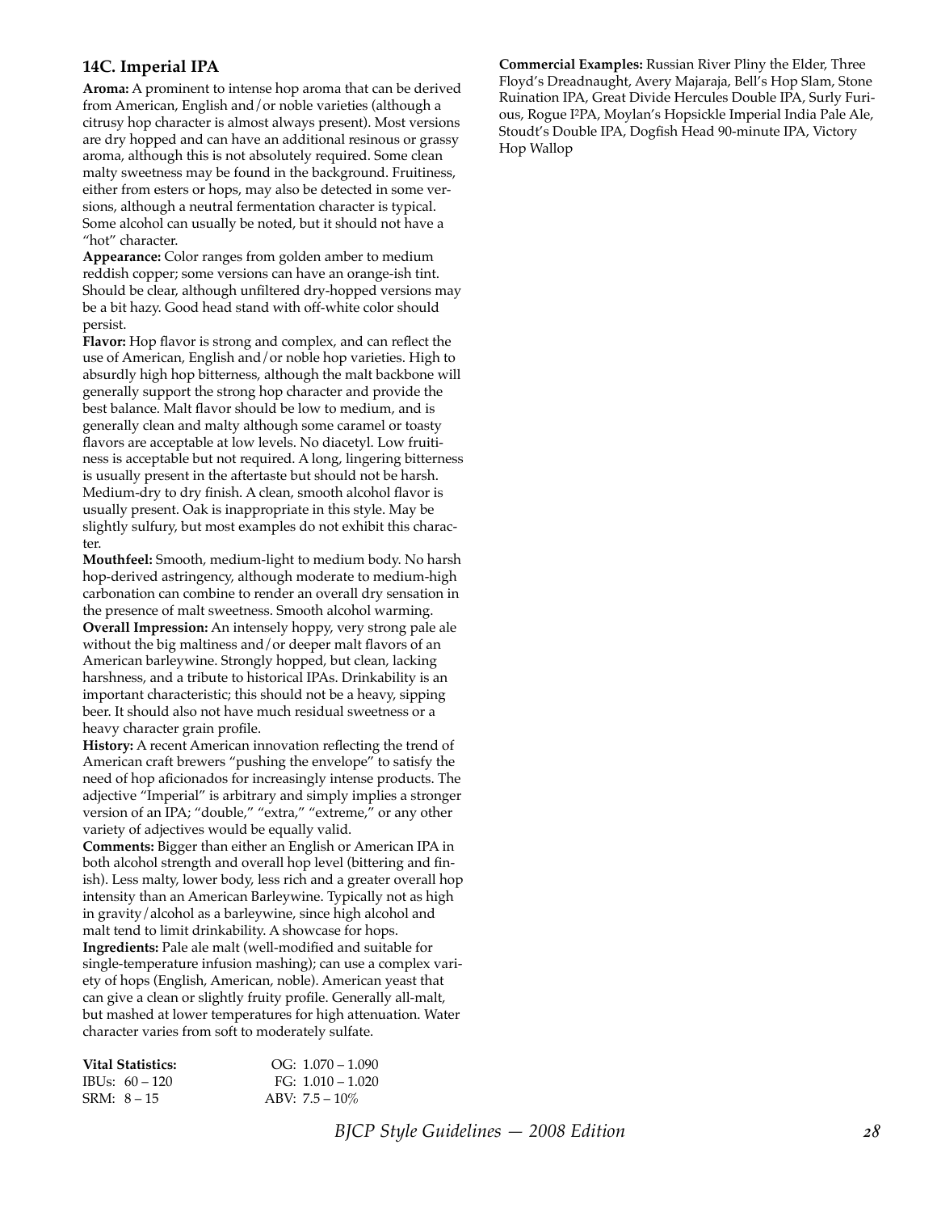### 14C. Imperial IPA

**Aroma:** A prominent to intense hop aroma that can be derived from American, English and/or noble varieties (although a citrusy hop character is almost always present). Most versions are dry hopped and can have an additional resinous or grassy aroma, although this is not absolutely required. Some clean malty sweetness may be found in the background. Fruitiness, either from esters or hops, may also be detected in some versions, although a neutral fermentation character is typical. Some alcohol can usually be noted, but it should not have a "hot" character.

**Appearance:** Color ranges from golden amber to medium reddish copper; some versions can have an orange-ish tint. Should be clear, although unfiltered dry-hopped versions may be a bit hazy. Good head stand with off-white color should persist.

**Flavor:** Hop flavor is strong and complex, and can reflect the use of American, English and/or noble hop varieties. High to absurdly high hop bitterness, although the malt backbone will generally support the strong hop character and provide the best balance. Malt flavor should be low to medium, and is generally clean and malty although some caramel or toasty flavors are acceptable at low levels. No diacetyl. Low fruitiness is acceptable but not required. A long, lingering bitterness is usually present in the aftertaste but should not be harsh. Medium-dry to dry finish. A clean, smooth alcohol flavor is usually present. Oak is inappropriate in this style. May be slightly sulfury, but most examples do not exhibit this character.

**Mouthfeel:** Smooth, medium-light to medium body. No harsh hop-derived astringency, although moderate to medium-high carbonation can combine to render an overall dry sensation in the presence of malt sweetness. Smooth alcohol warming.

**Overall Impression:** An intensely hoppy, very strong pale ale without the big maltiness and/or deeper malt flavors of an American barleywine. Strongly hopped, but clean, lacking harshness, and a tribute to historical IPAs. Drinkability is an important characteristic; this should not be a heavy, sipping beer. It should also not have much residual sweetness or a heavy character grain profile.

**History:** A recent American innovation reflecting the trend of American craft brewers "pushing the envelope" to satisfy the need of hop aficionados for increasingly intense products. The adjective "Imperial" is arbitrary and simply implies a stronger version of an IPA; "double," "extra," "extreme," or any other variety of adjectives would be equally valid.

**Comments:** Bigger than either an English or American IPA in both alcohol strength and overall hop level (bittering and finish). Less malty, lower body, less rich and a greater overall hop intensity than an American Barleywine. Typically not as high in gravity/alcohol as a barleywine, since high alcohol and malt tend to limit drinkability. A showcase for hops.

**Ingredients:** Pale ale malt (well-modified and suitable for single-temperature infusion mashing); can use a complex variety of hops (English, American, noble). American yeast that can give a clean or slightly fruity profile. Generally all-malt, but mashed at lower temperatures for high attenuation. Water character varies from soft to moderately sulfate.

| **Vital Statistics:** | OG: 1.070 – 1.090 |
|---|---|
| IBUs: 60 – 120 | FG: 1.010 – 1.020 |
| SRM: 8 – 15 | ABV: 7.5 – 10% |

**Commercial Examples:** Russian River Pliny the Elder, Three Floyd's Dreadnaught, Avery Majaraja, Bell's Hop Slam, Stone Ruination IPA, Great Divide Hercules Double IPA, Surly Furious, Rogue I²PA, Moylan's Hopsickle Imperial India Pale Ale, Stoudt's Double IPA, Dogfish Head 90-minute IPA, Victory Hop Wallop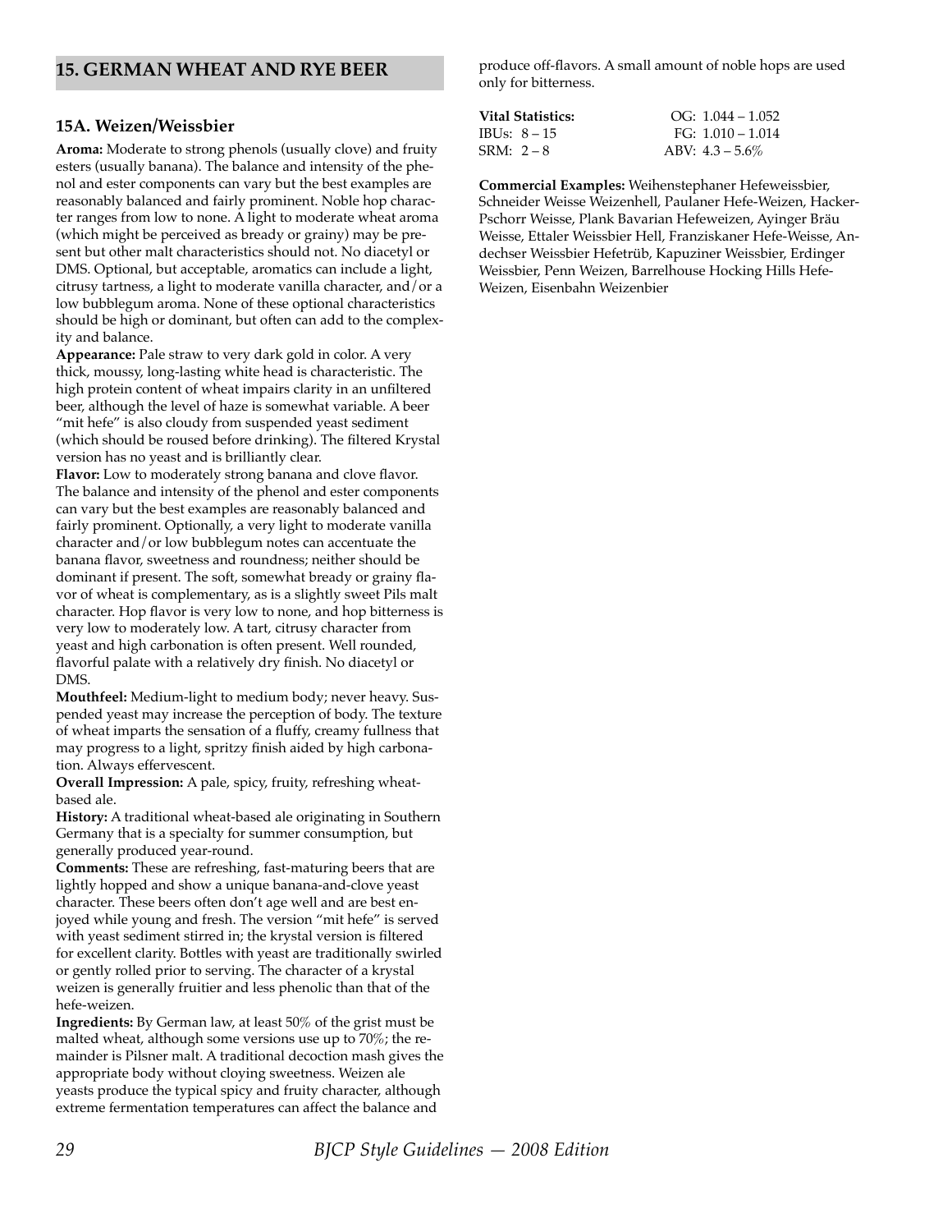## 15. GERMAN WHEAT AND RYE BEER

### 15A. Weizen/Weissbier

**Aroma:** Moderate to strong phenols (usually clove) and fruity esters (usually banana). The balance and intensity of the phenol and ester components can vary but the best examples are reasonably balanced and fairly prominent. Noble hop character ranges from low to none. A light to moderate wheat aroma (which might be perceived as bready or grainy) may be present but other malt characteristics should not. No diacetyl or DMS. Optional, but acceptable, aromatics can include a light, citrusy tartness, a light to moderate vanilla character, and/or a low bubblegum aroma. None of these optional characteristics should be high or dominant, but often can add to the complexity and balance.

**Appearance:** Pale straw to very dark gold in color. A very thick, moussy, long-lasting white head is characteristic. The high protein content of wheat impairs clarity in an unfiltered beer, although the level of haze is somewhat variable. A beer "mit hefe" is also cloudy from suspended yeast sediment (which should be roused before drinking). The filtered Krystal version has no yeast and is brilliantly clear.

**Flavor:** Low to moderately strong banana and clove flavor. The balance and intensity of the phenol and ester components can vary but the best examples are reasonably balanced and fairly prominent. Optionally, a very light to moderate vanilla character and/or low bubblegum notes can accentuate the banana flavor, sweetness and roundness; neither should be dominant if present. The soft, somewhat bready or grainy flavor of wheat is complementary, as is a slightly sweet Pils malt character. Hop flavor is very low to none, and hop bitterness is very low to moderately low. A tart, citrusy character from yeast and high carbonation is often present. Well rounded, flavorful palate with a relatively dry finish. No diacetyl or DMS.

**Mouthfeel:** Medium-light to medium body; never heavy. Suspended yeast may increase the perception of body. The texture of wheat imparts the sensation of a fluffy, creamy fullness that may progress to a light, spritzy finish aided by high carbonation. Always effervescent.

**Overall Impression:** A pale, spicy, fruity, refreshing wheat-based ale.

**History:** A traditional wheat-based ale originating in Southern Germany that is a specialty for summer consumption, but generally produced year-round.

**Comments:** These are refreshing, fast-maturing beers that are lightly hopped and show a unique banana-and-clove yeast character. These beers often don't age well and are best enjoyed while young and fresh. The version "mit hefe" is served with yeast sediment stirred in; the krystal version is filtered for excellent clarity. Bottles with yeast are traditionally swirled or gently rolled prior to serving. The character of a krystal weizen is generally fruitier and less phenolic than that of the hefe-weizen.

**Ingredients:** By German law, at least 50% of the grist must be malted wheat, although some versions use up to 70%; the remainder is Pilsner malt. A traditional decoction mash gives the appropriate body without cloying sweetness. Weizen ale yeasts produce the typical spicy and fruity character, although extreme fermentation temperatures can affect the balance and produce off-flavors. A small amount of noble hops are used only for bitterness.

| **Vital Statistics:** | OG: 1.044 – 1.052 |
|---|---|
| IBUs: 8 – 15 | FG: 1.010 – 1.014 |
| SRM: 2 – 8 | ABV: 4.3 – 5.6% |

**Commercial Examples:** Weihenstephaner Hefeweissbier, Schneider Weisse Weizenhell, Paulaner Hefe-Weizen, Hacker-Pschorr Weisse, Plank Bavarian Hefeweizen, Ayinger Bräu Weisse, Ettaler Weissbier Hell, Franziskaner Hefe-Weisse, Andechser Weissbier Hefetrüb, Kapuziner Weissbier, Erdinger Weissbier, Penn Weizen, Barrelhouse Hocking Hills Hefe-Weizen, Eisenbahn Weizenbier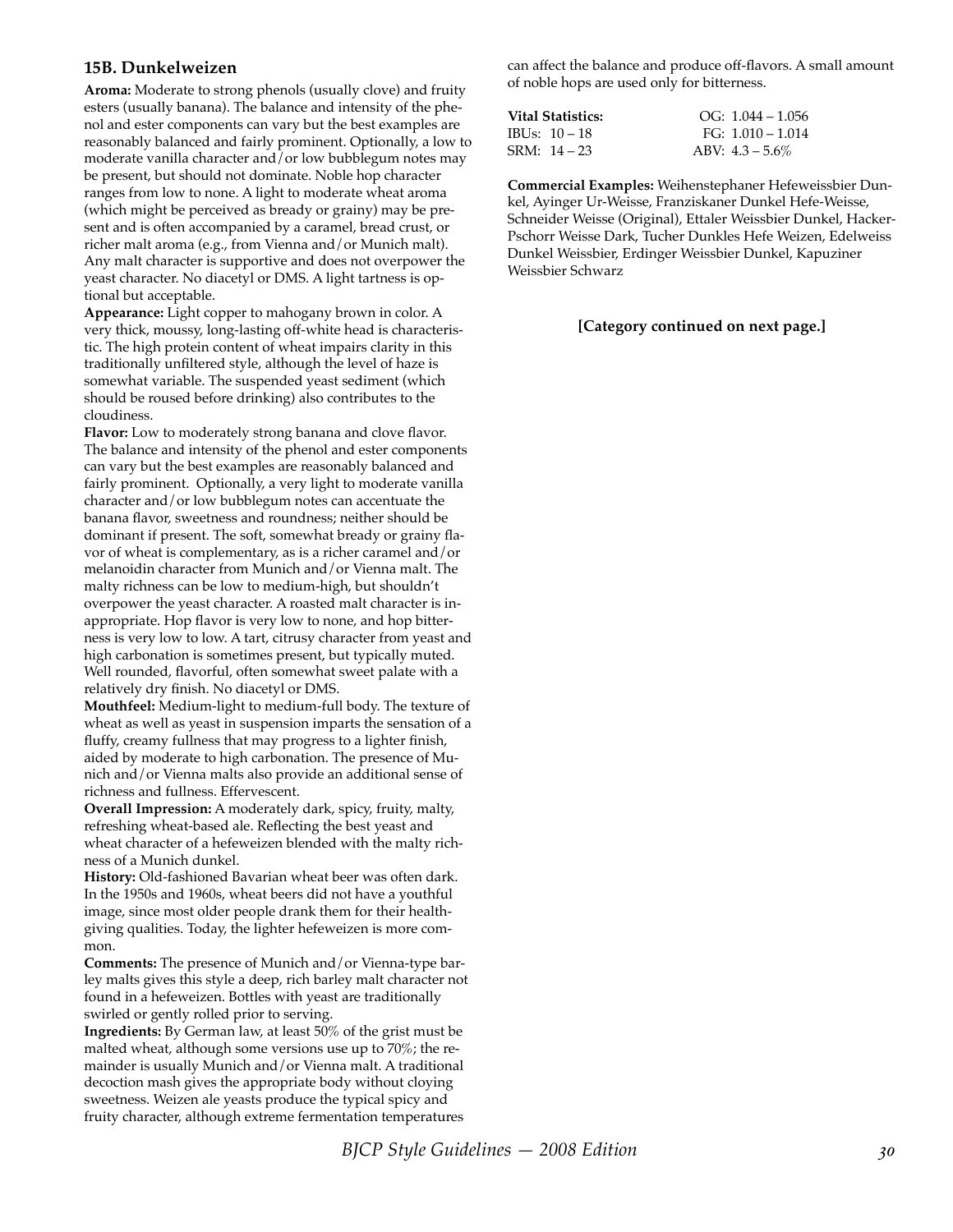### 15B. Dunkelweizen

**Aroma:** Moderate to strong phenols (usually clove) and fruity esters (usually banana). The balance and intensity of the phenol and ester components can vary but the best examples are reasonably balanced and fairly prominent. Optionally, a low to moderate vanilla character and/or low bubblegum notes may be present, but should not dominate. Noble hop character ranges from low to none. A light to moderate wheat aroma (which might be perceived as bready or grainy) may be present and is often accompanied by a caramel, bread crust, or richer malt aroma (e.g., from Vienna and/or Munich malt). Any malt character is supportive and does not overpower the yeast character. No diacetyl or DMS. A light tartness is optional but acceptable.

**Appearance:** Light copper to mahogany brown in color. A very thick, moussy, long-lasting off-white head is characteristic. The high protein content of wheat impairs clarity in this traditionally unfiltered style, although the level of haze is somewhat variable. The suspended yeast sediment (which should be roused before drinking) also contributes to the cloudiness.

**Flavor:** Low to moderately strong banana and clove flavor. The balance and intensity of the phenol and ester components can vary but the best examples are reasonably balanced and fairly prominent. Optionally, a very light to moderate vanilla character and/or low bubblegum notes can accentuate the banana flavor, sweetness and roundness; neither should be dominant if present. The soft, somewhat bready or grainy flavor of wheat is complementary, as is a richer caramel and/or melanoidin character from Munich and/or Vienna malt. The malty richness can be low to medium-high, but shouldn't overpower the yeast character. A roasted malt character is inappropriate. Hop flavor is very low to none, and hop bitterness is very low to low. A tart, citrusy character from yeast and high carbonation is sometimes present, but typically muted. Well rounded, flavorful, often somewhat sweet palate with a relatively dry finish. No diacetyl or DMS.

**Mouthfeel:** Medium-light to medium-full body. The texture of wheat as well as yeast in suspension imparts the sensation of a fluffy, creamy fullness that may progress to a lighter finish, aided by moderate to high carbonation. The presence of Munich and/or Vienna malts also provide an additional sense of richness and fullness. Effervescent.

**Overall Impression:** A moderately dark, spicy, fruity, malty, refreshing wheat-based ale. Reflecting the best yeast and wheat character of a hefeweizen blended with the malty richness of a Munich dunkel.

**History:** Old-fashioned Bavarian wheat beer was often dark. In the 1950s and 1960s, wheat beers did not have a youthful image, since most older people drank them for their health-giving qualities. Today, the lighter hefeweizen is more common.

**Comments:** The presence of Munich and/or Vienna-type barley malts gives this style a deep, rich barley malt character not found in a hefeweizen. Bottles with yeast are traditionally swirled or gently rolled prior to serving.

**Ingredients:** By German law, at least 50% of the grist must be malted wheat, although some versions use up to 70%; the remainder is usually Munich and/or Vienna malt. A traditional decoction mash gives the appropriate body without cloying sweetness. Weizen ale yeasts produce the typical spicy and fruity character, although extreme fermentation temperatures can affect the balance and produce off-flavors. A small amount of noble hops are used only for bitterness.

| **Vital Statistics:** | OG: 1.044 – 1.056 |
|---|---|
| IBUs: 10 – 18 | FG: 1.010 – 1.014 |
| SRM: 14 – 23 | ABV: 4.3 – 5.6% |

**Commercial Examples:** Weihenstephaner Hefeweissbier Dunkel, Ayinger Ur-Weisse, Franziskaner Dunkel Hefe-Weisse, Schneider Weisse (Original), Ettaler Weissbier Dunkel, Hacker-Pschorr Weisse Dark, Tucher Dunkles Hefe Weizen, Edelweiss Dunkel Weissbier, Erdinger Weissbier Dunkel, Kapuziner Weissbier Schwarz

**[Category continued on next page.]**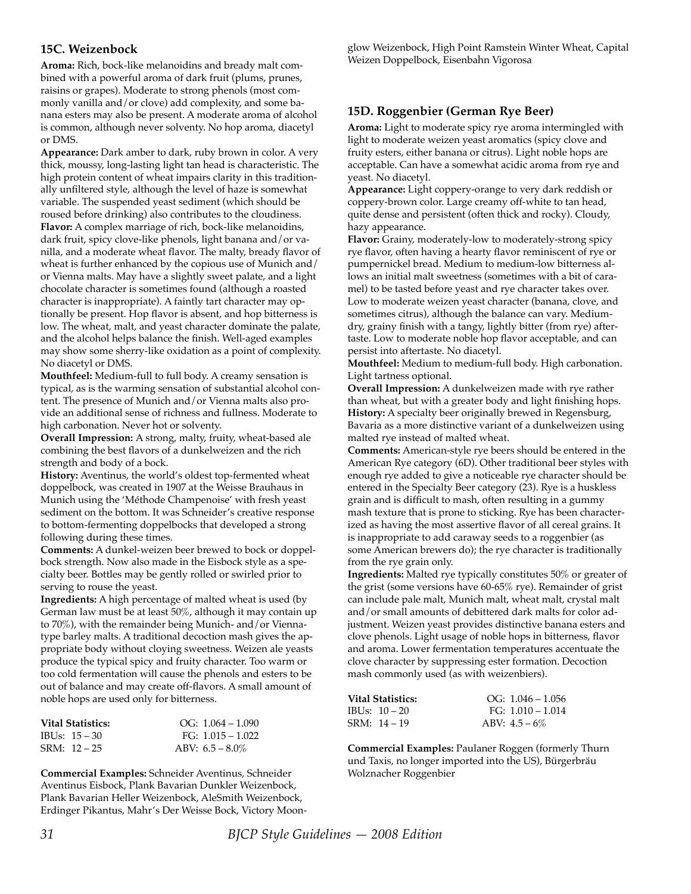## 15C. Weizenbock

**Aroma:** Rich, bock-like melanoidins and bready malt combined with a powerful aroma of dark fruit (plums, prunes, raisins or grapes). Moderate to strong phenols (most commonly vanilla and/or clove) add complexity, and some banana esters may also be present. A moderate aroma of alcohol is common, although never solventy. No hop aroma, diacetyl or DMS.

**Appearance:** Dark amber to dark, ruby brown in color. A very thick, moussy, long-lasting light tan head is characteristic. The high protein content of wheat impairs clarity in this traditionally unfiltered style, although the level of haze is somewhat variable. The suspended yeast sediment (which should be roused before drinking) also contributes to the cloudiness.

**Flavor:** A complex marriage of rich, bock-like melanoidins, dark fruit, spicy clove-like phenols, light banana and/or vanilla, and a moderate wheat flavor. The malty, bready flavor of wheat is further enhanced by the copious use of Munich and/or Vienna malts. May have a slightly sweet palate, and a light chocolate character is sometimes found (although a roasted character is inappropriate). A faintly tart character may optionally be present. Hop flavor is absent, and hop bitterness is low. The wheat, malt, and yeast character dominate the palate, and the alcohol helps balance the finish. Well-aged examples may show some sherry-like oxidation as a point of complexity. No diacetyl or DMS.

**Mouthfeel:** Medium-full to full body. A creamy sensation is typical, as is the warming sensation of substantial alcohol content. The presence of Munich and/or Vienna malts also provide an additional sense of richness and fullness. Moderate to high carbonation. Never hot or solventy.

**Overall Impression:** A strong, malty, fruity, wheat-based ale combining the best flavors of a dunkelweizen and the rich strength and body of a bock.

**History:** Aventinus, the world's oldest top-fermented wheat doppelbock, was created in 1907 at the Weisse Brauhaus in Munich using the 'Méthode Champenoise' with fresh yeast sediment on the bottom. It was Schneider's creative response to bottom-fermenting doppelbocks that developed a strong following during these times.

**Comments:** A dunkel-weizen beer brewed to bock or doppelbock strength. Now also made in the Eisbock style as a specialty beer. Bottles may be gently rolled or swirled prior to serving to rouse the yeast.

**Ingredients:** A high percentage of malted wheat is used (by German law must be at least 50%, although it may contain up to 70%), with the remainder being Munich- and/or Vienna-type barley malts. A traditional decoction mash gives the appropriate body without cloying sweetness. Weizen ale yeasts produce the typical spicy and fruity character. Too warm or too cold fermentation will cause the phenols and esters to be out of balance and may create off-flavors. A small amount of noble hops are used only for bitterness.

| **Vital Statistics:** | OG: 1.064 – 1.090 |
|---|---|
| IBUs: 15 – 30 | FG: 1.015 – 1.022 |
| SRM: 12 – 25 | ABV: 6.5 – 8.0% |

**Commercial Examples:** Schneider Aventinus, Schneider Aventinus Eisbock, Plank Bavarian Dunkler Weizenbock, Plank Bavarian Heller Weizenbock, AleSmith Weizenbock, Erdinger Pikantus, Mahr's Der Weisse Bock, Victory Moonglow Weizenbock, High Point Ramstein Winter Wheat, Capital Weizen Doppelbock, Eisenbahn Vigorosa

## 15D. Roggenbier (German Rye Beer)

**Aroma:** Light to moderate spicy rye aroma intermingled with light to moderate weizen yeast aromatics (spicy clove and fruity esters, either banana or citrus). Light noble hops are acceptable. Can have a somewhat acidic aroma from rye and yeast. No diacetyl.

**Appearance:** Light coppery-orange to very dark reddish or coppery-brown color. Large creamy off-white to tan head, quite dense and persistent (often thick and rocky). Cloudy, hazy appearance.

**Flavor:** Grainy, moderately-low to moderately-strong spicy rye flavor, often having a hearty flavor reminiscent of rye or pumpernickel bread. Medium to medium-low bitterness allows an initial malt sweetness (sometimes with a bit of caramel) to be tasted before yeast and rye character takes over. Low to moderate weizen yeast character (banana, clove, and sometimes citrus), although the balance can vary. Medium-dry, grainy finish with a tangy, lightly bitter (from rye) aftertaste. Low to moderate noble hop flavor acceptable, and can persist into aftertaste. No diacetyl.

**Mouthfeel:** Medium to medium-full body. High carbonation. Light tartness optional.

**Overall Impression:** A dunkelweizen made with rye rather than wheat, but with a greater body and light finishing hops.

**History:** A specialty beer originally brewed in Regensburg, Bavaria as a more distinctive variant of a dunkelweizen using malted rye instead of malted wheat.

**Comments:** American-style rye beers should be entered in the American Rye category (6D). Other traditional beer styles with enough rye added to give a noticeable rye character should be entered in the Specialty Beer category (23). Rye is a huskless grain and is difficult to mash, often resulting in a gummy mash texture that is prone to sticking. Rye has been characterized as having the most assertive flavor of all cereal grains. It is inappropriate to add caraway seeds to a roggenbier (as some American brewers do); the rye character is traditionally from the rye grain only.

**Ingredients:** Malted rye typically constitutes 50% or greater of the grist (some versions have 60-65% rye). Remainder of grist can include pale malt, Munich malt, wheat malt, crystal malt and/or small amounts of debittered dark malts for color adjustment. Weizen yeast provides distinctive banana esters and clove phenols. Light usage of noble hops in bitterness, flavor and aroma. Lower fermentation temperatures accentuate the clove character by suppressing ester formation. Decoction mash commonly used (as with weizenbiers).

| **Vital Statistics:** | OG: 1.046 – 1.056 |
|---|---|
| IBUs: 10 – 20 | FG: 1.010 – 1.014 |
| SRM: 14 – 19 | ABV: 4.5 – 6% |

**Commercial Examples:** Paulaner Roggen (formerly Thurn und Taxis, no longer imported into the US), Bürgerbräu Wolznacher Roggenbier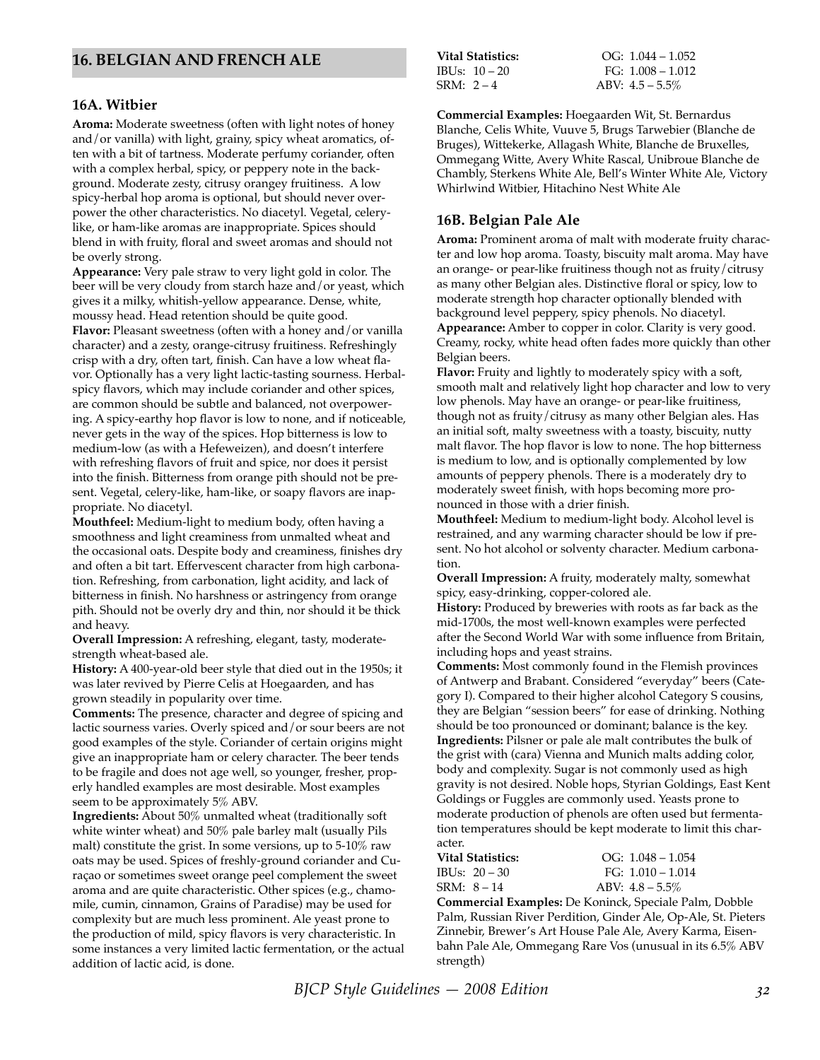## 16. BELGIAN AND FRENCH ALE

### 16A. Witbier

**Aroma:** Moderate sweetness (often with light notes of honey and/or vanilla) with light, grainy, spicy wheat aromatics, often with a bit of tartness. Moderate perfumy coriander, often with a complex herbal, spicy, or peppery note in the background. Moderate zesty, citrusy orangey fruitiness. A low spicy-herbal hop aroma is optional, but should never overpower the other characteristics. No diacetyl. Vegetal, celery-like, or ham-like aromas are inappropriate. Spices should blend in with fruity, floral and sweet aromas and should not be overly strong.

**Appearance:** Very pale straw to very light gold in color. The beer will be very cloudy from starch haze and/or yeast, which gives it a milky, whitish-yellow appearance. Dense, white, moussy head. Head retention should be quite good.

**Flavor:** Pleasant sweetness (often with a honey and/or vanilla character) and a zesty, orange-citrusy fruitiness. Refreshingly crisp with a dry, often tart, finish. Can have a low wheat flavor. Optionally has a very light lactic-tasting sourness. Herbal-spicy flavors, which may include coriander and other spices, are common should be subtle and balanced, not overpowering. A spicy-earthy hop flavor is low to none, and if noticeable, never gets in the way of the spices. Hop bitterness is low to medium-low (as with a Hefeweizen), and doesn't interfere with refreshing flavors of fruit and spice, nor does it persist into the finish. Bitterness from orange pith should not be present. Vegetal, celery-like, ham-like, or soapy flavors are inappropriate. No diacetyl.

**Mouthfeel:** Medium-light to medium body, often having a smoothness and light creaminess from unmalted wheat and the occasional oats. Despite body and creaminess, finishes dry and often a bit tart. Effervescent character from high carbonation. Refreshing, from carbonation, light acidity, and lack of bitterness in finish. No harshness or astringency from orange pith. Should not be overly dry and thin, nor should it be thick and heavy.

**Overall Impression:** A refreshing, elegant, tasty, moderate-strength wheat-based ale.

**History:** A 400-year-old beer style that died out in the 1950s; it was later revived by Pierre Celis at Hoegaarden, and has grown steadily in popularity over time.

**Comments:** The presence, character and degree of spicing and lactic sourness varies. Overly spiced and/or sour beers are not good examples of the style. Coriander of certain origins might give an inappropriate ham or celery character. The beer tends to be fragile and does not age well, so younger, fresher, properly handled examples are most desirable. Most examples seem to be approximately 5% ABV.

**Ingredients:** About 50% unmalted wheat (traditionally soft white winter wheat) and 50% pale barley malt (usually Pils malt) constitute the grist. In some versions, up to 5-10% raw oats may be used. Spices of freshly-ground coriander and Curaçao or sometimes sweet orange peel complement the sweet aroma and are quite characteristic. Other spices (e.g., chamomile, cumin, cinnamon, Grains of Paradise) may be used for complexity but are much less prominent. Ale yeast prone to the production of mild, spicy flavors is very characteristic. In some instances a very limited lactic fermentation, or the actual addition of lactic acid, is done.

**Vital Statistics:** OG: 1.044 – 1.052
IBUs: 10 – 20 FG: 1.008 – 1.012
SRM: 2 – 4 ABV: 4.5 – 5.5%

**Commercial Examples:** Hoegaarden Wit, St. Bernardus Blanche, Celis White, Vuuve 5, Brugs Tarwebier (Blanche de Bruges), Wittekerke, Allagash White, Blanche de Bruxelles, Ommegang Witte, Avery White Rascal, Unibroue Blanche de Chambly, Sterkens White Ale, Bell's Winter White Ale, Victory Whirlwind Witbier, Hitachino Nest White Ale

### 16B. Belgian Pale Ale

**Aroma:** Prominent aroma of malt with moderate fruity character and low hop aroma. Toasty, biscuity malt aroma. May have an orange- or pear-like fruitiness though not as fruity/citrusy as many other Belgian ales. Distinctive floral or spicy, low to moderate strength hop character optionally blended with background level peppery, spicy phenols. No diacetyl.

**Appearance:** Amber to copper in color. Clarity is very good. Creamy, rocky, white head often fades more quickly than other Belgian beers.

**Flavor:** Fruity and lightly to moderately spicy with a soft, smooth malt and relatively light hop character and low to very low phenols. May have an orange- or pear-like fruitiness, though not as fruity/citrusy as many other Belgian ales. Has an initial soft, malty sweetness with a toasty, biscuity, nutty malt flavor. The hop flavor is low to none. The hop bitterness is medium to low, and is optionally complemented by low amounts of peppery phenols. There is a moderately dry to moderately sweet finish, with hops becoming more pronounced in those with a drier finish.

**Mouthfeel:** Medium to medium-light body. Alcohol level is restrained, and any warming character should be low if present. No hot alcohol or solventy character. Medium carbonation.

**Overall Impression:** A fruity, moderately malty, somewhat spicy, easy-drinking, copper-colored ale.

**History:** Produced by breweries with roots as far back as the mid-1700s, the most well-known examples were perfected after the Second World War with some influence from Britain, including hops and yeast strains.

**Comments:** Most commonly found in the Flemish provinces of Antwerp and Brabant. Considered "everyday" beers (Category I). Compared to their higher alcohol Category S cousins, they are Belgian "session beers" for ease of drinking. Nothing should be too pronounced or dominant; balance is the key.

**Ingredients:** Pilsner or pale ale malt contributes the bulk of the grist with (cara) Vienna and Munich malts adding color, body and complexity. Sugar is not commonly used as high gravity is not desired. Noble hops, Styrian Goldings, East Kent Goldings or Fuggles are commonly used. Yeasts prone to moderate production of phenols are often used but fermentation temperatures should be kept moderate to limit this character.

**Vital Statistics:** OG: 1.048 – 1.054
IBUs: 20 – 30 FG: 1.010 – 1.014
SRM: 8 – 14 ABV: 4.8 – 5.5%

**Commercial Examples:** De Koninck, Speciale Palm, Dobble Palm, Russian River Perdition, Ginder Ale, Op-Ale, St. Pieters Zinnebir, Brewer's Art House Pale Ale, Avery Karma, Eisenbahn Pale Ale, Ommegang Rare Vos (unusual in its 6.5% ABV strength)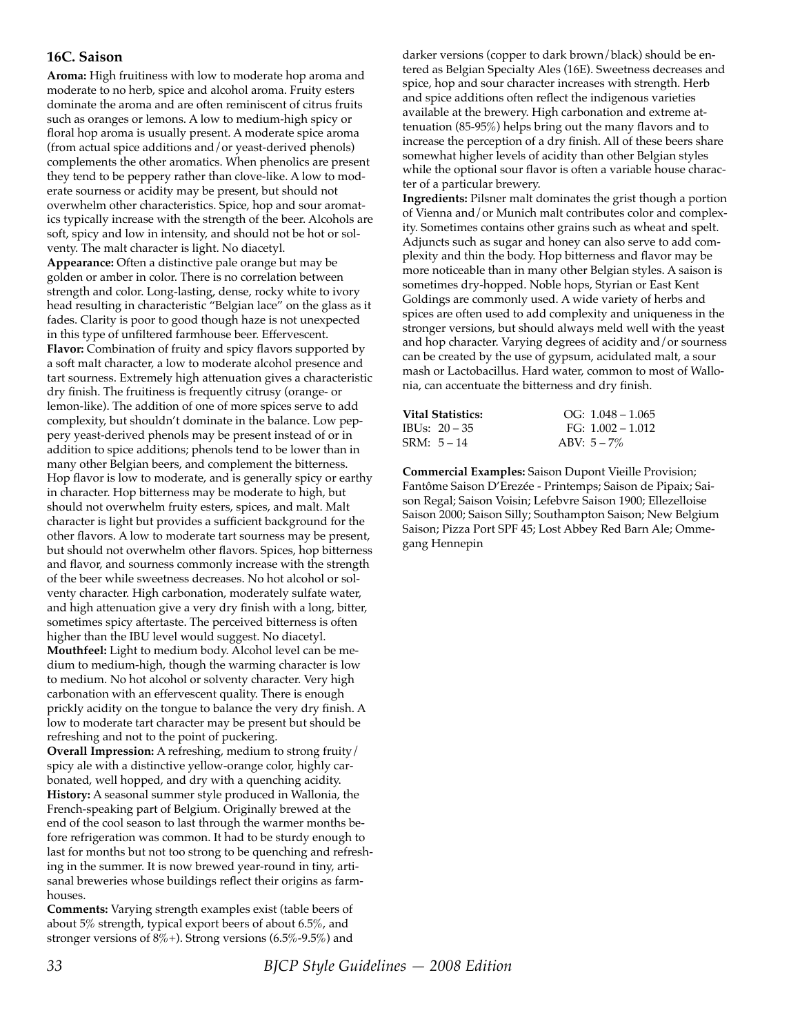### 16C. Saison

**Aroma:** High fruitiness with low to moderate hop aroma and moderate to no herb, spice and alcohol aroma. Fruity esters dominate the aroma and are often reminiscent of citrus fruits such as oranges or lemons. A low to medium-high spicy or floral hop aroma is usually present. A moderate spice aroma (from actual spice additions and/or yeast-derived phenols) complements the other aromatics. When phenolics are present they tend to be peppery rather than clove-like. A low to moderate sourness or acidity may be present, but should not overwhelm other characteristics. Spice, hop and sour aromatics typically increase with the strength of the beer. Alcohols are soft, spicy and low in intensity, and should not be hot or solventy. The malt character is light. No diacetyl.

**Appearance:** Often a distinctive pale orange but may be golden or amber in color. There is no correlation between strength and color. Long-lasting, dense, rocky white to ivory head resulting in characteristic "Belgian lace" on the glass as it fades. Clarity is poor to good though haze is not unexpected in this type of unfiltered farmhouse beer. Effervescent.

**Flavor:** Combination of fruity and spicy flavors supported by a soft malt character, a low to moderate alcohol presence and tart sourness. Extremely high attenuation gives a characteristic dry finish. The fruitiness is frequently citrusy (orange- or lemon-like). The addition of one of more spices serve to add complexity, but shouldn't dominate in the balance. Low peppery yeast-derived phenols may be present instead of or in addition to spice additions; phenols tend to be lower than in many other Belgian beers, and complement the bitterness. Hop flavor is low to moderate, and is generally spicy or earthy in character. Hop bitterness may be moderate to high, but should not overwhelm fruity esters, spices, and malt. Malt character is light but provides a sufficient background for the other flavors. A low to moderate tart sourness may be present, but should not overwhelm other flavors. Spices, hop bitterness and flavor, and sourness commonly increase with the strength of the beer while sweetness decreases. No hot alcohol or solventy character. High carbonation, moderately sulfate water, and high attenuation give a very dry finish with a long, bitter, sometimes spicy aftertaste. The perceived bitterness is often higher than the IBU level would suggest. No diacetyl.

**Mouthfeel:** Light to medium body. Alcohol level can be medium to medium-high, though the warming character is low to medium. No hot alcohol or solventy character. Very high carbonation with an effervescent quality. There is enough prickly acidity on the tongue to balance the very dry finish. A low to moderate tart character may be present but should be refreshing and not to the point of puckering.

**Overall Impression:** A refreshing, medium to strong fruity/spicy ale with a distinctive yellow-orange color, highly carbonated, well hopped, and dry with a quenching acidity.

**History:** A seasonal summer style produced in Wallonia, the French-speaking part of Belgium. Originally brewed at the end of the cool season to last through the warmer months before refrigeration was common. It had to be sturdy enough to last for months but not too strong to be quenching and refreshing in the summer. It is now brewed year-round in tiny, artisanal breweries whose buildings reflect their origins as farmhouses.

**Comments:** Varying strength examples exist (table beers of about 5% strength, typical export beers of about 6.5%, and stronger versions of 8%+). Strong versions (6.5%-9.5%) and darker versions (copper to dark brown/black) should be entered as Belgian Specialty Ales (16E). Sweetness decreases and spice, hop and sour character increases with strength. Herb and spice additions often reflect the indigenous varieties available at the brewery. High carbonation and extreme attenuation (85-95%) helps bring out the many flavors and to increase the perception of a dry finish. All of these beers share somewhat higher levels of acidity than other Belgian styles while the optional sour flavor is often a variable house character of a particular brewery.

**Ingredients:** Pilsner malt dominates the grist though a portion of Vienna and/or Munich malt contributes color and complexity. Sometimes contains other grains such as wheat and spelt. Adjuncts such as sugar and honey can also serve to add complexity and thin the body. Hop bitterness and flavor may be more noticeable than in many other Belgian styles. A saison is sometimes dry-hopped. Noble hops, Styrian or East Kent Goldings are commonly used. A wide variety of herbs and spices are often used to add complexity and uniqueness in the stronger versions, but should always meld well with the yeast and hop character. Varying degrees of acidity and/or sourness can be created by the use of gypsum, acidulated malt, a sour mash or Lactobacillus. Hard water, common to most of Wallonia, can accentuate the bitterness and dry finish.

| **Vital Statistics:** | OG: 1.048 – 1.065 |
|---|---|
| IBUs: 20 – 35 | FG: 1.002 – 1.012 |
| SRM: 5 – 14 | ABV: 5 – 7% |

**Commercial Examples:** Saison Dupont Vieille Provision; Fantôme Saison D'Erezée - Printemps; Saison de Pipaix; Saison Regal; Saison Voisin; Lefebvre Saison 1900; Ellezelloise Saison 2000; Saison Silly; Southampton Saison; New Belgium Saison; Pizza Port SPF 45; Lost Abbey Red Barn Ale; Ommegang Hennepin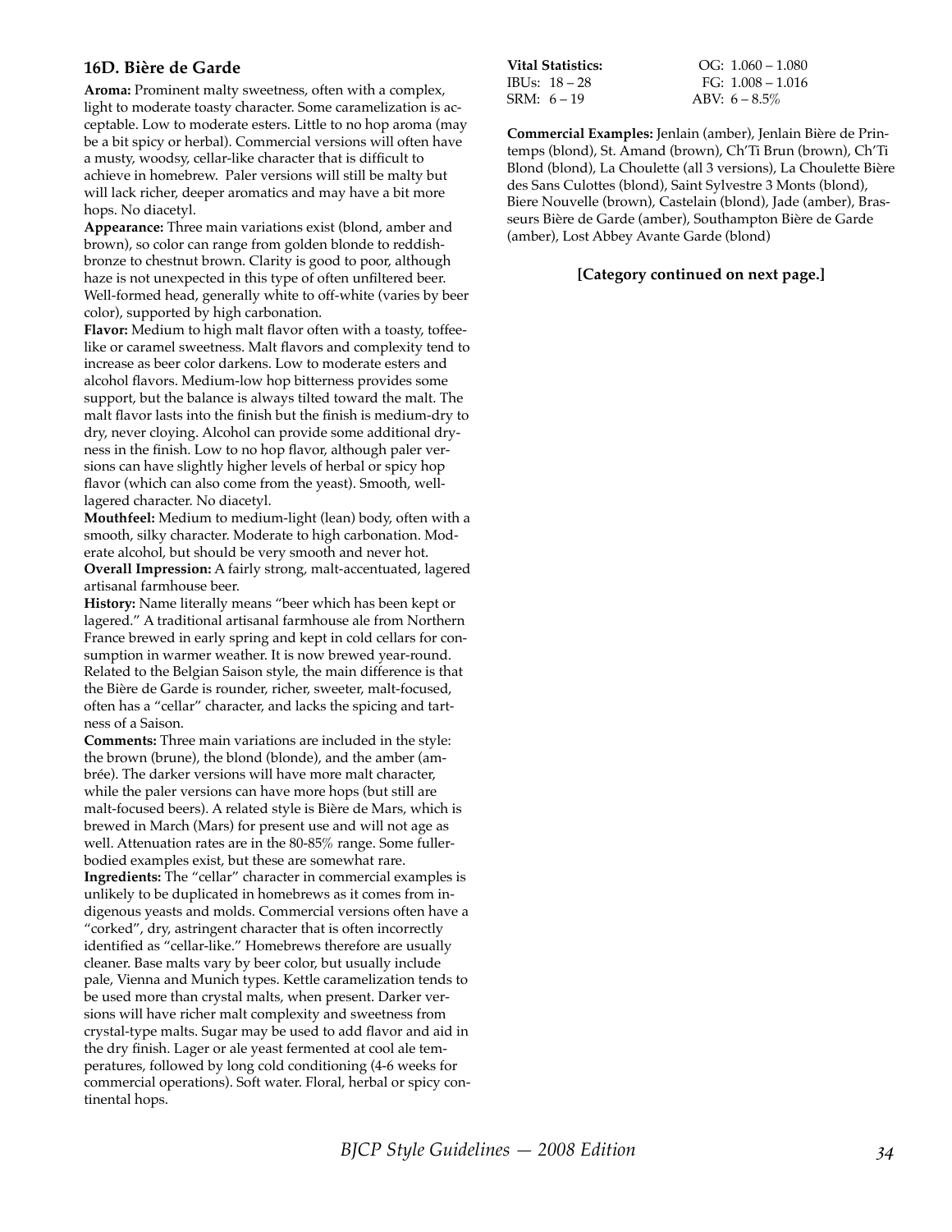### 16D. Bière de Garde

**Aroma:** Prominent malty sweetness, often with a complex, light to moderate toasty character. Some caramelization is acceptable. Low to moderate esters. Little to no hop aroma (may be a bit spicy or herbal). Commercial versions will often have a musty, woodsy, cellar-like character that is difficult to achieve in homebrew. Paler versions will still be malty but will lack richer, deeper aromatics and may have a bit more hops. No diacetyl.

**Appearance:** Three main variations exist (blond, amber and brown), so color can range from golden blonde to reddish-bronze to chestnut brown. Clarity is good to poor, although haze is not unexpected in this type of often unfiltered beer. Well-formed head, generally white to off-white (varies by beer color), supported by high carbonation.

**Flavor:** Medium to high malt flavor often with a toasty, toffee-like or caramel sweetness. Malt flavors and complexity tend to increase as beer color darkens. Low to moderate esters and alcohol flavors. Medium-low hop bitterness provides some support, but the balance is always tilted toward the malt. The malt flavor lasts into the finish but the finish is medium-dry to dry, never cloying. Alcohol can provide some additional dryness in the finish. Low to no hop flavor, although paler versions can have slightly higher levels of herbal or spicy hop flavor (which can also come from the yeast). Smooth, well-lagered character. No diacetyl.

**Mouthfeel:** Medium to medium-light (lean) body, often with a smooth, silky character. Moderate to high carbonation. Moderate alcohol, but should be very smooth and never hot.

**Overall Impression:** A fairly strong, malt-accentuated, lagered artisanal farmhouse beer.

**History:** Name literally means "beer which has been kept or lagered." A traditional artisanal farmhouse ale from Northern France brewed in early spring and kept in cold cellars for consumption in warmer weather. It is now brewed year-round. Related to the Belgian Saison style, the main difference is that the Bière de Garde is rounder, richer, sweeter, malt-focused, often has a "cellar" character, and lacks the spicing and tartness of a Saison.

**Comments:** Three main variations are included in the style: the brown (brune), the blond (blonde), and the amber (ambrée). The darker versions will have more malt character, while the paler versions can have more hops (but still are malt-focused beers). A related style is Bière de Mars, which is brewed in March (Mars) for present use and will not age as well. Attenuation rates are in the 80-85% range. Some fuller-bodied examples exist, but these are somewhat rare.

**Ingredients:** The "cellar" character in commercial examples is unlikely to be duplicated in homebrews as it comes from indigenous yeasts and molds. Commercial versions often have a "corked", dry, astringent character that is often incorrectly identified as "cellar-like." Homebrews therefore are usually cleaner. Base malts vary by beer color, but usually include pale, Vienna and Munich types. Kettle caramelization tends to be used more than crystal malts, when present. Darker versions will have richer malt complexity and sweetness from crystal-type malts. Sugar may be used to add flavor and aid in the dry finish. Lager or ale yeast fermented at cool ale temperatures, followed by long cold conditioning (4-6 weeks for commercial operations). Soft water. Floral, herbal or spicy continental hops.

**Vital Statistics:** OG: 1.060 – 1.080
IBUs: 18 – 28 FG: 1.008 – 1.016
SRM: 6 – 19 ABV: 6 – 8.5%

**Commercial Examples:** Jenlain (amber), Jenlain Bière de Printemps (blond), St. Amand (brown), Ch'Ti Brun (brown), Ch'Ti Blond (blond), La Choulette (all 3 versions), La Choulette Bière des Sans Culottes (blond), Saint Sylvestre 3 Monts (blond), Biere Nouvelle (brown), Castelain (blond), Jade (amber), Brasseurs Bière de Garde (amber), Southampton Bière de Garde (amber), Lost Abbey Avante Garde (blond)

**[Category continued on next page.]**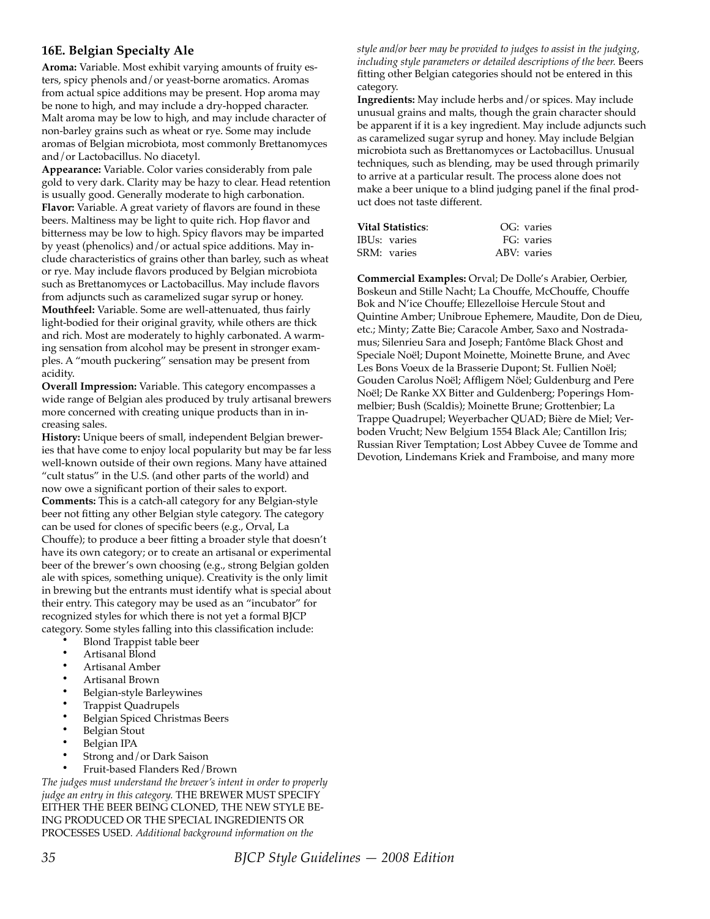### 16E. Belgian Specialty Ale

**Aroma:** Variable. Most exhibit varying amounts of fruity esters, spicy phenols and/or yeast-borne aromatics. Aromas from actual spice additions may be present. Hop aroma may be none to high, and may include a dry-hopped character. Malt aroma may be low to high, and may include character of non-barley grains such as wheat or rye. Some may include aromas of Belgian microbiota, most commonly Brettanomyces and/or Lactobacillus. No diacetyl.

**Appearance:** Variable. Color varies considerably from pale gold to very dark. Clarity may be hazy to clear. Head retention is usually good. Generally moderate to high carbonation.

**Flavor:** Variable. A great variety of flavors are found in these beers. Maltiness may be light to quite rich. Hop flavor and bitterness may be low to high. Spicy flavors may be imparted by yeast (phenolics) and/or actual spice additions. May include characteristics of grains other than barley, such as wheat or rye. May include flavors produced by Belgian microbiota such as Brettanomyces or Lactobacillus. May include flavors from adjuncts such as caramelized sugar syrup or honey.

**Mouthfeel:** Variable. Some are well-attenuated, thus fairly light-bodied for their original gravity, while others are thick and rich. Most are moderately to highly carbonated. A warming sensation from alcohol may be present in stronger examples. A "mouth puckering" sensation may be present from acidity.

**Overall Impression:** Variable. This category encompasses a wide range of Belgian ales produced by truly artisanal brewers more concerned with creating unique products than in increasing sales.

**History:** Unique beers of small, independent Belgian breweries that have come to enjoy local popularity but may be far less well-known outside of their own regions. Many have attained "cult status" in the U.S. (and other parts of the world) and now owe a significant portion of their sales to export.

**Comments:** This is a catch-all category for any Belgian-style beer not fitting any other Belgian style category. The category can be used for clones of specific beers (e.g., Orval, La Chouffe); to produce a beer fitting a broader style that doesn't have its own category; or to create an artisanal or experimental beer of the brewer's own choosing (e.g., strong Belgian golden ale with spices, something unique). Creativity is the only limit in brewing but the entrants must identify what is special about their entry. This category may be used as an "incubator" for recognized styles for which there is not yet a formal BJCP category. Some styles falling into this classification include:

- Blond Trappist table beer
- Artisanal Blond
- Artisanal Amber
- Artisanal Brown
- Belgian-style Barleywines
- Trappist Quadrupels
- Belgian Spiced Christmas Beers
- Belgian Stout
- Belgian IPA
- Strong and/or Dark Saison
- Fruit-based Flanders Red/Brown

*The judges must understand the brewer's intent in order to properly judge an entry in this category.* THE BREWER MUST SPECIFY EITHER THE BEER BEING CLONED, THE NEW STYLE BEING PRODUCED OR THE SPECIAL INGREDIENTS OR PROCESSES USED. *Additional background information on the style and/or beer may be provided to judges to assist in the judging, including style parameters or detailed descriptions of the beer.* Beers fitting other Belgian categories should not be entered in this category.

**Ingredients:** May include herbs and/or spices. May include unusual grains and malts, though the grain character should be apparent if it is a key ingredient. May include adjuncts such as caramelized sugar syrup and honey. May include Belgian microbiota such as Brettanomyces or Lactobacillus. Unusual techniques, such as blending, may be used through primarily to arrive at a particular result. The process alone does not make a beer unique to a blind judging panel if the final product does not taste different.

| **Vital Statistics**: | OG: varies |
|---|---|
| IBUs: varies | FG: varies |
| SRM: varies | ABV: varies |

**Commercial Examples:** Orval; De Dolle's Arabier, Oerbier, Boskeun and Stille Nacht; La Chouffe, McChouffe, Chouffe Bok and N'ice Chouffe; Ellezelloise Hercule Stout and Quintine Amber; Unibroue Ephemere, Maudite, Don de Dieu, etc.; Minty; Zatte Bie; Caracole Amber, Saxo and Nostradamus; Silenrieu Sara and Joseph; Fantôme Black Ghost and Speciale Noël; Dupont Moinette, Moinette Brune, and Avec Les Bons Voeux de la Brasserie Dupont; St. Fullien Noël; Gouden Carolus Noël; Affligem Nöel; Guldenburg and Pere Noël; De Ranke XX Bitter and Guldenberg; Poperings Hommelbier; Bush (Scaldis); Moinette Brune; Grottenbier; La Trappe Quadrupel; Weyerbacher QUAD; Bière de Miel; Verboden Vrucht; New Belgium 1554 Black Ale; Cantillon Iris; Russian River Temptation; Lost Abbey Cuvee de Tomme and Devotion, Lindemans Kriek and Framboise, and many more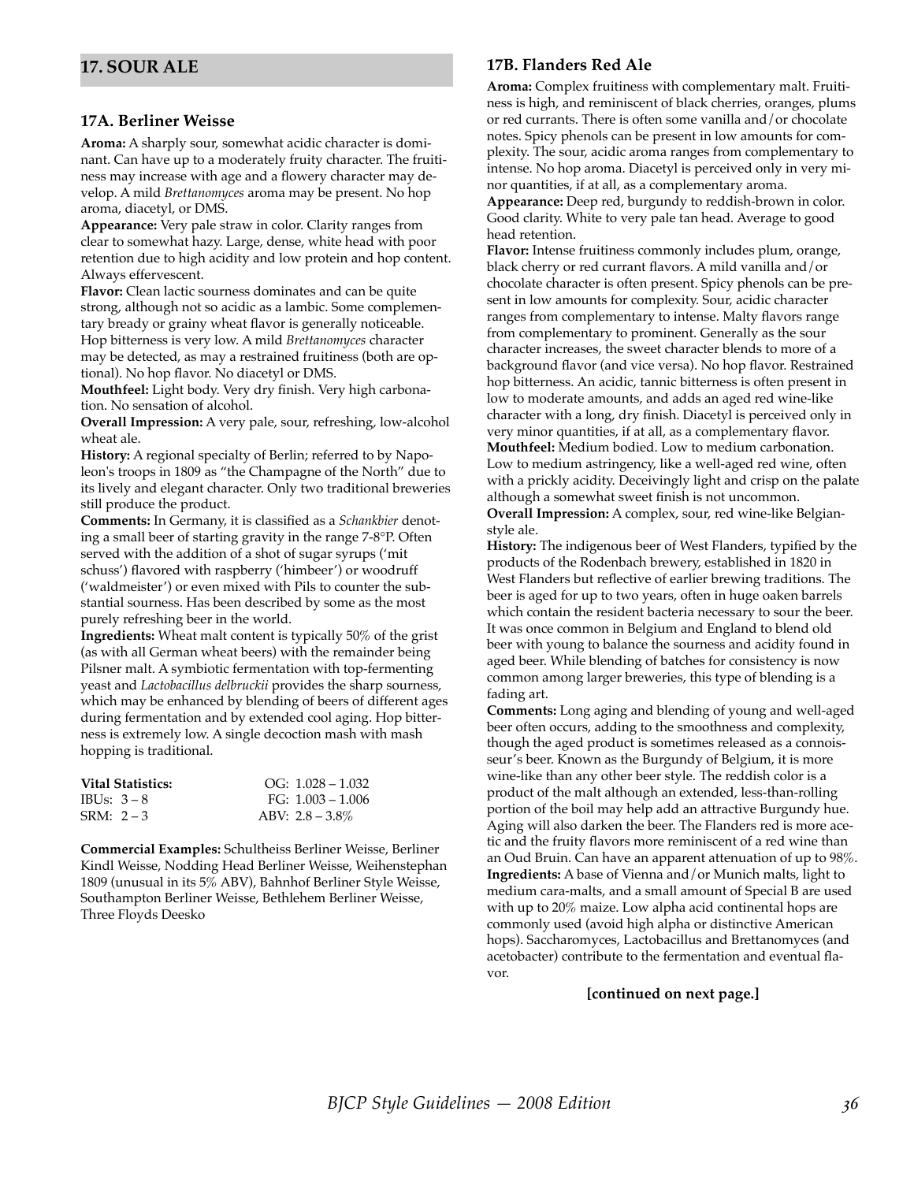## 17. SOUR ALE

### 17A. Berliner Weisse

**Aroma:** A sharply sour, somewhat acidic character is dominant. Can have up to a moderately fruity character. The fruitiness may increase with age and a flowery character may develop. A mild *Brettanomyces* aroma may be present. No hop aroma, diacetyl, or DMS.

**Appearance:** Very pale straw in color. Clarity ranges from clear to somewhat hazy. Large, dense, white head with poor retention due to high acidity and low protein and hop content. Always effervescent.

**Flavor:** Clean lactic sourness dominates and can be quite strong, although not so acidic as a lambic. Some complementary bready or grainy wheat flavor is generally noticeable. Hop bitterness is very low. A mild *Brettanomyces* character may be detected, as may a restrained fruitiness (both are optional). No hop flavor. No diacetyl or DMS.

**Mouthfeel:** Light body. Very dry finish. Very high carbonation. No sensation of alcohol.

**Overall Impression:** A very pale, sour, refreshing, low-alcohol wheat ale.

**History:** A regional specialty of Berlin; referred to by Napoleon's troops in 1809 as "the Champagne of the North" due to its lively and elegant character. Only two traditional breweries still produce the product.

**Comments:** In Germany, it is classified as a *Schankbier* denoting a small beer of starting gravity in the range 7-8°P. Often served with the addition of a shot of sugar syrups ('mit schuss') flavored with raspberry ('himbeer') or woodruff ('waldmeister') or even mixed with Pils to counter the substantial sourness. Has been described by some as the most purely refreshing beer in the world.

**Ingredients:** Wheat malt content is typically 50% of the grist (as with all German wheat beers) with the remainder being Pilsner malt. A symbiotic fermentation with top-fermenting yeast and *Lactobacillus delbruckii* provides the sharp sourness, which may be enhanced by blending of beers of different ages during fermentation and by extended cool aging. Hop bitterness is extremely low. A single decoction mash with mash hopping is traditional.

| **Vital Statistics:** | OG: 1.028 – 1.032 |
|---|---|
| IBUs: 3 – 8 | FG: 1.003 – 1.006 |
| SRM: 2 – 3 | ABV: 2.8 – 3.8% |

**Commercial Examples:** Schultheiss Berliner Weisse, Berliner Kindl Weisse, Nodding Head Berliner Weisse, Weihenstephan 1809 (unusual in its 5% ABV), Bahnhof Berliner Style Weisse, Southampton Berliner Weisse, Bethlehem Berliner Weisse, Three Floyds Deesko

### 17B. Flanders Red Ale

**Aroma:** Complex fruitiness with complementary malt. Fruitiness is high, and reminiscent of black cherries, oranges, plums or red currants. There is often some vanilla and/or chocolate notes. Spicy phenols can be present in low amounts for complexity. The sour, acidic aroma ranges from complementary to intense. No hop aroma. Diacetyl is perceived only in very minor quantities, if at all, as a complementary aroma.

**Appearance:** Deep red, burgundy to reddish-brown in color. Good clarity. White to very pale tan head. Average to good head retention.

**Flavor:** Intense fruitiness commonly includes plum, orange, black cherry or red currant flavors. A mild vanilla and/or chocolate character is often present. Spicy phenols can be present in low amounts for complexity. Sour, acidic character ranges from complementary to intense. Malty flavors range from complementary to prominent. Generally as the sour character increases, the sweet character blends to more of a background flavor (and vice versa). No hop flavor. Restrained hop bitterness. An acidic, tannic bitterness is often present in low to moderate amounts, and adds an aged red wine-like character with a long, dry finish. Diacetyl is perceived only in very minor quantities, if at all, as a complementary flavor.

**Mouthfeel:** Medium bodied. Low to medium carbonation. Low to medium astringency, like a well-aged red wine, often with a prickly acidity. Deceivingly light and crisp on the palate although a somewhat sweet finish is not uncommon.

**Overall Impression:** A complex, sour, red wine-like Belgian-style ale.

**History:** The indigenous beer of West Flanders, typified by the products of the Rodenbach brewery, established in 1820 in West Flanders but reflective of earlier brewing traditions. The beer is aged for up to two years, often in huge oaken barrels which contain the resident bacteria necessary to sour the beer. It was once common in Belgium and England to blend old beer with young to balance the sourness and acidity found in aged beer. While blending of batches for consistency is now common among larger breweries, this type of blending is a fading art.

**Comments:** Long aging and blending of young and well-aged beer often occurs, adding to the smoothness and complexity, though the aged product is sometimes released as a connoisseur's beer. Known as the Burgundy of Belgium, it is more wine-like than any other beer style. The reddish color is a product of the malt although an extended, less-than-rolling portion of the boil may help add an attractive Burgundy hue. Aging will also darken the beer. The Flanders red is more acetic and the fruity flavors more reminiscent of a red wine than an Oud Bruin. Can have an apparent attenuation of up to 98%.

**Ingredients:** A base of Vienna and/or Munich malts, light to medium cara-malts, and a small amount of Special B are used with up to 20% maize. Low alpha acid continental hops are commonly used (avoid high alpha or distinctive American hops). Saccharomyces, Lactobacillus and Brettanomyces (and acetobacter) contribute to the fermentation and eventual flavor.

**[continued on next page.]**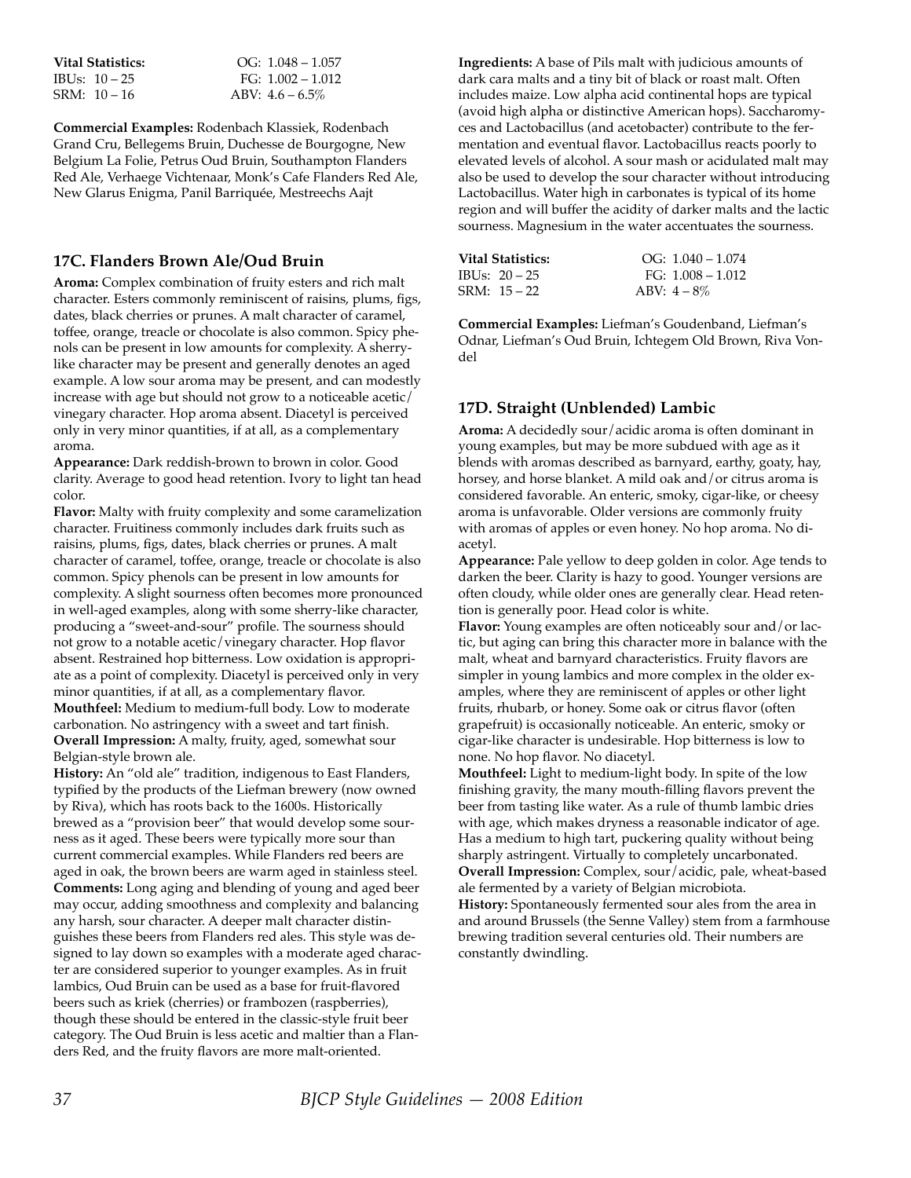**Vital Statistics:** OG: 1.048 – 1.057
IBUs: 10 – 25 FG: 1.002 – 1.012
SRM: 10 – 16 ABV: 4.6 – 6.5%

**Commercial Examples:** Rodenbach Klassiek, Rodenbach Grand Cru, Bellegems Bruin, Duchesse de Bourgogne, New Belgium La Folie, Petrus Oud Bruin, Southampton Flanders Red Ale, Verhaege Vichtenaar, Monk's Cafe Flanders Red Ale, New Glarus Enigma, Panil Barriquée, Mestreechs Aajt

## 17C. Flanders Brown Ale/Oud Bruin

**Aroma:** Complex combination of fruity esters and rich malt character. Esters commonly reminiscent of raisins, plums, figs, dates, black cherries or prunes. A malt character of caramel, toffee, orange, treacle or chocolate is also common. Spicy phenols can be present in low amounts for complexity. A sherry-like character may be present and generally denotes an aged example. A low sour aroma may be present, and can modestly increase with age but should not grow to a noticeable acetic/vinegary character. Hop aroma absent. Diacetyl is perceived only in very minor quantities, if at all, as a complementary aroma.

**Appearance:** Dark reddish-brown to brown in color. Good clarity. Average to good head retention. Ivory to light tan head color.

**Flavor:** Malty with fruity complexity and some caramelization character. Fruitiness commonly includes dark fruits such as raisins, plums, figs, dates, black cherries or prunes. A malt character of caramel, toffee, orange, treacle or chocolate is also common. Spicy phenols can be present in low amounts for complexity. A slight sourness often becomes more pronounced in well-aged examples, along with some sherry-like character, producing a "sweet-and-sour" profile. The sourness should not grow to a notable acetic/vinegary character. Hop flavor absent. Restrained hop bitterness. Low oxidation is appropriate as a point of complexity. Diacetyl is perceived only in very minor quantities, if at all, as a complementary flavor.

**Mouthfeel:** Medium to medium-full body. Low to moderate carbonation. No astringency with a sweet and tart finish.

**Overall Impression:** A malty, fruity, aged, somewhat sour Belgian-style brown ale.

**History:** An "old ale" tradition, indigenous to East Flanders, typified by the products of the Liefman brewery (now owned by Riva), which has roots back to the 1600s. Historically brewed as a "provision beer" that would develop some sourness as it aged. These beers were typically more sour than current commercial examples. While Flanders red beers are aged in oak, the brown beers are warm aged in stainless steel.

**Comments:** Long aging and blending of young and aged beer may occur, adding smoothness and complexity and balancing any harsh, sour character. A deeper malt character distinguishes these beers from Flanders red ales. This style was designed to lay down so examples with a moderate aged character are considered superior to younger examples. As in fruit lambics, Oud Bruin can be used as a base for fruit-flavored beers such as kriek (cherries) or frambozen (raspberries), though these should be entered in the classic-style fruit beer category. The Oud Bruin is less acetic and maltier than a Flanders Red, and the fruity flavors are more malt-oriented.

**Ingredients:** A base of Pils malt with judicious amounts of dark cara malts and a tiny bit of black or roast malt. Often includes maize. Low alpha acid continental hops are typical (avoid high alpha or distinctive American hops). Saccharomyces and Lactobacillus (and acetobacter) contribute to the fermentation and eventual flavor. Lactobacillus reacts poorly to elevated levels of alcohol. A sour mash or acidulated malt may also be used to develop the sour character without introducing Lactobacillus. Water high in carbonates is typical of its home region and will buffer the acidity of darker malts and the lactic sourness. Magnesium in the water accentuates the sourness.

**Vital Statistics:** OG: 1.040 – 1.074
IBUs: 20 – 25 FG: 1.008 – 1.012
SRM: 15 – 22 ABV: 4 – 8%

**Commercial Examples:** Liefman's Goudenband, Liefman's Odnar, Liefman's Oud Bruin, Ichtegem Old Brown, Riva Vondel

## 17D. Straight (Unblended) Lambic

**Aroma:** A decidedly sour/acidic aroma is often dominant in young examples, but may be more subdued with age as it blends with aromas described as barnyard, earthy, goaty, hay, horsey, and horse blanket. A mild oak and/or citrus aroma is considered favorable. An enteric, smoky, cigar-like, or cheesy aroma is unfavorable. Older versions are commonly fruity with aromas of apples or even honey. No hop aroma. No diacetyl.

**Appearance:** Pale yellow to deep golden in color. Age tends to darken the beer. Clarity is hazy to good. Younger versions are often cloudy, while older ones are generally clear. Head retention is generally poor. Head color is white.

**Flavor:** Young examples are often noticeably sour and/or lactic, but aging can bring this character more in balance with the malt, wheat and barnyard characteristics. Fruity flavors are simpler in young lambics and more complex in the older examples, where they are reminiscent of apples or other light fruits, rhubarb, or honey. Some oak or citrus flavor (often grapefruit) is occasionally noticeable. An enteric, smoky or cigar-like character is undesirable. Hop bitterness is low to none. No hop flavor. No diacetyl.

**Mouthfeel:** Light to medium-light body. In spite of the low finishing gravity, the many mouth-filling flavors prevent the beer from tasting like water. As a rule of thumb lambic dries with age, which makes dryness a reasonable indicator of age. Has a medium to high tart, puckering quality without being sharply astringent. Virtually to completely uncarbonated.

**Overall Impression:** Complex, sour/acidic, pale, wheat-based ale fermented by a variety of Belgian microbiota.

**History:** Spontaneously fermented sour ales from the area in and around Brussels (the Senne Valley) stem from a farmhouse brewing tradition several centuries old. Their numbers are constantly dwindling.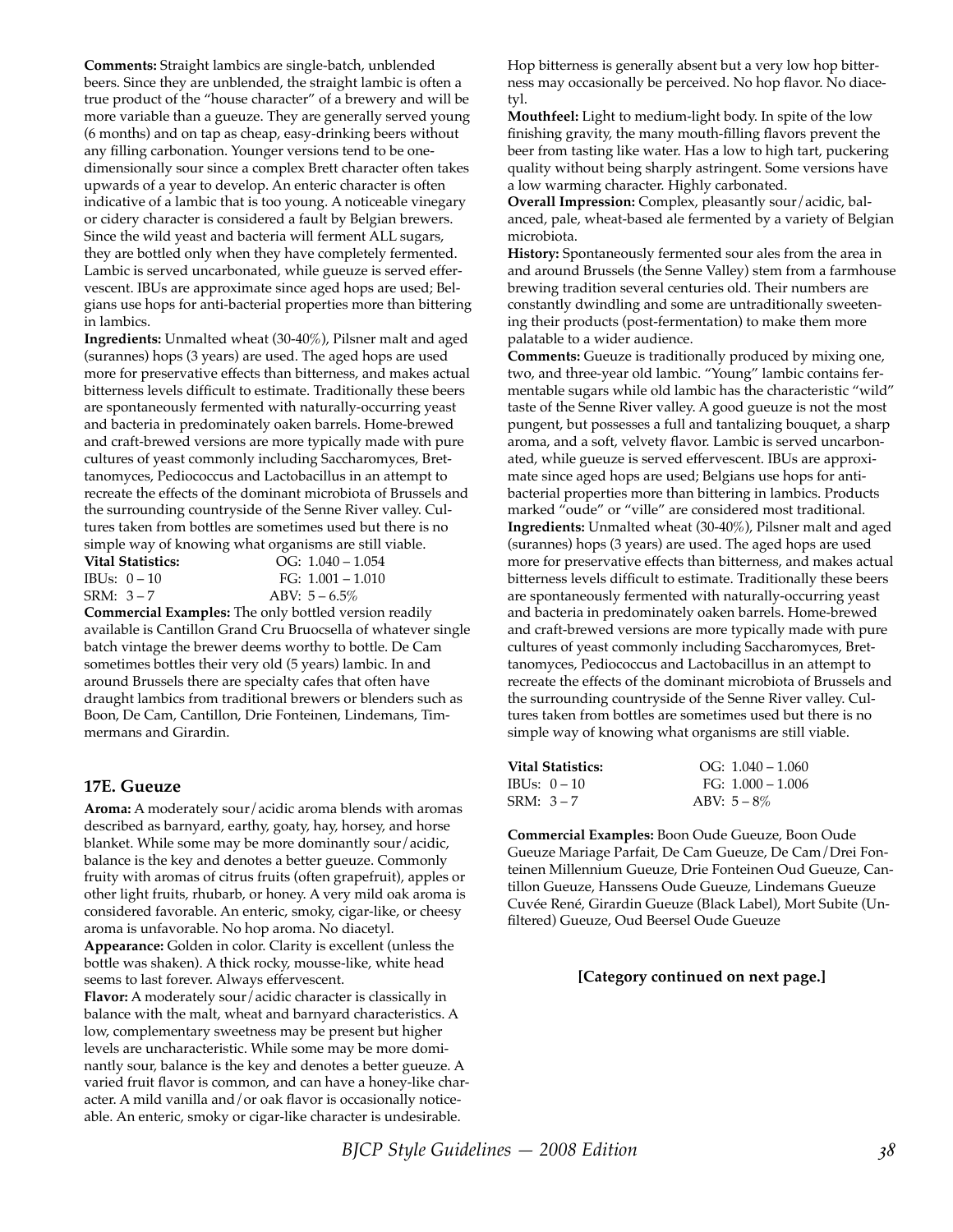**Comments:** Straight lambics are single-batch, unblended beers. Since they are unblended, the straight lambic is often a true product of the "house character" of a brewery and will be more variable than a gueuze. They are generally served young (6 months) and on tap as cheap, easy-drinking beers without any filling carbonation. Younger versions tend to be one-dimensionally sour since a complex Brett character often takes upwards of a year to develop. An enteric character is often indicative of a lambic that is too young. A noticeable vinegary or cidery character is considered a fault by Belgian brewers. Since the wild yeast and bacteria will ferment ALL sugars, they are bottled only when they have completely fermented. Lambic is served uncarbonated, while gueuze is served effervescent. IBUs are approximate since aged hops are used; Belgians use hops for anti-bacterial properties more than bittering in lambics.

**Ingredients:** Unmalted wheat (30-40%), Pilsner malt and aged (surannes) hops (3 years) are used. The aged hops are used more for preservative effects than bitterness, and makes actual bitterness levels difficult to estimate. Traditionally these beers are spontaneously fermented with naturally-occurring yeast and bacteria in predominately oaken barrels. Home-brewed and craft-brewed versions are more typically made with pure cultures of yeast commonly including Saccharomyces, Brettanomyces, Pediococcus and Lactobacillus in an attempt to recreate the effects of the dominant microbiota of Brussels and the surrounding countryside of the Senne River valley. Cultures taken from bottles are sometimes used but there is no simple way of knowing what organisms are still viable.

**Vital Statistics:** OG: 1.040 – 1.054
IBUs: 0 – 10 FG: 1.001 – 1.010
SRM: 3 – 7 ABV: 5 – 6.5%

**Commercial Examples:** The only bottled version readily available is Cantillon Grand Cru Bruocsella of whatever single batch vintage the brewer deems worthy to bottle. De Cam sometimes bottles their very old (5 years) lambic. In and around Brussels there are specialty cafes that often have draught lambics from traditional brewers or blenders such as Boon, De Cam, Cantillon, Drie Fonteinen, Lindemans, Timmermans and Girardin.

### 17E. Gueuze

**Aroma:** A moderately sour/acidic aroma blends with aromas described as barnyard, earthy, goaty, hay, horsey, and horse blanket. While some may be more dominantly sour/acidic, balance is the key and denotes a better gueuze. Commonly fruity with aromas of citrus fruits (often grapefruit), apples or other light fruits, rhubarb, or honey. A very mild oak aroma is considered favorable. An enteric, smoky, cigar-like, or cheesy aroma is unfavorable. No hop aroma. No diacetyl.

**Appearance:** Golden in color. Clarity is excellent (unless the bottle was shaken). A thick rocky, mousse-like, white head seems to last forever. Always effervescent.

**Flavor:** A moderately sour/acidic character is classically in balance with the malt, wheat and barnyard characteristics. A low, complementary sweetness may be present but higher levels are uncharacteristic. While some may be more dominantly sour, balance is the key and denotes a better gueuze. A varied fruit flavor is common, and can have a honey-like character. A mild vanilla and/or oak flavor is occasionally noticeable. An enteric, smoky or cigar-like character is undesirable. Hop bitterness is generally absent but a very low hop bitterness may occasionally be perceived. No hop flavor. No diacetyl.

**Mouthfeel:** Light to medium-light body. In spite of the low finishing gravity, the many mouth-filling flavors prevent the beer from tasting like water. Has a low to high tart, puckering quality without being sharply astringent. Some versions have a low warming character. Highly carbonated.

**Overall Impression:** Complex, pleasantly sour/acidic, balanced, pale, wheat-based ale fermented by a variety of Belgian microbiota.

**History:** Spontaneously fermented sour ales from the area in and around Brussels (the Senne Valley) stem from a farmhouse brewing tradition several centuries old. Their numbers are constantly dwindling and some are untraditionally sweetening their products (post-fermentation) to make them more palatable to a wider audience.

**Comments:** Gueuze is traditionally produced by mixing one, two, and three-year old lambic. "Young" lambic contains fermentable sugars while old lambic has the characteristic "wild" taste of the Senne River valley. A good gueuze is not the most pungent, but possesses a full and tantalizing bouquet, a sharp aroma, and a soft, velvety flavor. Lambic is served uncarbonated, while gueuze is served effervescent. IBUs are approximate since aged hops are used; Belgians use hops for anti-bacterial properties more than bittering in lambics. Products marked "oude" or "ville" are considered most traditional.

**Ingredients:** Unmalted wheat (30-40%), Pilsner malt and aged (surannes) hops (3 years) are used. The aged hops are used more for preservative effects than bitterness, and makes actual bitterness levels difficult to estimate. Traditionally these beers are spontaneously fermented with naturally-occurring yeast and bacteria in predominately oaken barrels. Home-brewed and craft-brewed versions are more typically made with pure cultures of yeast commonly including Saccharomyces, Brettanomyces, Pediococcus and Lactobacillus in an attempt to recreate the effects of the dominant microbiota of Brussels and the surrounding countryside of the Senne River valley. Cultures taken from bottles are sometimes used but there is no simple way of knowing what organisms are still viable.

**Vital Statistics:** OG: 1.040 – 1.060
IBUs: 0 – 10 FG: 1.000 – 1.006
SRM: 3 – 7 ABV: 5 – 8%

**Commercial Examples:** Boon Oude Gueuze, Boon Oude Gueuze Mariage Parfait, De Cam Gueuze, De Cam/Drei Fonteinen Millennium Gueuze, Drie Fonteinen Oud Gueuze, Cantillon Gueuze, Hanssens Oude Gueuze, Lindemans Gueuze Cuvée René, Girardin Gueuze (Black Label), Mort Subite (Unfiltered) Gueuze, Oud Beersel Oude Gueuze

**[Category continued on next page.]**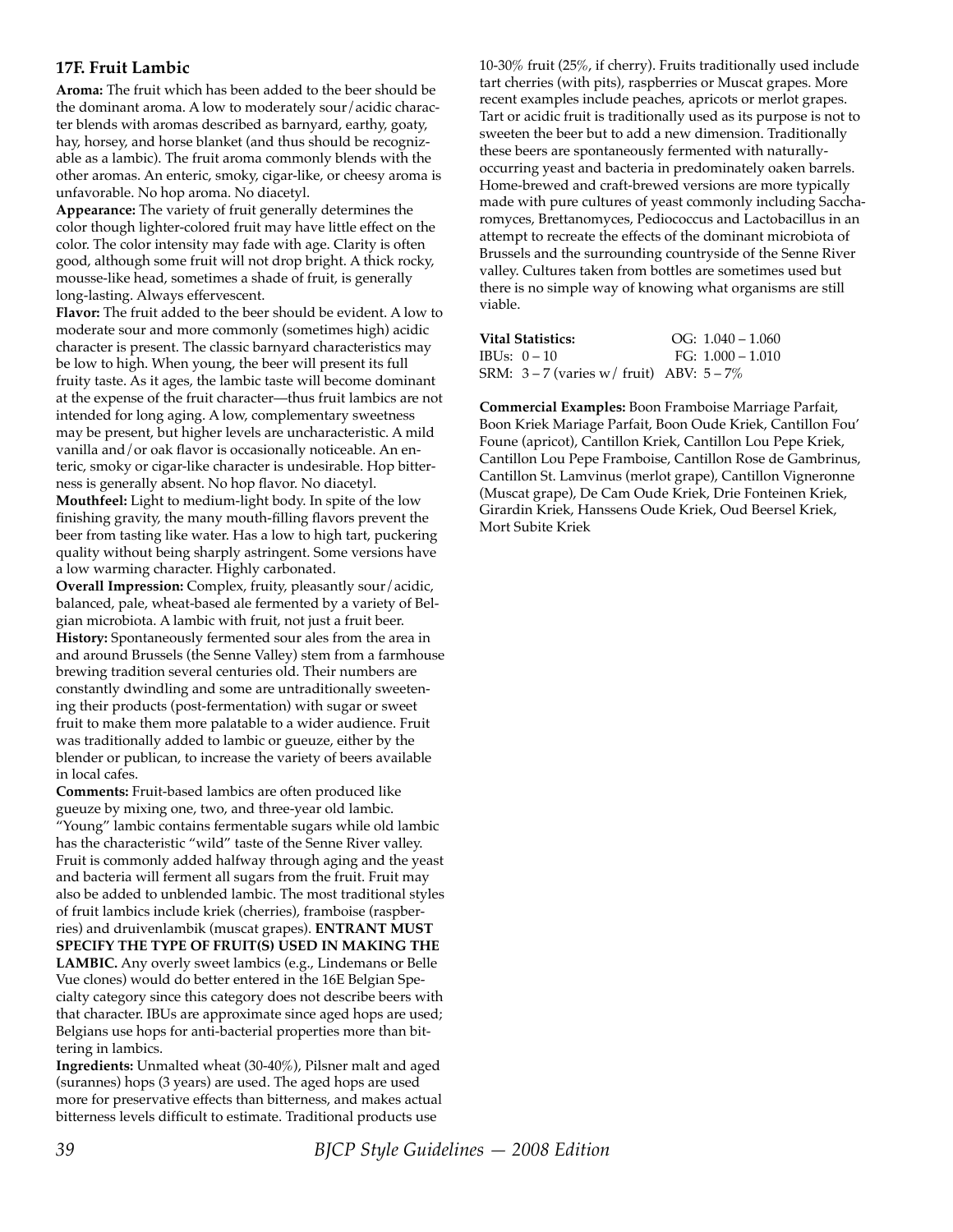### 17F. Fruit Lambic

**Aroma:** The fruit which has been added to the beer should be the dominant aroma. A low to moderately sour/acidic character blends with aromas described as barnyard, earthy, goaty, hay, horsey, and horse blanket (and thus should be recognizable as a lambic). The fruit aroma commonly blends with the other aromas. An enteric, smoky, cigar-like, or cheesy aroma is unfavorable. No hop aroma. No diacetyl.

**Appearance:** The variety of fruit generally determines the color though lighter-colored fruit may have little effect on the color. The color intensity may fade with age. Clarity is often good, although some fruit will not drop bright. A thick rocky, mousse-like head, sometimes a shade of fruit, is generally long-lasting. Always effervescent.

**Flavor:** The fruit added to the beer should be evident. A low to moderate sour and more commonly (sometimes high) acidic character is present. The classic barnyard characteristics may be low to high. When young, the beer will present its full fruity taste. As it ages, the lambic taste will become dominant at the expense of the fruit character—thus fruit lambics are not intended for long aging. A low, complementary sweetness may be present, but higher levels are uncharacteristic. A mild vanilla and/or oak flavor is occasionally noticeable. An enteric, smoky or cigar-like character is undesirable. Hop bitterness is generally absent. No hop flavor. No diacetyl.

**Mouthfeel:** Light to medium-light body. In spite of the low finishing gravity, the many mouth-filling flavors prevent the beer from tasting like water. Has a low to high tart, puckering quality without being sharply astringent. Some versions have a low warming character. Highly carbonated.

**Overall Impression:** Complex, fruity, pleasantly sour/acidic, balanced, pale, wheat-based ale fermented by a variety of Belgian microbiota. A lambic with fruit, not just a fruit beer.

**History:** Spontaneously fermented sour ales from the area in and around Brussels (the Senne Valley) stem from a farmhouse brewing tradition several centuries old. Their numbers are constantly dwindling and some are untraditionally sweetening their products (post-fermentation) with sugar or sweet fruit to make them more palatable to a wider audience. Fruit was traditionally added to lambic or gueuze, either by the blender or publican, to increase the variety of beers available in local cafes.

**Comments:** Fruit-based lambics are often produced like gueuze by mixing one, two, and three-year old lambic. "Young" lambic contains fermentable sugars while old lambic has the characteristic "wild" taste of the Senne River valley. Fruit is commonly added halfway through aging and the yeast and bacteria will ferment all sugars from the fruit. Fruit may also be added to unblended lambic. The most traditional styles of fruit lambics include kriek (cherries), framboise (raspberries) and druivenlambik (muscat grapes). **ENTRANT MUST SPECIFY THE TYPE OF FRUIT(S) USED IN MAKING THE LAMBIC.** Any overly sweet lambics (e.g., Lindemans or Belle Vue clones) would do better entered in the 16E Belgian Specialty category since this category does not describe beers with that character. IBUs are approximate since aged hops are used; Belgians use hops for anti-bacterial properties more than bittering in lambics.

**Ingredients:** Unmalted wheat (30-40%), Pilsner malt and aged (surannes) hops (3 years) are used. The aged hops are used more for preservative effects than bitterness, and makes actual bitterness levels difficult to estimate. Traditional products use 10-30% fruit (25%, if cherry). Fruits traditionally used include tart cherries (with pits), raspberries or Muscat grapes. More recent examples include peaches, apricots or merlot grapes. Tart or acidic fruit is traditionally used as its purpose is not to sweeten the beer but to add a new dimension. Traditionally these beers are spontaneously fermented with naturally-occurring yeast and bacteria in predominately oaken barrels. Home-brewed and craft-brewed versions are more typically made with pure cultures of yeast commonly including Saccharomyces, Brettanomyces, Pediococcus and Lactobacillus in an attempt to recreate the effects of the dominant microbiota of Brussels and the surrounding countryside of the Senne River valley. Cultures taken from bottles are sometimes used but there is no simple way of knowing what organisms are still viable.

| **Vital Statistics:** | OG: 1.040 – 1.060 |
|---|---|
| IBUs: 0 – 10 | FG: 1.000 – 1.010 |
| SRM: 3 – 7 (varies w/ fruit) | ABV: 5 – 7% |

**Commercial Examples:** Boon Framboise Marriage Parfait, Boon Kriek Mariage Parfait, Boon Oude Kriek, Cantillon Fou' Foune (apricot), Cantillon Kriek, Cantillon Lou Pepe Kriek, Cantillon Lou Pepe Framboise, Cantillon Rose de Gambrinus, Cantillon St. Lamvinus (merlot grape), Cantillon Vigneronne (Muscat grape), De Cam Oude Kriek, Drie Fonteinen Kriek, Girardin Kriek, Hanssens Oude Kriek, Oud Beersel Kriek, Mort Subite Kriek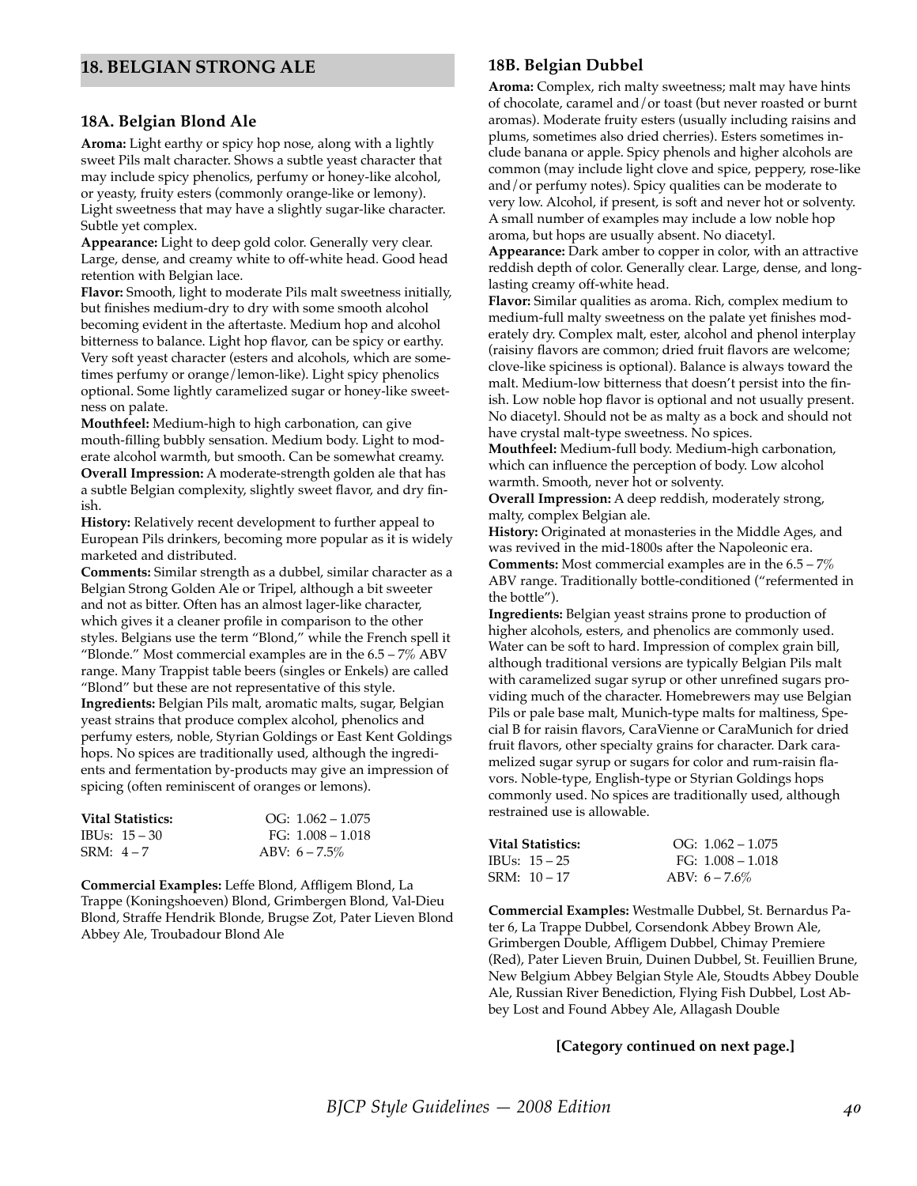## 18. BELGIAN STRONG ALE

### 18A. Belgian Blond Ale

**Aroma:** Light earthy or spicy hop nose, along with a lightly sweet Pils malt character. Shows a subtle yeast character that may include spicy phenolics, perfumy or honey-like alcohol, or yeasty, fruity esters (commonly orange-like or lemony). Light sweetness that may have a slightly sugar-like character. Subtle yet complex.

**Appearance:** Light to deep gold color. Generally very clear. Large, dense, and creamy white to off-white head. Good head retention with Belgian lace.

**Flavor:** Smooth, light to moderate Pils malt sweetness initially, but finishes medium-dry to dry with some smooth alcohol becoming evident in the aftertaste. Medium hop and alcohol bitterness to balance. Light hop flavor, can be spicy or earthy. Very soft yeast character (esters and alcohols, which are sometimes perfumy or orange/lemon-like). Light spicy phenolics optional. Some lightly caramelized sugar or honey-like sweetness on palate.

**Mouthfeel:** Medium-high to high carbonation, can give mouth-filling bubbly sensation. Medium body. Light to moderate alcohol warmth, but smooth. Can be somewhat creamy.

**Overall Impression:** A moderate-strength golden ale that has a subtle Belgian complexity, slightly sweet flavor, and dry finish.

**History:** Relatively recent development to further appeal to European Pils drinkers, becoming more popular as it is widely marketed and distributed.

**Comments:** Similar strength as a dubbel, similar character as a Belgian Strong Golden Ale or Tripel, although a bit sweeter and not as bitter. Often has an almost lager-like character, which gives it a cleaner profile in comparison to the other styles. Belgians use the term "Blond," while the French spell it "Blonde." Most commercial examples are in the 6.5 – 7% ABV range. Many Trappist table beers (singles or Enkels) are called "Blond" but these are not representative of this style.

**Ingredients:** Belgian Pils malt, aromatic malts, sugar, Belgian yeast strains that produce complex alcohol, phenolics and perfumy esters, noble, Styrian Goldings or East Kent Goldings hops. No spices are traditionally used, although the ingredients and fermentation by-products may give an impression of spicing (often reminiscent of oranges or lemons).

| **Vital Statistics:** | OG: 1.062 – 1.075 |
|---|---|
| IBUs: 15 – 30 | FG: 1.008 – 1.018 |
| SRM: 4 – 7 | ABV: 6 – 7.5% |

**Commercial Examples:** Leffe Blond, Affligem Blond, La Trappe (Koningshoeven) Blond, Grimbergen Blond, Val-Dieu Blond, Straffe Hendrik Blonde, Brugse Zot, Pater Lieven Blond Abbey Ale, Troubadour Blond Ale

### 18B. Belgian Dubbel

**Aroma:** Complex, rich malty sweetness; malt may have hints of chocolate, caramel and/or toast (but never roasted or burnt aromas). Moderate fruity esters (usually including raisins and plums, sometimes also dried cherries). Esters sometimes include banana or apple. Spicy phenols and higher alcohols are common (may include light clove and spice, peppery, rose-like and/or perfumy notes). Spicy qualities can be moderate to very low. Alcohol, if present, is soft and never hot or solventy. A small number of examples may include a low noble hop aroma, but hops are usually absent. No diacetyl.

**Appearance:** Dark amber to copper in color, with an attractive reddish depth of color. Generally clear. Large, dense, and long-lasting creamy off-white head.

**Flavor:** Similar qualities as aroma. Rich, complex medium to medium-full malty sweetness on the palate yet finishes moderately dry. Complex malt, ester, alcohol and phenol interplay (raisiny flavors are common; dried fruit flavors are welcome; clove-like spiciness is optional). Balance is always toward the malt. Medium-low bitterness that doesn't persist into the finish. Low noble hop flavor is optional and not usually present. No diacetyl. Should not be as malty as a bock and should not have crystal malt-type sweetness. No spices.

**Mouthfeel:** Medium-full body. Medium-high carbonation, which can influence the perception of body. Low alcohol warmth. Smooth, never hot or solventy.

**Overall Impression:** A deep reddish, moderately strong, malty, complex Belgian ale.

**History:** Originated at monasteries in the Middle Ages, and was revived in the mid-1800s after the Napoleonic era.

**Comments:** Most commercial examples are in the 6.5 – 7% ABV range. Traditionally bottle-conditioned ("refermented in the bottle").

**Ingredients:** Belgian yeast strains prone to production of higher alcohols, esters, and phenolics are commonly used. Water can be soft to hard. Impression of complex grain bill, although traditional versions are typically Belgian Pils malt with caramelized sugar syrup or other unrefined sugars providing much of the character. Homebrewers may use Belgian Pils or pale base malt, Munich-type malts for maltiness, Special B for raisin flavors, CaraVienne or CaraMunich for dried fruit flavors, other specialty grains for character. Dark caramelized sugar syrup or sugars for color and rum-raisin flavors. Noble-type, English-type or Styrian Goldings hops commonly used. No spices are traditionally used, although restrained use is allowable.

| **Vital Statistics:** | OG: 1.062 – 1.075 |
|---|---|
| IBUs: 15 – 25 | FG: 1.008 – 1.018 |
| SRM: 10 – 17 | ABV: 6 – 7.6% |

**Commercial Examples:** Westmalle Dubbel, St. Bernardus Pater 6, La Trappe Dubbel, Corsendonk Abbey Brown Ale, Grimbergen Double, Affligem Dubbel, Chimay Premiere (Red), Pater Lieven Bruin, Duinen Dubbel, St. Feuillien Brune, New Belgium Abbey Belgian Style Ale, Stoudts Abbey Double Ale, Russian River Benediction, Flying Fish Dubbel, Lost Abbey Lost and Found Abbey Ale, Allagash Double

**[Category continued on next page.]**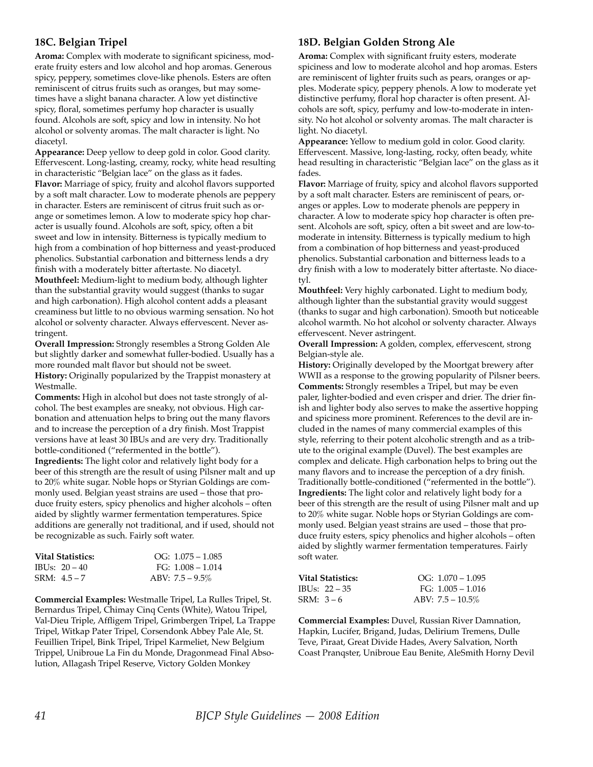### 18C. Belgian Tripel

**Aroma:** Complex with moderate to significant spiciness, moderate fruity esters and low alcohol and hop aromas. Generous spicy, peppery, sometimes clove-like phenols. Esters are often reminiscent of citrus fruits such as oranges, but may sometimes have a slight banana character. A low yet distinctive spicy, floral, sometimes perfumy hop character is usually found. Alcohols are soft, spicy and low in intensity. No hot alcohol or solventy aromas. The malt character is light. No diacetyl.

**Appearance:** Deep yellow to deep gold in color. Good clarity. Effervescent. Long-lasting, creamy, rocky, white head resulting in characteristic "Belgian lace" on the glass as it fades.

**Flavor:** Marriage of spicy, fruity and alcohol flavors supported by a soft malt character. Low to moderate phenols are peppery in character. Esters are reminiscent of citrus fruit such as orange or sometimes lemon. A low to moderate spicy hop character is usually found. Alcohols are soft, spicy, often a bit sweet and low in intensity. Bitterness is typically medium to high from a combination of hop bitterness and yeast-produced phenolics. Substantial carbonation and bitterness lends a dry finish with a moderately bitter aftertaste. No diacetyl.

**Mouthfeel:** Medium-light to medium body, although lighter than the substantial gravity would suggest (thanks to sugar and high carbonation). High alcohol content adds a pleasant creaminess but little to no obvious warming sensation. No hot alcohol or solventy character. Always effervescent. Never astringent.

**Overall Impression:** Strongly resembles a Strong Golden Ale but slightly darker and somewhat fuller-bodied. Usually has a more rounded malt flavor but should not be sweet.

**History:** Originally popularized by the Trappist monastery at Westmalle.

**Comments:** High in alcohol but does not taste strongly of alcohol. The best examples are sneaky, not obvious. High carbonation and attenuation helps to bring out the many flavors and to increase the perception of a dry finish. Most Trappist versions have at least 30 IBUs and are very dry. Traditionally bottle-conditioned ("refermented in the bottle").

**Ingredients:** The light color and relatively light body for a beer of this strength are the result of using Pilsner malt and up to 20% white sugar. Noble hops or Styrian Goldings are commonly used. Belgian yeast strains are used – those that produce fruity esters, spicy phenolics and higher alcohols – often aided by slightly warmer fermentation temperatures. Spice additions are generally not traditional, and if used, should not be recognizable as such. Fairly soft water.

| **Vital Statistics:** | OG: 1.075 – 1.085 |
|---|---|
| IBUs: 20 – 40 | FG: 1.008 – 1.014 |
| SRM: 4.5 – 7 | ABV: 7.5 – 9.5% |

**Commercial Examples:** Westmalle Tripel, La Rulles Tripel, St. Bernardus Tripel, Chimay Cinq Cents (White), Watou Tripel, Val-Dieu Triple, Affligem Tripel, Grimbergen Tripel, La Trappe Tripel, Witkap Pater Tripel, Corsendonk Abbey Pale Ale, St. Feuillien Tripel, Bink Tripel, Tripel Karmeliet, New Belgium Trippel, Unibroue La Fin du Monde, Dragonmead Final Absolution, Allagash Tripel Reserve, Victory Golden Monkey

### 18D. Belgian Golden Strong Ale

**Aroma:** Complex with significant fruity esters, moderate spiciness and low to moderate alcohol and hop aromas. Esters are reminiscent of lighter fruits such as pears, oranges or apples. Moderate spicy, peppery phenols. A low to moderate yet distinctive perfumy, floral hop character is often present. Alcohols are soft, spicy, perfumy and low-to-moderate in intensity. No hot alcohol or solventy aromas. The malt character is light. No diacetyl.

**Appearance:** Yellow to medium gold in color. Good clarity. Effervescent. Massive, long-lasting, rocky, often beady, white head resulting in characteristic "Belgian lace" on the glass as it fades.

**Flavor:** Marriage of fruity, spicy and alcohol flavors supported by a soft malt character. Esters are reminiscent of pears, oranges or apples. Low to moderate phenols are peppery in character. A low to moderate spicy hop character is often present. Alcohols are soft, spicy, often a bit sweet and are low-to-moderate in intensity. Bitterness is typically medium to high from a combination of hop bitterness and yeast-produced phenolics. Substantial carbonation and bitterness leads to a dry finish with a low to moderately bitter aftertaste. No diacetyl.

**Mouthfeel:** Very highly carbonated. Light to medium body, although lighter than the substantial gravity would suggest (thanks to sugar and high carbonation). Smooth but noticeable alcohol warmth. No hot alcohol or solventy character. Always effervescent. Never astringent.

**Overall Impression:** A golden, complex, effervescent, strong Belgian-style ale.

**History:** Originally developed by the Moortgat brewery after WWII as a response to the growing popularity of Pilsner beers.

**Comments:** Strongly resembles a Tripel, but may be even paler, lighter-bodied and even crisper and drier. The drier finish and lighter body also serves to make the assertive hopping and spiciness more prominent. References to the devil are included in the names of many commercial examples of this style, referring to their potent alcoholic strength and as a tribute to the original example (Duvel). The best examples are complex and delicate. High carbonation helps to bring out the many flavors and to increase the perception of a dry finish. Traditionally bottle-conditioned ("refermented in the bottle").

**Ingredients:** The light color and relatively light body for a beer of this strength are the result of using Pilsner malt and up to 20% white sugar. Noble hops or Styrian Goldings are commonly used. Belgian yeast strains are used – those that produce fruity esters, spicy phenolics and higher alcohols – often aided by slightly warmer fermentation temperatures. Fairly soft water.

| **Vital Statistics:** | OG: 1.070 – 1.095 |
|---|---|
| IBUs: 22 – 35 | FG: 1.005 – 1.016 |
| SRM: 3 – 6 | ABV: 7.5 – 10.5% |

**Commercial Examples:** Duvel, Russian River Damnation, Hapkin, Lucifer, Brigand, Judas, Delirium Tremens, Dulle Teve, Piraat, Great Divide Hades, Avery Salvation, North Coast Pranqster, Unibroue Eau Benite, AleSmith Horny Devil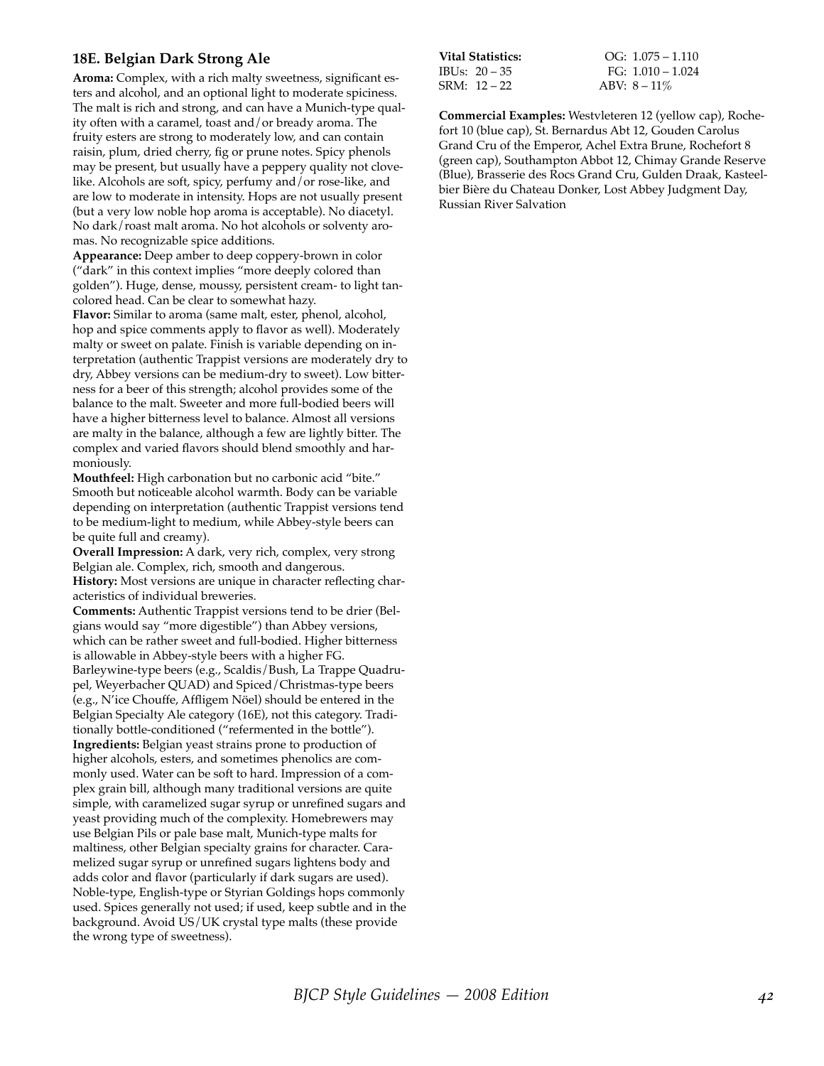### 18E. Belgian Dark Strong Ale

**Aroma:** Complex, with a rich malty sweetness, significant esters and alcohol, and an optional light to moderate spiciness. The malt is rich and strong, and can have a Munich-type quality often with a caramel, toast and/or bready aroma. The fruity esters are strong to moderately low, and can contain raisin, plum, dried cherry, fig or prune notes. Spicy phenols may be present, but usually have a peppery quality not clove-like. Alcohols are soft, spicy, perfumy and/or rose-like, and are low to moderate in intensity. Hops are not usually present (but a very low noble hop aroma is acceptable). No diacetyl. No dark/roast malt aroma. No hot alcohols or solventy aromas. No recognizable spice additions.

**Appearance:** Deep amber to deep coppery-brown in color ("dark" in this context implies "more deeply colored than golden"). Huge, dense, moussy, persistent cream- to light tan-colored head. Can be clear to somewhat hazy.

**Flavor:** Similar to aroma (same malt, ester, phenol, alcohol, hop and spice comments apply to flavor as well). Moderately malty or sweet on palate. Finish is variable depending on interpretation (authentic Trappist versions are moderately dry to dry, Abbey versions can be medium-dry to sweet). Low bitterness for a beer of this strength; alcohol provides some of the balance to the malt. Sweeter and more full-bodied beers will have a higher bitterness level to balance. Almost all versions are malty in the balance, although a few are lightly bitter. The complex and varied flavors should blend smoothly and harmoniously.

**Mouthfeel:** High carbonation but no carbonic acid "bite." Smooth but noticeable alcohol warmth. Body can be variable depending on interpretation (authentic Trappist versions tend to be medium-light to medium, while Abbey-style beers can be quite full and creamy).

**Overall Impression:** A dark, very rich, complex, very strong Belgian ale. Complex, rich, smooth and dangerous.

**History:** Most versions are unique in character reflecting characteristics of individual breweries.

**Comments:** Authentic Trappist versions tend to be drier (Belgians would say "more digestible") than Abbey versions, which can be rather sweet and full-bodied. Higher bitterness is allowable in Abbey-style beers with a higher FG. Barleywine-type beers (e.g., Scaldis/Bush, La Trappe Quadrupel, Weyerbacher QUAD) and Spiced/Christmas-type beers (e.g., N'ice Chouffe, Affligem Nöel) should be entered in the Belgian Specialty Ale category (16E), not this category. Traditionally bottle-conditioned ("refermented in the bottle").

**Ingredients:** Belgian yeast strains prone to production of higher alcohols, esters, and sometimes phenolics are commonly used. Water can be soft to hard. Impression of a complex grain bill, although many traditional versions are quite simple, with caramelized sugar syrup or unrefined sugars and yeast providing much of the complexity. Homebrewers may use Belgian Pils or pale base malt, Munich-type malts for maltiness, other Belgian specialty grains for character. Caramelized sugar syrup or unrefined sugars lightens body and adds color and flavor (particularly if dark sugars are used). Noble-type, English-type or Styrian Goldings hops commonly used. Spices generally not used; if used, keep subtle and in the background. Avoid US/UK crystal type malts (these provide the wrong type of sweetness).

**Vital Statistics:** OG: 1.075 – 1.110
IBUs: 20 – 35 FG: 1.010 – 1.024
SRM: 12 – 22 ABV: 8 – 11%

**Commercial Examples:** Westvleteren 12 (yellow cap), Rochefort 10 (blue cap), St. Bernardus Abt 12, Gouden Carolus Grand Cru of the Emperor, Achel Extra Brune, Rochefort 8 (green cap), Southampton Abbot 12, Chimay Grande Reserve (Blue), Brasserie des Rocs Grand Cru, Gulden Draak, Kasteelbier Bière du Chateau Donker, Lost Abbey Judgment Day, Russian River Salvation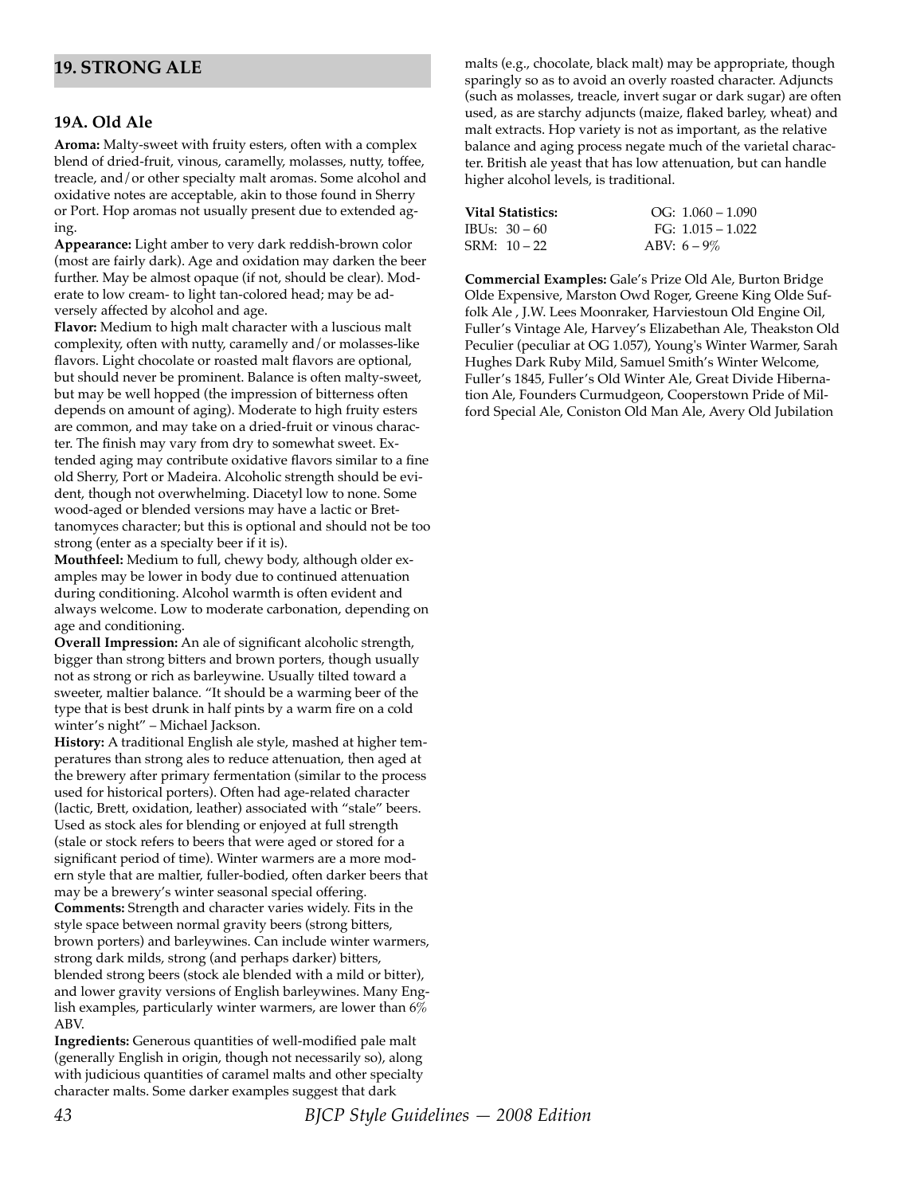## 19. STRONG ALE

### 19A. Old Ale

**Aroma:** Malty-sweet with fruity esters, often with a complex blend of dried-fruit, vinous, caramelly, molasses, nutty, toffee, treacle, and/or other specialty malt aromas. Some alcohol and oxidative notes are acceptable, akin to those found in Sherry or Port. Hop aromas not usually present due to extended aging.

**Appearance:** Light amber to very dark reddish-brown color (most are fairly dark). Age and oxidation may darken the beer further. May be almost opaque (if not, should be clear). Moderate to low cream- to light tan-colored head; may be adversely affected by alcohol and age.

**Flavor:** Medium to high malt character with a luscious malt complexity, often with nutty, caramelly and/or molasses-like flavors. Light chocolate or roasted malt flavors are optional, but should never be prominent. Balance is often malty-sweet, but may be well hopped (the impression of bitterness often depends on amount of aging). Moderate to high fruity esters are common, and may take on a dried-fruit or vinous character. The finish may vary from dry to somewhat sweet. Extended aging may contribute oxidative flavors similar to a fine old Sherry, Port or Madeira. Alcoholic strength should be evident, though not overwhelming. Diacetyl low to none. Some wood-aged or blended versions may have a lactic or Brettanomyces character; but this is optional and should not be too strong (enter as a specialty beer if it is).

**Mouthfeel:** Medium to full, chewy body, although older examples may be lower in body due to continued attenuation during conditioning. Alcohol warmth is often evident and always welcome. Low to moderate carbonation, depending on age and conditioning.

**Overall Impression:** An ale of significant alcoholic strength, bigger than strong bitters and brown porters, though usually not as strong or rich as barleywine. Usually tilted toward a sweeter, maltier balance. "It should be a warming beer of the type that is best drunk in half pints by a warm fire on a cold winter's night" – Michael Jackson.

**History:** A traditional English ale style, mashed at higher temperatures than strong ales to reduce attenuation, then aged at the brewery after primary fermentation (similar to the process used for historical porters). Often had age-related character (lactic, Brett, oxidation, leather) associated with "stale" beers. Used as stock ales for blending or enjoyed at full strength (stale or stock refers to beers that were aged or stored for a significant period of time). Winter warmers are a more modern style that are maltier, fuller-bodied, often darker beers that may be a brewery's winter seasonal special offering.

**Comments:** Strength and character varies widely. Fits in the style space between normal gravity beers (strong bitters, brown porters) and barleywines. Can include winter warmers, strong dark milds, strong (and perhaps darker) bitters, blended strong beers (stock ale blended with a mild or bitter), and lower gravity versions of English barleywines. Many English examples, particularly winter warmers, are lower than 6% ABV.

**Ingredients:** Generous quantities of well-modified pale malt (generally English in origin, though not necessarily so), along with judicious quantities of caramel malts and other specialty character malts. Some darker examples suggest that dark malts (e.g., chocolate, black malt) may be appropriate, though sparingly so as to avoid an overly roasted character. Adjuncts (such as molasses, treacle, invert sugar or dark sugar) are often used, as are starchy adjuncts (maize, flaked barley, wheat) and malt extracts. Hop variety is not as important, as the relative balance and aging process negate much of the varietal character. British ale yeast that has low attenuation, but can handle higher alcohol levels, is traditional.

| **Vital Statistics:** | OG: 1.060 – 1.090 |
|---|---|
| IBUs: 30 – 60 | FG: 1.015 – 1.022 |
| SRM: 10 – 22 | ABV: 6 – 9% |

**Commercial Examples:** Gale's Prize Old Ale, Burton Bridge Olde Expensive, Marston Owd Roger, Greene King Olde Suffolk Ale , J.W. Lees Moonraker, Harviestoun Old Engine Oil, Fuller's Vintage Ale, Harvey's Elizabethan Ale, Theakston Old Peculier (peculiar at OG 1.057), Young's Winter Warmer, Sarah Hughes Dark Ruby Mild, Samuel Smith's Winter Welcome, Fuller's 1845, Fuller's Old Winter Ale, Great Divide Hibernation Ale, Founders Curmudgeon, Cooperstown Pride of Milford Special Ale, Coniston Old Man Ale, Avery Old Jubilation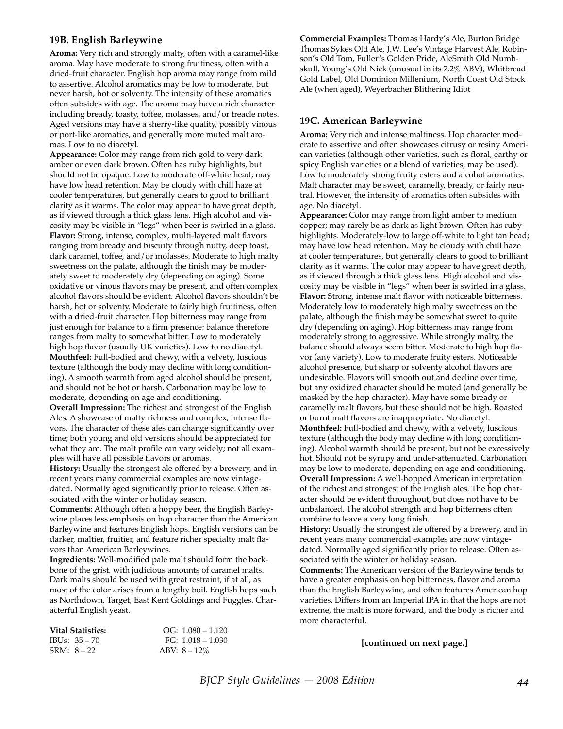### 19B. English Barleywine

**Aroma:** Very rich and strongly malty, often with a caramel-like aroma. May have moderate to strong fruitiness, often with a dried-fruit character. English hop aroma may range from mild to assertive. Alcohol aromatics may be low to moderate, but never harsh, hot or solventy. The intensity of these aromatics often subsides with age. The aroma may have a rich character including bready, toasty, toffee, molasses, and/or treacle notes. Aged versions may have a sherry-like quality, possibly vinous or port-like aromatics, and generally more muted malt aromas. Low to no diacetyl.

**Appearance:** Color may range from rich gold to very dark amber or even dark brown. Often has ruby highlights, but should not be opaque. Low to moderate off-white head; may have low head retention. May be cloudy with chill haze at cooler temperatures, but generally clears to good to brilliant clarity as it warms. The color may appear to have great depth, as if viewed through a thick glass lens. High alcohol and viscosity may be visible in "legs" when beer is swirled in a glass.

**Flavor:** Strong, intense, complex, multi-layered malt flavors ranging from bready and biscuity through nutty, deep toast, dark caramel, toffee, and/or molasses. Moderate to high malty sweetness on the palate, although the finish may be moderately sweet to moderately dry (depending on aging). Some oxidative or vinous flavors may be present, and often complex alcohol flavors should be evident. Alcohol flavors shouldn't be harsh, hot or solventy. Moderate to fairly high fruitiness, often with a dried-fruit character. Hop bitterness may range from just enough for balance to a firm presence; balance therefore ranges from malty to somewhat bitter. Low to moderately high hop flavor (usually UK varieties). Low to no diacetyl.

**Mouthfeel:** Full-bodied and chewy, with a velvety, luscious texture (although the body may decline with long conditioning). A smooth warmth from aged alcohol should be present, and should not be hot or harsh. Carbonation may be low to moderate, depending on age and conditioning.

**Overall Impression:** The richest and strongest of the English Ales. A showcase of malty richness and complex, intense flavors. The character of these ales can change significantly over time; both young and old versions should be appreciated for what they are. The malt profile can vary widely; not all examples will have all possible flavors or aromas.

**History:** Usually the strongest ale offered by a brewery, and in recent years many commercial examples are now vintage-dated. Normally aged significantly prior to release. Often associated with the winter or holiday season.

**Comments:** Although often a hoppy beer, the English Barleywine places less emphasis on hop character than the American Barleywine and features English hops. English versions can be darker, maltier, fruitier, and feature richer specialty malt flavors than American Barleywines.

**Ingredients:** Well-modified pale malt should form the backbone of the grist, with judicious amounts of caramel malts. Dark malts should be used with great restraint, if at all, as most of the color arises from a lengthy boil. English hops such as Northdown, Target, East Kent Goldings and Fuggles. Characterful English yeast.

**Vital Statistics:** OG: 1.080 – 1.120
IBUs: 35 – 70 FG: 1.018 – 1.030
SRM: 8 – 22 ABV: 8 – 12%

**Commercial Examples:** Thomas Hardy's Ale, Burton Bridge Thomas Sykes Old Ale, J.W. Lee's Vintage Harvest Ale, Robinson's Old Tom, Fuller's Golden Pride, AleSmith Old Numbskull, Young's Old Nick (unusual in its 7.2% ABV), Whitbread Gold Label, Old Dominion Millenium, North Coast Old Stock Ale (when aged), Weyerbacher Blithering Idiot

### 19C. American Barleywine

**Aroma:** Very rich and intense maltiness. Hop character moderate to assertive and often showcases citrusy or resiny American varieties (although other varieties, such as floral, earthy or spicy English varieties or a blend of varieties, may be used). Low to moderately strong fruity esters and alcohol aromatics. Malt character may be sweet, caramelly, bready, or fairly neutral. However, the intensity of aromatics often subsides with age. No diacetyl.

**Appearance:** Color may range from light amber to medium copper; may rarely be as dark as light brown. Often has ruby highlights. Moderately-low to large off-white to light tan head; may have low head retention. May be cloudy with chill haze at cooler temperatures, but generally clears to good to brilliant clarity as it warms. The color may appear to have great depth, as if viewed through a thick glass lens. High alcohol and viscosity may be visible in "legs" when beer is swirled in a glass.

**Flavor:** Strong, intense malt flavor with noticeable bitterness. Moderately low to moderately high malty sweetness on the palate, although the finish may be somewhat sweet to quite dry (depending on aging). Hop bitterness may range from moderately strong to aggressive. While strongly malty, the balance should always seem bitter. Moderate to high hop flavor (any variety). Low to moderate fruity esters. Noticeable alcohol presence, but sharp or solventy alcohol flavors are undesirable. Flavors will smooth out and decline over time, but any oxidized character should be muted (and generally be masked by the hop character). May have some bready or caramelly malt flavors, but these should not be high. Roasted or burnt malt flavors are inappropriate. No diacetyl.

**Mouthfeel:** Full-bodied and chewy, with a velvety, luscious texture (although the body may decline with long conditioning). Alcohol warmth should be present, but not be excessively hot. Should not be syrupy and under-attenuated. Carbonation may be low to moderate, depending on age and conditioning.

**Overall Impression:** A well-hopped American interpretation of the richest and strongest of the English ales. The hop character should be evident throughout, but does not have to be unbalanced. The alcohol strength and hop bitterness often combine to leave a very long finish.

**History:** Usually the strongest ale offered by a brewery, and in recent years many commercial examples are now vintage-dated. Normally aged significantly prior to release. Often associated with the winter or holiday season.

**Comments:** The American version of the Barleywine tends to have a greater emphasis on hop bitterness, flavor and aroma than the English Barleywine, and often features American hop varieties. Differs from an Imperial IPA in that the hops are not extreme, the malt is more forward, and the body is richer and more characterful.

**[continued on next page.]**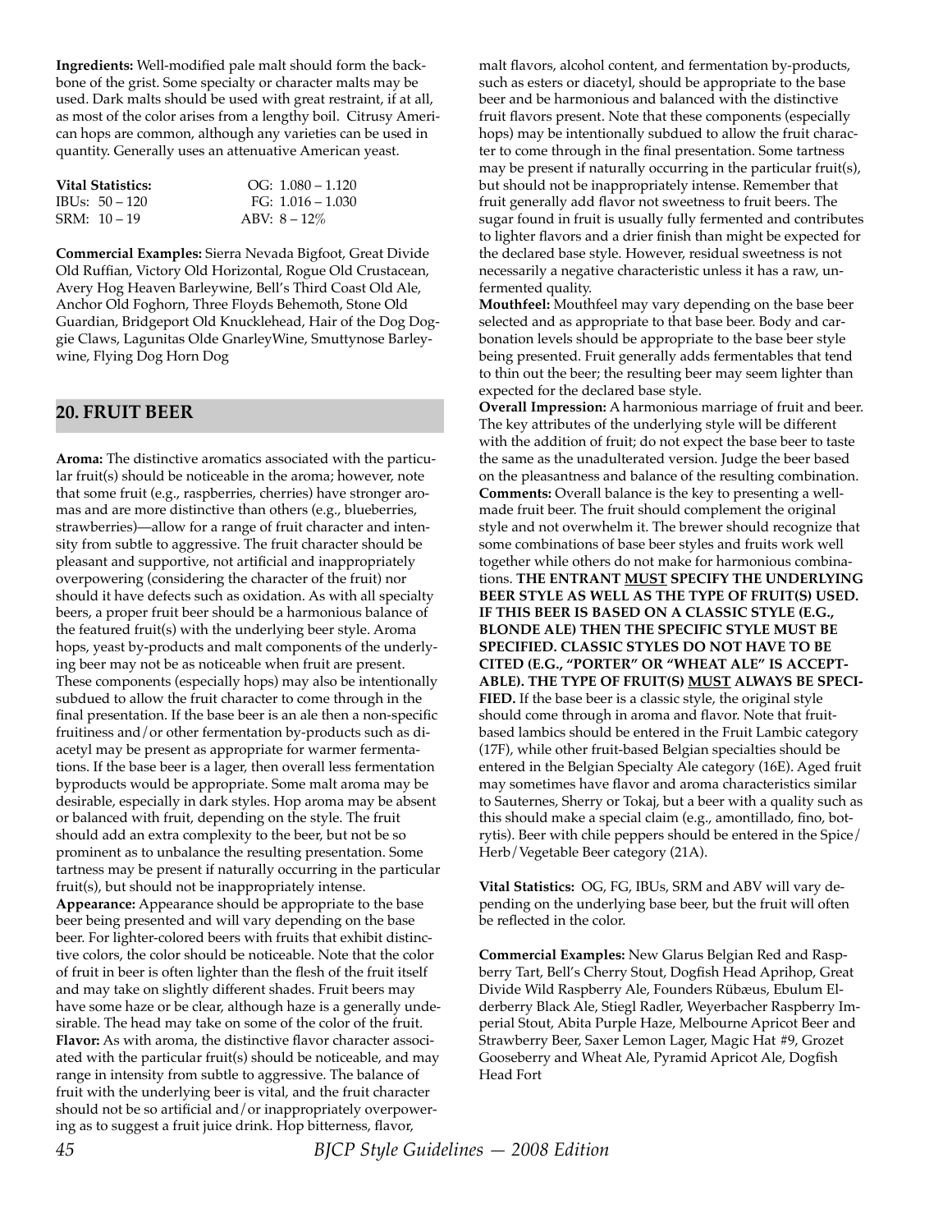**Ingredients:** Well-modified pale malt should form the backbone of the grist. Some specialty or character malts may be used. Dark malts should be used with great restraint, if at all, as most of the color arises from a lengthy boil. Citrusy American hops are common, although any varieties can be used in quantity. Generally uses an attenuative American yeast.

| **Vital Statistics:** | OG: 1.080 – 1.120 |
|---|---|
| IBUs: 50 – 120 | FG: 1.016 – 1.030 |
| SRM: 10 – 19 | ABV: 8 – 12% |

**Commercial Examples:** Sierra Nevada Bigfoot, Great Divide Old Ruffian, Victory Old Horizontal, Rogue Old Crustacean, Avery Hog Heaven Barleywine, Bell's Third Coast Old Ale, Anchor Old Foghorn, Three Floyds Behemoth, Stone Old Guardian, Bridgeport Old Knucklehead, Hair of the Dog Doggie Claws, Lagunitas Olde GnarleyWine, Smuttynose Barleywine, Flying Dog Horn Dog

## 20. FRUIT BEER

**Aroma:** The distinctive aromatics associated with the particular fruit(s) should be noticeable in the aroma; however, note that some fruit (e.g., raspberries, cherries) have stronger aromas and are more distinctive than others (e.g., blueberries, strawberries)—allow for a range of fruit character and intensity from subtle to aggressive. The fruit character should be pleasant and supportive, not artificial and inappropriately overpowering (considering the character of the fruit) nor should it have defects such as oxidation. As with all specialty beers, a proper fruit beer should be a harmonious balance of the featured fruit(s) with the underlying beer style. Aroma hops, yeast by-products and malt components of the underlying beer may not be as noticeable when fruit are present. These components (especially hops) may also be intentionally subdued to allow the fruit character to come through in the final presentation. If the base beer is an ale then a non-specific fruitiness and/or other fermentation by-products such as diacetyl may be present as appropriate for warmer fermentations. If the base beer is a lager, then overall less fermentation byproducts would be appropriate. Some malt aroma may be desirable, especially in dark styles. Hop aroma may be absent or balanced with fruit, depending on the style. The fruit should add an extra complexity to the beer, but not be so prominent as to unbalance the resulting presentation. Some tartness may be present if naturally occurring in the particular fruit(s), but should not be inappropriately intense.
**Appearance:** Appearance should be appropriate to the base beer being presented and will vary depending on the base beer. For lighter-colored beers with fruits that exhibit distinctive colors, the color should be noticeable. Note that the color of fruit in beer is often lighter than the flesh of the fruit itself and may take on slightly different shades. Fruit beers may have some haze or be clear, although haze is a generally undesirable. The head may take on some of the color of the fruit.
**Flavor:** As with aroma, the distinctive flavor character associated with the particular fruit(s) should be noticeable, and may range in intensity from subtle to aggressive. The balance of fruit with the underlying beer is vital, and the fruit character should not be so artificial and/or inappropriately overpowering as to suggest a fruit juice drink. Hop bitterness, flavor, malt flavors, alcohol content, and fermentation by-products, such as esters or diacetyl, should be appropriate to the base beer and be harmonious and balanced with the distinctive fruit flavors present. Note that these components (especially hops) may be intentionally subdued to allow the fruit character to come through in the final presentation. Some tartness may be present if naturally occurring in the particular fruit(s), but should not be inappropriately intense. Remember that fruit generally add flavor not sweetness to fruit beers. The sugar found in fruit is usually fully fermented and contributes to lighter flavors and a drier finish than might be expected for the declared base style. However, residual sweetness is not necessarily a negative characteristic unless it has a raw, unfermented quality.
**Mouthfeel:** Mouthfeel may vary depending on the base beer selected and as appropriate to that base beer. Body and carbonation levels should be appropriate to the base beer style being presented. Fruit generally adds fermentables that tend to thin out the beer; the resulting beer may seem lighter than expected for the declared base style.
**Overall Impression:** A harmonious marriage of fruit and beer. The key attributes of the underlying style will be different with the addition of fruit; do not expect the base beer to taste the same as the unadulterated version. Judge the beer based on the pleasantness and balance of the resulting combination.
**Comments:** Overall balance is the key to presenting a well-made fruit beer. The fruit should complement the original style and not overwhelm it. The brewer should recognize that some combinations of base beer styles and fruits work well together while others do not make for harmonious combinations. **THE ENTRANT MUST SPECIFY THE UNDERLYING BEER STYLE AS WELL AS THE TYPE OF FRUIT(S) USED. IF THIS BEER IS BASED ON A CLASSIC STYLE (E.G., BLONDE ALE) THEN THE SPECIFIC STYLE MUST BE SPECIFIED. CLASSIC STYLES DO NOT HAVE TO BE CITED (E.G., "PORTER" OR "WHEAT ALE" IS ACCEPTABLE). THE TYPE OF FRUIT(S) MUST ALWAYS BE SPECIFIED.** If the base beer is a classic style, the original style should come through in aroma and flavor. Note that fruit-based lambics should be entered in the Fruit Lambic category (17F), while other fruit-based Belgian specialties should be entered in the Belgian Specialty Ale category (16E). Aged fruit may sometimes have flavor and aroma characteristics similar to Sauternes, Sherry or Tokaj, but a beer with a quality such as this should make a special claim (e.g., amontillado, fino, botrytis). Beer with chile peppers should be entered in the Spice/Herb/Vegetable Beer category (21A).

**Vital Statistics:** OG, FG, IBUs, SRM and ABV will vary depending on the underlying base beer, but the fruit will often be reflected in the color.

**Commercial Examples:** New Glarus Belgian Red and Raspberry Tart, Bell's Cherry Stout, Dogfish Head Aprihop, Great Divide Wild Raspberry Ale, Founders Rübæus, Ebulum Elderberry Black Ale, Stiegl Radler, Weyerbacher Raspberry Imperial Stout, Abita Purple Haze, Melbourne Apricot Beer and Strawberry Beer, Saxer Lemon Lager, Magic Hat #9, Grozet Gooseberry and Wheat Ale, Pyramid Apricot Ale, Dogfish Head Fort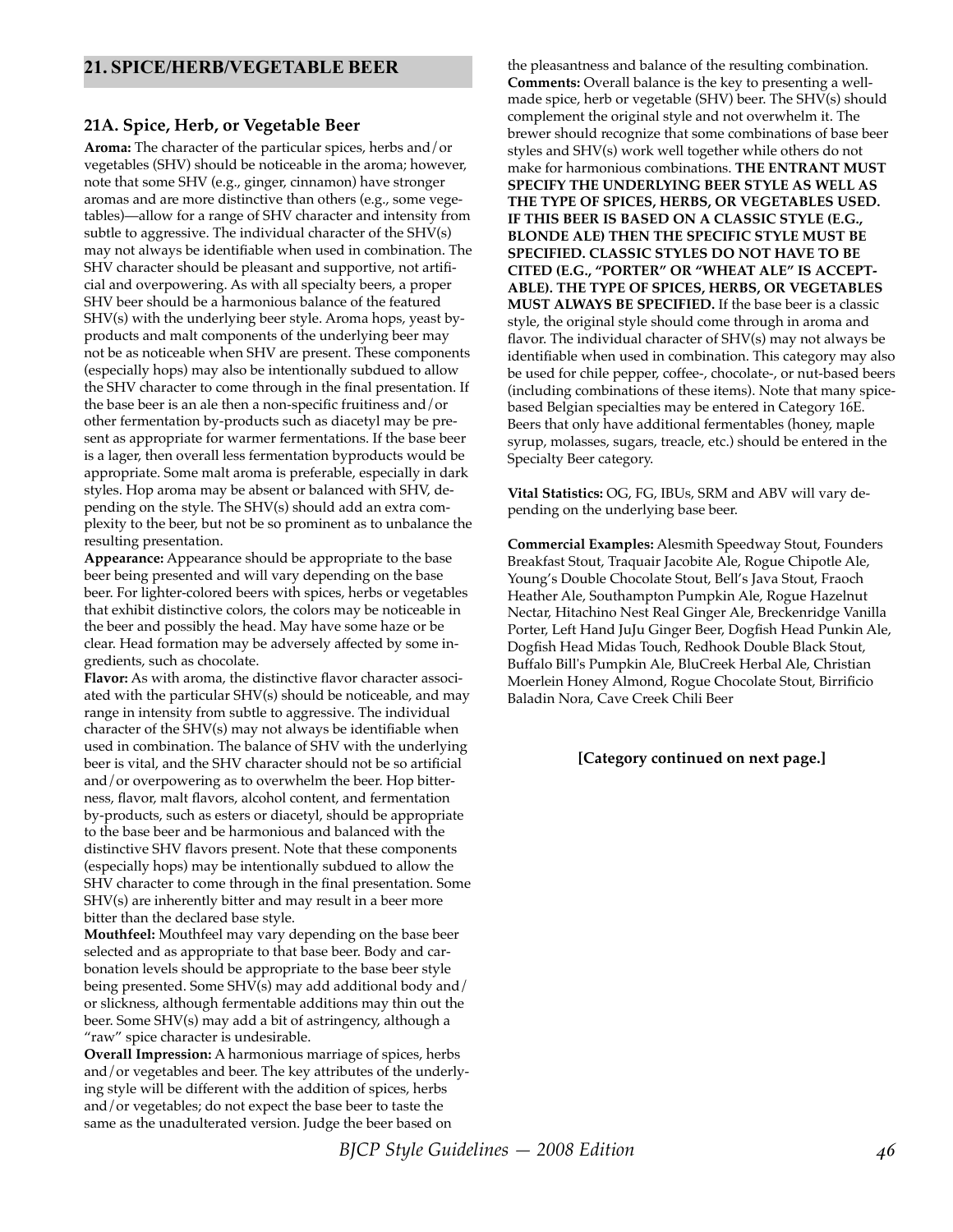## 21. SPICE/HERB/VEGETABLE BEER

### 21A. Spice, Herb, or Vegetable Beer

**Aroma:** The character of the particular spices, herbs and/or vegetables (SHV) should be noticeable in the aroma; however, note that some SHV (e.g., ginger, cinnamon) have stronger aromas and are more distinctive than others (e.g., some vegetables)—allow for a range of SHV character and intensity from subtle to aggressive. The individual character of the SHV(s) may not always be identifiable when used in combination. The SHV character should be pleasant and supportive, not artificial and overpowering. As with all specialty beers, a proper SHV beer should be a harmonious balance of the featured SHV(s) with the underlying beer style. Aroma hops, yeast byproducts and malt components of the underlying beer may not be as noticeable when SHV are present. These components (especially hops) may also be intentionally subdued to allow the SHV character to come through in the final presentation. If the base beer is an ale then a non-specific fruitiness and/or other fermentation by-products such as diacetyl may be present as appropriate for warmer fermentations. If the base beer is a lager, then overall less fermentation byproducts would be appropriate. Some malt aroma is preferable, especially in dark styles. Hop aroma may be absent or balanced with SHV, depending on the style. The SHV(s) should add an extra complexity to the beer, but not be so prominent as to unbalance the resulting presentation.

**Appearance:** Appearance should be appropriate to the base beer being presented and will vary depending on the base beer. For lighter-colored beers with spices, herbs or vegetables that exhibit distinctive colors, the colors may be noticeable in the beer and possibly the head. May have some haze or be clear. Head formation may be adversely affected by some ingredients, such as chocolate.

**Flavor:** As with aroma, the distinctive flavor character associated with the particular SHV(s) should be noticeable, and may range in intensity from subtle to aggressive. The individual character of the SHV(s) may not always be identifiable when used in combination. The balance of SHV with the underlying beer is vital, and the SHV character should not be so artificial and/or overpowering as to overwhelm the beer. Hop bitterness, flavor, malt flavors, alcohol content, and fermentation by-products, such as esters or diacetyl, should be appropriate to the base beer and be harmonious and balanced with the distinctive SHV flavors present. Note that these components (especially hops) may be intentionally subdued to allow the SHV character to come through in the final presentation. Some SHV(s) are inherently bitter and may result in a beer more bitter than the declared base style.

**Mouthfeel:** Mouthfeel may vary depending on the base beer selected and as appropriate to that base beer. Body and carbonation levels should be appropriate to the base beer style being presented. Some SHV(s) may add additional body and/or slickness, although fermentable additions may thin out the beer. Some SHV(s) may add a bit of astringency, although a "raw" spice character is undesirable.

**Overall Impression:** A harmonious marriage of spices, herbs and/or vegetables and beer. The key attributes of the underlying style will be different with the addition of spices, herbs and/or vegetables; do not expect the base beer to taste the same as the unadulterated version. Judge the beer based on the pleasantness and balance of the resulting combination.

**Comments:** Overall balance is the key to presenting a well-made spice, herb or vegetable (SHV) beer. The SHV(s) should complement the original style and not overwhelm it. The brewer should recognize that some combinations of base beer styles and SHV(s) work well together while others do not make for harmonious combinations. **THE ENTRANT MUST SPECIFY THE UNDERLYING BEER STYLE AS WELL AS THE TYPE OF SPICES, HERBS, OR VEGETABLES USED. IF THIS BEER IS BASED ON A CLASSIC STYLE (E.G., BLONDE ALE) THEN THE SPECIFIC STYLE MUST BE SPECIFIED. CLASSIC STYLES DO NOT HAVE TO BE CITED (E.G., "PORTER" OR "WHEAT ALE" IS ACCEPTABLE). THE TYPE OF SPICES, HERBS, OR VEGETABLES MUST ALWAYS BE SPECIFIED.** If the base beer is a classic style, the original style should come through in aroma and flavor. The individual character of SHV(s) may not always be identifiable when used in combination. This category may also be used for chile pepper, coffee-, chocolate-, or nut-based beers (including combinations of these items). Note that many spice-based Belgian specialties may be entered in Category 16E. Beers that only have additional fermentables (honey, maple syrup, molasses, sugars, treacle, etc.) should be entered in the Specialty Beer category.

**Vital Statistics:** OG, FG, IBUs, SRM and ABV will vary depending on the underlying base beer.

**Commercial Examples:** Alesmith Speedway Stout, Founders Breakfast Stout, Traquair Jacobite Ale, Rogue Chipotle Ale, Young's Double Chocolate Stout, Bell's Java Stout, Fraoch Heather Ale, Southampton Pumpkin Ale, Rogue Hazelnut Nectar, Hitachino Nest Real Ginger Ale, Breckenridge Vanilla Porter, Left Hand JuJu Ginger Beer, Dogfish Head Punkin Ale, Dogfish Head Midas Touch, Redhook Double Black Stout, Buffalo Bill's Pumpkin Ale, BluCreek Herbal Ale, Christian Moerlein Honey Almond, Rogue Chocolate Stout, Birrificio Baladin Nora, Cave Creek Chili Beer

**[Category continued on next page.]**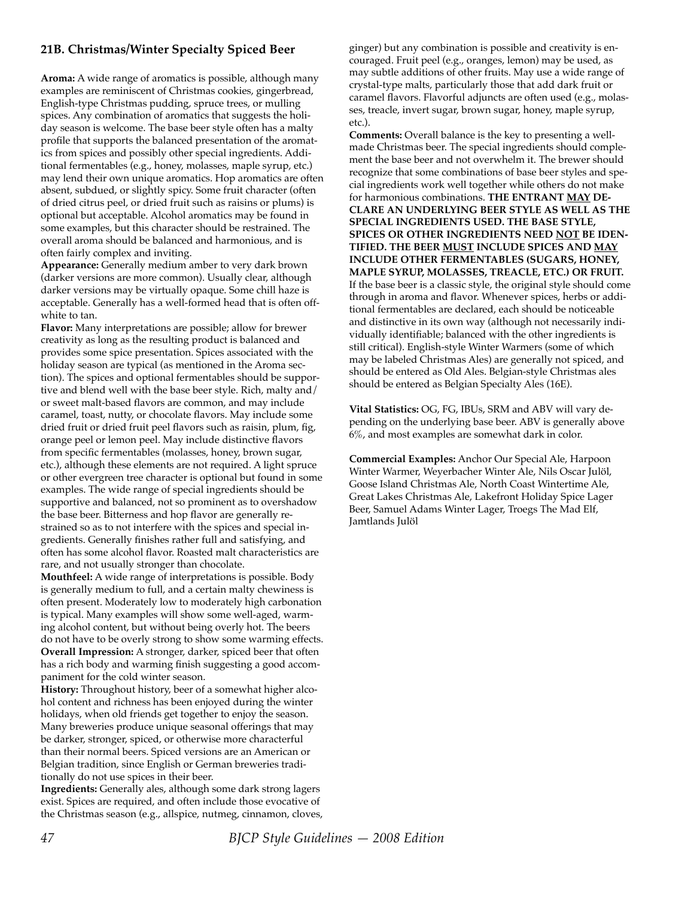### 21B. Christmas/Winter Specialty Spiced Beer

**Aroma:** A wide range of aromatics is possible, although many examples are reminiscent of Christmas cookies, gingerbread, English-type Christmas pudding, spruce trees, or mulling spices. Any combination of aromatics that suggests the holiday season is welcome. The base beer style often has a malty profile that supports the balanced presentation of the aromatics from spices and possibly other special ingredients. Additional fermentables (e.g., honey, molasses, maple syrup, etc.) may lend their own unique aromatics. Hop aromatics are often absent, subdued, or slightly spicy. Some fruit character (often of dried citrus peel, or dried fruit such as raisins or plums) is optional but acceptable. Alcohol aromatics may be found in some examples, but this character should be restrained. The overall aroma should be balanced and harmonious, and is often fairly complex and inviting.

**Appearance:** Generally medium amber to very dark brown (darker versions are more common). Usually clear, although darker versions may be virtually opaque. Some chill haze is acceptable. Generally has a well-formed head that is often off-white to tan.

**Flavor:** Many interpretations are possible; allow for brewer creativity as long as the resulting product is balanced and provides some spice presentation. Spices associated with the holiday season are typical (as mentioned in the Aroma section). The spices and optional fermentables should be supportive and blend well with the base beer style. Rich, malty and/or sweet malt-based flavors are common, and may include caramel, toast, nutty, or chocolate flavors. May include some dried fruit or dried fruit peel flavors such as raisin, plum, fig, orange peel or lemon peel. May include distinctive flavors from specific fermentables (molasses, honey, brown sugar, etc.), although these elements are not required. A light spruce or other evergreen tree character is optional but found in some examples. The wide range of special ingredients should be supportive and balanced, not so prominent as to overshadow the base beer. Bitterness and hop flavor are generally restrained so as to not interfere with the spices and special ingredients. Generally finishes rather full and satisfying, and often has some alcohol flavor. Roasted malt characteristics are rare, and not usually stronger than chocolate.

**Mouthfeel:** A wide range of interpretations is possible. Body is generally medium to full, and a certain malty chewiness is often present. Moderately low to moderately high carbonation is typical. Many examples will show some well-aged, warming alcohol content, but without being overly hot. The beers do not have to be overly strong to show some warming effects.

**Overall Impression:** A stronger, darker, spiced beer that often has a rich body and warming finish suggesting a good accompaniment for the cold winter season.

**History:** Throughout history, beer of a somewhat higher alcohol content and richness has been enjoyed during the winter holidays, when old friends get together to enjoy the season. Many breweries produce unique seasonal offerings that may be darker, stronger, spiced, or otherwise more characterful than their normal beers. Spiced versions are an American or Belgian tradition, since English or German breweries traditionally do not use spices in their beer.

**Ingredients:** Generally ales, although some dark strong lagers exist. Spices are required, and often include those evocative of the Christmas season (e.g., allspice, nutmeg, cinnamon, cloves, ginger) but any combination is possible and creativity is encouraged. Fruit peel (e.g., oranges, lemon) may be used, as may subtle additions of other fruits. May use a wide range of crystal-type malts, particularly those that add dark fruit or caramel flavors. Flavorful adjuncts are often used (e.g., molasses, treacle, invert sugar, brown sugar, honey, maple syrup, etc.).

**Comments:** Overall balance is the key to presenting a well-made Christmas beer. The special ingredients should complement the base beer and not overwhelm it. The brewer should recognize that some combinations of base beer styles and special ingredients work well together while others do not make for harmonious combinations. **THE ENTRANT <u>MAY</u> DECLARE AN UNDERLYING BEER STYLE AS WELL AS THE SPECIAL INGREDIENTS USED. THE BASE STYLE, SPICES OR OTHER INGREDIENTS NEED <u>NOT</u> BE IDENTIFIED. THE BEER <u>MUST</u> INCLUDE SPICES AND <u>MAY</u> INCLUDE OTHER FERMENTABLES (SUGARS, HONEY, MAPLE SYRUP, MOLASSES, TREACLE, ETC.) OR FRUIT.** If the base beer is a classic style, the original style should come through in aroma and flavor. Whenever spices, herbs or additional fermentables are declared, each should be noticeable and distinctive in its own way (although not necessarily individually identifiable; balanced with the other ingredients is still critical). English-style Winter Warmers (some of which may be labeled Christmas Ales) are generally not spiced, and should be entered as Old Ales. Belgian-style Christmas ales should be entered as Belgian Specialty Ales (16E).

**Vital Statistics:** OG, FG, IBUs, SRM and ABV will vary depending on the underlying base beer. ABV is generally above 6%, and most examples are somewhat dark in color.

**Commercial Examples:** Anchor Our Special Ale, Harpoon Winter Warmer, Weyerbacher Winter Ale, Nils Oscar Julöl, Goose Island Christmas Ale, North Coast Wintertime Ale, Great Lakes Christmas Ale, Lakefront Holiday Spice Lager Beer, Samuel Adams Winter Lager, Troegs The Mad Elf, Jamtlands Julöl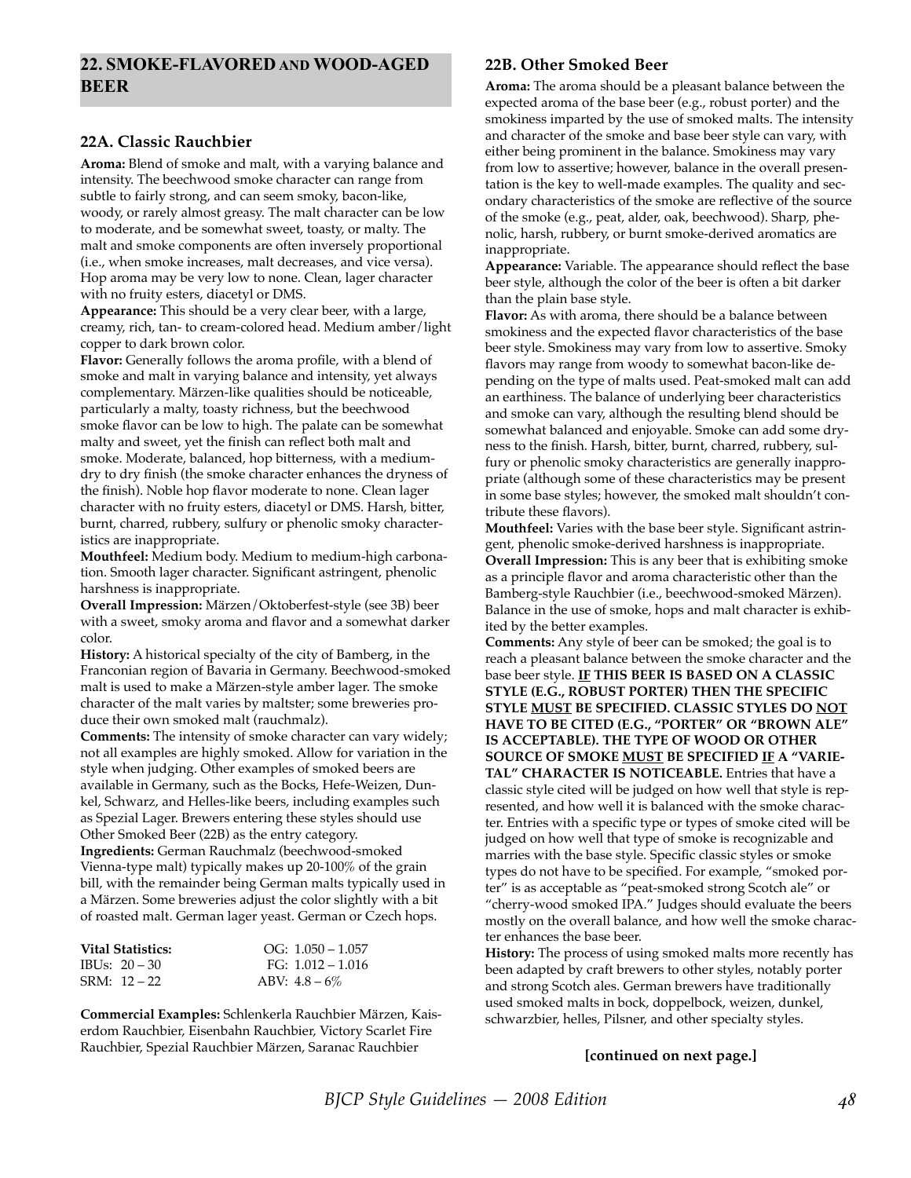## 22. SMOKE-FLAVORED AND WOOD-AGED BEER

### 22A. Classic Rauchbier

**Aroma:** Blend of smoke and malt, with a varying balance and intensity. The beechwood smoke character can range from subtle to fairly strong, and can seem smoky, bacon-like, woody, or rarely almost greasy. The malt character can be low to moderate, and be somewhat sweet, toasty, or malty. The malt and smoke components are often inversely proportional (i.e., when smoke increases, malt decreases, and vice versa). Hop aroma may be very low to none. Clean, lager character with no fruity esters, diacetyl or DMS.

**Appearance:** This should be a very clear beer, with a large, creamy, rich, tan- to cream-colored head. Medium amber/light copper to dark brown color.

**Flavor:** Generally follows the aroma profile, with a blend of smoke and malt in varying balance and intensity, yet always complementary. Märzen-like qualities should be noticeable, particularly a malty, toasty richness, but the beechwood smoke flavor can be low to high. The palate can be somewhat malty and sweet, yet the finish can reflect both malt and smoke. Moderate, balanced, hop bitterness, with a medium-dry to dry finish (the smoke character enhances the dryness of the finish). Noble hop flavor moderate to none. Clean lager character with no fruity esters, diacetyl or DMS. Harsh, bitter, burnt, charred, rubbery, sulfury or phenolic smoky characteristics are inappropriate.

**Mouthfeel:** Medium body. Medium to medium-high carbonation. Smooth lager character. Significant astringent, phenolic harshness is inappropriate.

**Overall Impression:** Märzen/Oktoberfest-style (see 3B) beer with a sweet, smoky aroma and flavor and a somewhat darker color.

**History:** A historical specialty of the city of Bamberg, in the Franconian region of Bavaria in Germany. Beechwood-smoked malt is used to make a Märzen-style amber lager. The smoke character of the malt varies by maltster; some breweries produce their own smoked malt (rauchmalz).

**Comments:** The intensity of smoke character can vary widely; not all examples are highly smoked. Allow for variation in the style when judging. Other examples of smoked beers are available in Germany, such as the Bocks, Hefe-Weizen, Dunkel, Schwarz, and Helles-like beers, including examples such as Spezial Lager. Brewers entering these styles should use Other Smoked Beer (22B) as the entry category.

**Ingredients:** German Rauchmalz (beechwood-smoked Vienna-type malt) typically makes up 20-100% of the grain bill, with the remainder being German malts typically used in a Märzen. Some breweries adjust the color slightly with a bit of roasted malt. German lager yeast. German or Czech hops.

| **Vital Statistics:** | OG: 1.050 – 1.057 |
|---|---|
| IBUs: 20 – 30 | FG: 1.012 – 1.016 |
| SRM: 12 – 22 | ABV: 4.8 – 6% |

**Commercial Examples:** Schlenkerla Rauchbier Märzen, Kaiserdom Rauchbier, Eisenbahn Rauchbier, Victory Scarlet Fire Rauchbier, Spezial Rauchbier Märzen, Saranac Rauchbier

### 22B. Other Smoked Beer

**Aroma:** The aroma should be a pleasant balance between the expected aroma of the base beer (e.g., robust porter) and the smokiness imparted by the use of smoked malts. The intensity and character of the smoke and base beer style can vary, with either being prominent in the balance. Smokiness may vary from low to assertive; however, balance in the overall presentation is the key to well-made examples. The quality and secondary characteristics of the smoke are reflective of the source of the smoke (e.g., peat, alder, oak, beechwood). Sharp, phenolic, harsh, rubbery, or burnt smoke-derived aromatics are inappropriate.

**Appearance:** Variable. The appearance should reflect the base beer style, although the color of the beer is often a bit darker than the plain base style.

**Flavor:** As with aroma, there should be a balance between smokiness and the expected flavor characteristics of the base beer style. Smokiness may vary from low to assertive. Smoky flavors may range from woody to somewhat bacon-like depending on the type of malts used. Peat-smoked malt can add an earthiness. The balance of underlying beer characteristics and smoke can vary, although the resulting blend should be somewhat balanced and enjoyable. Smoke can add some dryness to the finish. Harsh, bitter, burnt, charred, rubbery, sulfury or phenolic smoky characteristics are generally inappropriate (although some of these characteristics may be present in some base styles; however, the smoked malt shouldn't contribute these flavors).

**Mouthfeel:** Varies with the base beer style. Significant astringent, phenolic smoke-derived harshness is inappropriate.

**Overall Impression:** This is any beer that is exhibiting smoke as a principle flavor and aroma characteristic other than the Bamberg-style Rauchbier (i.e., beechwood-smoked Märzen). Balance in the use of smoke, hops and malt character is exhibited by the better examples.

**Comments:** Any style of beer can be smoked; the goal is to reach a pleasant balance between the smoke character and the base beer style. **IF THIS BEER IS BASED ON A CLASSIC STYLE (E.G., ROBUST PORTER) THEN THE SPECIFIC STYLE MUST BE SPECIFIED. CLASSIC STYLES DO NOT HAVE TO BE CITED (E.G., "PORTER" OR "BROWN ALE" IS ACCEPTABLE). THE TYPE OF WOOD OR OTHER SOURCE OF SMOKE MUST BE SPECIFIED IF A "VARIETAL" CHARACTER IS NOTICEABLE.** Entries that have a classic style cited will be judged on how well that style is represented, and how well it is balanced with the smoke character. Entries with a specific type or types of smoke cited will be judged on how well that type of smoke is recognizable and marries with the base style. Specific classic styles or smoke types do not have to be specified. For example, "smoked porter" is as acceptable as "peat-smoked strong Scotch ale" or "cherry-wood smoked IPA." Judges should evaluate the beers mostly on the overall balance, and how well the smoke character enhances the base beer.

**History:** The process of using smoked malts more recently has been adapted by craft brewers to other styles, notably porter and strong Scotch ales. German brewers have traditionally used smoked malts in bock, doppelbock, weizen, dunkel, schwarzbier, helles, Pilsner, and other specialty styles.

**[continued on next page.]**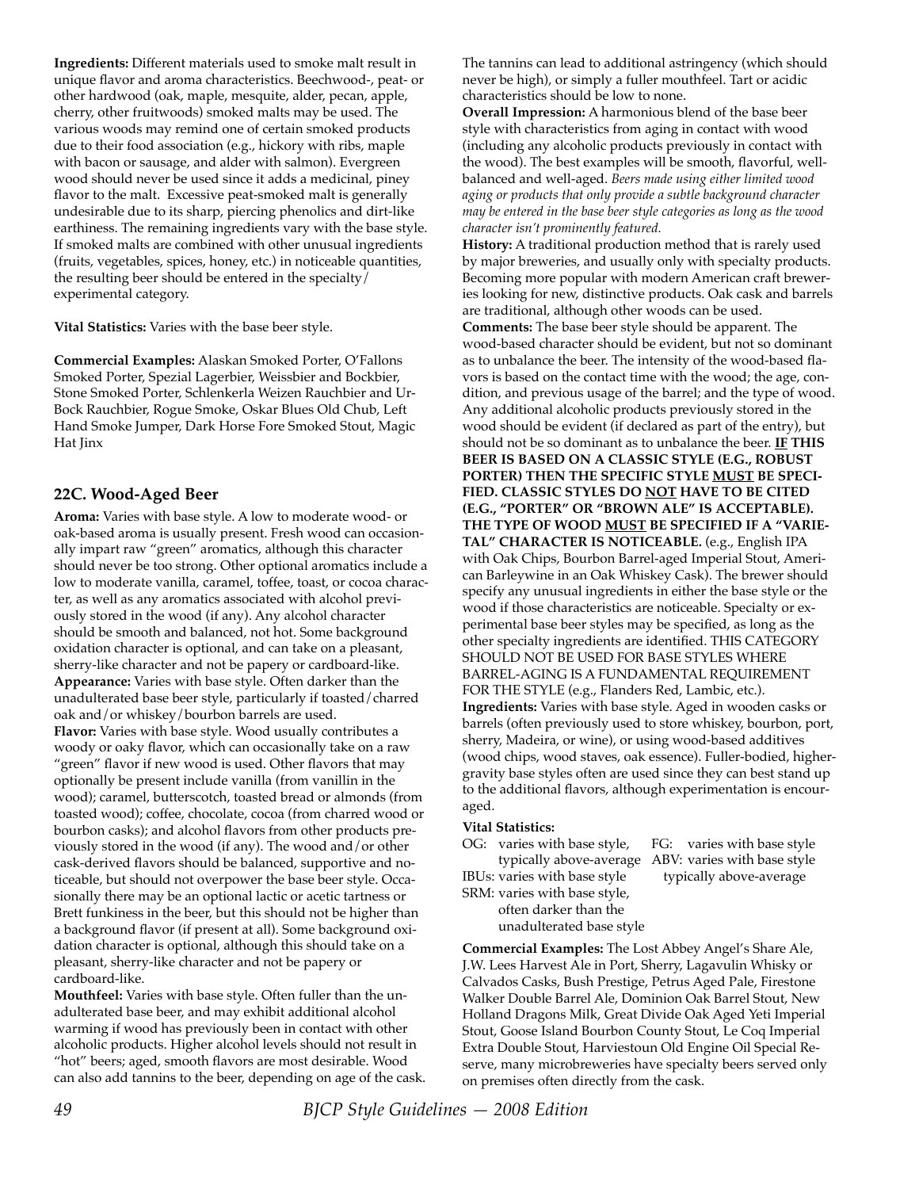**Ingredients:** Different materials used to smoke malt result in unique flavor and aroma characteristics. Beechwood-, peat- or other hardwood (oak, maple, mesquite, alder, pecan, apple, cherry, other fruitwoods) smoked malts may be used. The various woods may remind one of certain smoked products due to their food association (e.g., hickory with ribs, maple with bacon or sausage, and alder with salmon). Evergreen wood should never be used since it adds a medicinal, piney flavor to the malt. Excessive peat-smoked malt is generally undesirable due to its sharp, piercing phenolics and dirt-like earthiness. The remaining ingredients vary with the base style. If smoked malts are combined with other unusual ingredients (fruits, vegetables, spices, honey, etc.) in noticeable quantities, the resulting beer should be entered in the specialty/experimental category.

**Vital Statistics:** Varies with the base beer style.

**Commercial Examples:** Alaskan Smoked Porter, O'Fallons Smoked Porter, Spezial Lagerbier, Weissbier and Bockbier, Stone Smoked Porter, Schlenkerla Weizen Rauchbier and Ur-Bock Rauchbier, Rogue Smoke, Oskar Blues Old Chub, Left Hand Smoke Jumper, Dark Horse Fore Smoked Stout, Magic Hat Jinx

## 22C. Wood-Aged Beer

**Aroma:** Varies with base style. A low to moderate wood- or oak-based aroma is usually present. Fresh wood can occasionally impart raw "green" aromatics, although this character should never be too strong. Other optional aromatics include a low to moderate vanilla, caramel, toffee, toast, or cocoa character, as well as any aromatics associated with alcohol previously stored in the wood (if any). Any alcohol character should be smooth and balanced, not hot. Some background oxidation character is optional, and can take on a pleasant, sherry-like character and not be papery or cardboard-like.
**Appearance:** Varies with base style. Often darker than the unadulterated base beer style, particularly if toasted/charred oak and/or whiskey/bourbon barrels are used.
**Flavor:** Varies with base style. Wood usually contributes a woody or oaky flavor, which can occasionally take on a raw "green" flavor if new wood is used. Other flavors that may optionally be present include vanilla (from vanillin in the wood); caramel, butterscotch, toasted bread or almonds (from toasted wood); coffee, chocolate, cocoa (from charred wood or bourbon casks); and alcohol flavors from other products previously stored in the wood (if any). The wood and/or other cask-derived flavors should be balanced, supportive and noticeable, but should not overpower the base beer style. Occasionally there may be an optional lactic or acetic tartness or Brett funkiness in the beer, but this should not be higher than a background flavor (if present at all). Some background oxidation character is optional, although this should take on a pleasant, sherry-like character and not be papery or cardboard-like.
**Mouthfeel:** Varies with base style. Often fuller than the unadulterated base beer, and may exhibit additional alcohol warming if wood has previously been in contact with other alcoholic products. Higher alcohol levels should not result in "hot" beers; aged, smooth flavors are most desirable. Wood can also add tannins to the beer, depending on age of the cask. The tannins can lead to additional astringency (which should never be high), or simply a fuller mouthfeel. Tart or acidic characteristics should be low to none.
**Overall Impression:** A harmonious blend of the base beer style with characteristics from aging in contact with wood (including any alcoholic products previously in contact with the wood). The best examples will be smooth, flavorful, well-balanced and well-aged. *Beers made using either limited wood aging or products that only provide a subtle background character may be entered in the base beer style categories as long as the wood character isn't prominently featured.*
**History:** A traditional production method that is rarely used by major breweries, and usually only with specialty products. Becoming more popular with modern American craft breweries looking for new, distinctive products. Oak cask and barrels are traditional, although other woods can be used.
**Comments:** The base beer style should be apparent. The wood-based character should be evident, but not so dominant as to unbalance the beer. The intensity of the wood-based flavors is based on the contact time with the wood; the age, condition, and previous usage of the barrel; and the type of wood. Any additional alcoholic products previously stored in the wood should be evident (if declared as part of the entry), but should not be so dominant as to unbalance the beer. **IF THIS BEER IS BASED ON A CLASSIC STYLE (E.G., ROBUST PORTER) THEN THE SPECIFIC STYLE MUST BE SPECIFIED. CLASSIC STYLES DO NOT HAVE TO BE CITED (E.G., "PORTER" OR "BROWN ALE" IS ACCEPTABLE). THE TYPE OF WOOD MUST BE SPECIFIED IF A "VARIETAL" CHARACTER IS NOTICEABLE.** (e.g., English IPA with Oak Chips, Bourbon Barrel-aged Imperial Stout, American Barleywine in an Oak Whiskey Cask). The brewer should specify any unusual ingredients in either the base style or the wood if those characteristics are noticeable. Specialty or experimental base beer styles may be specified, as long as the other specialty ingredients are identified. THIS CATEGORY SHOULD NOT BE USED FOR BASE STYLES WHERE BARREL-AGING IS A FUNDAMENTAL REQUIREMENT FOR THE STYLE (e.g., Flanders Red, Lambic, etc.).
**Ingredients:** Varies with base style. Aged in wooden casks or barrels (often previously used to store whiskey, bourbon, port, sherry, Madeira, or wine), or using wood-based additives (wood chips, wood staves, oak essence). Fuller-bodied, higher-gravity base styles often are used since they can best stand up to the additional flavors, although experimentation is encouraged.

**Vital Statistics:**
OG: varies with base style, typically above-average
IBUs: varies with base style
SRM: varies with base style, often darker than the unadulterated base style
FG: varies with base style
ABV: varies with base style typically above-average

**Commercial Examples:** The Lost Abbey Angel's Share Ale, J.W. Lees Harvest Ale in Port, Sherry, Lagavulin Whisky or Calvados Casks, Bush Prestige, Petrus Aged Pale, Firestone Walker Double Barrel Ale, Dominion Oak Barrel Stout, New Holland Dragons Milk, Great Divide Oak Aged Yeti Imperial Stout, Goose Island Bourbon County Stout, Le Coq Imperial Extra Double Stout, Harviestoun Old Engine Oil Special Reserve, many microbreweries have specialty beers served only on premises often directly from the cask.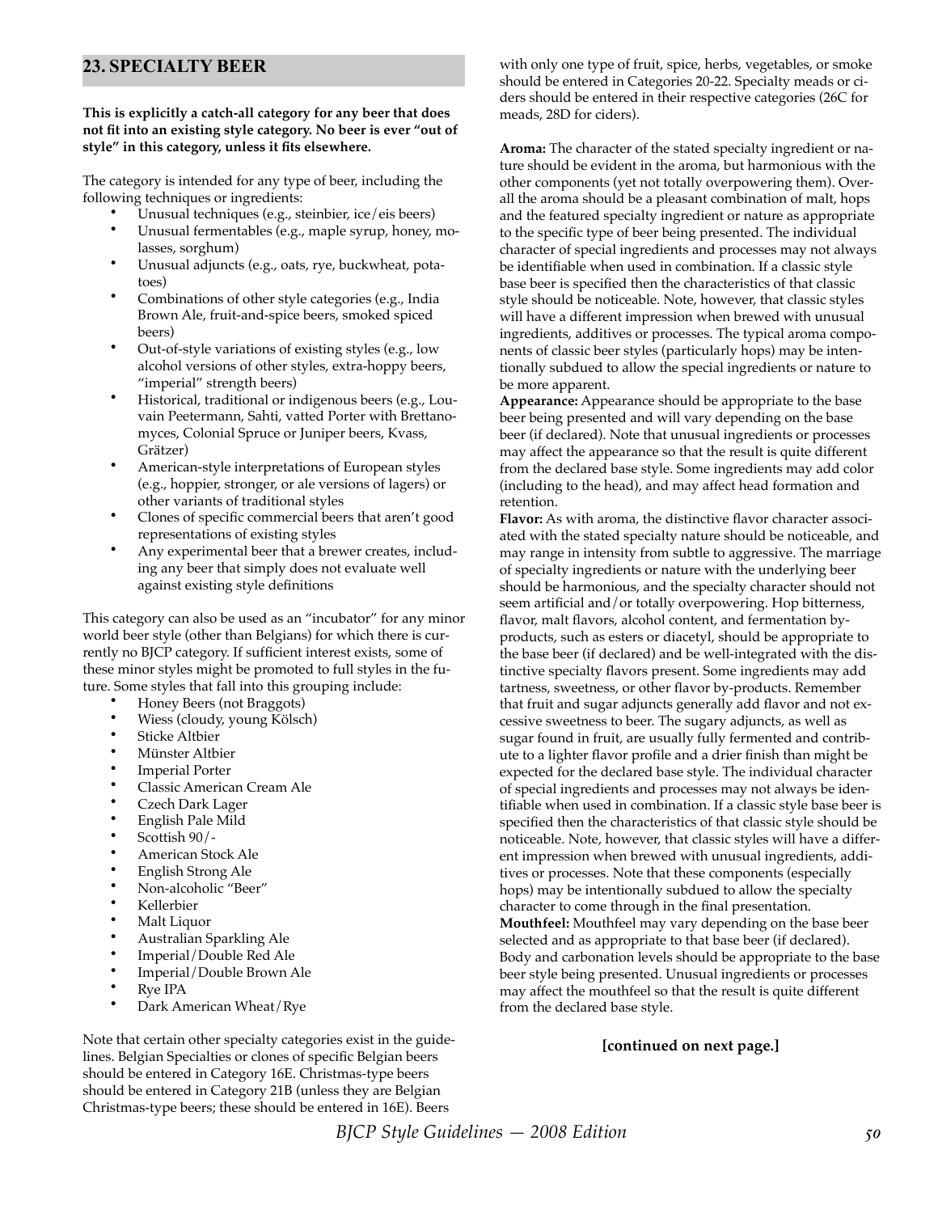## 23. SPECIALTY BEER

**This is explicitly a catch-all category for any beer that does not fit into an existing style category. No beer is ever "out of style" in this category, unless it fits elsewhere.**

The category is intended for any type of beer, including the following techniques or ingredients:

- Unusual techniques (e.g., steinbier, ice/eis beers)
- Unusual fermentables (e.g., maple syrup, honey, molasses, sorghum)
- Unusual adjuncts (e.g., oats, rye, buckwheat, potatoes)
- Combinations of other style categories (e.g., India Brown Ale, fruit-and-spice beers, smoked spiced beers)
- Out-of-style variations of existing styles (e.g., low alcohol versions of other styles, extra-hoppy beers, "imperial" strength beers)
- Historical, traditional or indigenous beers (e.g., Louvain Peetermann, Sahti, vatted Porter with Brettanomyces, Colonial Spruce or Juniper beers, Kvass, Grätzer)
- American-style interpretations of European styles (e.g., hoppier, stronger, or ale versions of lagers) or other variants of traditional styles
- Clones of specific commercial beers that aren't good representations of existing styles
- Any experimental beer that a brewer creates, including any beer that simply does not evaluate well against existing style definitions

This category can also be used as an "incubator" for any minor world beer style (other than Belgians) for which there is currently no BJCP category. If sufficient interest exists, some of these minor styles might be promoted to full styles in the future. Some styles that fall into this grouping include:

- Honey Beers (not Braggots)
- Wiess (cloudy, young Kölsch)
- Sticke Altbier
- Münster Altbier
- Imperial Porter
- Classic American Cream Ale
- Czech Dark Lager
- English Pale Mild
- Scottish 90/-
- American Stock Ale
- English Strong Ale
- Non-alcoholic "Beer"
- Kellerbier
- Malt Liquor
- Australian Sparkling Ale
- Imperial/Double Red Ale
- Imperial/Double Brown Ale
- Rye IPA
- Dark American Wheat/Rye

Note that certain other specialty categories exist in the guidelines. Belgian Specialties or clones of specific Belgian beers should be entered in Category 16E. Christmas-type beers should be entered in Category 21B (unless they are Belgian Christmas-type beers; these should be entered in 16E). Beers with only one type of fruit, spice, herbs, vegetables, or smoke should be entered in Categories 20-22. Specialty meads or ciders should be entered in their respective categories (26C for meads, 28D for ciders).

**Aroma:** The character of the stated specialty ingredient or nature should be evident in the aroma, but harmonious with the other components (yet not totally overpowering them). Overall the aroma should be a pleasant combination of malt, hops and the featured specialty ingredient or nature as appropriate to the specific type of beer being presented. The individual character of special ingredients and processes may not always be identifiable when used in combination. If a classic style base beer is specified then the characteristics of that classic style should be noticeable. Note, however, that classic styles will have a different impression when brewed with unusual ingredients, additives or processes. The typical aroma components of classic beer styles (particularly hops) may be intentionally subdued to allow the special ingredients or nature to be more apparent.

**Appearance:** Appearance should be appropriate to the base beer being presented and will vary depending on the base beer (if declared). Note that unusual ingredients or processes may affect the appearance so that the result is quite different from the declared base style. Some ingredients may add color (including to the head), and may affect head formation and retention.

**Flavor:** As with aroma, the distinctive flavor character associated with the stated specialty nature should be noticeable, and may range in intensity from subtle to aggressive. The marriage of specialty ingredients or nature with the underlying beer should be harmonious, and the specialty character should not seem artificial and/or totally overpowering. Hop bitterness, flavor, malt flavors, alcohol content, and fermentation byproducts, such as esters or diacetyl, should be appropriate to the base beer (if declared) and be well-integrated with the distinctive specialty flavors present. Some ingredients may add tartness, sweetness, or other flavor by-products. Remember that fruit and sugar adjuncts generally add flavor and not excessive sweetness to beer. The sugary adjuncts, as well as sugar found in fruit, are usually fully fermented and contribute to a lighter flavor profile and a drier finish than might be expected for the declared base style. The individual character of special ingredients and processes may not always be identifiable when used in combination. If a classic style base beer is specified then the characteristics of that classic style should be noticeable. Note, however, that classic styles will have a different impression when brewed with unusual ingredients, additives or processes. Note that these components (especially hops) may be intentionally subdued to allow the specialty character to come through in the final presentation.

**Mouthfeel:** Mouthfeel may vary depending on the base beer selected and as appropriate to that base beer (if declared). Body and carbonation levels should be appropriate to the base beer style being presented. Unusual ingredients or processes may affect the mouthfeel so that the result is quite different from the declared base style.

**[continued on next page.]**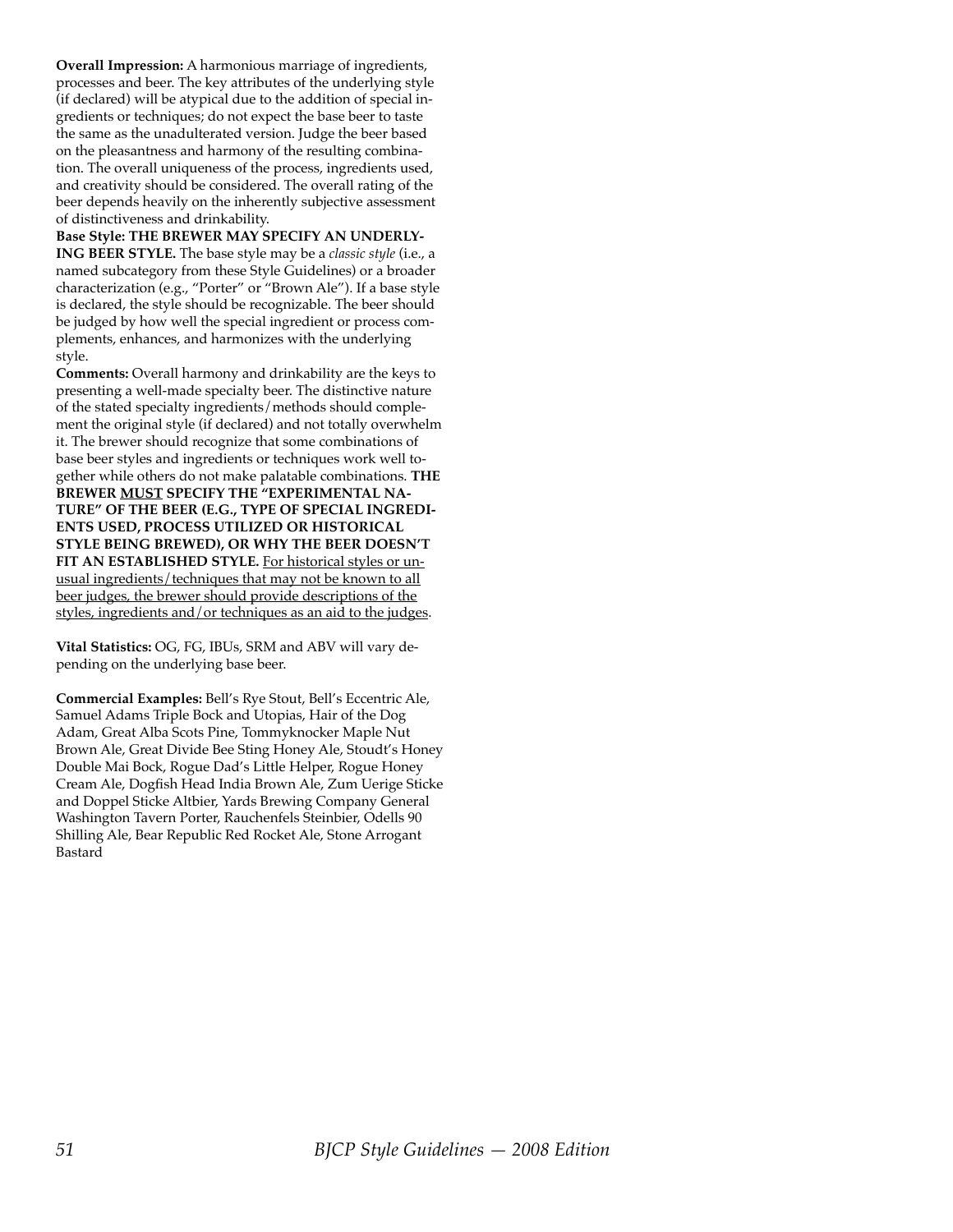**Overall Impression:** A harmonious marriage of ingredients, processes and beer. The key attributes of the underlying style (if declared) will be atypical due to the addition of special ingredients or techniques; do not expect the base beer to taste the same as the unadulterated version. Judge the beer based on the pleasantness and harmony of the resulting combination. The overall uniqueness of the process, ingredients used, and creativity should be considered. The overall rating of the beer depends heavily on the inherently subjective assessment of distinctiveness and drinkability.

**Base Style: THE BREWER MAY SPECIFY AN UNDERLYING BEER STYLE.** The base style may be a *classic style* (i.e., a named subcategory from these Style Guidelines) or a broader characterization (e.g., "Porter" or "Brown Ale"). If a base style is declared, the style should be recognizable. The beer should be judged by how well the special ingredient or process complements, enhances, and harmonizes with the underlying style.

**Comments:** Overall harmony and drinkability are the keys to presenting a well-made specialty beer. The distinctive nature of the stated specialty ingredients/methods should complement the original style (if declared) and not totally overwhelm it. The brewer should recognize that some combinations of base beer styles and ingredients or techniques work well together while others do not make palatable combinations. **THE BREWER <u>MUST</u> SPECIFY THE "EXPERIMENTAL NATURE" OF THE BEER (E.G., TYPE OF SPECIAL INGREDIENTS USED, PROCESS UTILIZED OR HISTORICAL STYLE BEING BREWED), OR WHY THE BEER DOESN'T FIT AN ESTABLISHED STYLE.** <u>For historical styles or unusual ingredients/techniques that may not be known to all beer judges, the brewer should provide descriptions of the styles, ingredients and/or techniques as an aid to the judges</u>.

**Vital Statistics:** OG, FG, IBUs, SRM and ABV will vary depending on the underlying base beer.

**Commercial Examples:** Bell's Rye Stout, Bell's Eccentric Ale, Samuel Adams Triple Bock and Utopias, Hair of the Dog Adam, Great Alba Scots Pine, Tommyknocker Maple Nut Brown Ale, Great Divide Bee Sting Honey Ale, Stoudt's Honey Double Mai Bock, Rogue Dad's Little Helper, Rogue Honey Cream Ale, Dogfish Head India Brown Ale, Zum Uerige Sticke and Doppel Sticke Altbier, Yards Brewing Company General Washington Tavern Porter, Rauchenfels Steinbier, Odells 90 Shilling Ale, Bear Republic Red Rocket Ale, Stone Arrogant Bastard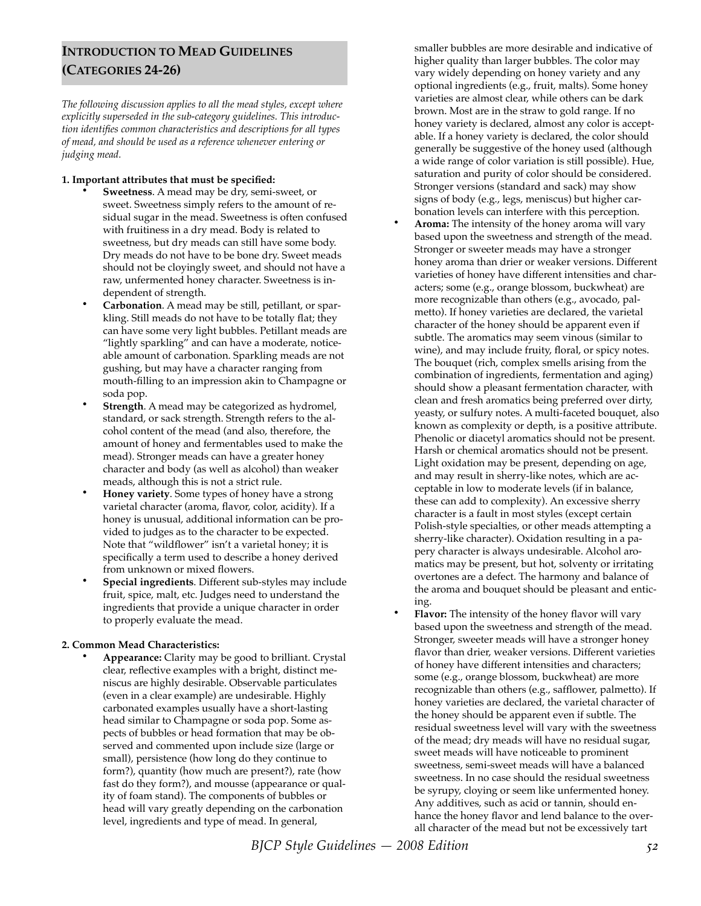## Introduction to Mead Guidelines (Categories 24-26)

*The following discussion applies to all the mead styles, except where explicitly superseded in the sub-category guidelines. This introduction identifies common characteristics and descriptions for all types of mead, and should be used as a reference whenever entering or judging mead.*

**1. Important attributes that must be specified:**

- **Sweetness**. A mead may be dry, semi-sweet, or sweet. Sweetness simply refers to the amount of residual sugar in the mead. Sweetness is often confused with fruitiness in a dry mead. Body is related to sweetness, but dry meads can still have some body. Dry meads do not have to be bone dry. Sweet meads should not be cloyingly sweet, and should not have a raw, unfermented honey character. Sweetness is independent of strength.
- **Carbonation**. A mead may be still, petillant, or sparkling. Still meads do not have to be totally flat; they can have some very light bubbles. Petillant meads are "lightly sparkling" and can have a moderate, noticeable amount of carbonation. Sparkling meads are not gushing, but may have a character ranging from mouth-filling to an impression akin to Champagne or soda pop.
- **Strength**. A mead may be categorized as hydromel, standard, or sack strength. Strength refers to the alcohol content of the mead (and also, therefore, the amount of honey and fermentables used to make the mead). Stronger meads can have a greater honey character and body (as well as alcohol) than weaker meads, although this is not a strict rule.
- **Honey variety**. Some types of honey have a strong varietal character (aroma, flavor, color, acidity). If a honey is unusual, additional information can be provided to judges as to the character to be expected. Note that "wildflower" isn't a varietal honey; it is specifically a term used to describe a honey derived from unknown or mixed flowers.
- **Special ingredients**. Different sub-styles may include fruit, spice, malt, etc. Judges need to understand the ingredients that provide a unique character in order to properly evaluate the mead.

**2. Common Mead Characteristics:**

- **Appearance:** Clarity may be good to brilliant. Crystal clear, reflective examples with a bright, distinct meniscus are highly desirable. Observable particulates (even in a clear example) are undesirable. Highly carbonated examples usually have a short-lasting head similar to Champagne or soda pop. Some aspects of bubbles or head formation that may be observed and commented upon include size (large or small), persistence (how long do they continue to form?), quantity (how much are present?), rate (how fast do they form?), and mousse (appearance or quality of foam stand). The components of bubbles or head will vary greatly depending on the carbonation level, ingredients and type of mead. In general, smaller bubbles are more desirable and indicative of higher quality than larger bubbles. The color may vary widely depending on honey variety and any optional ingredients (e.g., fruit, malts). Some honey varieties are almost clear, while others can be dark brown. Most are in the straw to gold range. If no honey variety is declared, almost any color is acceptable. If a honey variety is declared, the color should generally be suggestive of the honey used (although a wide range of color variation is still possible). Hue, saturation and purity of color should be considered. Stronger versions (standard and sack) may show signs of body (e.g., legs, meniscus) but higher carbonation levels can interfere with this perception.
- **Aroma:** The intensity of the honey aroma will vary based upon the sweetness and strength of the mead. Stronger or sweeter meads may have a stronger honey aroma than drier or weaker versions. Different varieties of honey have different intensities and characters; some (e.g., orange blossom, buckwheat) are more recognizable than others (e.g., avocado, palmetto). If honey varieties are declared, the varietal character of the honey should be apparent even if subtle. The aromatics may seem vinous (similar to wine), and may include fruity, floral, or spicy notes. The bouquet (rich, complex smells arising from the combination of ingredients, fermentation and aging) should show a pleasant fermentation character, with clean and fresh aromatics being preferred over dirty, yeasty, or sulfury notes. A multi-faceted bouquet, also known as complexity or depth, is a positive attribute. Phenolic or diacetyl aromatics should not be present. Harsh or chemical aromatics should not be present. Light oxidation may be present, depending on age, and may result in sherry-like notes, which are acceptable in low to moderate levels (if in balance, these can add to complexity). An excessive sherry character is a fault in most styles (except certain Polish-style specialties, or other meads attempting a sherry-like character). Oxidation resulting in a papery character is always undesirable. Alcohol aromatics may be present, but hot, solventy or irritating overtones are a defect. The harmony and balance of the aroma and bouquet should be pleasant and enticing.
- **Flavor:** The intensity of the honey flavor will vary based upon the sweetness and strength of the mead. Stronger, sweeter meads will have a stronger honey flavor than drier, weaker versions. Different varieties of honey have different intensities and characters; some (e.g., orange blossom, buckwheat) are more recognizable than others (e.g., safflower, palmetto). If honey varieties are declared, the varietal character of the honey should be apparent even if subtle. The residual sweetness level will vary with the sweetness of the mead; dry meads will have no residual sugar, sweet meads will have noticeable to prominent sweetness, semi-sweet meads will have a balanced sweetness. In no case should the residual sweetness be syrupy, cloying or seem like unfermented honey. Any additives, such as acid or tannin, should enhance the honey flavor and lend balance to the overall character of the mead but not be excessively tart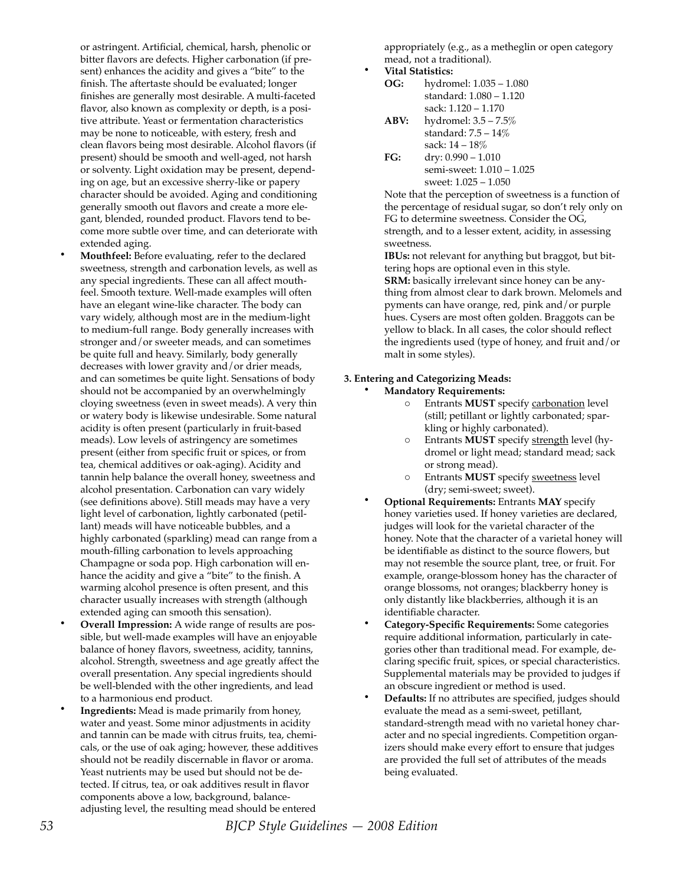or astringent. Artificial, chemical, harsh, phenolic or bitter flavors are defects. Higher carbonation (if present) enhances the acidity and gives a "bite" to the finish. The aftertaste should be evaluated; longer finishes are generally most desirable. A multi-faceted flavor, also known as complexity or depth, is a positive attribute. Yeast or fermentation characteristics may be none to noticeable, with estery, fresh and clean flavors being most desirable. Alcohol flavors (if present) should be smooth and well-aged, not harsh or solventy. Light oxidation may be present, depending on age, but an excessive sherry-like or papery character should be avoided. Aging and conditioning generally smooth out flavors and create a more elegant, blended, rounded product. Flavors tend to become more subtle over time, and can deteriorate with extended aging.

- **Mouthfeel:** Before evaluating, refer to the declared sweetness, strength and carbonation levels, as well as any special ingredients. These can all affect mouthfeel. Smooth texture. Well-made examples will often have an elegant wine-like character. The body can vary widely, although most are in the medium-light to medium-full range. Body generally increases with stronger and/or sweeter meads, and can sometimes be quite full and heavy. Similarly, body generally decreases with lower gravity and/or drier meads, and can sometimes be quite light. Sensations of body should not be accompanied by an overwhelmingly cloying sweetness (even in sweet meads). A very thin or watery body is likewise undesirable. Some natural acidity is often present (particularly in fruit-based meads). Low levels of astringency are sometimes present (either from specific fruit or spices, or from tea, chemical additives or oak-aging). Acidity and tannin help balance the overall honey, sweetness and alcohol presentation. Carbonation can vary widely (see definitions above). Still meads may have a very light level of carbonation, lightly carbonated (petillant) meads will have noticeable bubbles, and a highly carbonated (sparkling) mead can range from a mouth-filling carbonation to levels approaching Champagne or soda pop. High carbonation will enhance the acidity and give a "bite" to the finish. A warming alcohol presence is often present, and this character usually increases with strength (although extended aging can smooth this sensation).
- **Overall Impression:** A wide range of results are possible, but well-made examples will have an enjoyable balance of honey flavors, sweetness, acidity, tannins, alcohol. Strength, sweetness and age greatly affect the overall presentation. Any special ingredients should be well-blended with the other ingredients, and lead to a harmonious end product.
- **Ingredients:** Mead is made primarily from honey, water and yeast. Some minor adjustments in acidity and tannin can be made with citrus fruits, tea, chemicals, or the use of oak aging; however, these additives should not be readily discernable in flavor or aroma. Yeast nutrients may be used but should not be detected. If citrus, tea, or oak additives result in flavor components above a low, background, balance-adjusting level, the resulting mead should be entered appropriately (e.g., as a metheglin or open category mead, not a traditional).
- **Vital Statistics:**
  - **OG:** hydromel: 1.035 – 1.080; standard: 1.080 – 1.120; sack: 1.120 – 1.170
  - **ABV:** hydromel: 3.5 – 7.5%; standard: 7.5 – 14%; sack: 14 – 18%
  - **FG:** dry: 0.990 – 1.010; semi-sweet: 1.010 – 1.025; sweet: 1.025 – 1.050

  Note that the perception of sweetness is a function of the percentage of residual sugar, so don't rely only on FG to determine sweetness. Consider the OG, strength, and to a lesser extent, acidity, in assessing sweetness.

  **IBUs:** not relevant for anything but braggot, but bittering hops are optional even in this style.

  **SRM:** basically irrelevant since honey can be anything from almost clear to dark brown. Melomels and pyments can have orange, red, pink and/or purple hues. Cysers are most often golden. Braggots can be yellow to black. In all cases, the color should reflect the ingredients used (type of honey, and fruit and/or malt in some styles).

**3. Entering and Categorizing Meads:**

- **Mandatory Requirements:**
  - Entrants **MUST** specify carbonation level (still; petillant or lightly carbonated; sparkling or highly carbonated).
  - Entrants **MUST** specify strength level (hydromel or light mead; standard mead; sack or strong mead).
  - Entrants **MUST** specify sweetness level (dry; semi-sweet; sweet).
- **Optional Requirements:** Entrants **MAY** specify honey varieties used. If honey varieties are declared, judges will look for the varietal character of the honey. Note that the character of a varietal honey will be identifiable as distinct to the source flowers, but may not resemble the source plant, tree, or fruit. For example, orange-blossom honey has the character of orange blossoms, not oranges; blackberry honey is only distantly like blackberries, although it is an identifiable character.
- **Category-Specific Requirements:** Some categories require additional information, particularly in categories other than traditional mead. For example, declaring specific fruit, spices, or special characteristics. Supplemental materials may be provided to judges if an obscure ingredient or method is used.
- **Defaults:** If no attributes are specified, judges should evaluate the mead as a semi-sweet, petillant, standard-strength mead with no varietal honey character and no special ingredients. Competition organizers should make every effort to ensure that judges are provided the full set of attributes of the meads being evaluated.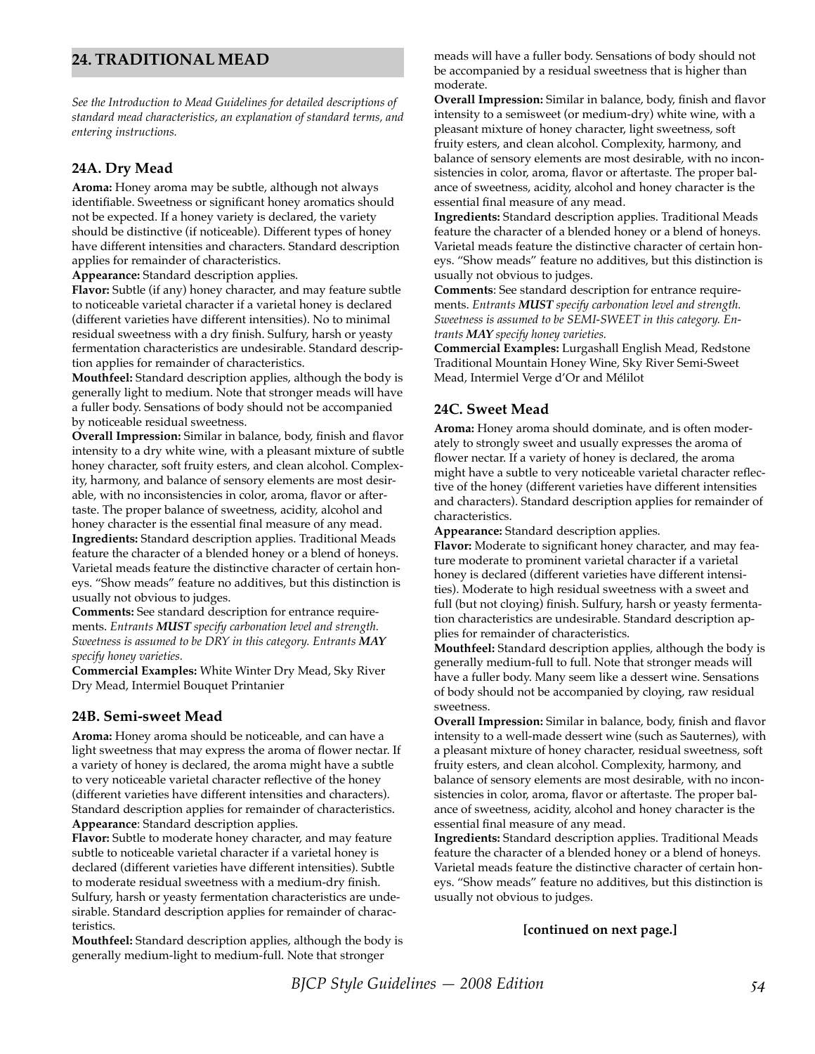## 24. TRADITIONAL MEAD

*See the Introduction to Mead Guidelines for detailed descriptions of standard mead characteristics, an explanation of standard terms, and entering instructions.*

### 24A. Dry Mead

**Aroma:** Honey aroma may be subtle, although not always identifiable. Sweetness or significant honey aromatics should not be expected. If a honey variety is declared, the variety should be distinctive (if noticeable). Different types of honey have different intensities and characters. Standard description applies for remainder of characteristics.

**Appearance:** Standard description applies.

**Flavor:** Subtle (if any) honey character, and may feature subtle to noticeable varietal character if a varietal honey is declared (different varieties have different intensities). No to minimal residual sweetness with a dry finish. Sulfury, harsh or yeasty fermentation characteristics are undesirable. Standard description applies for remainder of characteristics.

**Mouthfeel:** Standard description applies, although the body is generally light to medium. Note that stronger meads will have a fuller body. Sensations of body should not be accompanied by noticeable residual sweetness.

**Overall Impression:** Similar in balance, body, finish and flavor intensity to a dry white wine, with a pleasant mixture of subtle honey character, soft fruity esters, and clean alcohol. Complexity, harmony, and balance of sensory elements are most desirable, with no inconsistencies in color, aroma, flavor or aftertaste. The proper balance of sweetness, acidity, alcohol and honey character is the essential final measure of any mead.

**Ingredients:** Standard description applies. Traditional Meads feature the character of a blended honey or a blend of honeys. Varietal meads feature the distinctive character of certain honeys. "Show meads" feature no additives, but this distinction is usually not obvious to judges.

**Comments:** See standard description for entrance requirements. *Entrants **MUST** specify carbonation level and strength. Sweetness is assumed to be DRY in this category. Entrants **MAY** specify honey varieties.*

**Commercial Examples:** White Winter Dry Mead, Sky River Dry Mead, Intermiel Bouquet Printanier

### 24B. Semi-sweet Mead

**Aroma:** Honey aroma should be noticeable, and can have a light sweetness that may express the aroma of flower nectar. If a variety of honey is declared, the aroma might have a subtle to very noticeable varietal character reflective of the honey (different varieties have different intensities and characters). Standard description applies for remainder of characteristics.

**Appearance**: Standard description applies.

**Flavor:** Subtle to moderate honey character, and may feature subtle to noticeable varietal character if a varietal honey is declared (different varieties have different intensities). Subtle to moderate residual sweetness with a medium-dry finish. Sulfury, harsh or yeasty fermentation characteristics are undesirable. Standard description applies for remainder of characteristics.

**Mouthfeel:** Standard description applies, although the body is generally medium-light to medium-full. Note that stronger meads will have a fuller body. Sensations of body should not be accompanied by a residual sweetness that is higher than moderate.

**Overall Impression:** Similar in balance, body, finish and flavor intensity to a semisweet (or medium-dry) white wine, with a pleasant mixture of honey character, light sweetness, soft fruity esters, and clean alcohol. Complexity, harmony, and balance of sensory elements are most desirable, with no inconsistencies in color, aroma, flavor or aftertaste. The proper balance of sweetness, acidity, alcohol and honey character is the essential final measure of any mead.

**Ingredients:** Standard description applies. Traditional Meads feature the character of a blended honey or a blend of honeys. Varietal meads feature the distinctive character of certain honeys. "Show meads" feature no additives, but this distinction is usually not obvious to judges.

**Comments**: See standard description for entrance requirements. *Entrants **MUST** specify carbonation level and strength. Sweetness is assumed to be SEMI-SWEET in this category. Entrants **MAY** specify honey varieties.*

**Commercial Examples:** Lurgashall English Mead, Redstone Traditional Mountain Honey Wine, Sky River Semi-Sweet Mead, Intermiel Verge d'Or and Mélilot

### 24C. Sweet Mead

**Aroma:** Honey aroma should dominate, and is often moderately to strongly sweet and usually expresses the aroma of flower nectar. If a variety of honey is declared, the aroma might have a subtle to very noticeable varietal character reflective of the honey (different varieties have different intensities and characters). Standard description applies for remainder of characteristics.

**Appearance:** Standard description applies.

**Flavor:** Moderate to significant honey character, and may feature moderate to prominent varietal character if a varietal honey is declared (different varieties have different intensities). Moderate to high residual sweetness with a sweet and full (but not cloying) finish. Sulfury, harsh or yeasty fermentation characteristics are undesirable. Standard description applies for remainder of characteristics.

**Mouthfeel:** Standard description applies, although the body is generally medium-full to full. Note that stronger meads will have a fuller body. Many seem like a dessert wine. Sensations of body should not be accompanied by cloying, raw residual sweetness.

**Overall Impression:** Similar in balance, body, finish and flavor intensity to a well-made dessert wine (such as Sauternes), with a pleasant mixture of honey character, residual sweetness, soft fruity esters, and clean alcohol. Complexity, harmony, and balance of sensory elements are most desirable, with no inconsistencies in color, aroma, flavor or aftertaste. The proper balance of sweetness, acidity, alcohol and honey character is the essential final measure of any mead.

**Ingredients:** Standard description applies. Traditional Meads feature the character of a blended honey or a blend of honeys. Varietal meads feature the distinctive character of certain honeys. "Show meads" feature no additives, but this distinction is usually not obvious to judges.

**[continued on next page.]**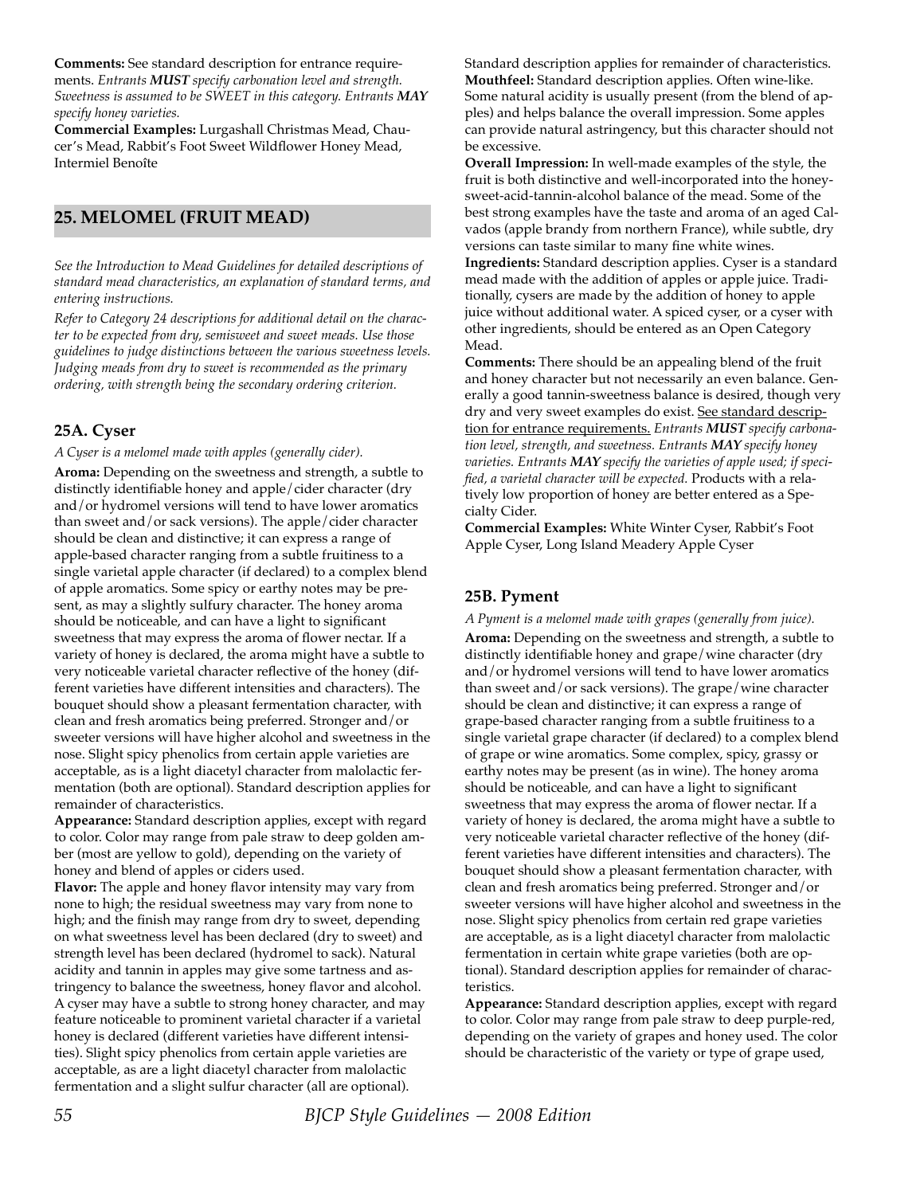**Comments:** See standard description for entrance requirements. *Entrants **MUST** specify carbonation level and strength. Sweetness is assumed to be SWEET in this category. Entrants **MAY** specify honey varieties.*

**Commercial Examples:** Lurgashall Christmas Mead, Chaucer's Mead, Rabbit's Foot Sweet Wildflower Honey Mead, Intermiel Benoîte

## 25. MELOMEL (FRUIT MEAD)

*See the Introduction to Mead Guidelines for detailed descriptions of standard mead characteristics, an explanation of standard terms, and entering instructions.*

*Refer to Category 24 descriptions for additional detail on the character to be expected from dry, semisweet and sweet meads. Use those guidelines to judge distinctions between the various sweetness levels. Judging meads from dry to sweet is recommended as the primary ordering, with strength being the secondary ordering criterion.*

### 25A. Cyser

*A Cyser is a melomel made with apples (generally cider).*

**Aroma:** Depending on the sweetness and strength, a subtle to distinctly identifiable honey and apple/cider character (dry and/or hydromel versions will tend to have lower aromatics than sweet and/or sack versions). The apple/cider character should be clean and distinctive; it can express a range of apple-based character ranging from a subtle fruitiness to a single varietal apple character (if declared) to a complex blend of apple aromatics. Some spicy or earthy notes may be present, as may a slightly sulfury character. The honey aroma should be noticeable, and can have a light to significant sweetness that may express the aroma of flower nectar. If a variety of honey is declared, the aroma might have a subtle to very noticeable varietal character reflective of the honey (different varieties have different intensities and characters). The bouquet should show a pleasant fermentation character, with clean and fresh aromatics being preferred. Stronger and/or sweeter versions will have higher alcohol and sweetness in the nose. Slight spicy phenolics from certain apple varieties are acceptable, as is a light diacetyl character from malolactic fermentation (both are optional). Standard description applies for remainder of characteristics.

**Appearance:** Standard description applies, except with regard to color. Color may range from pale straw to deep golden amber (most are yellow to gold), depending on the variety of honey and blend of apples or ciders used.

**Flavor:** The apple and honey flavor intensity may vary from none to high; the residual sweetness may vary from none to high; and the finish may range from dry to sweet, depending on what sweetness level has been declared (dry to sweet) and strength level has been declared (hydromel to sack). Natural acidity and tannin in apples may give some tartness and astringency to balance the sweetness, honey flavor and alcohol. A cyser may have a subtle to strong honey character, and may feature noticeable to prominent varietal character if a varietal honey is declared (different varieties have different intensities). Slight spicy phenolics from certain apple varieties are acceptable, as are a light diacetyl character from malolactic fermentation and a slight sulfur character (all are optional). Standard description applies for remainder of characteristics.

**Mouthfeel:** Standard description applies. Often wine-like. Some natural acidity is usually present (from the blend of apples) and helps balance the overall impression. Some apples can provide natural astringency, but this character should not be excessive.

**Overall Impression:** In well-made examples of the style, the fruit is both distinctive and well-incorporated into the honey-sweet-acid-tannin-alcohol balance of the mead. Some of the best strong examples have the taste and aroma of an aged Calvados (apple brandy from northern France), while subtle, dry versions can taste similar to many fine white wines.

**Ingredients:** Standard description applies. Cyser is a standard mead made with the addition of apples or apple juice. Traditionally, cysers are made by the addition of honey to apple juice without additional water. A spiced cyser, or a cyser with other ingredients, should be entered as an Open Category Mead.

**Comments:** There should be an appealing blend of the fruit and honey character but not necessarily an even balance. Generally a good tannin-sweetness balance is desired, though very dry and very sweet examples do exist. See standard description for entrance requirements. *Entrants **MUST** specify carbonation level, strength, and sweetness. Entrants **MAY** specify honey varieties. Entrants **MAY** specify the varieties of apple used; if specified, a varietal character will be expected.* Products with a relatively low proportion of honey are better entered as a Specialty Cider.

**Commercial Examples:** White Winter Cyser, Rabbit's Foot Apple Cyser, Long Island Meadery Apple Cyser

### 25B. Pyment

*A Pyment is a melomel made with grapes (generally from juice).*

**Aroma:** Depending on the sweetness and strength, a subtle to distinctly identifiable honey and grape/wine character (dry and/or hydromel versions will tend to have lower aromatics than sweet and/or sack versions). The grape/wine character should be clean and distinctive; it can express a range of grape-based character ranging from a subtle fruitiness to a single varietal grape character (if declared) to a complex blend of grape or wine aromatics. Some complex, spicy, grassy or earthy notes may be present (as in wine). The honey aroma should be noticeable, and can have a light to significant sweetness that may express the aroma of flower nectar. If a variety of honey is declared, the aroma might have a subtle to very noticeable varietal character reflective of the honey (different varieties have different intensities and characters). The bouquet should show a pleasant fermentation character, with clean and fresh aromatics being preferred. Stronger and/or sweeter versions will have higher alcohol and sweetness in the nose. Slight spicy phenolics from certain red grape varieties are acceptable, as is a light diacetyl character from malolactic fermentation in certain white grape varieties (both are optional). Standard description applies for remainder of characteristics.

**Appearance:** Standard description applies, except with regard to color. Color may range from pale straw to deep purple-red, depending on the variety of grapes and honey used. The color should be characteristic of the variety or type of grape used,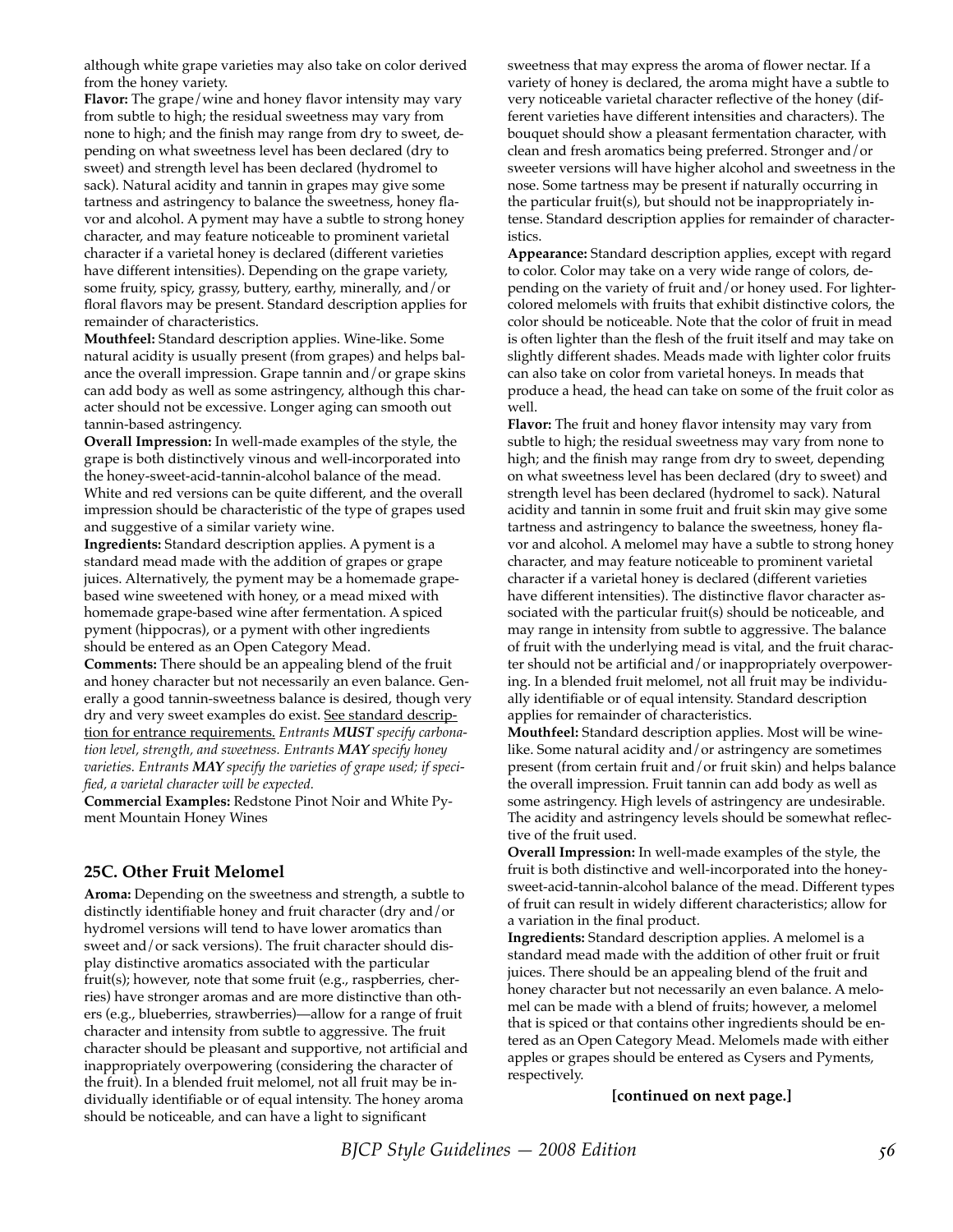although white grape varieties may also take on color derived from the honey variety.

**Flavor:** The grape/wine and honey flavor intensity may vary from subtle to high; the residual sweetness may vary from none to high; and the finish may range from dry to sweet, depending on what sweetness level has been declared (dry to sweet) and strength level has been declared (hydromel to sack). Natural acidity and tannin in grapes may give some tartness and astringency to balance the sweetness, honey flavor and alcohol. A pyment may have a subtle to strong honey character, and may feature noticeable to prominent varietal character if a varietal honey is declared (different varieties have different intensities). Depending on the grape variety, some fruity, spicy, grassy, buttery, earthy, minerally, and/or floral flavors may be present. Standard description applies for remainder of characteristics.

**Mouthfeel:** Standard description applies. Wine-like. Some natural acidity is usually present (from grapes) and helps balance the overall impression. Grape tannin and/or grape skins can add body as well as some astringency, although this character should not be excessive. Longer aging can smooth out tannin-based astringency.

**Overall Impression:** In well-made examples of the style, the grape is both distinctively vinous and well-incorporated into the honey-sweet-acid-tannin-alcohol balance of the mead. White and red versions can be quite different, and the overall impression should be characteristic of the type of grapes used and suggestive of a similar variety wine.

**Ingredients:** Standard description applies. A pyment is a standard mead made with the addition of grapes or grape juices. Alternatively, the pyment may be a homemade grape-based wine sweetened with honey, or a mead mixed with homemade grape-based wine after fermentation. A spiced pyment (hippocras), or a pyment with other ingredients should be entered as an Open Category Mead.

**Comments:** There should be an appealing blend of the fruit and honey character but not necessarily an even balance. Generally a good tannin-sweetness balance is desired, though very dry and very sweet examples do exist. See standard description for entrance requirements. *Entrants* ***MUST*** *specify carbonation level, strength, and sweetness. Entrants* ***MAY*** *specify honey varieties. Entrants* ***MAY*** *specify the varieties of grape used; if specified, a varietal character will be expected.*

**Commercial Examples:** Redstone Pinot Noir and White Pyment Mountain Honey Wines

## 25C. Other Fruit Melomel

**Aroma:** Depending on the sweetness and strength, a subtle to distinctly identifiable honey and fruit character (dry and/or hydromel versions will tend to have lower aromatics than sweet and/or sack versions). The fruit character should display distinctive aromatics associated with the particular fruit(s); however, note that some fruit (e.g., raspberries, cherries) have stronger aromas and are more distinctive than others (e.g., blueberries, strawberries)—allow for a range of fruit character and intensity from subtle to aggressive. The fruit character should be pleasant and supportive, not artificial and inappropriately overpowering (considering the character of the fruit). In a blended fruit melomel, not all fruit may be individually identifiable or of equal intensity. The honey aroma should be noticeable, and can have a light to significant sweetness that may express the aroma of flower nectar. If a variety of honey is declared, the aroma might have a subtle to very noticeable varietal character reflective of the honey (different varieties have different intensities and characters). The bouquet should show a pleasant fermentation character, with clean and fresh aromatics being preferred. Stronger and/or sweeter versions will have higher alcohol and sweetness in the nose. Some tartness may be present if naturally occurring in the particular fruit(s), but should not be inappropriately intense. Standard description applies for remainder of characteristics.

**Appearance:** Standard description applies, except with regard to color. Color may take on a very wide range of colors, depending on the variety of fruit and/or honey used. For lighter-colored melomels with fruits that exhibit distinctive colors, the color should be noticeable. Note that the color of fruit in mead is often lighter than the flesh of the fruit itself and may take on slightly different shades. Meads made with lighter color fruits can also take on color from varietal honeys. In meads that produce a head, the head can take on some of the fruit color as well.

**Flavor:** The fruit and honey flavor intensity may vary from subtle to high; the residual sweetness may vary from none to high; and the finish may range from dry to sweet, depending on what sweetness level has been declared (dry to sweet) and strength level has been declared (hydromel to sack). Natural acidity and tannin in some fruit and fruit skin may give some tartness and astringency to balance the sweetness, honey flavor and alcohol. A melomel may have a subtle to strong honey character, and may feature noticeable to prominent varietal character if a varietal honey is declared (different varieties have different intensities). The distinctive flavor character associated with the particular fruit(s) should be noticeable, and may range in intensity from subtle to aggressive. The balance of fruit with the underlying mead is vital, and the fruit character should not be artificial and/or inappropriately overpowering. In a blended fruit melomel, not all fruit may be individually identifiable or of equal intensity. Standard description applies for remainder of characteristics.

**Mouthfeel:** Standard description applies. Most will be wine-like. Some natural acidity and/or astringency are sometimes present (from certain fruit and/or fruit skin) and helps balance the overall impression. Fruit tannin can add body as well as some astringency. High levels of astringency are undesirable. The acidity and astringency levels should be somewhat reflective of the fruit used.

**Overall Impression:** In well-made examples of the style, the fruit is both distinctive and well-incorporated into the honey-sweet-acid-tannin-alcohol balance of the mead. Different types of fruit can result in widely different characteristics; allow for a variation in the final product.

**Ingredients:** Standard description applies. A melomel is a standard mead made with the addition of other fruit or fruit juices. There should be an appealing blend of the fruit and honey character but not necessarily an even balance. A melomel can be made with a blend of fruits; however, a melomel that is spiced or that contains other ingredients should be entered as an Open Category Mead. Melomels made with either apples or grapes should be entered as Cysers and Pyments, respectively.

**[continued on next page.]**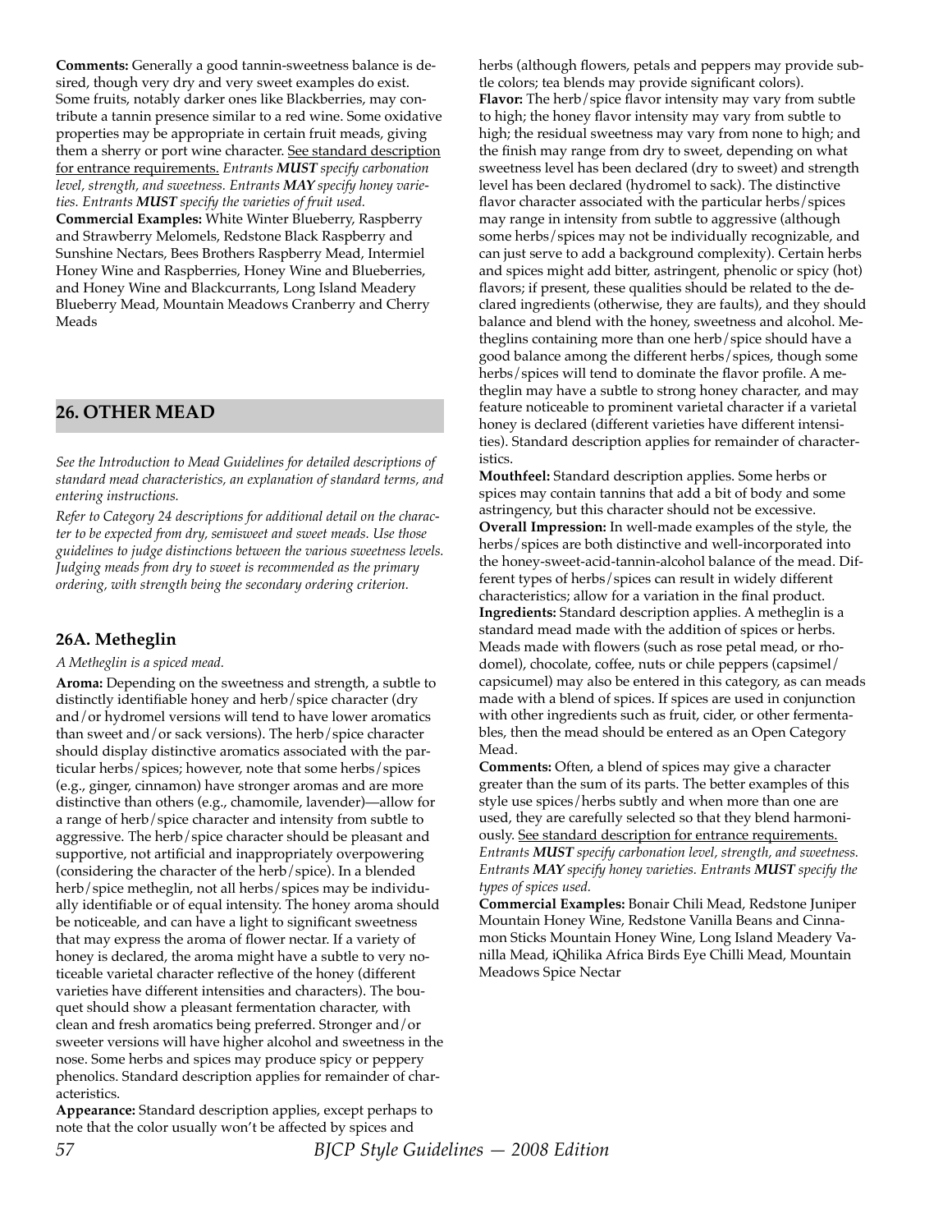**Comments:** Generally a good tannin-sweetness balance is desired, though very dry and very sweet examples do exist. Some fruits, notably darker ones like Blackberries, may contribute a tannin presence similar to a red wine. Some oxidative properties may be appropriate in certain fruit meads, giving them a sherry or port wine character. See standard description for entrance requirements. *Entrants **MUST** specify carbonation level, strength, and sweetness. Entrants **MAY** specify honey varieties. Entrants **MUST** specify the varieties of fruit used.*

**Commercial Examples:** White Winter Blueberry, Raspberry and Strawberry Melomels, Redstone Black Raspberry and Sunshine Nectars, Bees Brothers Raspberry Mead, Intermiel Honey Wine and Raspberries, Honey Wine and Blueberries, and Honey Wine and Blackcurrants, Long Island Meadery Blueberry Mead, Mountain Meadows Cranberry and Cherry Meads

## 26. OTHER MEAD

*See the Introduction to Mead Guidelines for detailed descriptions of standard mead characteristics, an explanation of standard terms, and entering instructions.*

*Refer to Category 24 descriptions for additional detail on the character to be expected from dry, semisweet and sweet meads. Use those guidelines to judge distinctions between the various sweetness levels. Judging meads from dry to sweet is recommended as the primary ordering, with strength being the secondary ordering criterion.*

### 26A. Metheglin

*A Metheglin is a spiced mead.*

**Aroma:** Depending on the sweetness and strength, a subtle to distinctly identifiable honey and herb/spice character (dry and/or hydromel versions will tend to have lower aromatics than sweet and/or sack versions). The herb/spice character should display distinctive aromatics associated with the particular herbs/spices; however, note that some herbs/spices (e.g., ginger, cinnamon) have stronger aromas and are more distinctive than others (e.g., chamomile, lavender)—allow for a range of herb/spice character and intensity from subtle to aggressive. The herb/spice character should be pleasant and supportive, not artificial and inappropriately overpowering (considering the character of the herb/spice). In a blended herb/spice metheglin, not all herbs/spices may be individually identifiable or of equal intensity. The honey aroma should be noticeable, and can have a light to significant sweetness that may express the aroma of flower nectar. If a variety of honey is declared, the aroma might have a subtle to very noticeable varietal character reflective of the honey (different varieties have different intensities and characters). The bouquet should show a pleasant fermentation character, with clean and fresh aromatics being preferred. Stronger and/or sweeter versions will have higher alcohol and sweetness in the nose. Some herbs and spices may produce spicy or peppery phenolics. Standard description applies for remainder of characteristics.

**Appearance:** Standard description applies, except perhaps to note that the color usually won't be affected by spices and herbs (although flowers, petals and peppers may provide subtle colors; tea blends may provide significant colors).

**Flavor:** The herb/spice flavor intensity may vary from subtle to high; the honey flavor intensity may vary from subtle to high; the residual sweetness may vary from none to high; and the finish may range from dry to sweet, depending on what sweetness level has been declared (dry to sweet) and strength level has been declared (hydromel to sack). The distinctive flavor character associated with the particular herbs/spices may range in intensity from subtle to aggressive (although some herbs/spices may not be individually recognizable, and can just serve to add a background complexity). Certain herbs and spices might add bitter, astringent, phenolic or spicy (hot) flavors; if present, these qualities should be related to the declared ingredients (otherwise, they are faults), and they should balance and blend with the honey, sweetness and alcohol. Metheglins containing more than one herb/spice should have a good balance among the different herbs/spices, though some herbs/spices will tend to dominate the flavor profile. A metheglin may have a subtle to strong honey character, and may feature noticeable to prominent varietal character if a varietal honey is declared (different varieties have different intensities). Standard description applies for remainder of characteristics.

**Mouthfeel:** Standard description applies. Some herbs or spices may contain tannins that add a bit of body and some astringency, but this character should not be excessive.

**Overall Impression:** In well-made examples of the style, the herbs/spices are both distinctive and well-incorporated into the honey-sweet-acid-tannin-alcohol balance of the mead. Different types of herbs/spices can result in widely different characteristics; allow for a variation in the final product.

**Ingredients:** Standard description applies. A metheglin is a standard mead made with the addition of spices or herbs. Meads made with flowers (such as rose petal mead, or rhodomel), chocolate, coffee, nuts or chile peppers (capsimel/capsicumel) may also be entered in this category, as can meads made with a blend of spices. If spices are used in conjunction with other ingredients such as fruit, cider, or other fermentables, then the mead should be entered as an Open Category Mead.

**Comments:** Often, a blend of spices may give a character greater than the sum of its parts. The better examples of this style use spices/herbs subtly and when more than one are used, they are carefully selected so that they blend harmoniously. See standard description for entrance requirements. *Entrants **MUST** specify carbonation level, strength, and sweetness. Entrants **MAY** specify honey varieties. Entrants **MUST** specify the types of spices used.*

**Commercial Examples:** Bonair Chili Mead, Redstone Juniper Mountain Honey Wine, Redstone Vanilla Beans and Cinnamon Sticks Mountain Honey Wine, Long Island Meadery Vanilla Mead, iQhilika Africa Birds Eye Chilli Mead, Mountain Meadows Spice Nectar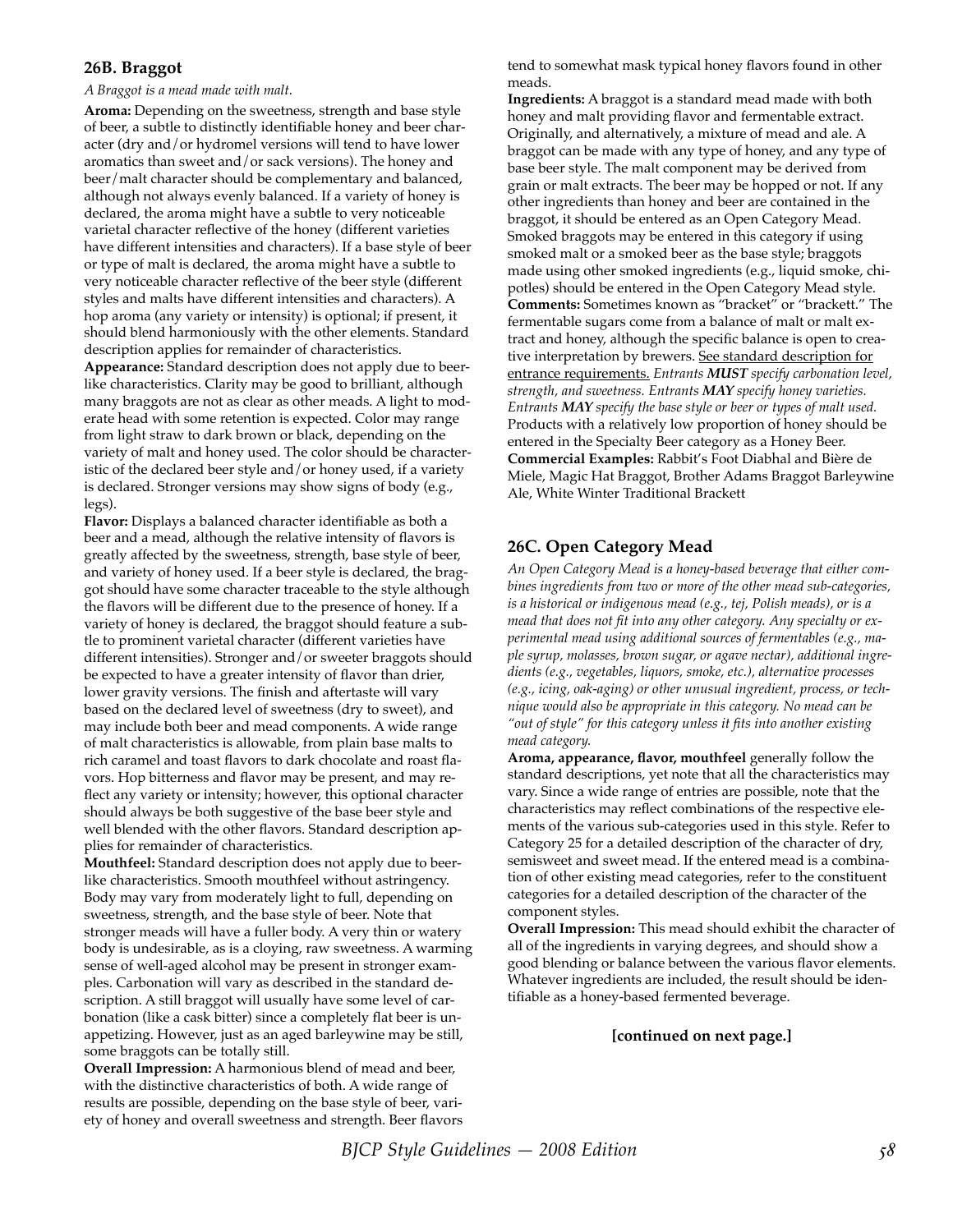## 26B. Braggot

*A Braggot is a mead made with malt.*

**Aroma:** Depending on the sweetness, strength and base style of beer, a subtle to distinctly identifiable honey and beer character (dry and/or hydromel versions will tend to have lower aromatics than sweet and/or sack versions). The honey and beer/malt character should be complementary and balanced, although not always evenly balanced. If a variety of honey is declared, the aroma might have a subtle to very noticeable varietal character reflective of the honey (different varieties have different intensities and characters). If a base style of beer or type of malt is declared, the aroma might have a subtle to very noticeable character reflective of the beer style (different styles and malts have different intensities and characters). A hop aroma (any variety or intensity) is optional; if present, it should blend harmoniously with the other elements. Standard description applies for remainder of characteristics.

**Appearance:** Standard description does not apply due to beer-like characteristics. Clarity may be good to brilliant, although many braggots are not as clear as other meads. A light to moderate head with some retention is expected. Color may range from light straw to dark brown or black, depending on the variety of malt and honey used. The color should be characteristic of the declared beer style and/or honey used, if a variety is declared. Stronger versions may show signs of body (e.g., legs).

**Flavor:** Displays a balanced character identifiable as both a beer and a mead, although the relative intensity of flavors is greatly affected by the sweetness, strength, base style of beer, and variety of honey used. If a beer style is declared, the braggot should have some character traceable to the style although the flavors will be different due to the presence of honey. If a variety of honey is declared, the braggot should feature a subtle to prominent varietal character (different varieties have different intensities). Stronger and/or sweeter braggots should be expected to have a greater intensity of flavor than drier, lower gravity versions. The finish and aftertaste will vary based on the declared level of sweetness (dry to sweet), and may include both beer and mead components. A wide range of malt characteristics is allowable, from plain base malts to rich caramel and toast flavors to dark chocolate and roast flavors. Hop bitterness and flavor may be present, and may reflect any variety or intensity; however, this optional character should always be both suggestive of the base beer style and well blended with the other flavors. Standard description applies for remainder of characteristics.

**Mouthfeel:** Standard description does not apply due to beer-like characteristics. Smooth mouthfeel without astringency. Body may vary from moderately light to full, depending on sweetness, strength, and the base style of beer. Note that stronger meads will have a fuller body. A very thin or watery body is undesirable, as is a cloying, raw sweetness. A warming sense of well-aged alcohol may be present in stronger examples. Carbonation will vary as described in the standard description. A still braggot will usually have some level of carbonation (like a cask bitter) since a completely flat beer is unappetizing. However, just as an aged barleywine may be still, some braggots can be totally still.

**Overall Impression:** A harmonious blend of mead and beer, with the distinctive characteristics of both. A wide range of results are possible, depending on the base style of beer, variety of honey and overall sweetness and strength. Beer flavors tend to somewhat mask typical honey flavors found in other meads.

**Ingredients:** A braggot is a standard mead made with both honey and malt providing flavor and fermentable extract. Originally, and alternatively, a mixture of mead and ale. A braggot can be made with any type of honey, and any type of base beer style. The malt component may be derived from grain or malt extracts. The beer may be hopped or not. If any other ingredients than honey and beer are contained in the braggot, it should be entered as an Open Category Mead. Smoked braggots may be entered in this category if using smoked malt or a smoked beer as the base style; braggots made using other smoked ingredients (e.g., liquid smoke, chipotles) should be entered in the Open Category Mead style.

**Comments:** Sometimes known as "bracket" or "brackett." The fermentable sugars come from a balance of malt or malt extract and honey, although the specific balance is open to creative interpretation by brewers. <u>See standard description for entrance requirements.</u> *Entrants **MUST** specify carbonation level, strength, and sweetness. Entrants **MAY** specify honey varieties. Entrants **MAY** specify the base style or beer or types of malt used.* Products with a relatively low proportion of honey should be entered in the Specialty Beer category as a Honey Beer.

**Commercial Examples:** Rabbit's Foot Diabhal and Bière de Miele, Magic Hat Braggot, Brother Adams Braggot Barleywine Ale, White Winter Traditional Brackett

## 26C. Open Category Mead

*An Open Category Mead is a honey-based beverage that either combines ingredients from two or more of the other mead sub-categories, is a historical or indigenous mead (e.g., tej, Polish meads), or is a mead that does not fit into any other category. Any specialty or experimental mead using additional sources of fermentables (e.g., maple syrup, molasses, brown sugar, or agave nectar), additional ingredients (e.g., vegetables, liquors, smoke, etc.), alternative processes (e.g., icing, oak-aging) or other unusual ingredient, process, or technique would also be appropriate in this category. No mead can be "out of style" for this category unless it fits into another existing mead category.*

**Aroma, appearance, flavor, mouthfeel** generally follow the standard descriptions, yet note that all the characteristics may vary. Since a wide range of entries are possible, note that the characteristics may reflect combinations of the respective elements of the various sub-categories used in this style. Refer to Category 25 for a detailed description of the character of dry, semisweet and sweet mead. If the entered mead is a combination of other existing mead categories, refer to the constituent categories for a detailed description of the character of the component styles.

**Overall Impression:** This mead should exhibit the character of all of the ingredients in varying degrees, and should show a good blending or balance between the various flavor elements. Whatever ingredients are included, the result should be identifiable as a honey-based fermented beverage.

**[continued on next page.]**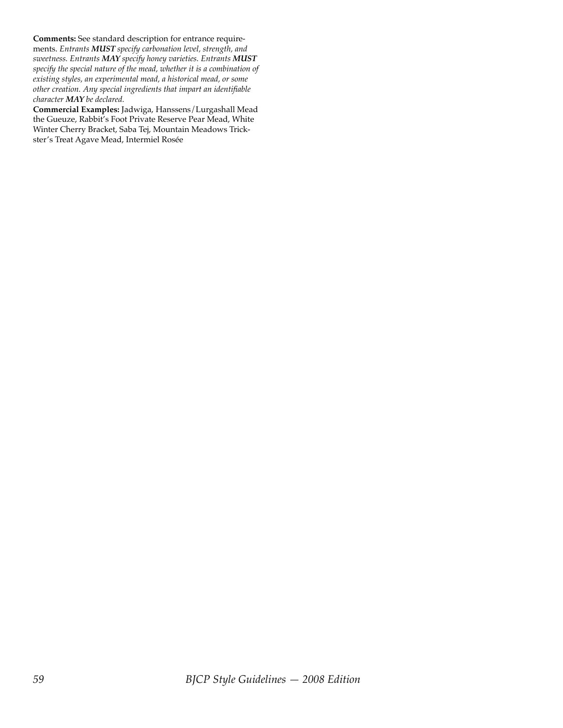**Comments:** See standard description for entrance requirements. *Entrants **MUST** specify carbonation level, strength, and sweetness. Entrants **MAY** specify honey varieties. Entrants **MUST** specify the special nature of the mead, whether it is a combination of existing styles, an experimental mead, a historical mead, or some other creation. Any special ingredients that impart an identifiable character **MAY** be declared.*

**Commercial Examples:** Jadwiga, Hanssens/Lurgashall Mead the Gueuze, Rabbit's Foot Private Reserve Pear Mead, White Winter Cherry Bracket, Saba Tej, Mountain Meadows Trickster's Treat Agave Mead, Intermiel Rosée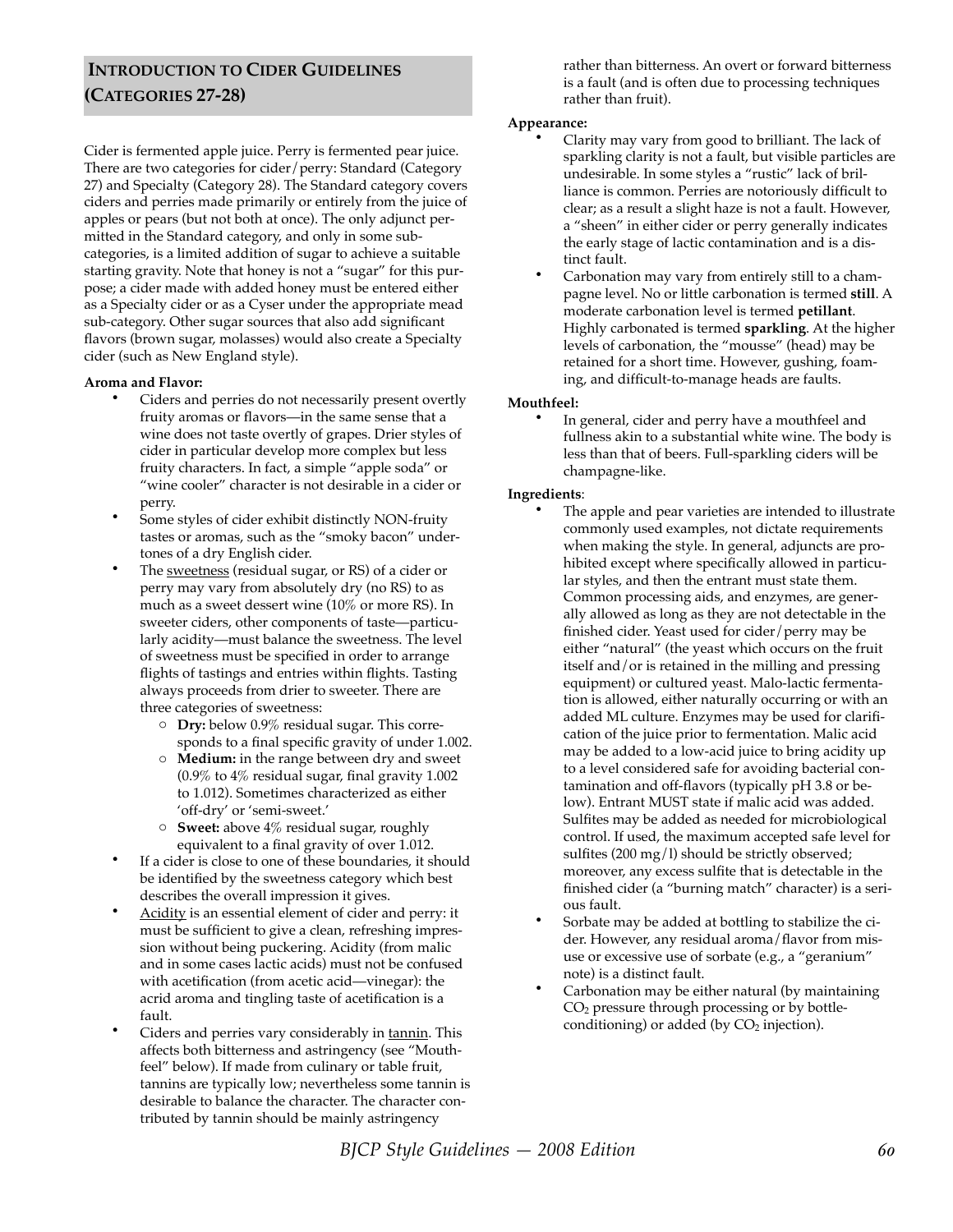## Introduction to Cider Guidelines (Categories 27-28)

Cider is fermented apple juice. Perry is fermented pear juice. There are two categories for cider/perry: Standard (Category 27) and Specialty (Category 28). The Standard category covers ciders and perries made primarily or entirely from the juice of apples or pears (but not both at once). The only adjunct permitted in the Standard category, and only in some subcategories, is a limited addition of sugar to achieve a suitable starting gravity. Note that honey is not a "sugar" for this purpose; a cider made with added honey must be entered either as a Specialty cider or as a Cyser under the appropriate mead sub-category. Other sugar sources that also add significant flavors (brown sugar, molasses) would also create a Specialty cider (such as New England style).

**Aroma and Flavor:**

- Ciders and perries do not necessarily present overtly fruity aromas or flavors—in the same sense that a wine does not taste overtly of grapes. Drier styles of cider in particular develop more complex but less fruity characters. In fact, a simple "apple soda" or "wine cooler" character is not desirable in a cider or perry.
- Some styles of cider exhibit distinctly NON-fruity tastes or aromas, such as the "smoky bacon" undertones of a dry English cider.
- The <u>sweetness</u> (residual sugar, or RS) of a cider or perry may vary from absolutely dry (no RS) to as much as a sweet dessert wine (10% or more RS). In sweeter ciders, other components of taste—particularly acidity—must balance the sweetness. The level of sweetness must be specified in order to arrange flights of tastings and entries within flights. Tasting always proceeds from drier to sweeter. There are three categories of sweetness:
    - **Dry:** below 0.9% residual sugar. This corresponds to a final specific gravity of under 1.002.
    - **Medium:** in the range between dry and sweet (0.9% to 4% residual sugar, final gravity 1.002 to 1.012). Sometimes characterized as either 'off-dry' or 'semi-sweet.'
    - **Sweet:** above 4% residual sugar, roughly equivalent to a final gravity of over 1.012.
- If a cider is close to one of these boundaries, it should be identified by the sweetness category which best describes the overall impression it gives.
- <u>Acidity</u> is an essential element of cider and perry: it must be sufficient to give a clean, refreshing impression without being puckering. Acidity (from malic and in some cases lactic acids) must not be confused with acetification (from acetic acid—vinegar): the acrid aroma and tingling taste of acetification is a fault.
- Ciders and perries vary considerably in <u>tannin</u>. This affects both bitterness and astringency (see "Mouthfeel" below). If made from culinary or table fruit, tannins are typically low; nevertheless some tannin is desirable to balance the character. The character contributed by tannin should be mainly astringency rather than bitterness. An overt or forward bitterness is a fault (and is often due to processing techniques rather than fruit).

**Appearance:**

- Clarity may vary from good to brilliant. The lack of sparkling clarity is not a fault, but visible particles are undesirable. In some styles a "rustic" lack of brilliance is common. Perries are notoriously difficult to clear; as a result a slight haze is not a fault. However, a "sheen" in either cider or perry generally indicates the early stage of lactic contamination and is a distinct fault.
- Carbonation may vary from entirely still to a champagne level. No or little carbonation is termed **still**. A moderate carbonation level is termed **petillant**. Highly carbonated is termed **sparkling**. At the higher levels of carbonation, the "mousse" (head) may be retained for a short time. However, gushing, foaming, and difficult-to-manage heads are faults.

**Mouthfeel:**

- In general, cider and perry have a mouthfeel and fullness akin to a substantial white wine. The body is less than that of beers. Full-sparkling ciders will be champagne-like.

**Ingredients**:

- The apple and pear varieties are intended to illustrate commonly used examples, not dictate requirements when making the style. In general, adjuncts are prohibited except where specifically allowed in particular styles, and then the entrant must state them. Common processing aids, and enzymes, are generally allowed as long as they are not detectable in the finished cider. Yeast used for cider/perry may be either "natural" (the yeast which occurs on the fruit itself and/or is retained in the milling and pressing equipment) or cultured yeast. Malo-lactic fermentation is allowed, either naturally occurring or with an added ML culture. Enzymes may be used for clarification of the juice prior to fermentation. Malic acid may be added to a low-acid juice to bring acidity up to a level considered safe for avoiding bacterial contamination and off-flavors (typically pH 3.8 or below). Entrant MUST state if malic acid was added. Sulfites may be added as needed for microbiological control. If used, the maximum accepted safe level for sulfites (200 mg/l) should be strictly observed; moreover, any excess sulfite that is detectable in the finished cider (a "burning match" character) is a serious fault.
- Sorbate may be added at bottling to stabilize the cider. However, any residual aroma/flavor from misuse or excessive use of sorbate (e.g., a "geranium" note) is a distinct fault.
- Carbonation may be either natural (by maintaining $CO_2$ pressure through processing or by bottle-conditioning) or added (by $CO_2$ injection).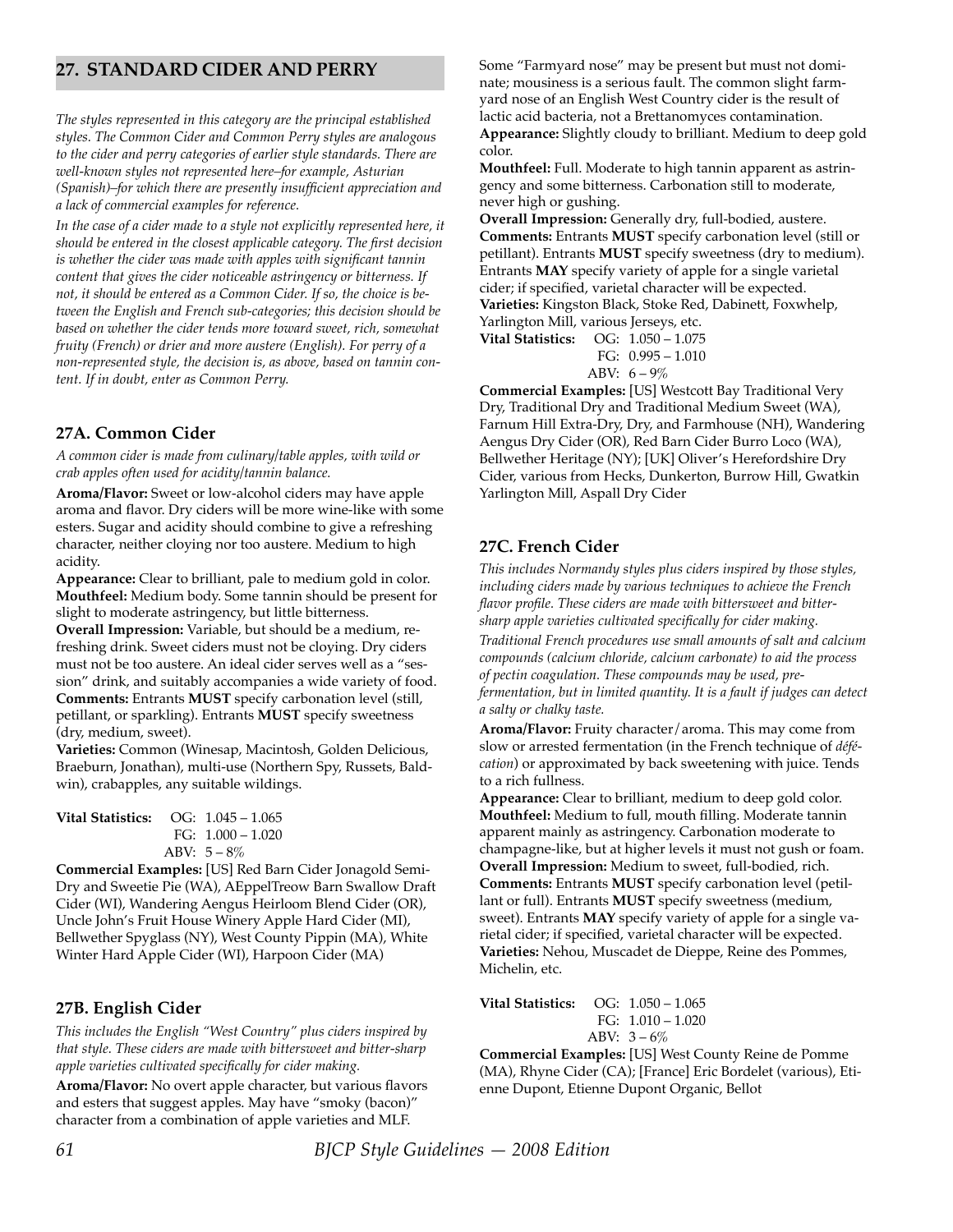## 27. STANDARD CIDER AND PERRY

*The styles represented in this category are the principal established styles. The Common Cider and Common Perry styles are analogous to the cider and perry categories of earlier style standards. There are well-known styles not represented here–for example, Asturian (Spanish)–for which there are presently insufficient appreciation and a lack of commercial examples for reference.*

*In the case of a cider made to a style not explicitly represented here, it should be entered in the closest applicable category. The first decision is whether the cider was made with apples with significant tannin content that gives the cider noticeable astringency or bitterness. If not, it should be entered as a Common Cider. If so, the choice is between the English and French sub-categories; this decision should be based on whether the cider tends more toward sweet, rich, somewhat fruity (French) or drier and more austere (English). For perry of a non-represented style, the decision is, as above, based on tannin content. If in doubt, enter as Common Perry.*

### 27A. Common Cider

*A common cider is made from culinary/table apples, with wild or crab apples often used for acidity/tannin balance.*

**Aroma/Flavor:** Sweet or low-alcohol ciders may have apple aroma and flavor. Dry ciders will be more wine-like with some esters. Sugar and acidity should combine to give a refreshing character, neither cloying nor too austere. Medium to high acidity.

**Appearance:** Clear to brilliant, pale to medium gold in color.

**Mouthfeel:** Medium body. Some tannin should be present for slight to moderate astringency, but little bitterness.

**Overall Impression:** Variable, but should be a medium, refreshing drink. Sweet ciders must not be cloying. Dry ciders must not be too austere. An ideal cider serves well as a "session" drink, and suitably accompanies a wide variety of food.

**Comments:** Entrants **MUST** specify carbonation level (still, petillant, or sparkling). Entrants **MUST** specify sweetness (dry, medium, sweet).

**Varieties:** Common (Winesap, Macintosh, Golden Delicious, Braeburn, Jonathan), multi-use (Northern Spy, Russets, Baldwin), crabapples, any suitable wildings.

**Vital Statistics:** OG: 1.045 – 1.065
FG: 1.000 – 1.020
ABV: 5 – 8%

**Commercial Examples:** [US] Red Barn Cider Jonagold Semi-Dry and Sweetie Pie (WA), AEppelTreow Barn Swallow Draft Cider (WI), Wandering Aengus Heirloom Blend Cider (OR), Uncle John's Fruit House Winery Apple Hard Cider (MI), Bellwether Spyglass (NY), West County Pippin (MA), White Winter Hard Apple Cider (WI), Harpoon Cider (MA)

### 27B. English Cider

*This includes the English "West Country" plus ciders inspired by that style. These ciders are made with bittersweet and bitter-sharp apple varieties cultivated specifically for cider making.*

**Aroma/Flavor:** No overt apple character, but various flavors and esters that suggest apples. May have "smoky (bacon)" character from a combination of apple varieties and MLF. Some "Farmyard nose" may be present but must not dominate; mousiness is a serious fault. The common slight farmyard nose of an English West Country cider is the result of lactic acid bacteria, not a Brettanomyces contamination.

**Appearance:** Slightly cloudy to brilliant. Medium to deep gold color.

**Mouthfeel:** Full. Moderate to high tannin apparent as astringency and some bitterness. Carbonation still to moderate, never high or gushing.

**Overall Impression:** Generally dry, full-bodied, austere.

**Comments:** Entrants **MUST** specify carbonation level (still or petillant). Entrants **MUST** specify sweetness (dry to medium). Entrants **MAY** specify variety of apple for a single varietal cider; if specified, varietal character will be expected.

**Varieties:** Kingston Black, Stoke Red, Dabinett, Foxwhelp, Yarlington Mill, various Jerseys, etc.

**Vital Statistics:** OG: 1.050 – 1.075
FG: 0.995 – 1.010
ABV: 6 – 9%

**Commercial Examples:** [US] Westcott Bay Traditional Very Dry, Traditional Dry and Traditional Medium Sweet (WA), Farnum Hill Extra-Dry, Dry, and Farmhouse (NH), Wandering Aengus Dry Cider (OR), Red Barn Cider Burro Loco (WA), Bellwether Heritage (NY); [UK] Oliver's Herefordshire Dry Cider, various from Hecks, Dunkerton, Burrow Hill, Gwatkin Yarlington Mill, Aspall Dry Cider

### 27C. French Cider

*This includes Normandy styles plus ciders inspired by those styles, including ciders made by various techniques to achieve the French flavor profile. These ciders are made with bittersweet and bittersharp apple varieties cultivated specifically for cider making.*

*Traditional French procedures use small amounts of salt and calcium compounds (calcium chloride, calcium carbonate) to aid the process of pectin coagulation. These compounds may be used, pre-fermentation, but in limited quantity. It is a fault if judges can detect a salty or chalky taste.*

**Aroma/Flavor:** Fruity character/aroma. This may come from slow or arrested fermentation (in the French technique of *défécation*) or approximated by back sweetening with juice. Tends to a rich fullness.

**Appearance:** Clear to brilliant, medium to deep gold color.

**Mouthfeel:** Medium to full, mouth filling. Moderate tannin apparent mainly as astringency. Carbonation moderate to champagne-like, but at higher levels it must not gush or foam.

**Overall Impression:** Medium to sweet, full-bodied, rich.

**Comments:** Entrants **MUST** specify carbonation level (petillant or full). Entrants **MUST** specify sweetness (medium, sweet). Entrants **MAY** specify variety of apple for a single varietal cider; if specified, varietal character will be expected.

**Varieties:** Nehou, Muscadet de Dieppe, Reine des Pommes, Michelin, etc.

**Vital Statistics:** OG: 1.050 – 1.065
FG: 1.010 – 1.020
ABV: 3 – 6%

**Commercial Examples:** [US] West County Reine de Pomme (MA), Rhyne Cider (CA); [France] Eric Bordelet (various), Etienne Dupont, Etienne Dupont Organic, Bellot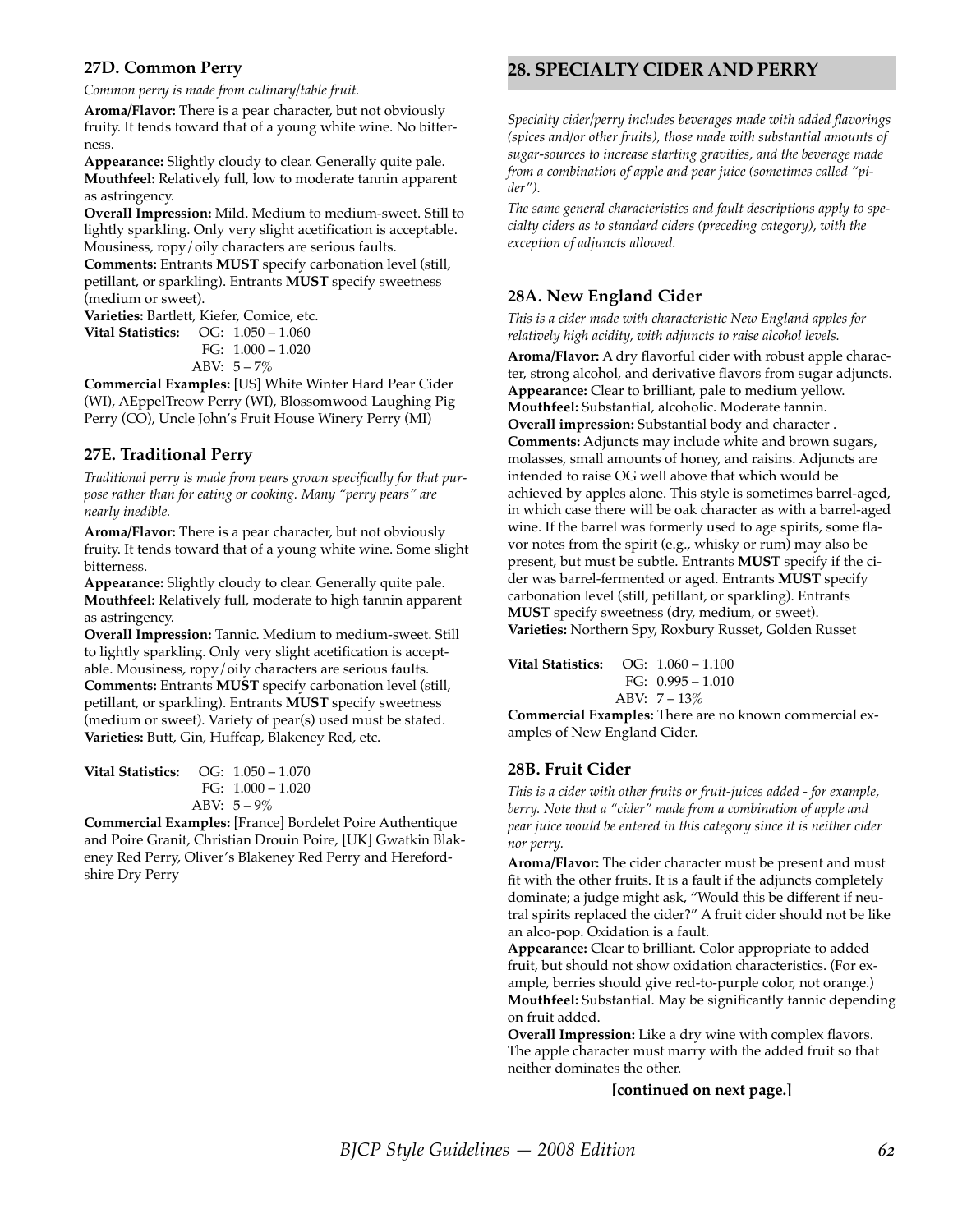### 27D. Common Perry

*Common perry is made from culinary/table fruit.*

**Aroma/Flavor:** There is a pear character, but not obviously fruity. It tends toward that of a young white wine. No bitterness.

**Appearance:** Slightly cloudy to clear. Generally quite pale.

**Mouthfeel:** Relatively full, low to moderate tannin apparent as astringency.

**Overall Impression:** Mild. Medium to medium-sweet. Still to lightly sparkling. Only very slight acetification is acceptable. Mousiness, ropy/oily characters are serious faults.

**Comments:** Entrants **MUST** specify carbonation level (still, petillant, or sparkling). Entrants **MUST** specify sweetness (medium or sweet).

**Varieties:** Bartlett, Kiefer, Comice, etc.

**Vital Statistics:** OG: 1.050 – 1.060
FG: 1.000 – 1.020
ABV: 5 – 7%

**Commercial Examples:** [US] White Winter Hard Pear Cider (WI), AEppelTreow Perry (WI), Blossomwood Laughing Pig Perry (CO), Uncle John's Fruit House Winery Perry (MI)

### 27E. Traditional Perry

*Traditional perry is made from pears grown specifically for that purpose rather than for eating or cooking. Many "perry pears" are nearly inedible.*

**Aroma/Flavor:** There is a pear character, but not obviously fruity. It tends toward that of a young white wine. Some slight bitterness.

**Appearance:** Slightly cloudy to clear. Generally quite pale.

**Mouthfeel:** Relatively full, moderate to high tannin apparent as astringency.

**Overall Impression:** Tannic. Medium to medium-sweet. Still to lightly sparkling. Only very slight acetification is acceptable. Mousiness, ropy/oily characters are serious faults.

**Comments:** Entrants **MUST** specify carbonation level (still, petillant, or sparkling). Entrants **MUST** specify sweetness (medium or sweet). Variety of pear(s) used must be stated.

**Varieties:** Butt, Gin, Huffcap, Blakeney Red, etc.

**Vital Statistics:** OG: 1.050 – 1.070
FG: 1.000 – 1.020
ABV: 5 – 9%

**Commercial Examples:** [France] Bordelet Poire Authentique and Poire Granit, Christian Drouin Poire, [UK] Gwatkin Blakeney Red Perry, Oliver's Blakeney Red Perry and Herefordshire Dry Perry

## 28. SPECIALTY CIDER AND PERRY

*Specialty cider/perry includes beverages made with added flavorings (spices and/or other fruits), those made with substantial amounts of sugar-sources to increase starting gravities, and the beverage made from a combination of apple and pear juice (sometimes called "pider").*

*The same general characteristics and fault descriptions apply to specialty ciders as to standard ciders (preceding category), with the exception of adjuncts allowed.*

### 28A. New England Cider

*This is a cider made with characteristic New England apples for relatively high acidity, with adjuncts to raise alcohol levels.*

**Aroma/Flavor:** A dry flavorful cider with robust apple character, strong alcohol, and derivative flavors from sugar adjuncts.

**Appearance:** Clear to brilliant, pale to medium yellow.

**Mouthfeel:** Substantial, alcoholic. Moderate tannin.

**Overall impression:** Substantial body and character .

**Comments:** Adjuncts may include white and brown sugars, molasses, small amounts of honey, and raisins. Adjuncts are intended to raise OG well above that which would be achieved by apples alone. This style is sometimes barrel-aged, in which case there will be oak character as with a barrel-aged wine. If the barrel was formerly used to age spirits, some flavor notes from the spirit (e.g., whisky or rum) may also be present, but must be subtle. Entrants **MUST** specify if the cider was barrel-fermented or aged. Entrants **MUST** specify carbonation level (still, petillant, or sparkling). Entrants **MUST** specify sweetness (dry, medium, or sweet).

**Varieties:** Northern Spy, Roxbury Russet, Golden Russet

**Vital Statistics:** OG: 1.060 – 1.100
FG: 0.995 – 1.010
ABV: 7 – 13%

**Commercial Examples:** There are no known commercial examples of New England Cider.

### 28B. Fruit Cider

*This is a cider with other fruits or fruit-juices added - for example, berry. Note that a "cider" made from a combination of apple and pear juice would be entered in this category since it is neither cider nor perry.*

**Aroma/Flavor:** The cider character must be present and must fit with the other fruits. It is a fault if the adjuncts completely dominate; a judge might ask, "Would this be different if neutral spirits replaced the cider?" A fruit cider should not be like an alco-pop. Oxidation is a fault.

**Appearance:** Clear to brilliant. Color appropriate to added fruit, but should not show oxidation characteristics. (For example, berries should give red-to-purple color, not orange.)

**Mouthfeel:** Substantial. May be significantly tannic depending on fruit added.

**Overall Impression:** Like a dry wine with complex flavors. The apple character must marry with the added fruit so that neither dominates the other.

**[continued on next page.]**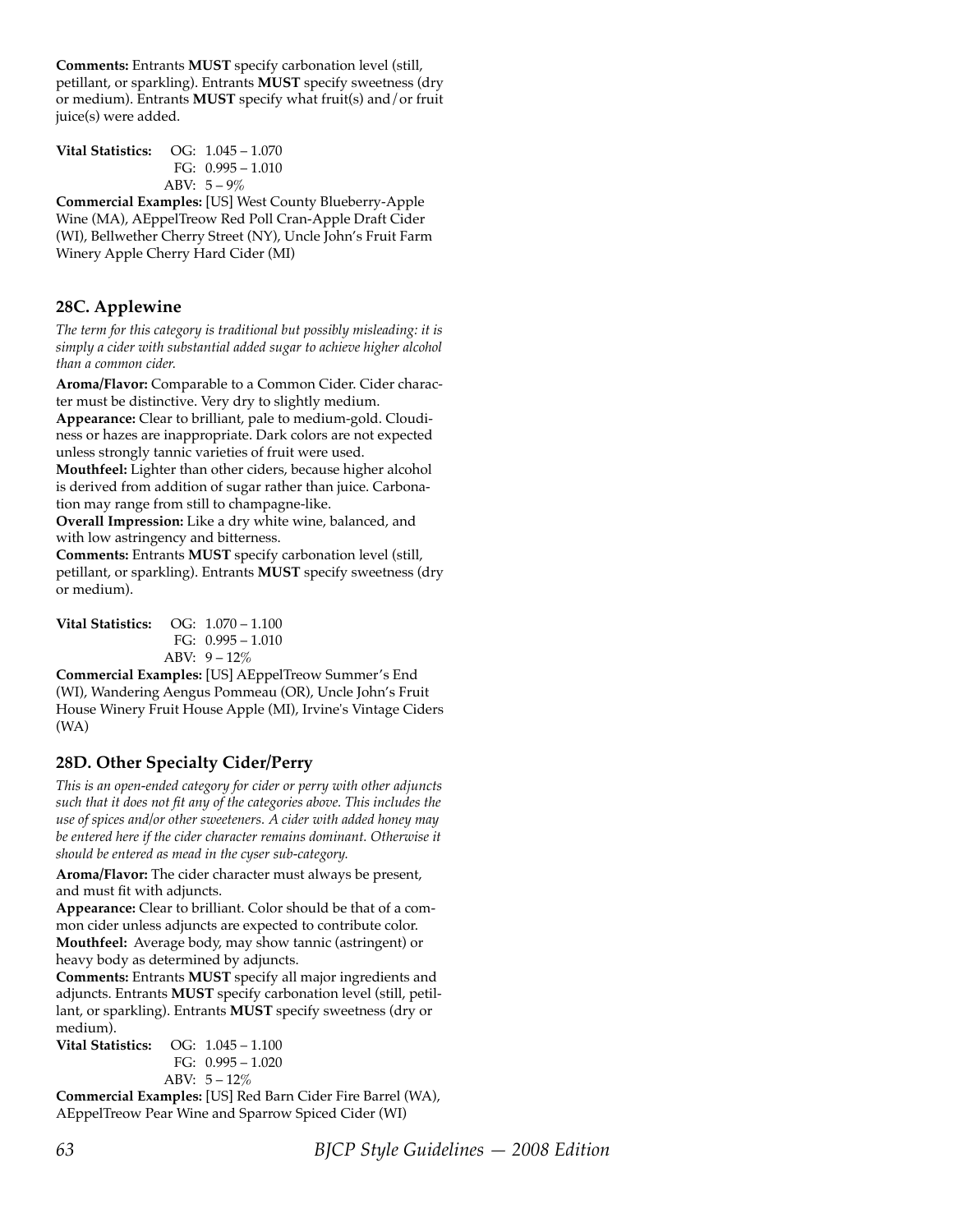**Comments:** Entrants **MUST** specify carbonation level (still, petillant, or sparkling). Entrants **MUST** specify sweetness (dry or medium). Entrants **MUST** specify what fruit(s) and/or fruit juice(s) were added.

**Vital Statistics:** OG: 1.045 – 1.070
FG: 0.995 – 1.010
ABV: 5 – 9%

**Commercial Examples:** [US] West County Blueberry-Apple Wine (MA), AEppelTreow Red Poll Cran-Apple Draft Cider (WI), Bellwether Cherry Street (NY), Uncle John's Fruit Farm Winery Apple Cherry Hard Cider (MI)

## 28C. Applewine

*The term for this category is traditional but possibly misleading: it is simply a cider with substantial added sugar to achieve higher alcohol than a common cider.*

**Aroma/Flavor:** Comparable to a Common Cider. Cider character must be distinctive. Very dry to slightly medium.

**Appearance:** Clear to brilliant, pale to medium-gold. Cloudiness or hazes are inappropriate. Dark colors are not expected unless strongly tannic varieties of fruit were used.

**Mouthfeel:** Lighter than other ciders, because higher alcohol is derived from addition of sugar rather than juice. Carbonation may range from still to champagne-like.

**Overall Impression:** Like a dry white wine, balanced, and with low astringency and bitterness.

**Comments:** Entrants **MUST** specify carbonation level (still, petillant, or sparkling). Entrants **MUST** specify sweetness (dry or medium).

**Vital Statistics:** OG: 1.070 – 1.100
FG: 0.995 – 1.010
ABV: 9 – 12%

**Commercial Examples:** [US] AEppelTreow Summer's End (WI), Wandering Aengus Pommeau (OR), Uncle John's Fruit House Winery Fruit House Apple (MI), Irvine's Vintage Ciders (WA)

## 28D. Other Specialty Cider/Perry

*This is an open-ended category for cider or perry with other adjuncts such that it does not fit any of the categories above. This includes the use of spices and/or other sweeteners. A cider with added honey may be entered here if the cider character remains dominant. Otherwise it should be entered as mead in the cyser sub-category.*

**Aroma/Flavor:** The cider character must always be present, and must fit with adjuncts.

**Appearance:** Clear to brilliant. Color should be that of a common cider unless adjuncts are expected to contribute color.

**Mouthfeel:** Average body, may show tannic (astringent) or heavy body as determined by adjuncts.

**Comments:** Entrants **MUST** specify all major ingredients and adjuncts. Entrants **MUST** specify carbonation level (still, petillant, or sparkling). Entrants **MUST** specify sweetness (dry or medium).

**Vital Statistics:** OG: 1.045 – 1.100
FG: 0.995 – 1.020
ABV: 5 – 12%

**Commercial Examples:** [US] Red Barn Cider Fire Barrel (WA), AEppelTreow Pear Wine and Sparrow Spiced Cider (WI)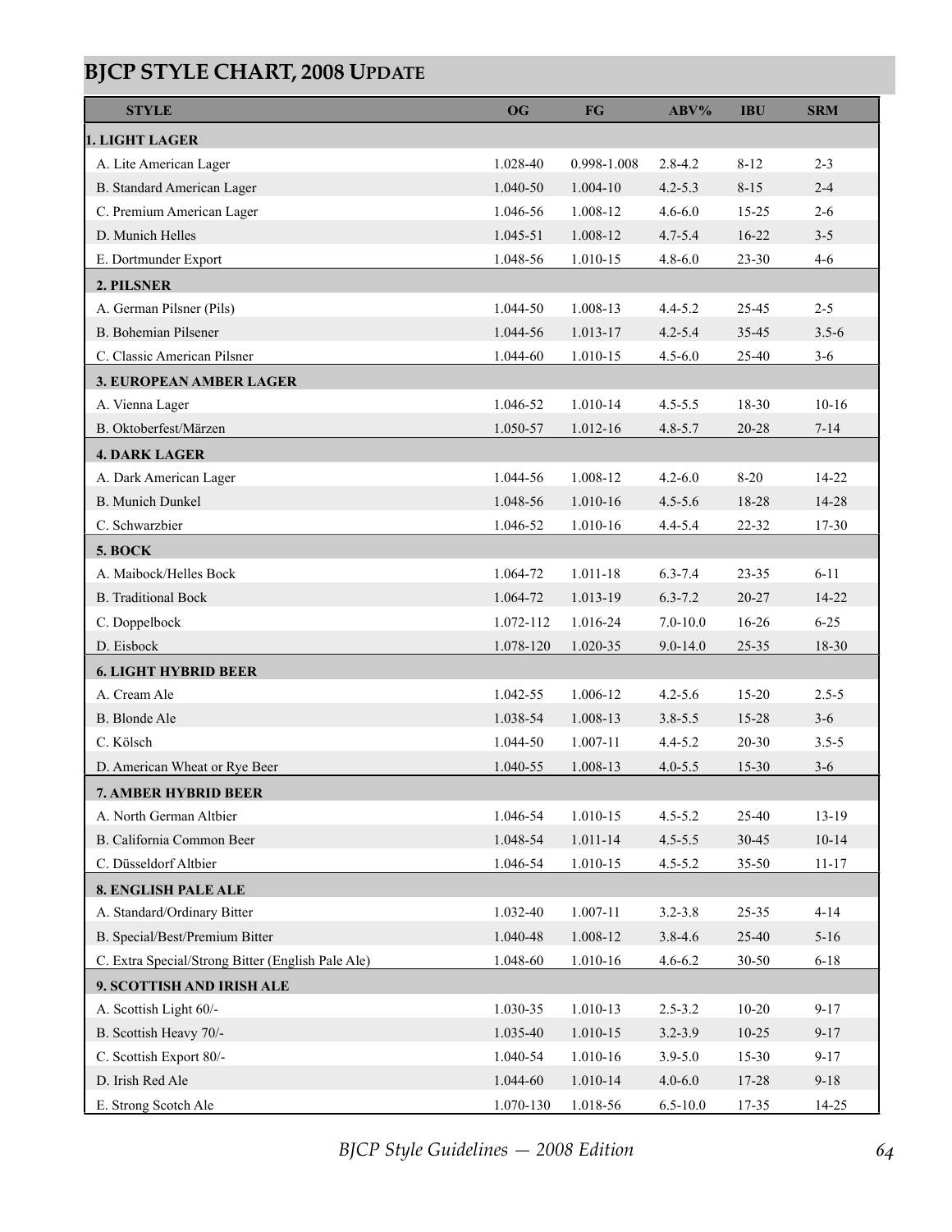## BJCP STYLE CHART, 2008 UPDATE

| STYLE | OG | FG | ABV% | IBU | SRM |
|---|---|---|---|---|---|
| **1. LIGHT LAGER** | | | | | |
| A. Lite American Lager | 1.028-40 | 0.998-1.008 | 2.8-4.2 | 8-12 | 2-3 |
| B. Standard American Lager | 1.040-50 | 1.004-10 | 4.2-5.3 | 8-15 | 2-4 |
| C. Premium American Lager | 1.046-56 | 1.008-12 | 4.6-6.0 | 15-25 | 2-6 |
| D. Munich Helles | 1.045-51 | 1.008-12 | 4.7-5.4 | 16-22 | 3-5 |
| E. Dortmunder Export | 1.048-56 | 1.010-15 | 4.8-6.0 | 23-30 | 4-6 |
| **2. PILSNER** | | | | | |
| A. German Pilsner (Pils) | 1.044-50 | 1.008-13 | 4.4-5.2 | 25-45 | 2-5 |
| B. Bohemian Pilsener | 1.044-56 | 1.013-17 | 4.2-5.4 | 35-45 | 3.5-6 |
| C. Classic American Pilsner | 1.044-60 | 1.010-15 | 4.5-6.0 | 25-40 | 3-6 |
| **3. EUROPEAN AMBER LAGER** | | | | | |
| A. Vienna Lager | 1.046-52 | 1.010-14 | 4.5-5.5 | 18-30 | 10-16 |
| B. Oktoberfest/Märzen | 1.050-57 | 1.012-16 | 4.8-5.7 | 20-28 | 7-14 |
| **4. DARK LAGER** | | | | | |
| A. Dark American Lager | 1.044-56 | 1.008-12 | 4.2-6.0 | 8-20 | 14-22 |
| B. Munich Dunkel | 1.048-56 | 1.010-16 | 4.5-5.6 | 18-28 | 14-28 |
| C. Schwarzbier | 1.046-52 | 1.010-16 | 4.4-5.4 | 22-32 | 17-30 |
| **5. BOCK** | | | | | |
| A. Maibock/Helles Bock | 1.064-72 | 1.011-18 | 6.3-7.4 | 23-35 | 6-11 |
| B. Traditional Bock | 1.064-72 | 1.013-19 | 6.3-7.2 | 20-27 | 14-22 |
| C. Doppelbock | 1.072-112 | 1.016-24 | 7.0-10.0 | 16-26 | 6-25 |
| D. Eisbock | 1.078-120 | 1.020-35 | 9.0-14.0 | 25-35 | 18-30 |
| **6. LIGHT HYBRID BEER** | | | | | |
| A. Cream Ale | 1.042-55 | 1.006-12 | 4.2-5.6 | 15-20 | 2.5-5 |
| B. Blonde Ale | 1.038-54 | 1.008-13 | 3.8-5.5 | 15-28 | 3-6 |
| C. Kölsch | 1.044-50 | 1.007-11 | 4.4-5.2 | 20-30 | 3.5-5 |
| D. American Wheat or Rye Beer | 1.040-55 | 1.008-13 | 4.0-5.5 | 15-30 | 3-6 |
| **7. AMBER HYBRID BEER** | | | | | |
| A. North German Altbier | 1.046-54 | 1.010-15 | 4.5-5.2 | 25-40 | 13-19 |
| B. California Common Beer | 1.048-54 | 1.011-14 | 4.5-5.5 | 30-45 | 10-14 |
| C. Düsseldorf Altbier | 1.046-54 | 1.010-15 | 4.5-5.2 | 35-50 | 11-17 |
| **8. ENGLISH PALE ALE** | | | | | |
| A. Standard/Ordinary Bitter | 1.032-40 | 1.007-11 | 3.2-3.8 | 25-35 | 4-14 |
| B. Special/Best/Premium Bitter | 1.040-48 | 1.008-12 | 3.8-4.6 | 25-40 | 5-16 |
| C. Extra Special/Strong Bitter (English Pale Ale) | 1.048-60 | 1.010-16 | 4.6-6.2 | 30-50 | 6-18 |
| **9. SCOTTISH AND IRISH ALE** | | | | | |
| A. Scottish Light 60/- | 1.030-35 | 1.010-13 | 2.5-3.2 | 10-20 | 9-17 |
| B. Scottish Heavy 70/- | 1.035-40 | 1.010-15 | 3.2-3.9 | 10-25 | 9-17 |
| C. Scottish Export 80/- | 1.040-54 | 1.010-16 | 3.9-5.0 | 15-30 | 9-17 |
| D. Irish Red Ale | 1.044-60 | 1.010-14 | 4.0-6.0 | 17-28 | 9-18 |
| E. Strong Scotch Ale | 1.070-130 | 1.018-56 | 6.5-10.0 | 17-35 | 14-25 |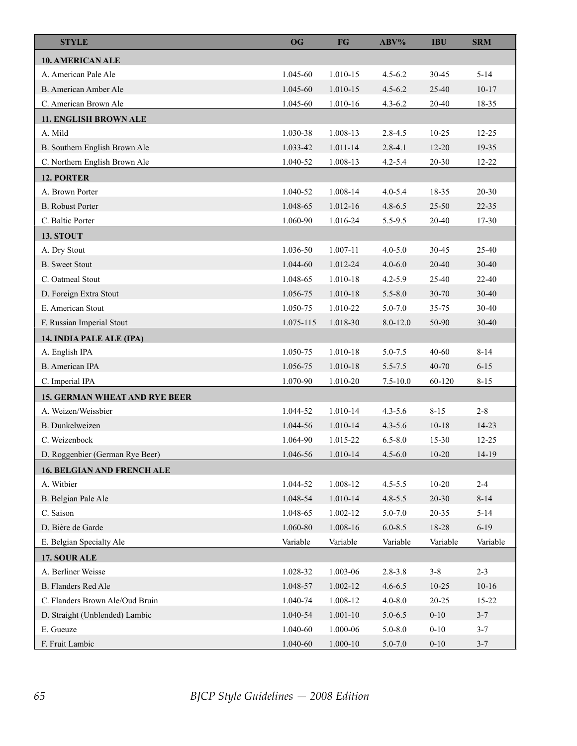| STYLE | OG | FG | ABV% | IBU | SRM |
|---|---|---|---|---|---|
| **10. AMERICAN ALE** | | | | | |
| A. American Pale Ale | 1.045-60 | 1.010-15 | 4.5-6.2 | 30-45 | 5-14 |
| B. American Amber Ale | 1.045-60 | 1.010-15 | 4.5-6.2 | 25-40 | 10-17 |
| C. American Brown Ale | 1.045-60 | 1.010-16 | 4.3-6.2 | 20-40 | 18-35 |
| **11. ENGLISH BROWN ALE** | | | | | |
| A. Mild | 1.030-38 | 1.008-13 | 2.8-4.5 | 10-25 | 12-25 |
| B. Southern English Brown Ale | 1.033-42 | 1.011-14 | 2.8-4.1 | 12-20 | 19-35 |
| C. Northern English Brown Ale | 1.040-52 | 1.008-13 | 4.2-5.4 | 20-30 | 12-22 |
| **12. PORTER** | | | | | |
| A. Brown Porter | 1.040-52 | 1.008-14 | 4.0-5.4 | 18-35 | 20-30 |
| B. Robust Porter | 1.048-65 | 1.012-16 | 4.8-6.5 | 25-50 | 22-35 |
| C. Baltic Porter | 1.060-90 | 1.016-24 | 5.5-9.5 | 20-40 | 17-30 |
| **13. STOUT** | | | | | |
| A. Dry Stout | 1.036-50 | 1.007-11 | 4.0-5.0 | 30-45 | 25-40 |
| B. Sweet Stout | 1.044-60 | 1.012-24 | 4.0-6.0 | 20-40 | 30-40 |
| C. Oatmeal Stout | 1.048-65 | 1.010-18 | 4.2-5.9 | 25-40 | 22-40 |
| D. Foreign Extra Stout | 1.056-75 | 1.010-18 | 5.5-8.0 | 30-70 | 30-40 |
| E. American Stout | 1.050-75 | 1.010-22 | 5.0-7.0 | 35-75 | 30-40 |
| F. Russian Imperial Stout | 1.075-115 | 1.018-30 | 8.0-12.0 | 50-90 | 30-40 |
| **14. INDIA PALE ALE (IPA)** | | | | | |
| A. English IPA | 1.050-75 | 1.010-18 | 5.0-7.5 | 40-60 | 8-14 |
| B. American IPA | 1.056-75 | 1.010-18 | 5.5-7.5 | 40-70 | 6-15 |
| C. Imperial IPA | 1.070-90 | 1.010-20 | 7.5-10.0 | 60-120 | 8-15 |
| **15. GERMAN WHEAT AND RYE BEER** | | | | | |
| A. Weizen/Weissbier | 1.044-52 | 1.010-14 | 4.3-5.6 | 8-15 | 2-8 |
| B. Dunkelweizen | 1.044-56 | 1.010-14 | 4.3-5.6 | 10-18 | 14-23 |
| C. Weizenbock | 1.064-90 | 1.015-22 | 6.5-8.0 | 15-30 | 12-25 |
| D. Roggenbier (German Rye Beer) | 1.046-56 | 1.010-14 | 4.5-6.0 | 10-20 | 14-19 |
| **16. BELGIAN AND FRENCH ALE** | | | | | |
| A. Witbier | 1.044-52 | 1.008-12 | 4.5-5.5 | 10-20 | 2-4 |
| B. Belgian Pale Ale | 1.048-54 | 1.010-14 | 4.8-5.5 | 20-30 | 8-14 |
| C. Saison | 1.048-65 | 1.002-12 | 5.0-7.0 | 20-35 | 5-14 |
| D. Bière de Garde | 1.060-80 | 1.008-16 | 6.0-8.5 | 18-28 | 6-19 |
| E. Belgian Specialty Ale | Variable | Variable | Variable | Variable | Variable |
| **17. SOUR ALE** | | | | | |
| A. Berliner Weisse | 1.028-32 | 1.003-06 | 2.8-3.8 | 3-8 | 2-3 |
| B. Flanders Red Ale | 1.048-57 | 1.002-12 | 4.6-6.5 | 10-25 | 10-16 |
| C. Flanders Brown Ale/Oud Bruin | 1.040-74 | 1.008-12 | 4.0-8.0 | 20-25 | 15-22 |
| D. Straight (Unblended) Lambic | 1.040-54 | 1.001-10 | 5.0-6.5 | 0-10 | 3-7 |
| E. Gueuze | 1.040-60 | 1.000-06 | 5.0-8.0 | 0-10 | 3-7 |
| F. Fruit Lambic | 1.040-60 | 1.000-10 | 5.0-7.0 | 0-10 | 3-7 |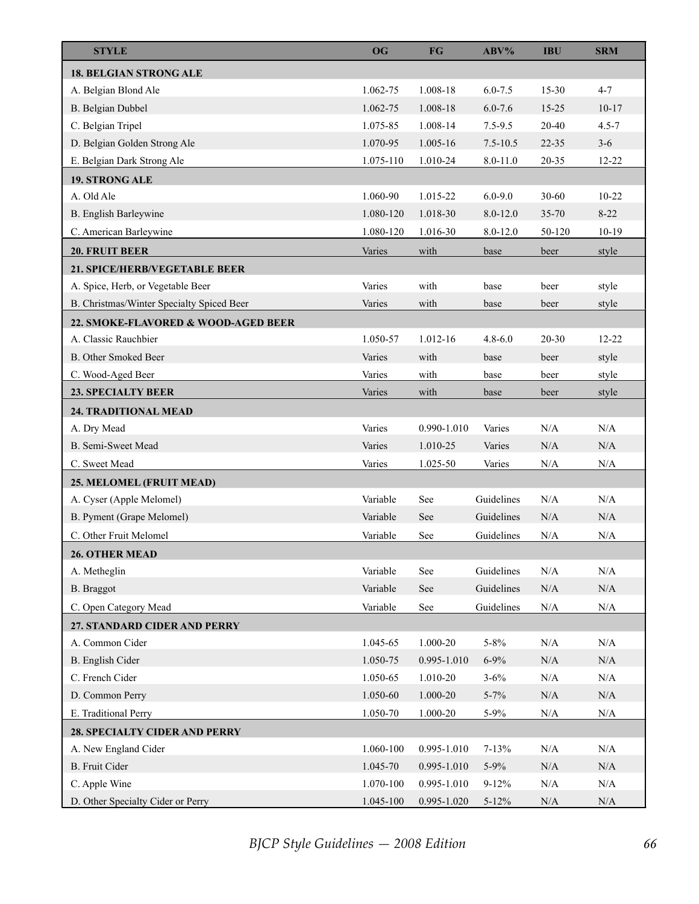| STYLE | OG | FG | ABV% | IBU | SRM |
|---|---|---|---|---|---|
| **18. BELGIAN STRONG ALE** | | | | | |
| A. Belgian Blond Ale | 1.062-75 | 1.008-18 | 6.0-7.5 | 15-30 | 4-7 |
| B. Belgian Dubbel | 1.062-75 | 1.008-18 | 6.0-7.6 | 15-25 | 10-17 |
| C. Belgian Tripel | 1.075-85 | 1.008-14 | 7.5-9.5 | 20-40 | 4.5-7 |
| D. Belgian Golden Strong Ale | 1.070-95 | 1.005-16 | 7.5-10.5 | 22-35 | 3-6 |
| E. Belgian Dark Strong Ale | 1.075-110 | 1.010-24 | 8.0-11.0 | 20-35 | 12-22 |
| **19. STRONG ALE** | | | | | |
| A. Old Ale | 1.060-90 | 1.015-22 | 6.0-9.0 | 30-60 | 10-22 |
| B. English Barleywine | 1.080-120 | 1.018-30 | 8.0-12.0 | 35-70 | 8-22 |
| C. American Barleywine | 1.080-120 | 1.016-30 | 8.0-12.0 | 50-120 | 10-19 |
| **20. FRUIT BEER** | Varies | with | base | beer | style |
| **21. SPICE/HERB/VEGETABLE BEER** | | | | | |
| A. Spice, Herb, or Vegetable Beer | Varies | with | base | beer | style |
| B. Christmas/Winter Specialty Spiced Beer | Varies | with | base | beer | style |
| **22. SMOKE-FLAVORED & WOOD-AGED BEER** | | | | | |
| A. Classic Rauchbier | 1.050-57 | 1.012-16 | 4.8-6.0 | 20-30 | 12-22 |
| B. Other Smoked Beer | Varies | with | base | beer | style |
| C. Wood-Aged Beer | Varies | with | base | beer | style |
| **23. SPECIALTY BEER** | Varies | with | base | beer | style |
| **24. TRADITIONAL MEAD** | | | | | |
| A. Dry Mead | Varies | 0.990-1.010 | Varies | N/A | N/A |
| B. Semi-Sweet Mead | Varies | 1.010-25 | Varies | N/A | N/A |
| C. Sweet Mead | Varies | 1.025-50 | Varies | N/A | N/A |
| **25. MELOMEL (FRUIT MEAD)** | | | | | |
| A. Cyser (Apple Melomel) | Variable | See | Guidelines | N/A | N/A |
| B. Pyment (Grape Melomel) | Variable | See | Guidelines | N/A | N/A |
| C. Other Fruit Melomel | Variable | See | Guidelines | N/A | N/A |
| **26. OTHER MEAD** | | | | | |
| A. Metheglin | Variable | See | Guidelines | N/A | N/A |
| B. Braggot | Variable | See | Guidelines | N/A | N/A |
| C. Open Category Mead | Variable | See | Guidelines | N/A | N/A |
| **27. STANDARD CIDER AND PERRY** | | | | | |
| A. Common Cider | 1.045-65 | 1.000-20 | 5-8% | N/A | N/A |
| B. English Cider | 1.050-75 | 0.995-1.010 | 6-9% | N/A | N/A |
| C. French Cider | 1.050-65 | 1.010-20 | 3-6% | N/A | N/A |
| D. Common Perry | 1.050-60 | 1.000-20 | 5-7% | N/A | N/A |
| E. Traditional Perry | 1.050-70 | 1.000-20 | 5-9% | N/A | N/A |
| **28. SPECIALTY CIDER AND PERRY** | | | | | |
| A. New England Cider | 1.060-100 | 0.995-1.010 | 7-13% | N/A | N/A |
| B. Fruit Cider | 1.045-70 | 0.995-1.010 | 5-9% | N/A | N/A |
| C. Apple Wine | 1.070-100 | 0.995-1.010 | 9-12% | N/A | N/A |
| D. Other Specialty Cider or Perry | 1.045-100 | 0.995-1.020 | 5-12% | N/A | N/A |